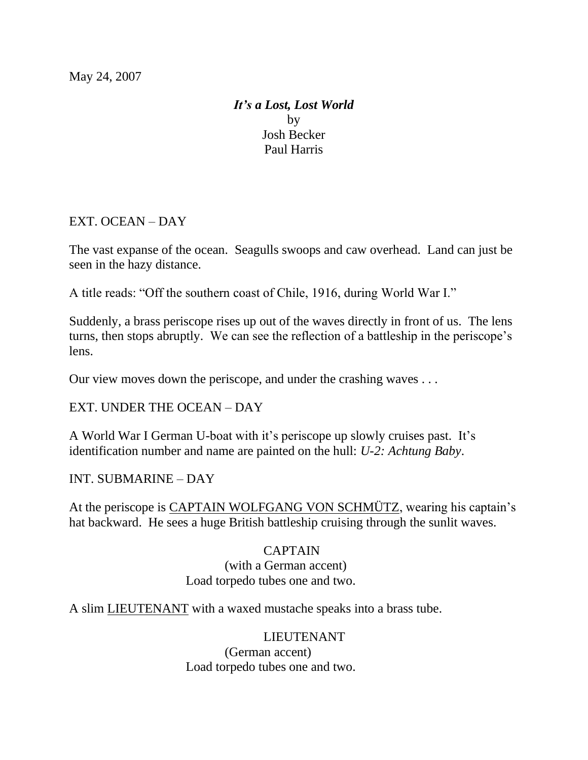May 24, 2007

***It's a Lost, Lost World***

by

Josh Becker

Paul Harris

EXT. OCEAN – DAY

The vast expanse of the ocean. Seagulls swoops and caw overhead. Land can just be seen in the hazy distance.

A title reads: "Off the southern coast of Chile, 1916, during World War I."

Suddenly, a brass periscope rises up out of the waves directly in front of us. The lens turns, then stops abruptly. We can see the reflection of a battleship in the periscope's lens.

Our view moves down the periscope, and under the crashing waves . . .

EXT. UNDER THE OCEAN – DAY

A World War I German U-boat with it's periscope up slowly cruises past. It's identification number and name are painted on the hull: *U-2: Achtung Baby*.

INT. SUBMARINE – DAY

At the periscope is <u>CAPTAIN WOLFGANG VON SCHMÜTZ</u>, wearing his captain's hat backward. He sees a huge British battleship cruising through the sunlit waves.

CAPTAIN
(with a German accent)
Load torpedo tubes one and two.

A slim <u>LIEUTENANT</u> with a waxed mustache speaks into a brass tube.

LIEUTENANT
(German accent)
Load torpedo tubes one and two.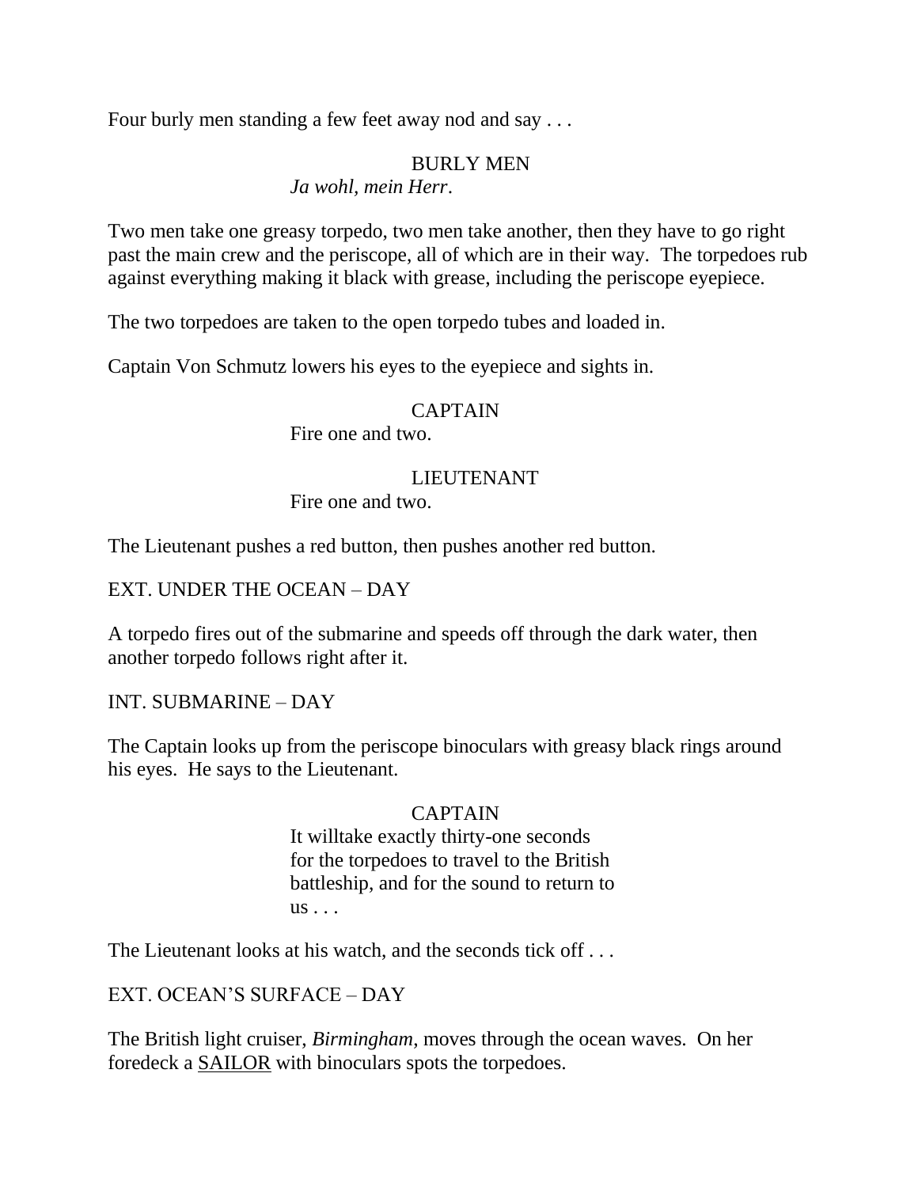Four burly men standing a few feet away nod and say . . .

BURLY MEN
*Ja wohl, mein Herr*.

Two men take one greasy torpedo, two men take another, then they have to go right past the main crew and the periscope, all of which are in their way. The torpedoes rub against everything making it black with grease, including the periscope eyepiece.

The two torpedoes are taken to the open torpedo tubes and loaded in.

Captain Von Schmutz lowers his eyes to the eyepiece and sights in.

CAPTAIN
Fire one and two.

LIEUTENANT
Fire one and two.

The Lieutenant pushes a red button, then pushes another red button.

EXT. UNDER THE OCEAN – DAY

A torpedo fires out of the submarine and speeds off through the dark water, then another torpedo follows right after it.

INT. SUBMARINE – DAY

The Captain looks up from the periscope binoculars with greasy black rings around his eyes. He says to the Lieutenant.

CAPTAIN
It willtake exactly thirty-one seconds for the torpedoes to travel to the British battleship, and for the sound to return to us . . .

The Lieutenant looks at his watch, and the seconds tick off . . .

EXT. OCEAN'S SURFACE – DAY

The British light cruiser, *Birmingham*, moves through the ocean waves. On her foredeck a <u>SAILOR</u> with binoculars spots the torpedoes.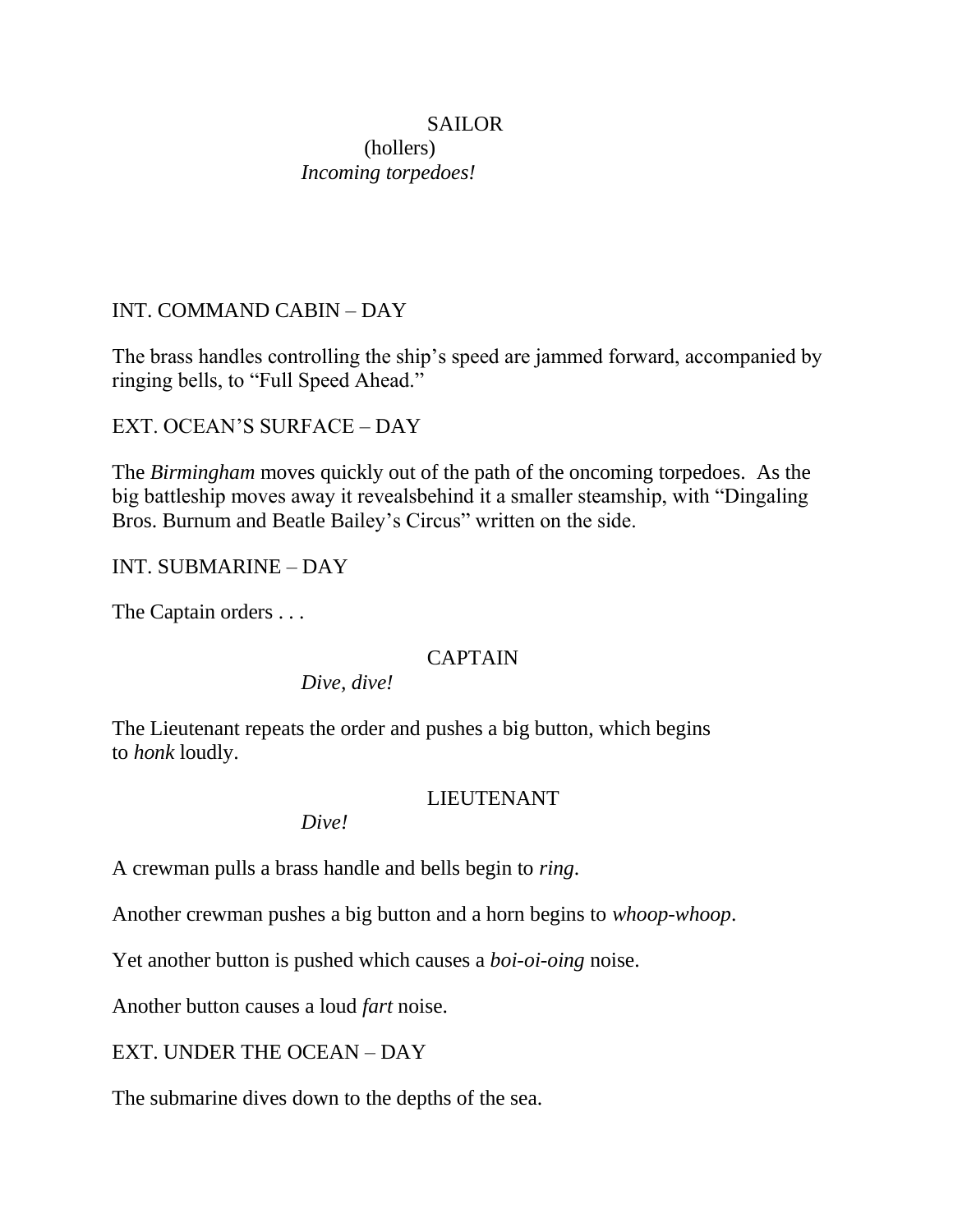SAILOR

(hollers)

*Incoming torpedoes!*

INT. COMMAND CABIN – DAY

The brass handles controlling the ship's speed are jammed forward, accompanied by ringing bells, to "Full Speed Ahead."

EXT. OCEAN'S SURFACE – DAY

The *Birmingham* moves quickly out of the path of the oncoming torpedoes. As the big battleship moves away it revealsbehind it a smaller steamship, with "Dingaling Bros. Burnum and Beatle Bailey's Circus" written on the side.

INT. SUBMARINE – DAY

The Captain orders . . .

CAPTAIN

*Dive, dive!*

The Lieutenant repeats the order and pushes a big button, which begins to *honk* loudly.

LIEUTENANT

*Dive!*

A crewman pulls a brass handle and bells begin to *ring*.

Another crewman pushes a big button and a horn begins to *whoop-whoop*.

Yet another button is pushed which causes a *boi-oi-oing* noise.

Another button causes a loud *fart* noise.

EXT. UNDER THE OCEAN – DAY

The submarine dives down to the depths of the sea.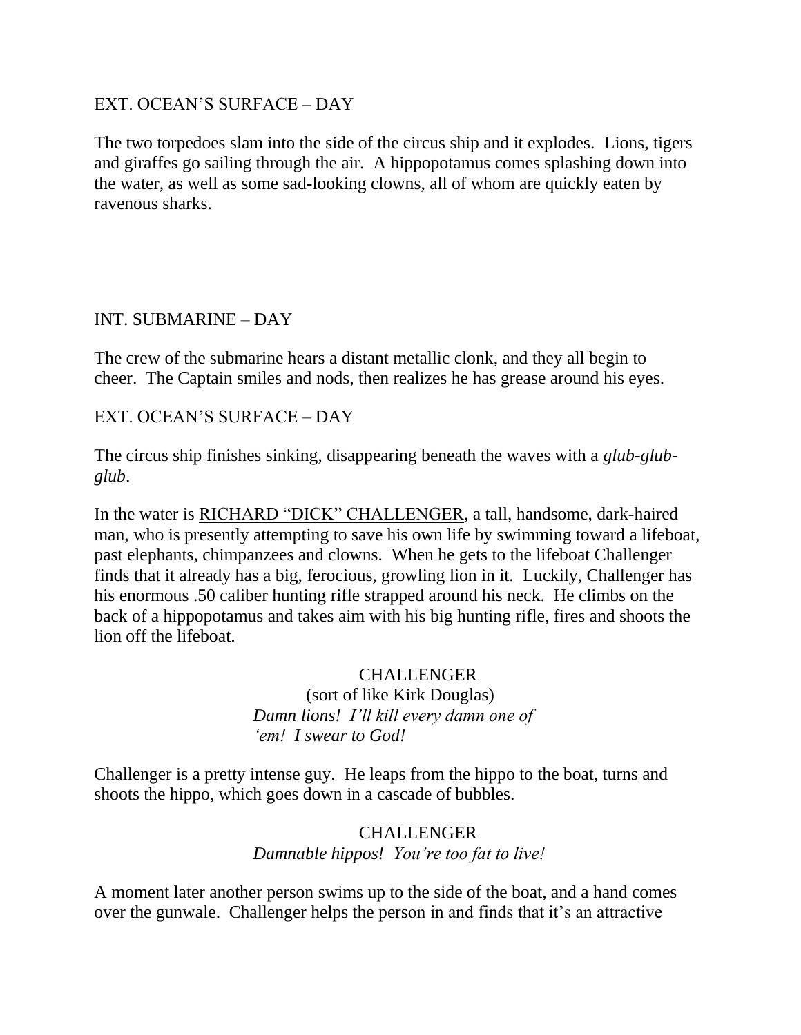EXT. OCEAN'S SURFACE – DAY

The two torpedoes slam into the side of the circus ship and it explodes. Lions, tigers and giraffes go sailing through the air. A hippopotamus comes splashing down into the water, as well as some sad-looking clowns, all of whom are quickly eaten by ravenous sharks.

INT. SUBMARINE – DAY

The crew of the submarine hears a distant metallic clonk, and they all begin to cheer. The Captain smiles and nods, then realizes he has grease around his eyes.

EXT. OCEAN'S SURFACE – DAY

The circus ship finishes sinking, disappearing beneath the waves with a *glub-glub-glub*.

In the water is <u>RICHARD "DICK" CHALLENGER</u>, a tall, handsome, dark-haired man, who is presently attempting to save his own life by swimming toward a lifeboat, past elephants, chimpanzees and clowns. When he gets to the lifeboat Challenger finds that it already has a big, ferocious, growling lion in it. Luckily, Challenger has his enormous .50 caliber hunting rifle strapped around his neck. He climbs on the back of a hippopotamus and takes aim with his big hunting rifle, fires and shoots the lion off the lifeboat.

CHALLENGER
(sort of like Kirk Douglas)
*Damn lions! I'll kill every damn one of 'em! I swear to God!*

Challenger is a pretty intense guy. He leaps from the hippo to the boat, turns and shoots the hippo, which goes down in a cascade of bubbles.

CHALLENGER
*Damnable hippos! You're too fat to live!*

A moment later another person swims up to the side of the boat, and a hand comes over the gunwale. Challenger helps the person in and finds that it's an attractive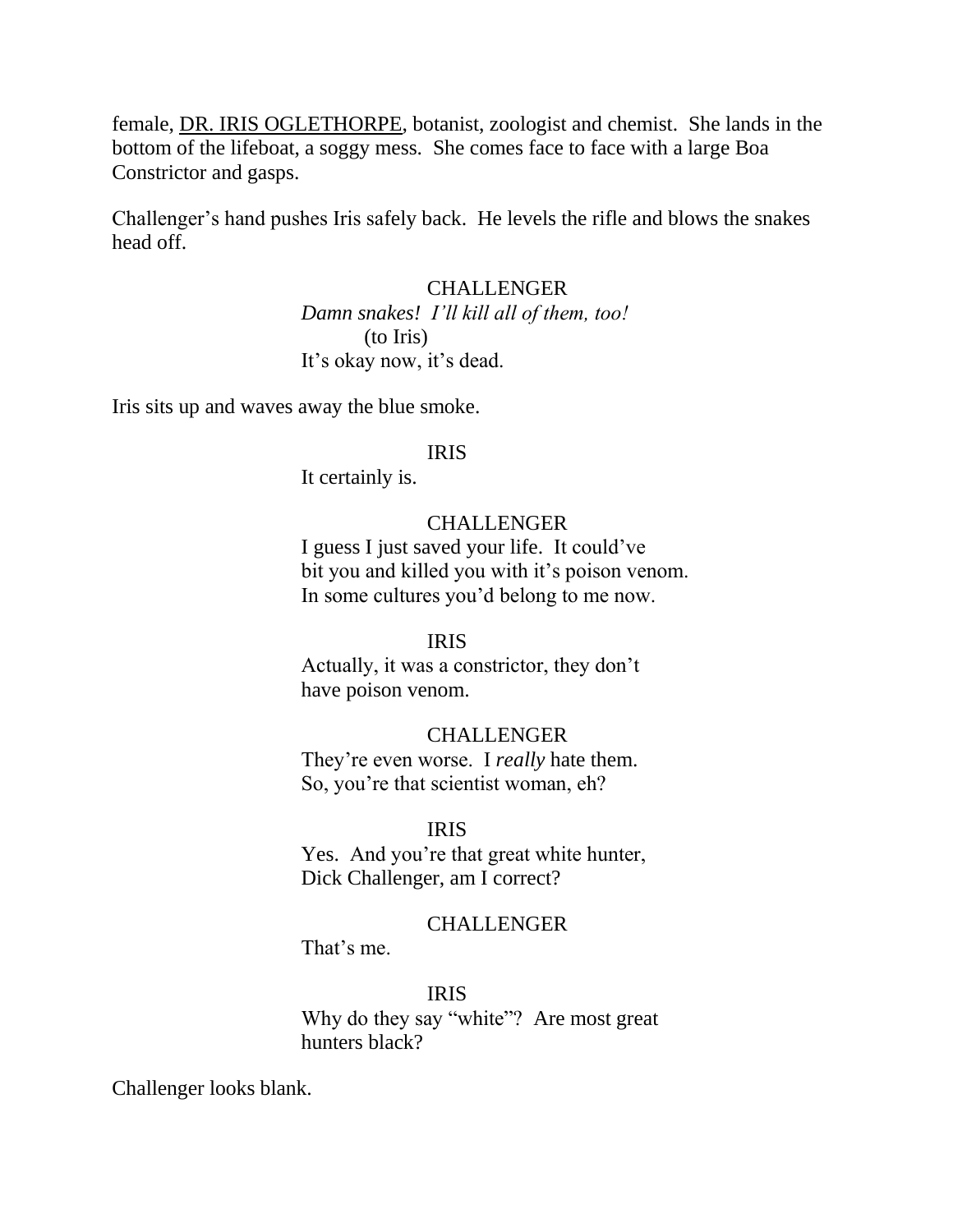female, DR. IRIS OGLETHORPE, botanist, zoologist and chemist. She lands in the bottom of the lifeboat, a soggy mess. She comes face to face with a large Boa Constrictor and gasps.

Challenger's hand pushes Iris safely back. He levels the rifle and blows the snakes head off.

CHALLENGER
*Damn snakes! I'll kill all of them, too!*
(to Iris)
It's okay now, it's dead.

Iris sits up and waves away the blue smoke.

IRIS
It certainly is.

CHALLENGER
I guess I just saved your life. It could've bit you and killed you with it's poison venom. In some cultures you'd belong to me now.

IRIS
Actually, it was a constrictor, they don't have poison venom.

CHALLENGER
They're even worse. I *really* hate them. So, you're that scientist woman, eh?

IRIS
Yes. And you're that great white hunter, Dick Challenger, am I correct?

CHALLENGER
That's me.

IRIS
Why do they say "white"? Are most great hunters black?

Challenger looks blank.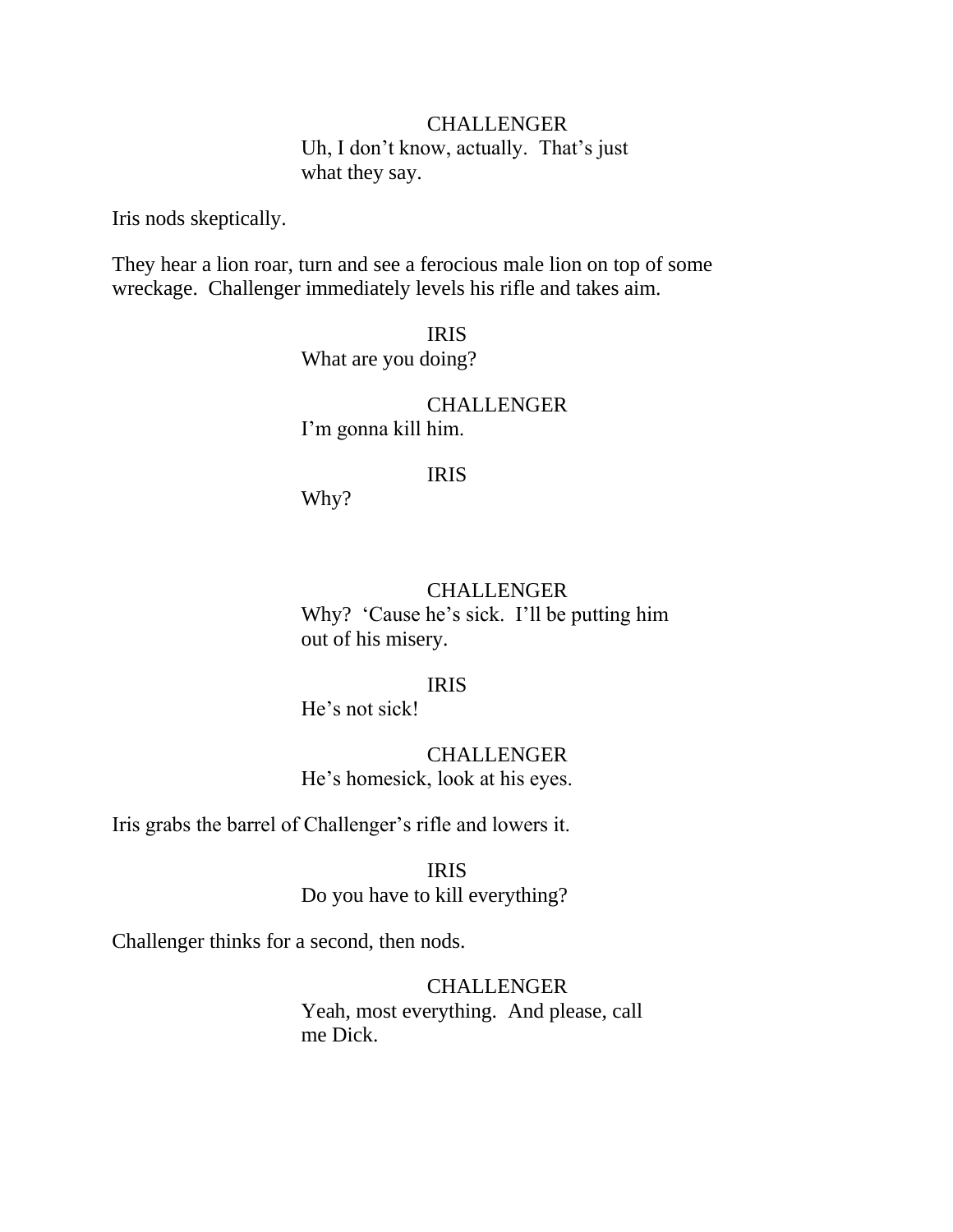CHALLENGER

Uh, I don't know, actually. That's just what they say.

Iris nods skeptically.

They hear a lion roar, turn and see a ferocious male lion on top of some wreckage. Challenger immediately levels his rifle and takes aim.

IRIS

What are you doing?

CHALLENGER

I'm gonna kill him.

IRIS

Why?

CHALLENGER

Why? 'Cause he's sick. I'll be putting him out of his misery.

IRIS

He's not sick!

CHALLENGER

He's homesick, look at his eyes.

Iris grabs the barrel of Challenger's rifle and lowers it.

IRIS

Do you have to kill everything?

Challenger thinks for a second, then nods.

CHALLENGER

Yeah, most everything. And please, call me Dick.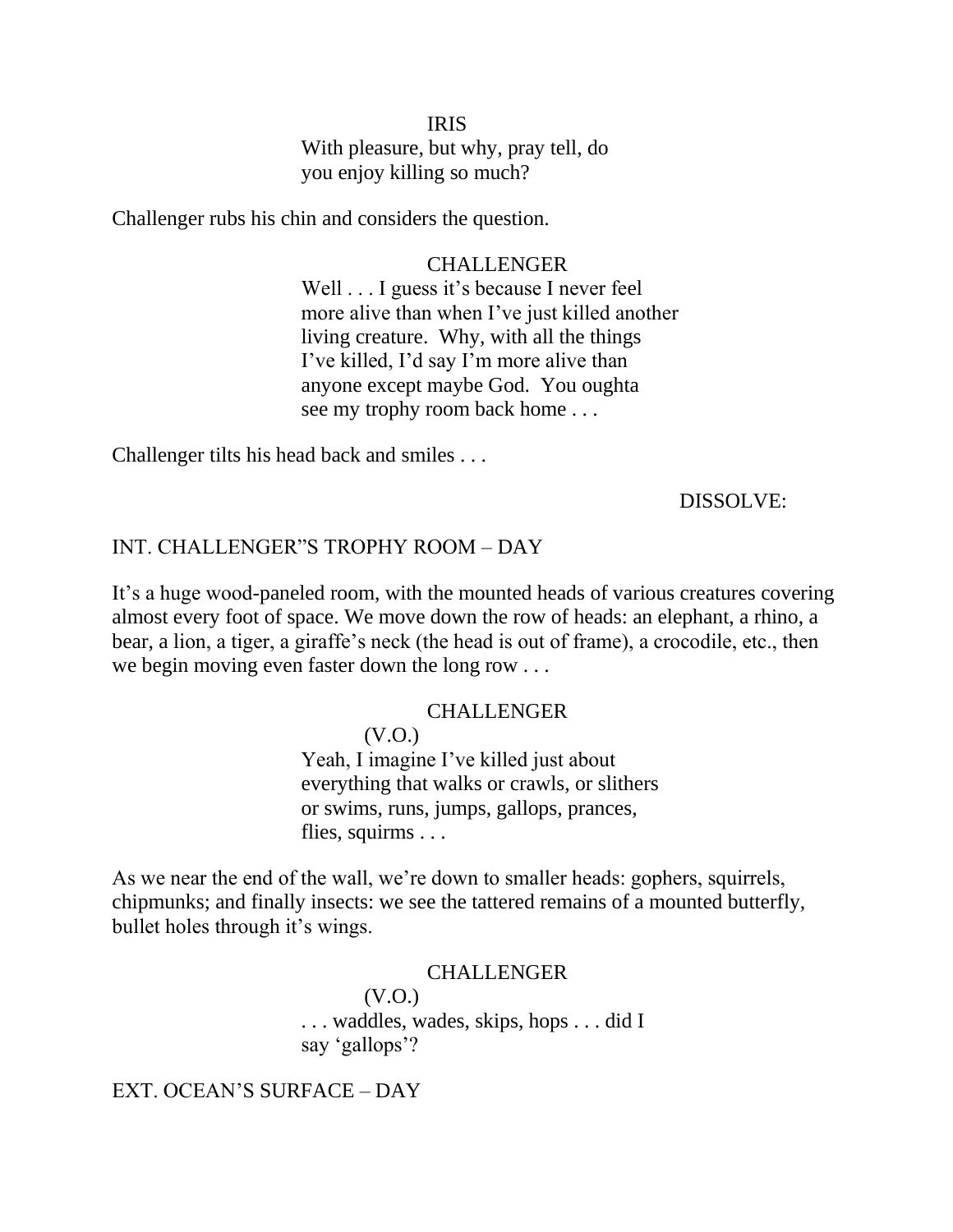IRIS

With pleasure, but why, pray tell, do you enjoy killing so much?

Challenger rubs his chin and considers the question.

CHALLENGER

Well . . . I guess it's because I never feel more alive than when I've just killed another living creature.  Why, with all the things I've killed, I'd say I'm more alive than anyone except maybe God.  You oughta see my trophy room back home . . .

Challenger tilts his head back and smiles . . .

DISSOLVE:

INT. CHALLENGER"S TROPHY ROOM – DAY

It's a huge wood-paneled room, with the mounted heads of various creatures covering almost every foot of space. We move down the row of heads: an elephant, a rhino, a bear, a lion, a tiger, a giraffe's neck (the head is out of frame), a crocodile, etc., then we begin moving even faster down the long row . . .

CHALLENGER

(V.O.)

Yeah, I imagine I've killed just about everything that walks or crawls, or slithers or swims, runs, jumps, gallops, prances, flies, squirms . . .

As we near the end of the wall, we're down to smaller heads: gophers, squirrels, chipmunks; and finally insects: we see the tattered remains of a mounted butterfly, bullet holes through it's wings.

CHALLENGER

(V.O.)

. . . waddles, wades, skips, hops . . . did I say 'gallops'?

EXT. OCEAN'S SURFACE – DAY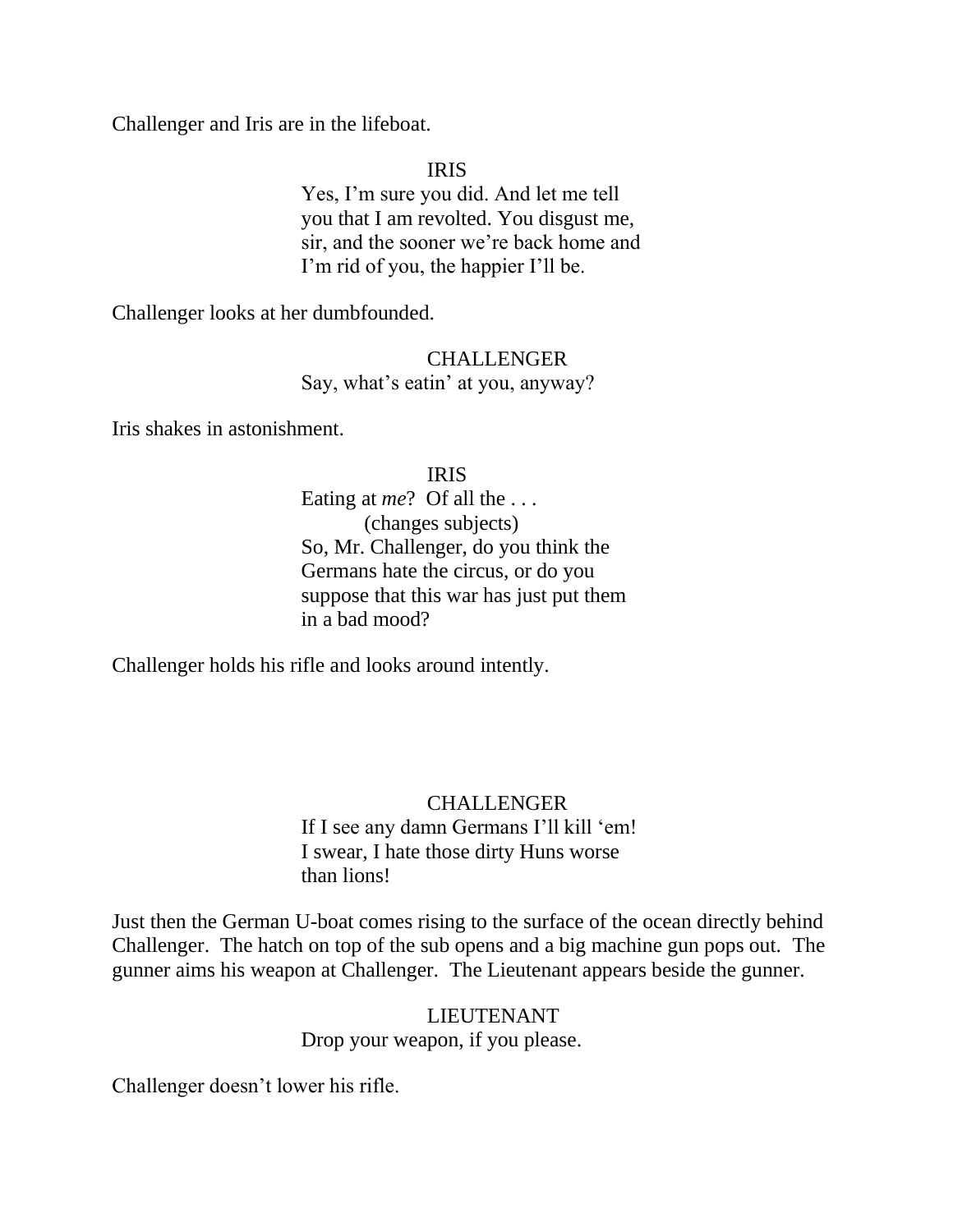Challenger and Iris are in the lifeboat.

IRIS

Yes, I'm sure you did. And let me tell you that I am revolted. You disgust me, sir, and the sooner we're back home and I'm rid of you, the happier I'll be.

Challenger looks at her dumbfounded.

CHALLENGER

Say, what's eatin' at you, anyway?

Iris shakes in astonishment.

IRIS

Eating at *me*? Of all the . . .

(changes subjects)

So, Mr. Challenger, do you think the Germans hate the circus, or do you suppose that this war has just put them in a bad mood?

Challenger holds his rifle and looks around intently.

CHALLENGER

If I see any damn Germans I'll kill 'em! I swear, I hate those dirty Huns worse than lions!

Just then the German U-boat comes rising to the surface of the ocean directly behind Challenger. The hatch on top of the sub opens and a big machine gun pops out. The gunner aims his weapon at Challenger. The Lieutenant appears beside the gunner.

LIEUTENANT

Drop your weapon, if you please.

Challenger doesn't lower his rifle.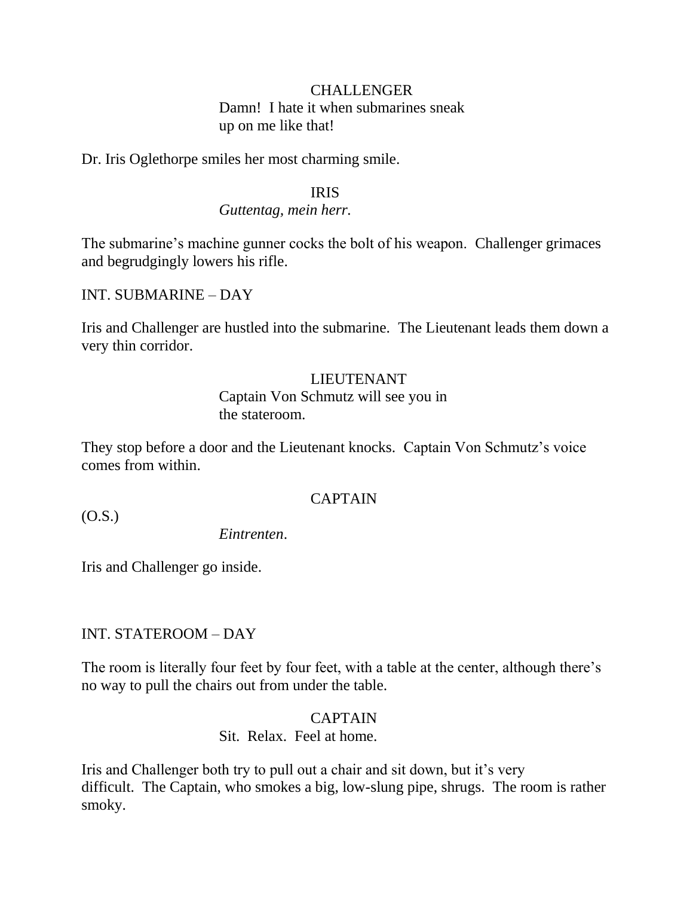CHALLENGER

Damn!  I hate it when submarines sneak up on me like that!

Dr. Iris Oglethorpe smiles her most charming smile.

IRIS

*Guttentag, mein herr.*

The submarine's machine gunner cocks the bolt of his weapon.  Challenger grimaces and begrudgingly lowers his rifle.

INT. SUBMARINE – DAY

Iris and Challenger are hustled into the submarine.  The Lieutenant leads them down a very thin corridor.

LIEUTENANT

Captain Von Schmutz will see you in the stateroom.

They stop before a door and the Lieutenant knocks.  Captain Von Schmutz's voice comes from within.

CAPTAIN

(O.S.)

*Eintrenten*.

Iris and Challenger go inside.

INT. STATEROOM – DAY

The room is literally four feet by four feet, with a table at the center, although there's no way to pull the chairs out from under the table.

CAPTAIN

Sit.  Relax.  Feel at home.

Iris and Challenger both try to pull out a chair and sit down, but it's very difficult.  The Captain, who smokes a big, low-slung pipe, shrugs.  The room is rather smoky.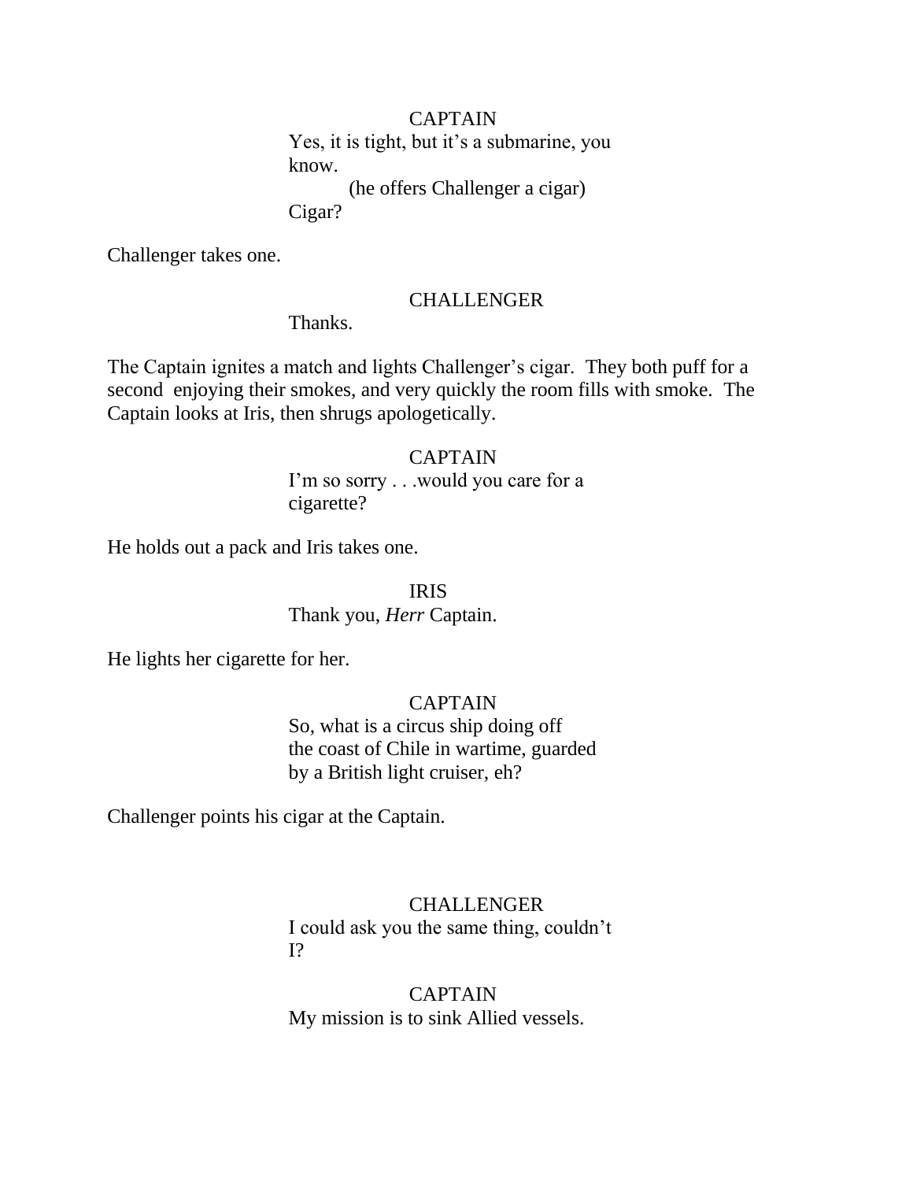CAPTAIN

Yes, it is tight, but it's a submarine, you know.

(he offers Challenger a cigar)

Cigar?

Challenger takes one.

CHALLENGER

Thanks.

The Captain ignites a match and lights Challenger's cigar. They both puff for a second enjoying their smokes, and very quickly the room fills with smoke. The Captain looks at Iris, then shrugs apologetically.

CAPTAIN

I'm so sorry . . .would you care for a cigarette?

He holds out a pack and Iris takes one.

IRIS

Thank you, *Herr* Captain.

He lights her cigarette for her.

CAPTAIN

So, what is a circus ship doing off the coast of Chile in wartime, guarded by a British light cruiser, eh?

Challenger points his cigar at the Captain.

CHALLENGER

I could ask you the same thing, couldn't I?

CAPTAIN

My mission is to sink Allied vessels.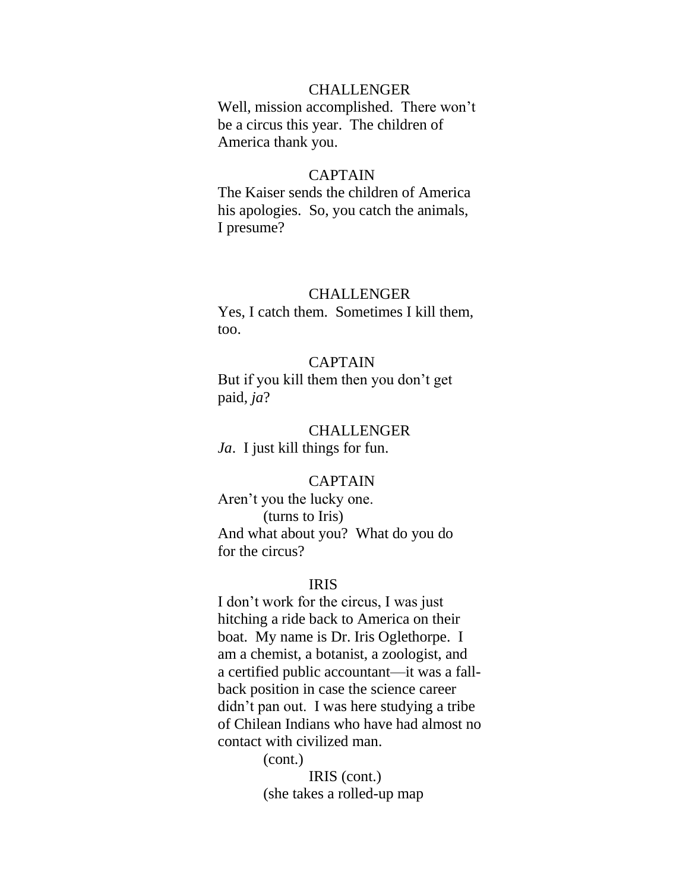CHALLENGER

Well, mission accomplished. There won't be a circus this year. The children of America thank you.

CAPTAIN

The Kaiser sends the children of America his apologies. So, you catch the animals, I presume?

CHALLENGER

Yes, I catch them. Sometimes I kill them, too.

CAPTAIN

But if you kill them then you don't get paid, *ja*?

CHALLENGER

*Ja*. I just kill things for fun.

CAPTAIN

Aren't you the lucky one.

(turns to Iris)

And what about you? What do you do for the circus?

IRIS

I don't work for the circus, I was just hitching a ride back to America on their boat. My name is Dr. Iris Oglethorpe. I am a chemist, a botanist, a zoologist, and a certified public accountant—it was a fall-back position in case the science career didn't pan out. I was here studying a tribe of Chilean Indians who have had almost no contact with civilized man.

(cont.)

IRIS (cont.)

(she takes a rolled-up map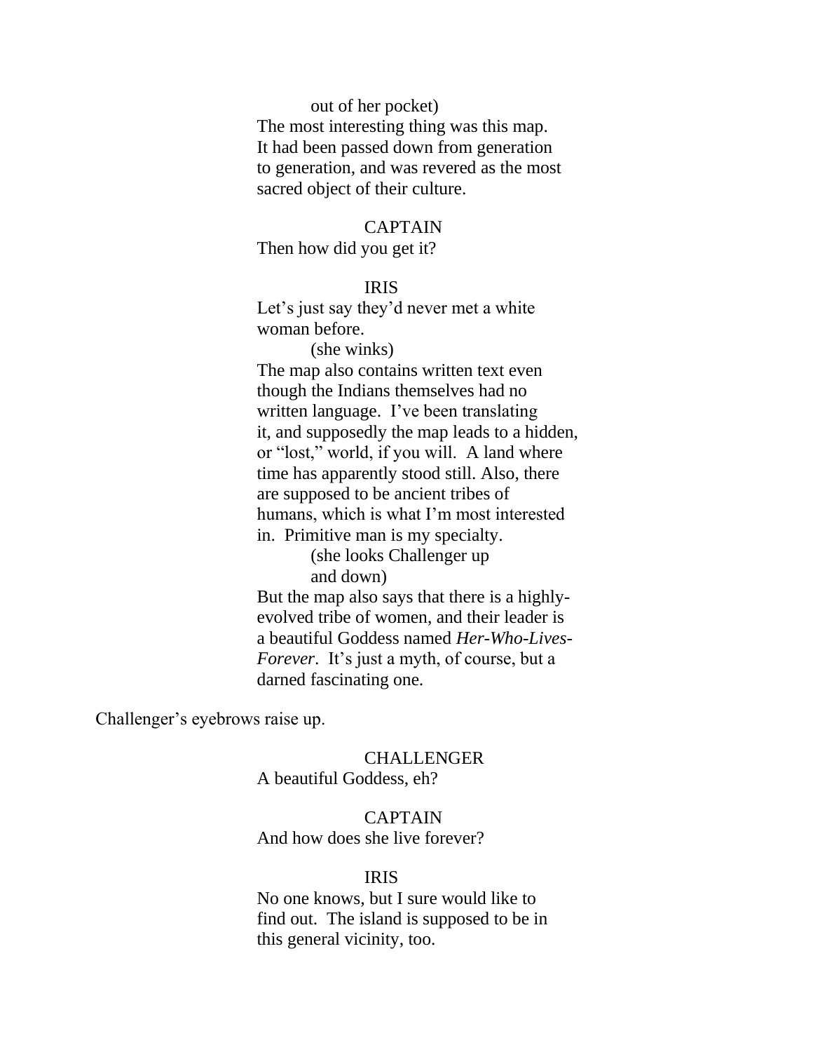out of her pocket)

The most interesting thing was this map. It had been passed down from generation to generation, and was revered as the most sacred object of their culture.

CAPTAIN

Then how did you get it?

IRIS

Let's just say they'd never met a white woman before.

(she winks)

The map also contains written text even though the Indians themselves had no written language. I've been translating it, and supposedly the map leads to a hidden, or "lost," world, if you will. A land where time has apparently stood still. Also, there are supposed to be ancient tribes of humans, which is what I'm most interested in. Primitive man is my specialty.

(she looks Challenger up and down)

But the map also says that there is a highly-evolved tribe of women, and their leader is a beautiful Goddess named *Her-Who-Lives-Forever*. It's just a myth, of course, but a darned fascinating one.

Challenger's eyebrows raise up.

CHALLENGER

A beautiful Goddess, eh?

CAPTAIN

And how does she live forever?

IRIS

No one knows, but I sure would like to find out. The island is supposed to be in this general vicinity, too.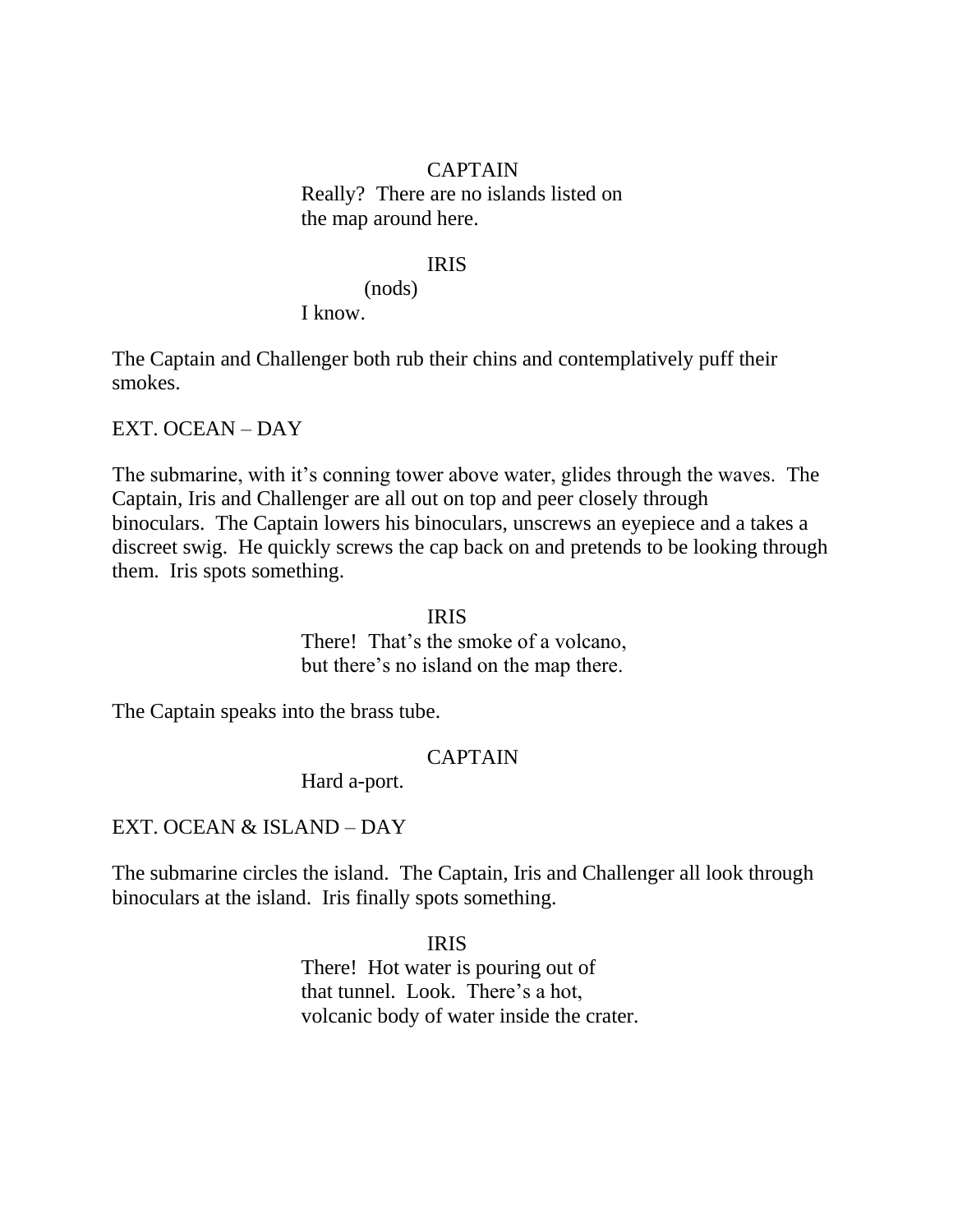CAPTAIN

Really? There are no islands listed on the map around here.

IRIS

(nods)

I know.

The Captain and Challenger both rub their chins and contemplatively puff their smokes.

EXT. OCEAN – DAY

The submarine, with it's conning tower above water, glides through the waves. The Captain, Iris and Challenger are all out on top and peer closely through binoculars. The Captain lowers his binoculars, unscrews an eyepiece and a takes a discreet swig. He quickly screws the cap back on and pretends to be looking through them. Iris spots something.

IRIS

There! That's the smoke of a volcano, but there's no island on the map there.

The Captain speaks into the brass tube.

CAPTAIN

Hard a-port.

EXT. OCEAN & ISLAND – DAY

The submarine circles the island. The Captain, Iris and Challenger all look through binoculars at the island. Iris finally spots something.

IRIS

There! Hot water is pouring out of that tunnel. Look. There's a hot, volcanic body of water inside the crater.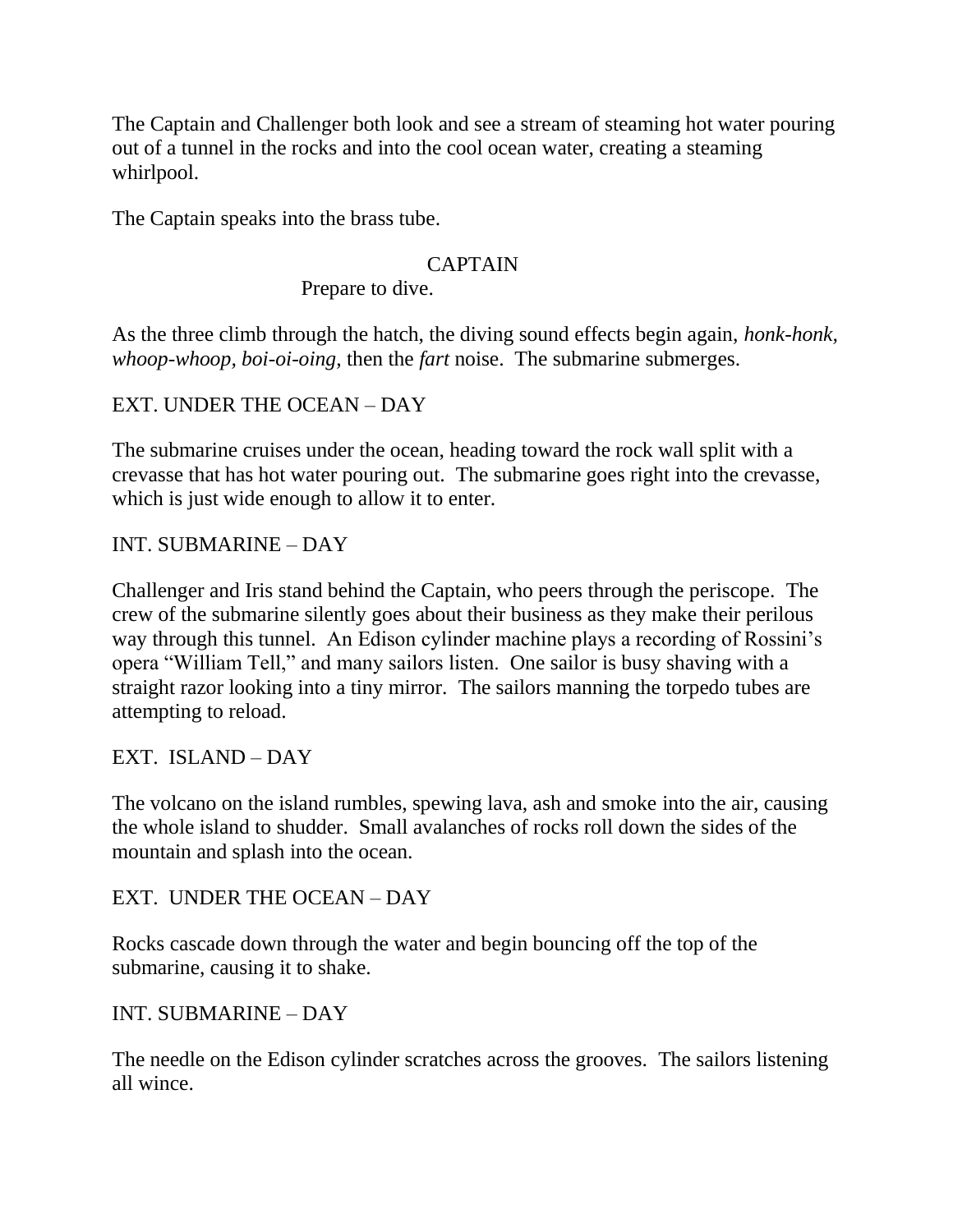The Captain and Challenger both look and see a stream of steaming hot water pouring out of a tunnel in the rocks and into the cool ocean water, creating a steaming whirlpool.

The Captain speaks into the brass tube.

CAPTAIN

Prepare to dive.

As the three climb through the hatch, the diving sound effects begin again, *honk-honk, whoop-whoop, boi-oi-oing*, then the *fart* noise. The submarine submerges.

EXT. UNDER THE OCEAN – DAY

The submarine cruises under the ocean, heading toward the rock wall split with a crevasse that has hot water pouring out. The submarine goes right into the crevasse, which is just wide enough to allow it to enter.

INT. SUBMARINE – DAY

Challenger and Iris stand behind the Captain, who peers through the periscope. The crew of the submarine silently goes about their business as they make their perilous way through this tunnel. An Edison cylinder machine plays a recording of Rossini's opera "William Tell," and many sailors listen. One sailor is busy shaving with a straight razor looking into a tiny mirror. The sailors manning the torpedo tubes are attempting to reload.

EXT. ISLAND – DAY

The volcano on the island rumbles, spewing lava, ash and smoke into the air, causing the whole island to shudder. Small avalanches of rocks roll down the sides of the mountain and splash into the ocean.

EXT. UNDER THE OCEAN – DAY

Rocks cascade down through the water and begin bouncing off the top of the submarine, causing it to shake.

INT. SUBMARINE – DAY

The needle on the Edison cylinder scratches across the grooves. The sailors listening all wince.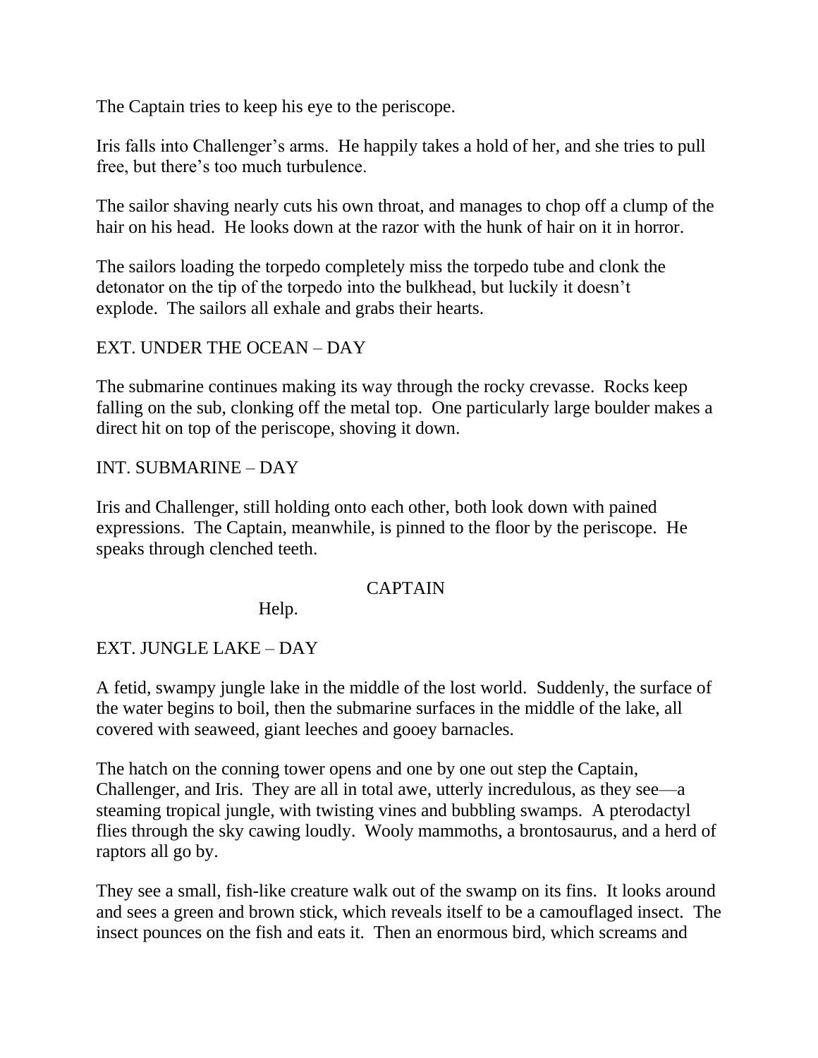The Captain tries to keep his eye to the periscope.

Iris falls into Challenger's arms. He happily takes a hold of her, and she tries to pull free, but there's too much turbulence.

The sailor shaving nearly cuts his own throat, and manages to chop off a clump of the hair on his head. He looks down at the razor with the hunk of hair on it in horror.

The sailors loading the torpedo completely miss the torpedo tube and clonk the detonator on the tip of the torpedo into the bulkhead, but luckily it doesn't explode. The sailors all exhale and grabs their hearts.

EXT. UNDER THE OCEAN – DAY

The submarine continues making its way through the rocky crevasse. Rocks keep falling on the sub, clonking off the metal top. One particularly large boulder makes a direct hit on top of the periscope, shoving it down.

INT. SUBMARINE – DAY

Iris and Challenger, still holding onto each other, both look down with pained expressions. The Captain, meanwhile, is pinned to the floor by the periscope. He speaks through clenched teeth.

CAPTAIN

Help.

EXT. JUNGLE LAKE – DAY

A fetid, swampy jungle lake in the middle of the lost world. Suddenly, the surface of the water begins to boil, then the submarine surfaces in the middle of the lake, all covered with seaweed, giant leeches and gooey barnacles.

The hatch on the conning tower opens and one by one out step the Captain, Challenger, and Iris. They are all in total awe, utterly incredulous, as they see—a steaming tropical jungle, with twisting vines and bubbling swamps. A pterodactyl flies through the sky cawing loudly. Wooly mammoths, a brontosaurus, and a herd of raptors all go by.

They see a small, fish-like creature walk out of the swamp on its fins. It looks around and sees a green and brown stick, which reveals itself to be a camouflaged insect. The insect pounces on the fish and eats it. Then an enormous bird, which screams and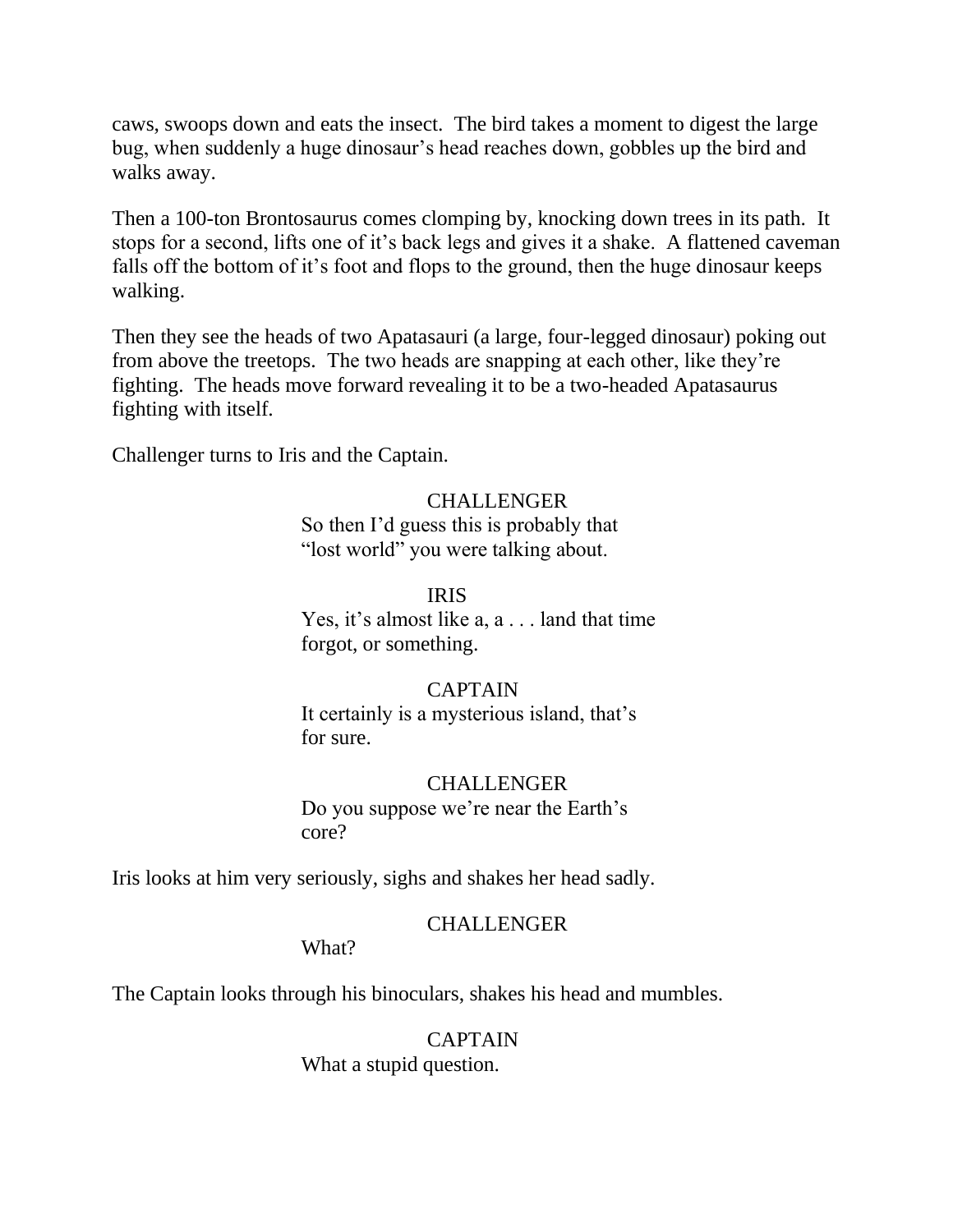caws, swoops down and eats the insect. The bird takes a moment to digest the large bug, when suddenly a huge dinosaur's head reaches down, gobbles up the bird and walks away.

Then a 100-ton Brontosaurus comes clomping by, knocking down trees in its path. It stops for a second, lifts one of it's back legs and gives it a shake. A flattened caveman falls off the bottom of it's foot and flops to the ground, then the huge dinosaur keeps walking.

Then they see the heads of two Apatasauri (a large, four-legged dinosaur) poking out from above the treetops. The two heads are snapping at each other, like they're fighting. The heads move forward revealing it to be a two-headed Apatasaurus fighting with itself.

Challenger turns to Iris and the Captain.

CHALLENGER
So then I'd guess this is probably that "lost world" you were talking about.

IRIS
Yes, it's almost like a, a . . . land that time forgot, or something.

CAPTAIN
It certainly is a mysterious island, that's for sure.

CHALLENGER
Do you suppose we're near the Earth's core?

Iris looks at him very seriously, sighs and shakes her head sadly.

CHALLENGER
What?

The Captain looks through his binoculars, shakes his head and mumbles.

CAPTAIN
What a stupid question.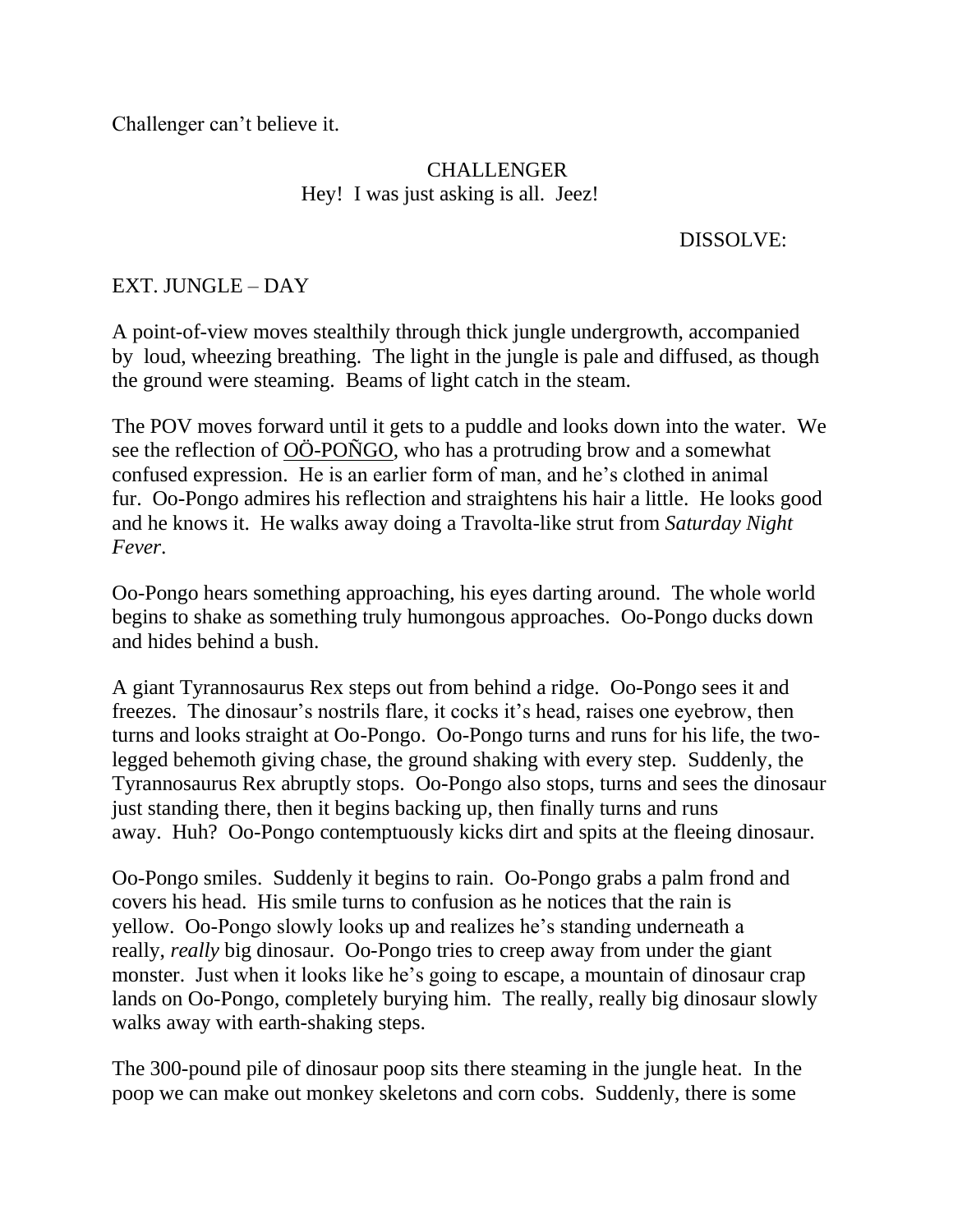Challenger can't believe it.

CHALLENGER
Hey! I was just asking is all. Jeez!

DISSOLVE:

EXT. JUNGLE – DAY

A point-of-view moves stealthily through thick jungle undergrowth, accompanied by loud, wheezing breathing. The light in the jungle is pale and diffused, as though the ground were steaming. Beams of light catch in the steam.

The POV moves forward until it gets to a puddle and looks down into the water. We see the reflection of <u>OÖ-POÑGO</u>, who has a protruding brow and a somewhat confused expression. He is an earlier form of man, and he's clothed in animal fur. Oo-Pongo admires his reflection and straightens his hair a little. He looks good and he knows it. He walks away doing a Travolta-like strut from *Saturday Night Fever*.

Oo-Pongo hears something approaching, his eyes darting around. The whole world begins to shake as something truly humongous approaches. Oo-Pongo ducks down and hides behind a bush.

A giant Tyrannosaurus Rex steps out from behind a ridge. Oo-Pongo sees it and freezes. The dinosaur's nostrils flare, it cocks it's head, raises one eyebrow, then turns and looks straight at Oo-Pongo. Oo-Pongo turns and runs for his life, the two-legged behemoth giving chase, the ground shaking with every step. Suddenly, the Tyrannosaurus Rex abruptly stops. Oo-Pongo also stops, turns and sees the dinosaur just standing there, then it begins backing up, then finally turns and runs away. Huh? Oo-Pongo contemptuously kicks dirt and spits at the fleeing dinosaur.

Oo-Pongo smiles. Suddenly it begins to rain. Oo-Pongo grabs a palm frond and covers his head. His smile turns to confusion as he notices that the rain is yellow. Oo-Pongo slowly looks up and realizes he's standing underneath a really, *really* big dinosaur. Oo-Pongo tries to creep away from under the giant monster. Just when it looks like he's going to escape, a mountain of dinosaur crap lands on Oo-Pongo, completely burying him. The really, really big dinosaur slowly walks away with earth-shaking steps.

The 300-pound pile of dinosaur poop sits there steaming in the jungle heat. In the poop we can make out monkey skeletons and corn cobs. Suddenly, there is some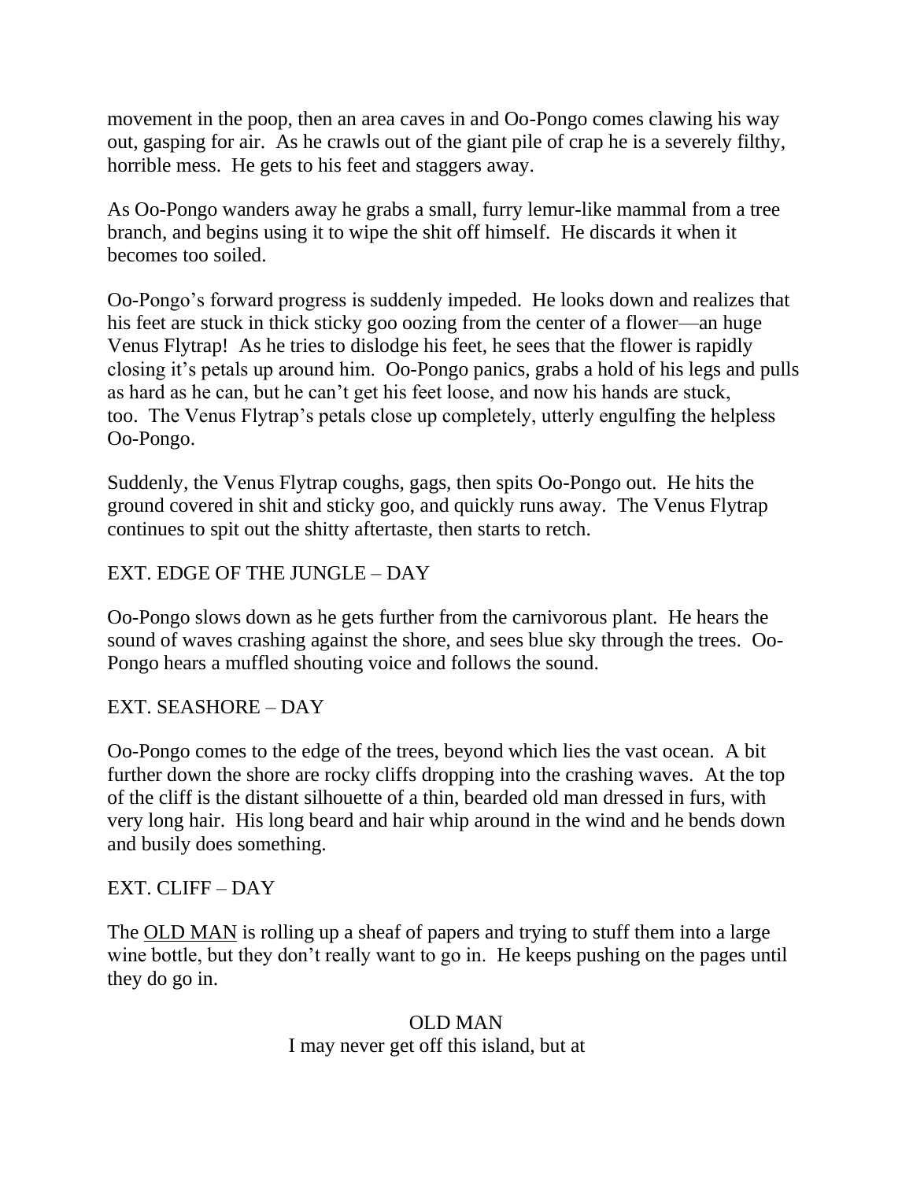movement in the poop, then an area caves in and Oo-Pongo comes clawing his way out, gasping for air. As he crawls out of the giant pile of crap he is a severely filthy, horrible mess. He gets to his feet and staggers away.

As Oo-Pongo wanders away he grabs a small, furry lemur-like mammal from a tree branch, and begins using it to wipe the shit off himself. He discards it when it becomes too soiled.

Oo-Pongo's forward progress is suddenly impeded. He looks down and realizes that his feet are stuck in thick sticky goo oozing from the center of a flower—an huge Venus Flytrap! As he tries to dislodge his feet, he sees that the flower is rapidly closing it's petals up around him. Oo-Pongo panics, grabs a hold of his legs and pulls as hard as he can, but he can't get his feet loose, and now his hands are stuck, too. The Venus Flytrap's petals close up completely, utterly engulfing the helpless Oo-Pongo.

Suddenly, the Venus Flytrap coughs, gags, then spits Oo-Pongo out. He hits the ground covered in shit and sticky goo, and quickly runs away. The Venus Flytrap continues to spit out the shitty aftertaste, then starts to retch.

EXT. EDGE OF THE JUNGLE – DAY

Oo-Pongo slows down as he gets further from the carnivorous plant. He hears the sound of waves crashing against the shore, and sees blue sky through the trees. Oo-Pongo hears a muffled shouting voice and follows the sound.

EXT. SEASHORE – DAY

Oo-Pongo comes to the edge of the trees, beyond which lies the vast ocean. A bit further down the shore are rocky cliffs dropping into the crashing waves. At the top of the cliff is the distant silhouette of a thin, bearded old man dressed in furs, with very long hair. His long beard and hair whip around in the wind and he bends down and busily does something.

EXT. CLIFF – DAY

The OLD MAN is rolling up a sheaf of papers and trying to stuff them into a large wine bottle, but they don't really want to go in. He keeps pushing on the pages until they do go in.

OLD MAN

I may never get off this island, but at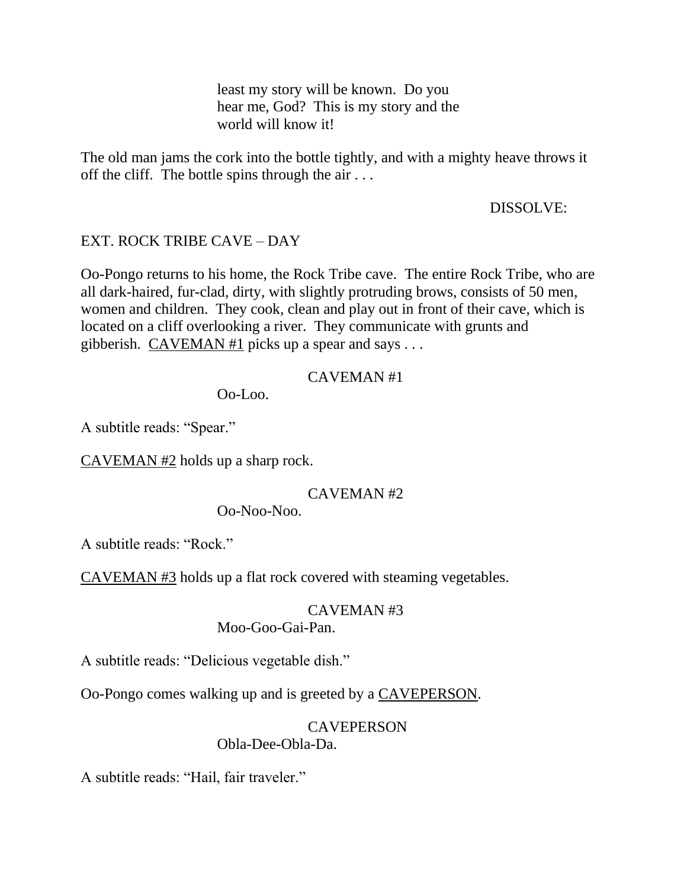least my story will be known. Do you hear me, God? This is my story and the world will know it!

The old man jams the cork into the bottle tightly, and with a mighty heave throws it off the cliff. The bottle spins through the air . . .

DISSOLVE:

EXT. ROCK TRIBE CAVE – DAY

Oo-Pongo returns to his home, the Rock Tribe cave. The entire Rock Tribe, who are all dark-haired, fur-clad, dirty, with slightly protruding brows, consists of 50 men, women and children. They cook, clean and play out in front of their cave, which is located on a cliff overlooking a river. They communicate with grunts and gibberish. <u>CAVEMAN #1</u> picks up a spear and says . . .

CAVEMAN #1

Oo-Loo.

A subtitle reads: "Spear."

<u>CAVEMAN #2</u> holds up a sharp rock.

CAVEMAN #2

Oo-Noo-Noo.

A subtitle reads: "Rock."

<u>CAVEMAN #3</u> holds up a flat rock covered with steaming vegetables.

CAVEMAN #3

Moo-Goo-Gai-Pan.

A subtitle reads: "Delicious vegetable dish."

Oo-Pongo comes walking up and is greeted by a <u>CAVEPERSON</u>.

CAVEPERSON

Obla-Dee-Obla-Da.

A subtitle reads: "Hail, fair traveler."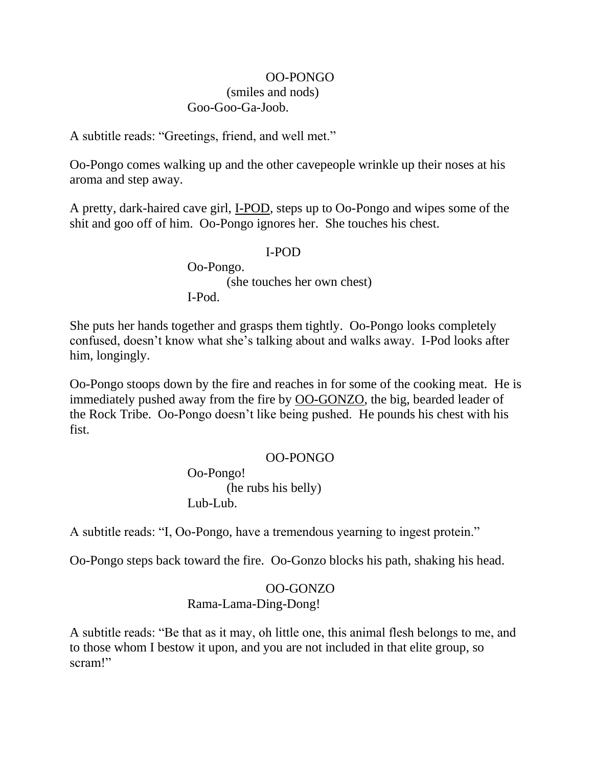OO-PONGO
(smiles and nods)
Goo-Goo-Ga-Joob.

A subtitle reads: “Greetings, friend, and well met.”

Oo-Pongo comes walking up and the other cavepeople wrinkle up their noses at his aroma and step away.

A pretty, dark-haired cave girl, I-POD, steps up to Oo-Pongo and wipes some of the shit and goo off of him. Oo-Pongo ignores her. She touches his chest.

I-POD
Oo-Pongo.
(she touches her own chest)
I-Pod.

She puts her hands together and grasps them tightly. Oo-Pongo looks completely confused, doesn’t know what she’s talking about and walks away. I-Pod looks after him, longingly.

Oo-Pongo stoops down by the fire and reaches in for some of the cooking meat. He is immediately pushed away from the fire by OO-GONZO, the big, bearded leader of the Rock Tribe. Oo-Pongo doesn’t like being pushed. He pounds his chest with his fist.

OO-PONGO
Oo-Pongo!
(he rubs his belly)
Lub-Lub.

A subtitle reads: “I, Oo-Pongo, have a tremendous yearning to ingest protein.”

Oo-Pongo steps back toward the fire. Oo-Gonzo blocks his path, shaking his head.

OO-GONZO
Rama-Lama-Ding-Dong!

A subtitle reads: “Be that as it may, oh little one, this animal flesh belongs to me, and to those whom I bestow it upon, and you are not included in that elite group, so scram!”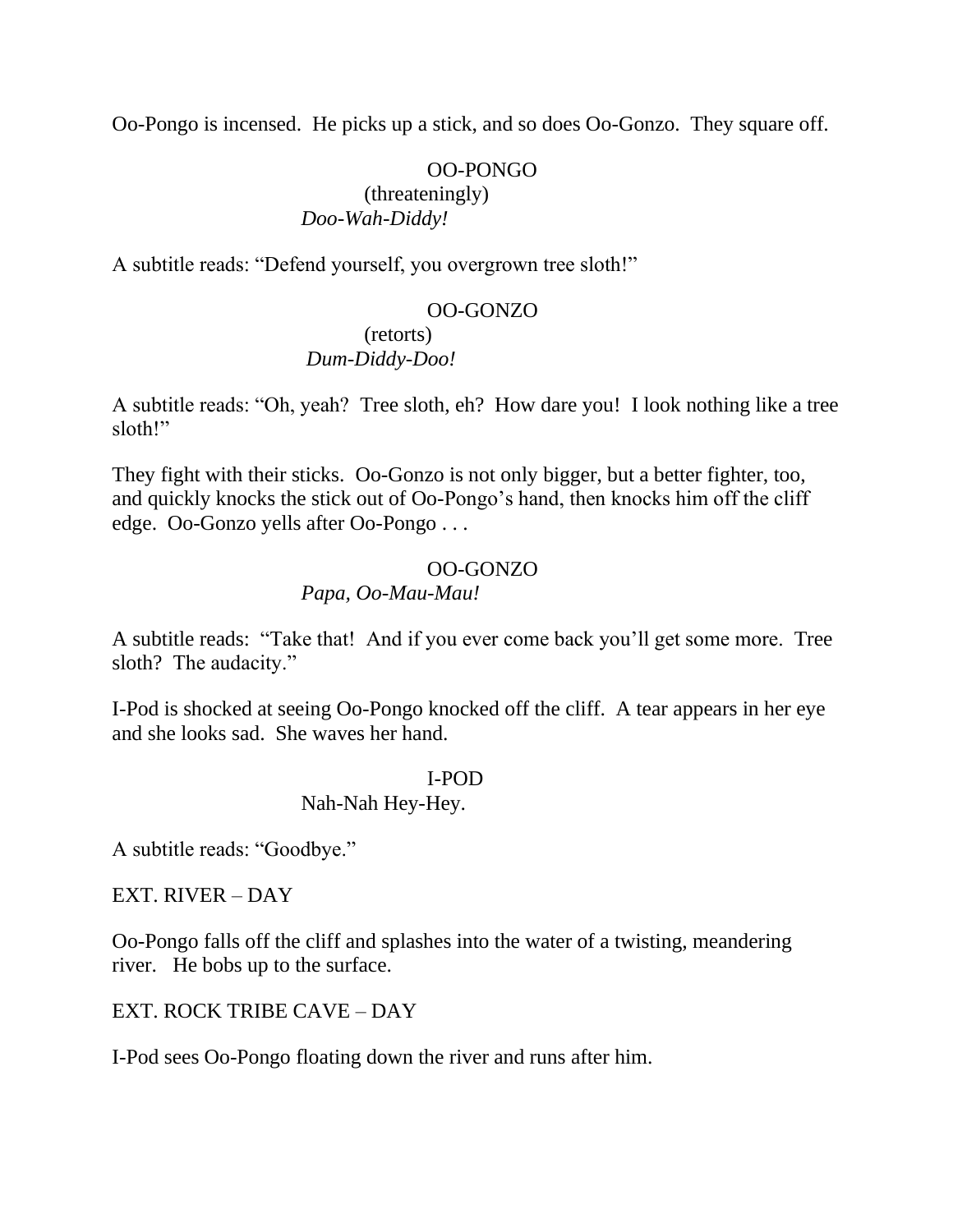Oo-Pongo is incensed. He picks up a stick, and so does Oo-Gonzo. They square off.

OO-PONGO
(threateningly)
*Doo-Wah-Diddy!*

A subtitle reads: "Defend yourself, you overgrown tree sloth!"

OO-GONZO
(retorts)
*Dum-Diddy-Doo!*

A subtitle reads: "Oh, yeah? Tree sloth, eh? How dare you! I look nothing like a tree sloth!"

They fight with their sticks. Oo-Gonzo is not only bigger, but a better fighter, too, and quickly knocks the stick out of Oo-Pongo's hand, then knocks him off the cliff edge. Oo-Gonzo yells after Oo-Pongo . . .

OO-GONZO
*Papa, Oo-Mau-Mau!*

A subtitle reads: "Take that! And if you ever come back you'll get some more. Tree sloth? The audacity."

I-Pod is shocked at seeing Oo-Pongo knocked off the cliff. A tear appears in her eye and she looks sad. She waves her hand.

I-POD
Nah-Nah Hey-Hey.

A subtitle reads: "Goodbye."

EXT. RIVER – DAY

Oo-Pongo falls off the cliff and splashes into the water of a twisting, meandering river. He bobs up to the surface.

EXT. ROCK TRIBE CAVE – DAY

I-Pod sees Oo-Pongo floating down the river and runs after him.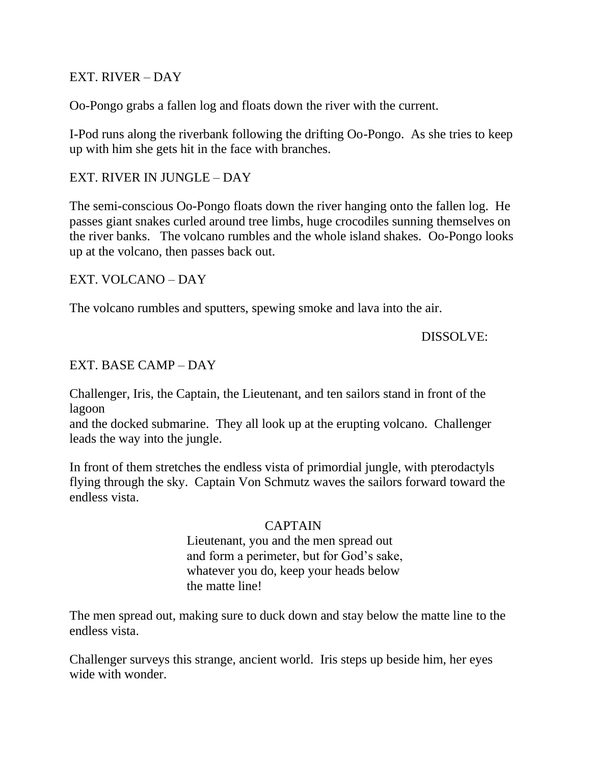EXT. RIVER – DAY

Oo-Pongo grabs a fallen log and floats down the river with the current.

I-Pod runs along the riverbank following the drifting Oo-Pongo. As she tries to keep up with him she gets hit in the face with branches.

EXT. RIVER IN JUNGLE – DAY

The semi-conscious Oo-Pongo floats down the river hanging onto the fallen log. He passes giant snakes curled around tree limbs, huge crocodiles sunning themselves on the river banks. The volcano rumbles and the whole island shakes. Oo-Pongo looks up at the volcano, then passes back out.

EXT. VOLCANO – DAY

The volcano rumbles and sputters, spewing smoke and lava into the air.

DISSOLVE:

EXT. BASE CAMP – DAY

Challenger, Iris, the Captain, the Lieutenant, and ten sailors stand in front of the lagoon
and the docked submarine. They all look up at the erupting volcano. Challenger leads the way into the jungle.

In front of them stretches the endless vista of primordial jungle, with pterodactyls flying through the sky. Captain Von Schmutz waves the sailors forward toward the endless vista.

CAPTAIN
Lieutenant, you and the men spread out and form a perimeter, but for God's sake, whatever you do, keep your heads below the matte line!

The men spread out, making sure to duck down and stay below the matte line to the endless vista.

Challenger surveys this strange, ancient world. Iris steps up beside him, her eyes wide with wonder.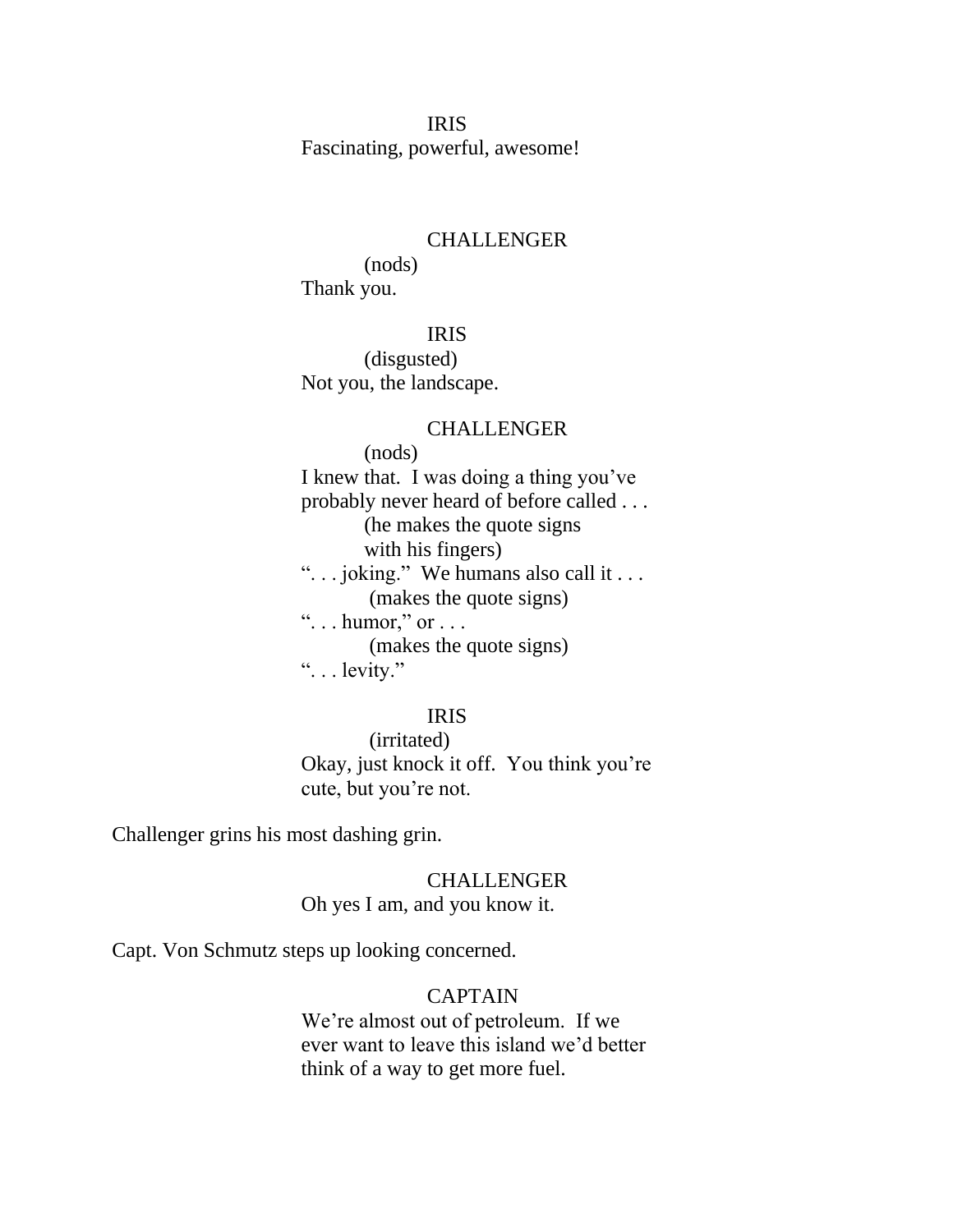IRIS

Fascinating, powerful, awesome!

CHALLENGER

(nods)

Thank you.

IRIS

(disgusted)

Not you, the landscape.

CHALLENGER

(nods)

I knew that. I was doing a thing you've probably never heard of before called . . .

(he makes the quote signs with his fingers)

". . . joking." We humans also call it . . .

(makes the quote signs)

". . . humor," or . . .

(makes the quote signs)

". . . levity."

IRIS

(irritated)

Okay, just knock it off. You think you're cute, but you're not.

Challenger grins his most dashing grin.

CHALLENGER

Oh yes I am, and you know it.

Capt. Von Schmutz steps up looking concerned.

CAPTAIN

We're almost out of petroleum. If we ever want to leave this island we'd better think of a way to get more fuel.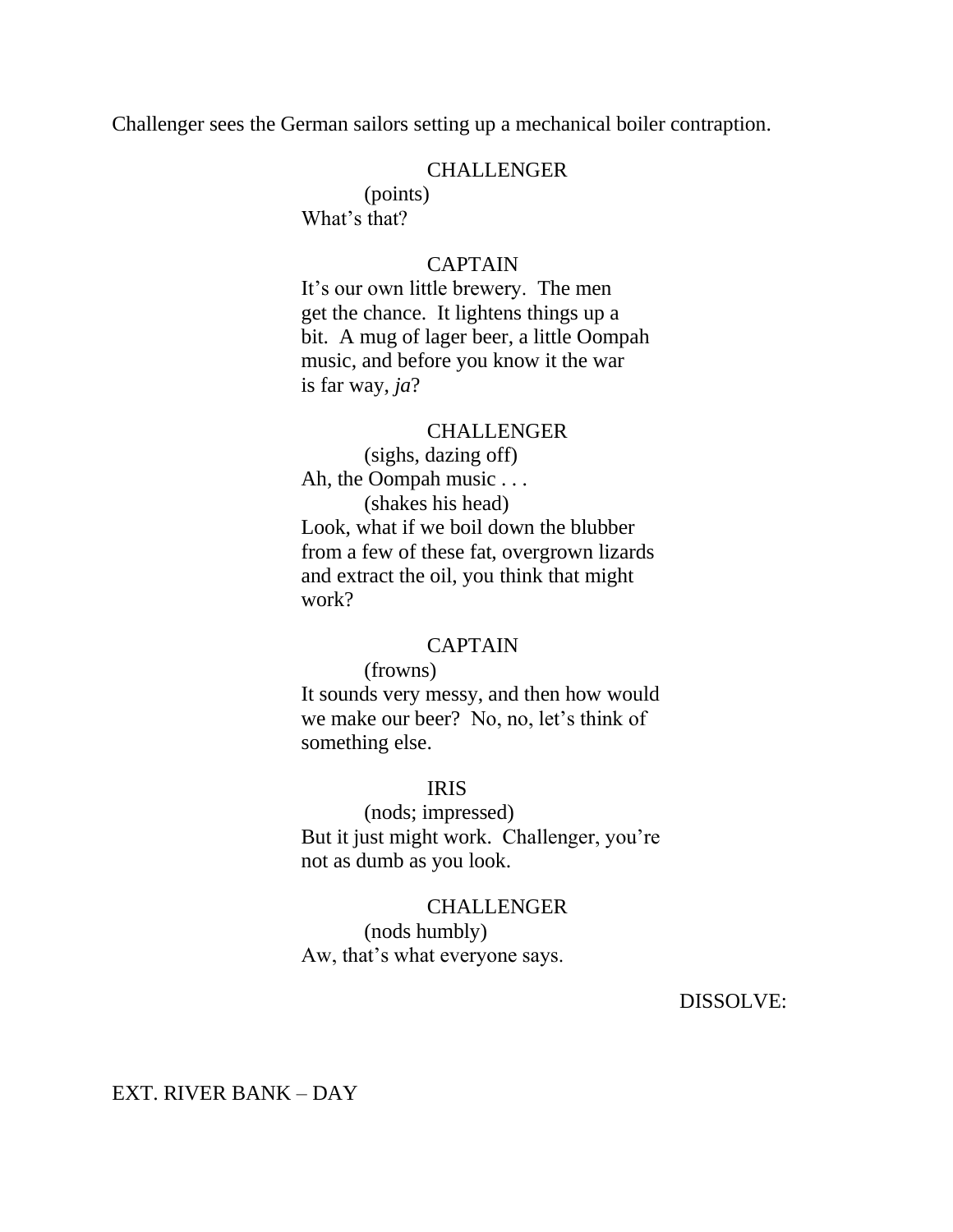Challenger sees the German sailors setting up a mechanical boiler contraption.

CHALLENGER
(points)
What's that?

CAPTAIN
It's our own little brewery. The men get the chance. It lightens things up a bit. A mug of lager beer, a little Oompah music, and before you know it the war is far way, *ja*?

CHALLENGER
(sighs, dazing off)
Ah, the Oompah music . . .
(shakes his head)
Look, what if we boil down the blubber from a few of these fat, overgrown lizards and extract the oil, you think that might work?

CAPTAIN
(frowns)
It sounds very messy, and then how would we make our beer? No, no, let's think of something else.

IRIS
(nods; impressed)
But it just might work. Challenger, you're not as dumb as you look.

CHALLENGER
(nods humbly)
Aw, that's what everyone says.

DISSOLVE:

EXT. RIVER BANK – DAY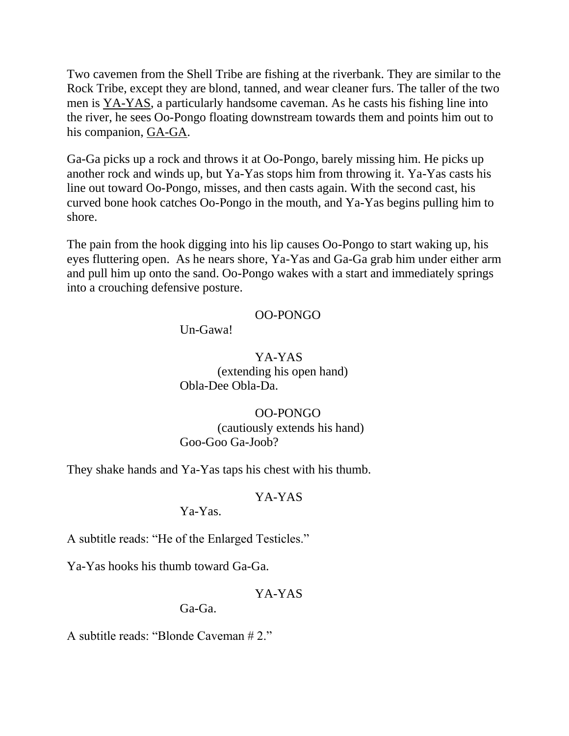Two cavemen from the Shell Tribe are fishing at the riverbank. They are similar to the Rock Tribe, except they are blond, tanned, and wear cleaner furs. The taller of the two men is YA-YAS, a particularly handsome caveman. As he casts his fishing line into the river, he sees Oo-Pongo floating downstream towards them and points him out to his companion, GA-GA.

Ga-Ga picks up a rock and throws it at Oo-Pongo, barely missing him. He picks up another rock and winds up, but Ya-Yas stops him from throwing it. Ya-Yas casts his line out toward Oo-Pongo, misses, and then casts again. With the second cast, his curved bone hook catches Oo-Pongo in the mouth, and Ya-Yas begins pulling him to shore.

The pain from the hook digging into his lip causes Oo-Pongo to start waking up, his eyes fluttering open. As he nears shore, Ya-Yas and Ga-Ga grab him under either arm and pull him up onto the sand. Oo-Pongo wakes with a start and immediately springs into a crouching defensive posture.

OO-PONGO

Un-Gawa!

YA-YAS

(extending his open hand)

Obla-Dee Obla-Da.

OO-PONGO

(cautiously extends his hand)

Goo-Goo Ga-Joob?

They shake hands and Ya-Yas taps his chest with his thumb.

YA-YAS

Ya-Yas.

A subtitle reads: "He of the Enlarged Testicles."

Ya-Yas hooks his thumb toward Ga-Ga.

YA-YAS

Ga-Ga.

A subtitle reads: "Blonde Caveman # 2."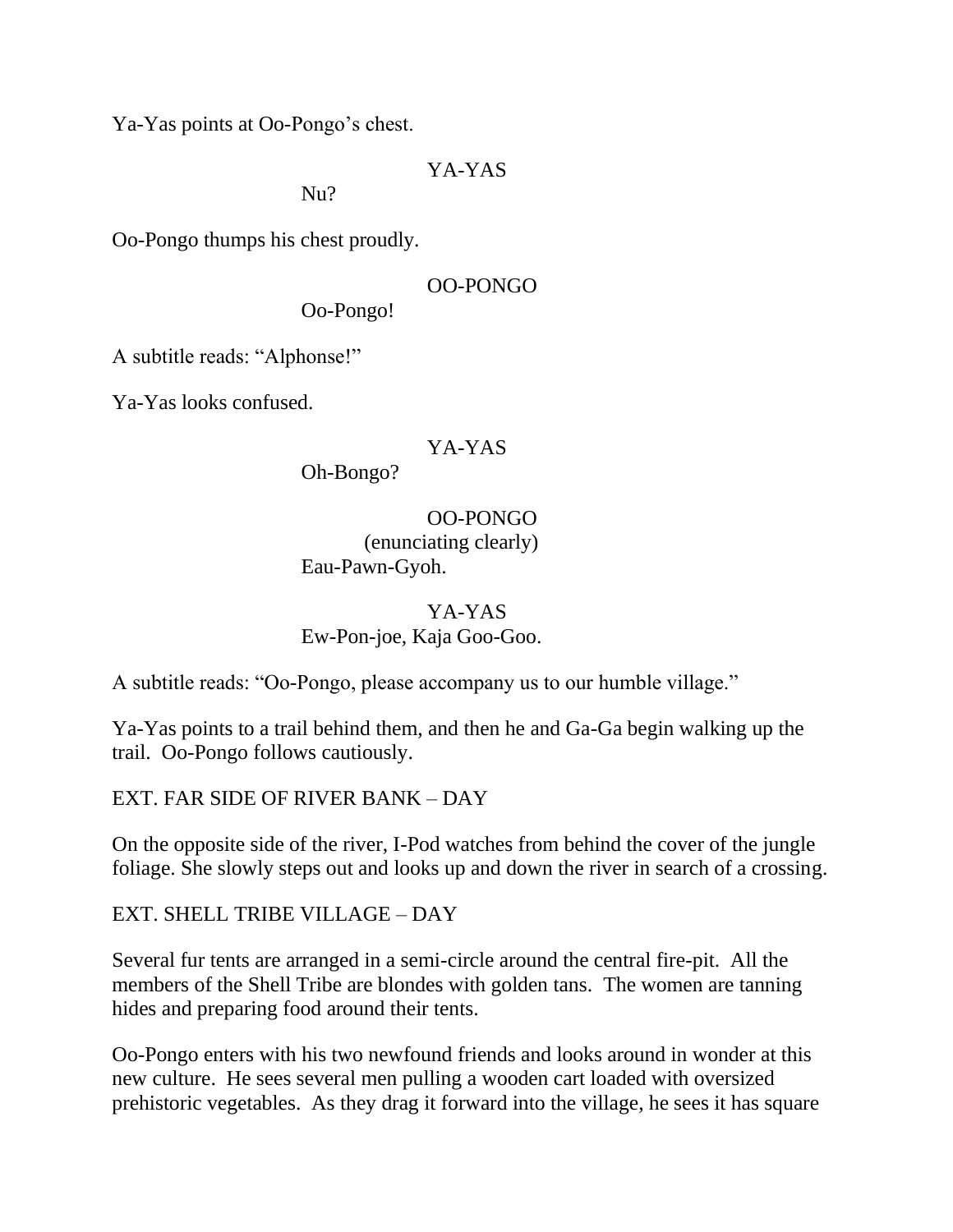Ya-Yas points at Oo-Pongo's chest.

YA-YAS

Nu?

Oo-Pongo thumps his chest proudly.

OO-PONGO

Oo-Pongo!

A subtitle reads: "Alphonse!"

Ya-Yas looks confused.

YA-YAS

Oh-Bongo?

OO-PONGO

(enunciating clearly)

Eau-Pawn-Gyoh.

YA-YAS

Ew-Pon-joe, Kaja Goo-Goo.

A subtitle reads: "Oo-Pongo, please accompany us to our humble village."

Ya-Yas points to a trail behind them, and then he and Ga-Ga begin walking up the trail. Oo-Pongo follows cautiously.

EXT. FAR SIDE OF RIVER BANK – DAY

On the opposite side of the river, I-Pod watches from behind the cover of the jungle foliage. She slowly steps out and looks up and down the river in search of a crossing.

EXT. SHELL TRIBE VILLAGE – DAY

Several fur tents are arranged in a semi-circle around the central fire-pit. All the members of the Shell Tribe are blondes with golden tans. The women are tanning hides and preparing food around their tents.

Oo-Pongo enters with his two newfound friends and looks around in wonder at this new culture. He sees several men pulling a wooden cart loaded with oversized prehistoric vegetables. As they drag it forward into the village, he sees it has square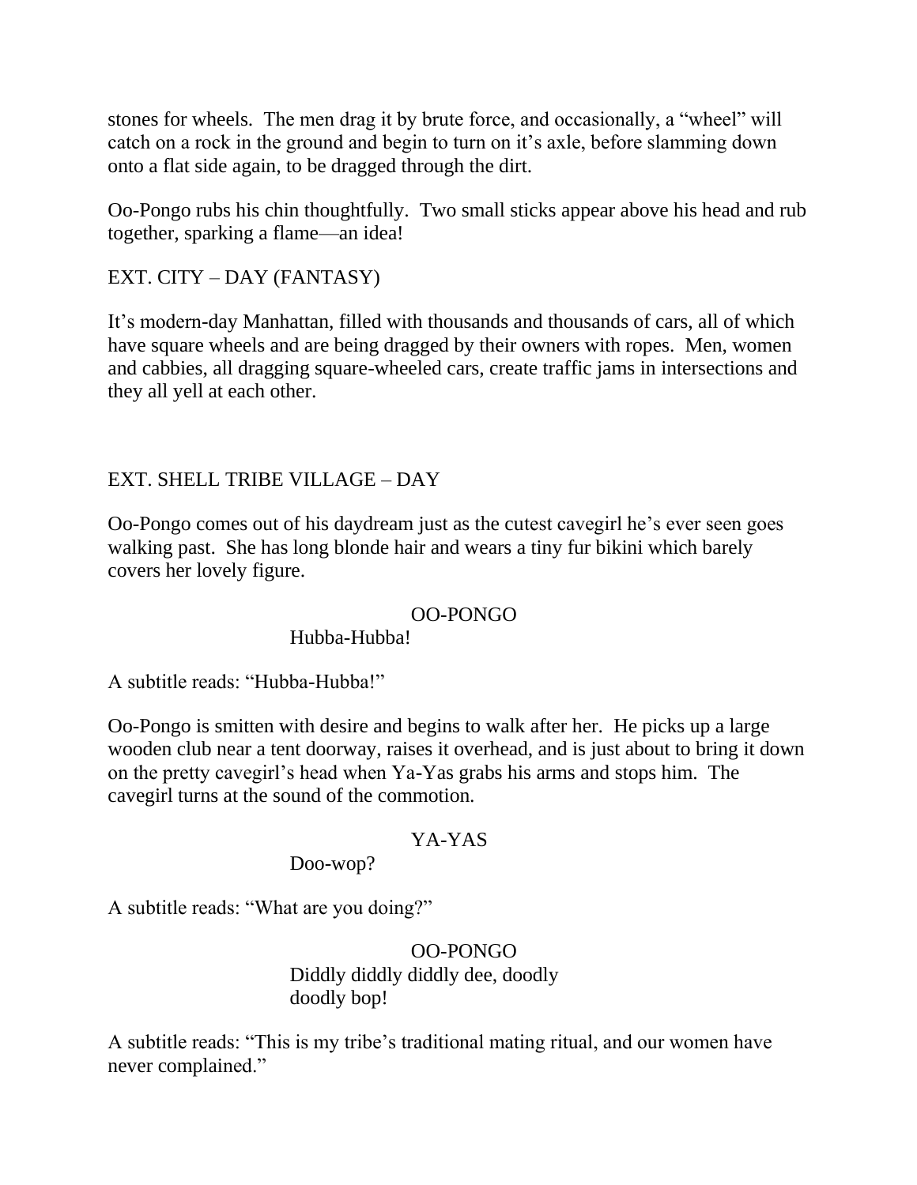stones for wheels. The men drag it by brute force, and occasionally, a "wheel" will catch on a rock in the ground and begin to turn on it's axle, before slamming down onto a flat side again, to be dragged through the dirt.

Oo-Pongo rubs his chin thoughtfully. Two small sticks appear above his head and rub together, sparking a flame—an idea!

EXT. CITY – DAY (FANTASY)

It's modern-day Manhattan, filled with thousands and thousands of cars, all of which have square wheels and are being dragged by their owners with ropes. Men, women and cabbies, all dragging square-wheeled cars, create traffic jams in intersections and they all yell at each other.

EXT. SHELL TRIBE VILLAGE – DAY

Oo-Pongo comes out of his daydream just as the cutest cavegirl he's ever seen goes walking past. She has long blonde hair and wears a tiny fur bikini which barely covers her lovely figure.

OO-PONGO
Hubba-Hubba!

A subtitle reads: "Hubba-Hubba!"

Oo-Pongo is smitten with desire and begins to walk after her. He picks up a large wooden club near a tent doorway, raises it overhead, and is just about to bring it down on the pretty cavegirl's head when Ya-Yas grabs his arms and stops him. The cavegirl turns at the sound of the commotion.

YA-YAS
Doo-wop?

A subtitle reads: "What are you doing?"

OO-PONGO
Diddly diddly diddly dee, doodly doodly bop!

A subtitle reads: "This is my tribe's traditional mating ritual, and our women have never complained."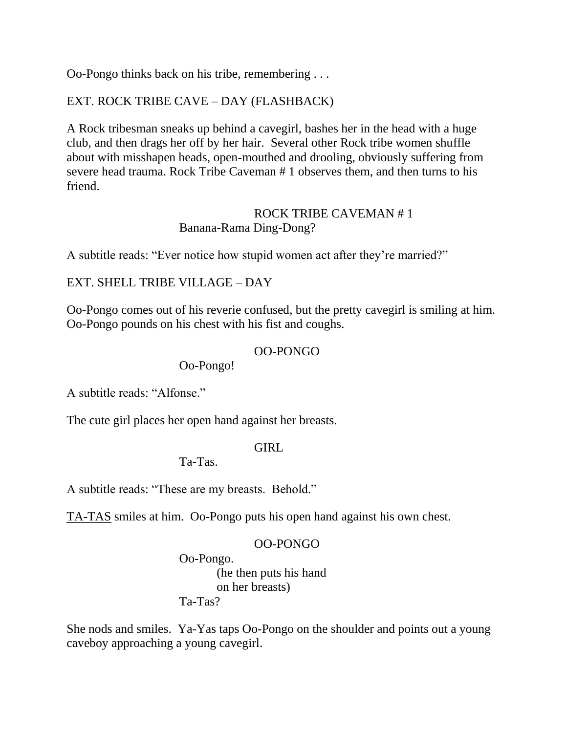Oo-Pongo thinks back on his tribe, remembering . . .

EXT. ROCK TRIBE CAVE – DAY (FLASHBACK)

A Rock tribesman sneaks up behind a cavegirl, bashes her in the head with a huge club, and then drags her off by her hair. Several other Rock tribe women shuffle about with misshapen heads, open-mouthed and drooling, obviously suffering from severe head trauma. Rock Tribe Caveman # 1 observes them, and then turns to his friend.

ROCK TRIBE CAVEMAN # 1

Banana-Rama Ding-Dong?

A subtitle reads: "Ever notice how stupid women act after they're married?"

EXT. SHELL TRIBE VILLAGE – DAY

Oo-Pongo comes out of his reverie confused, but the pretty cavegirl is smiling at him. Oo-Pongo pounds on his chest with his fist and coughs.

OO-PONGO

Oo-Pongo!

A subtitle reads: "Alfonse."

The cute girl places her open hand against her breasts.

GIRL

Ta-Tas.

A subtitle reads: "These are my breasts. Behold."

<u>TA-TAS</u> smiles at him. Oo-Pongo puts his open hand against his own chest.

OO-PONGO

Oo-Pongo.

(he then puts his hand on her breasts)

Ta-Tas?

She nods and smiles. Ya-Yas taps Oo-Pongo on the shoulder and points out a young caveboy approaching a young cavegirl.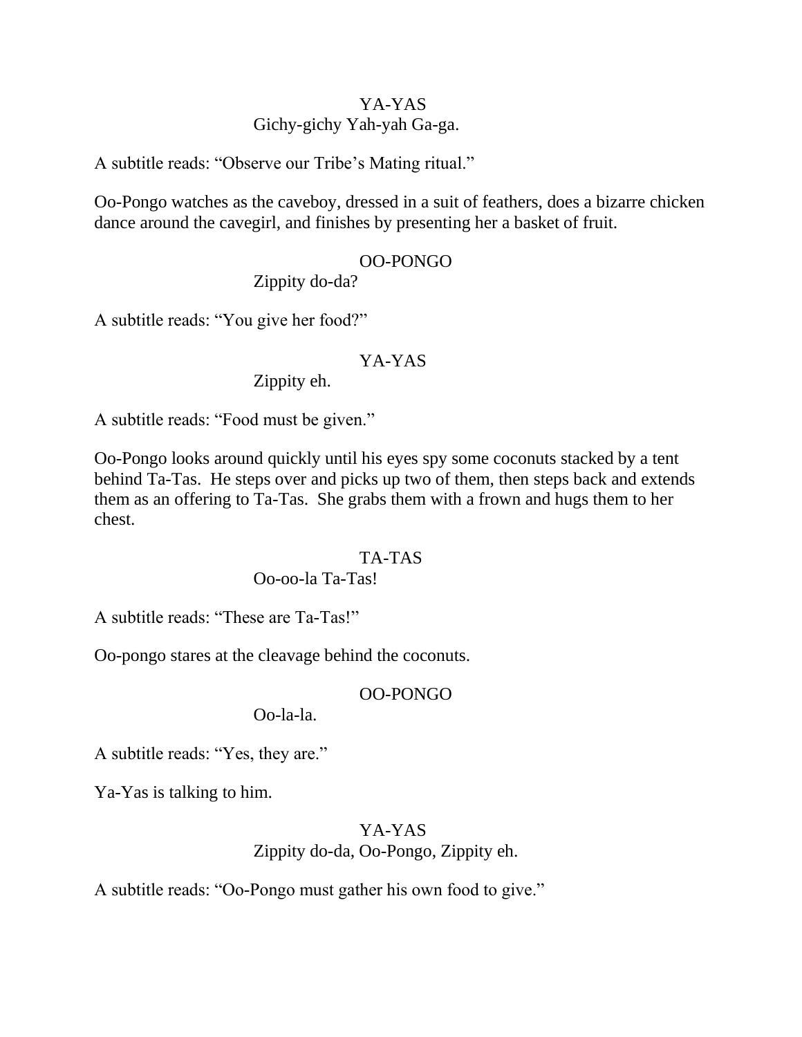YA-YAS

Gichy-gichy Yah-yah Ga-ga.

A subtitle reads: “Observe our Tribe’s Mating ritual.”

Oo-Pongo watches as the caveboy, dressed in a suit of feathers, does a bizarre chicken dance around the cavegirl, and finishes by presenting her a basket of fruit.

OO-PONGO

Zippity do-da?

A subtitle reads: “You give her food?”

YA-YAS

Zippity eh.

A subtitle reads: “Food must be given.”

Oo-Pongo looks around quickly until his eyes spy some coconuts stacked by a tent behind Ta-Tas. He steps over and picks up two of them, then steps back and extends them as an offering to Ta-Tas. She grabs them with a frown and hugs them to her chest.

TA-TAS

Oo-oo-la Ta-Tas!

A subtitle reads: “These are Ta-Tas!”

Oo-pongo stares at the cleavage behind the coconuts.

OO-PONGO

Oo-la-la.

A subtitle reads: “Yes, they are.”

Ya-Yas is talking to him.

YA-YAS

Zippity do-da, Oo-Pongo, Zippity eh.

A subtitle reads: “Oo-Pongo must gather his own food to give.”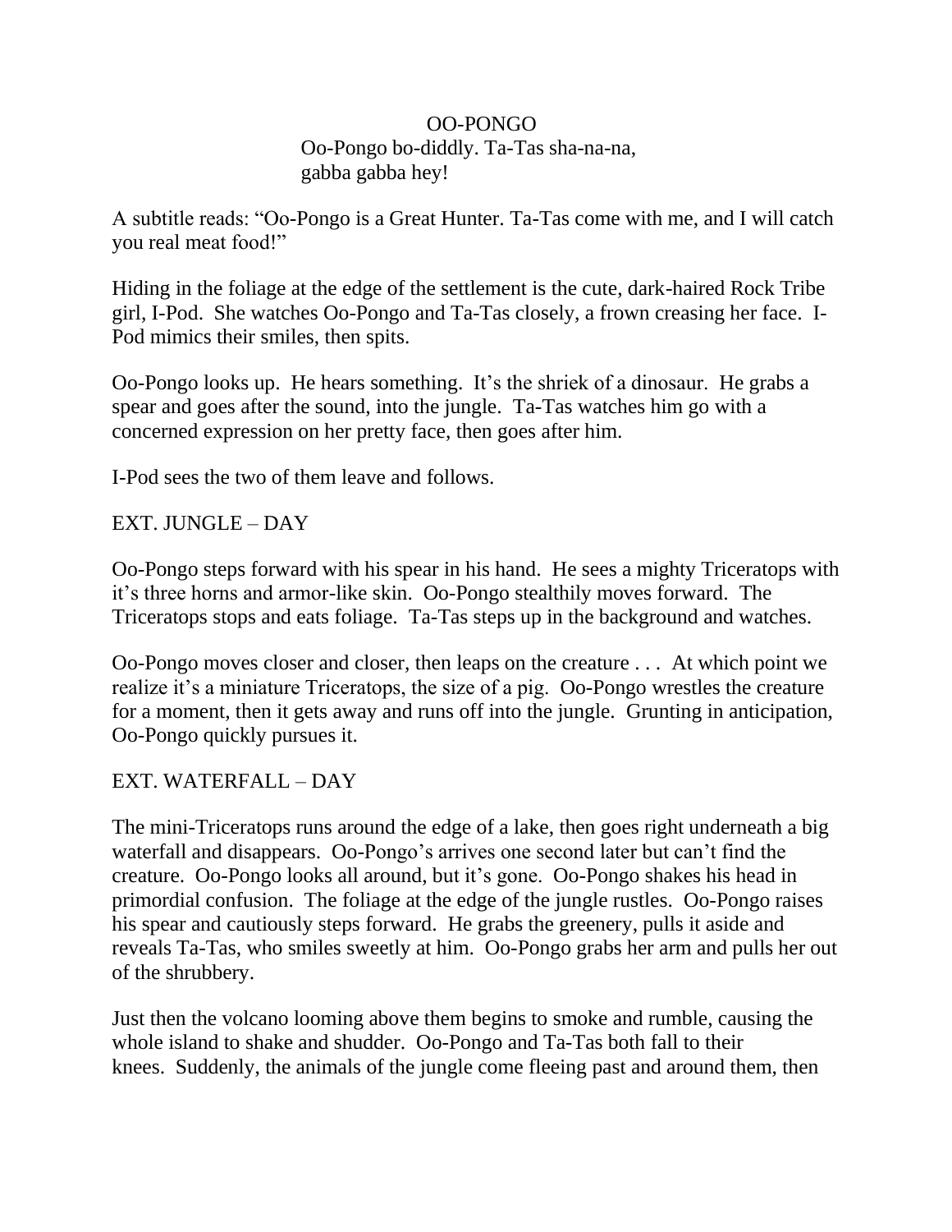OO-PONGO
Oo-Pongo bo-diddly. Ta-Tas sha-na-na, gabba gabba hey!

A subtitle reads: "Oo-Pongo is a Great Hunter. Ta-Tas come with me, and I will catch you real meat food!"

Hiding in the foliage at the edge of the settlement is the cute, dark-haired Rock Tribe girl, I-Pod. She watches Oo-Pongo and Ta-Tas closely, a frown creasing her face. I-Pod mimics their smiles, then spits.

Oo-Pongo looks up. He hears something. It's the shriek of a dinosaur. He grabs a spear and goes after the sound, into the jungle. Ta-Tas watches him go with a concerned expression on her pretty face, then goes after him.

I-Pod sees the two of them leave and follows.

EXT. JUNGLE – DAY

Oo-Pongo steps forward with his spear in his hand. He sees a mighty Triceratops with it's three horns and armor-like skin. Oo-Pongo stealthily moves forward. The Triceratops stops and eats foliage. Ta-Tas steps up in the background and watches.

Oo-Pongo moves closer and closer, then leaps on the creature . . . At which point we realize it's a miniature Triceratops, the size of a pig. Oo-Pongo wrestles the creature for a moment, then it gets away and runs off into the jungle. Grunting in anticipation, Oo-Pongo quickly pursues it.

EXT. WATERFALL – DAY

The mini-Triceratops runs around the edge of a lake, then goes right underneath a big waterfall and disappears. Oo-Pongo's arrives one second later but can't find the creature. Oo-Pongo looks all around, but it's gone. Oo-Pongo shakes his head in primordial confusion. The foliage at the edge of the jungle rustles. Oo-Pongo raises his spear and cautiously steps forward. He grabs the greenery, pulls it aside and reveals Ta-Tas, who smiles sweetly at him. Oo-Pongo grabs her arm and pulls her out of the shrubbery.

Just then the volcano looming above them begins to smoke and rumble, causing the whole island to shake and shudder. Oo-Pongo and Ta-Tas both fall to their knees. Suddenly, the animals of the jungle come fleeing past and around them, then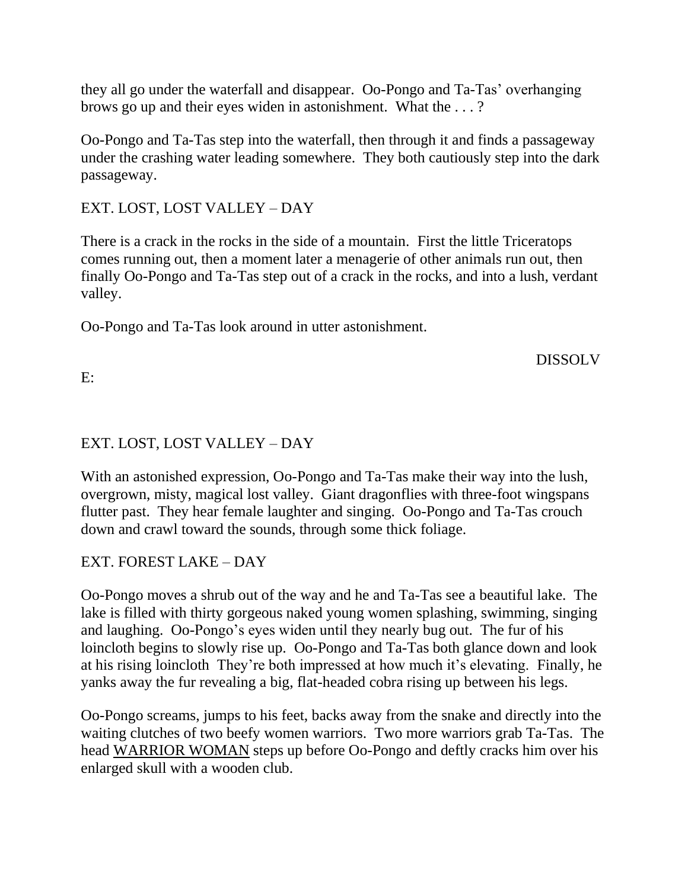they all go under the waterfall and disappear. Oo-Pongo and Ta-Tas' overhanging brows go up and their eyes widen in astonishment. What the . . . ?

Oo-Pongo and Ta-Tas step into the waterfall, then through it and finds a passageway under the crashing water leading somewhere. They both cautiously step into the dark passageway.

EXT. LOST, LOST VALLEY – DAY

There is a crack in the rocks in the side of a mountain. First the little Triceratops comes running out, then a moment later a menagerie of other animals run out, then finally Oo-Pongo and Ta-Tas step out of a crack in the rocks, and into a lush, verdant valley.

Oo-Pongo and Ta-Tas look around in utter astonishment.

DISSOLV

E:

EXT. LOST, LOST VALLEY – DAY

With an astonished expression, Oo-Pongo and Ta-Tas make their way into the lush, overgrown, misty, magical lost valley. Giant dragonflies with three-foot wingspans flutter past. They hear female laughter and singing. Oo-Pongo and Ta-Tas crouch down and crawl toward the sounds, through some thick foliage.

EXT. FOREST LAKE – DAY

Oo-Pongo moves a shrub out of the way and he and Ta-Tas see a beautiful lake. The lake is filled with thirty gorgeous naked young women splashing, swimming, singing and laughing. Oo-Pongo's eyes widen until they nearly bug out. The fur of his loincloth begins to slowly rise up. Oo-Pongo and Ta-Tas both glance down and look at his rising loincloth They're both impressed at how much it's elevating. Finally, he yanks away the fur revealing a big, flat-headed cobra rising up between his legs.

Oo-Pongo screams, jumps to his feet, backs away from the snake and directly into the waiting clutches of two beefy women warriors. Two more warriors grab Ta-Tas. The head <u>WARRIOR WOMAN</u> steps up before Oo-Pongo and deftly cracks him over his enlarged skull with a wooden club.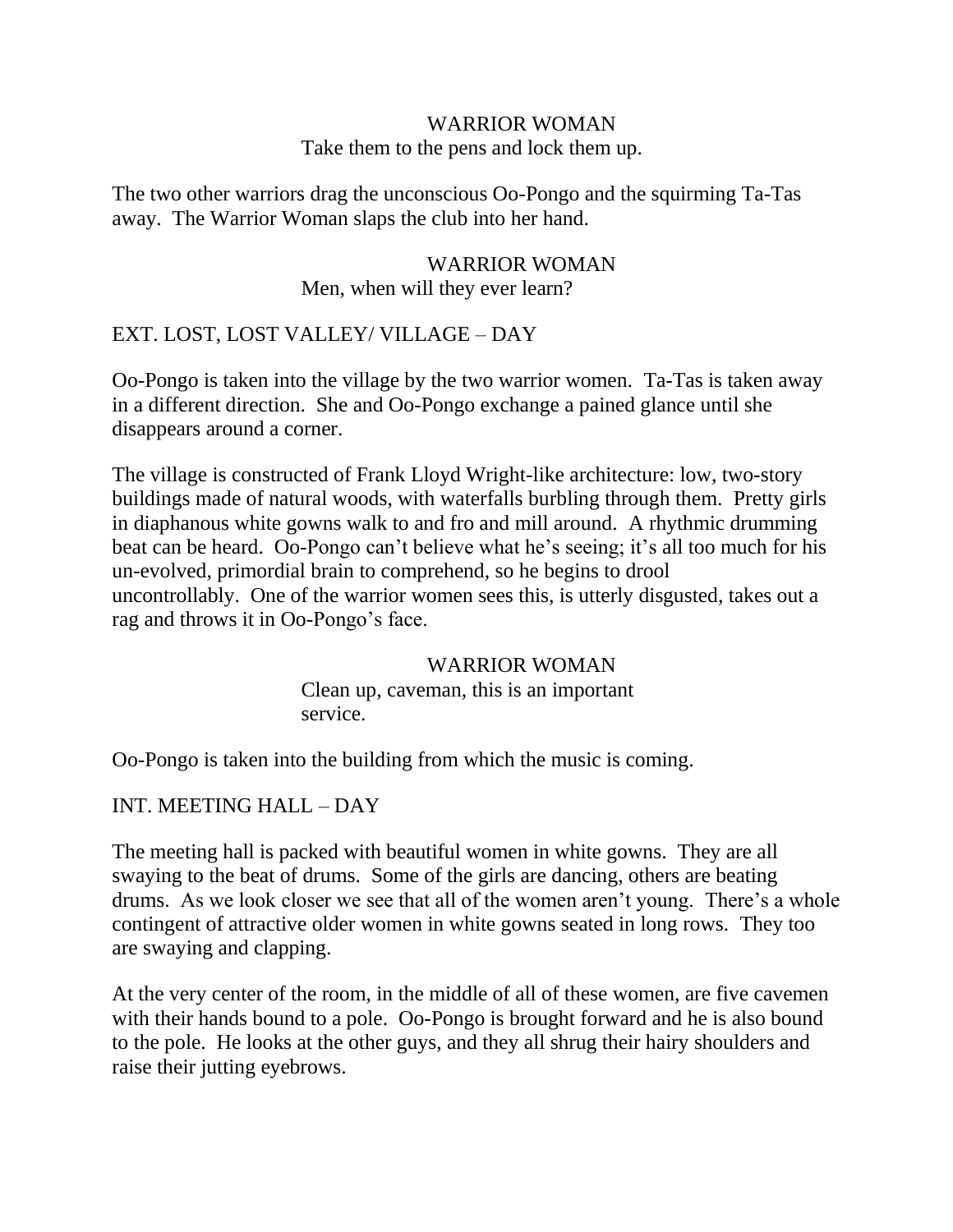WARRIOR WOMAN
Take them to the pens and lock them up.

The two other warriors drag the unconscious Oo-Pongo and the squirming Ta-Tas away. The Warrior Woman slaps the club into her hand.

WARRIOR WOMAN
Men, when will they ever learn?

EXT. LOST, LOST VALLEY/ VILLAGE – DAY

Oo-Pongo is taken into the village by the two warrior women. Ta-Tas is taken away in a different direction. She and Oo-Pongo exchange a pained glance until she disappears around a corner.

The village is constructed of Frank Lloyd Wright-like architecture: low, two-story buildings made of natural woods, with waterfalls burbling through them. Pretty girls in diaphanous white gowns walk to and fro and mill around. A rhythmic drumming beat can be heard. Oo-Pongo can't believe what he's seeing; it's all too much for his un-evolved, primordial brain to comprehend, so he begins to drool uncontrollably. One of the warrior women sees this, is utterly disgusted, takes out a rag and throws it in Oo-Pongo's face.

WARRIOR WOMAN
Clean up, caveman, this is an important service.

Oo-Pongo is taken into the building from which the music is coming.

INT. MEETING HALL – DAY

The meeting hall is packed with beautiful women in white gowns. They are all swaying to the beat of drums. Some of the girls are dancing, others are beating drums. As we look closer we see that all of the women aren't young. There's a whole contingent of attractive older women in white gowns seated in long rows. They too are swaying and clapping.

At the very center of the room, in the middle of all of these women, are five cavemen with their hands bound to a pole. Oo-Pongo is brought forward and he is also bound to the pole. He looks at the other guys, and they all shrug their hairy shoulders and raise their jutting eyebrows.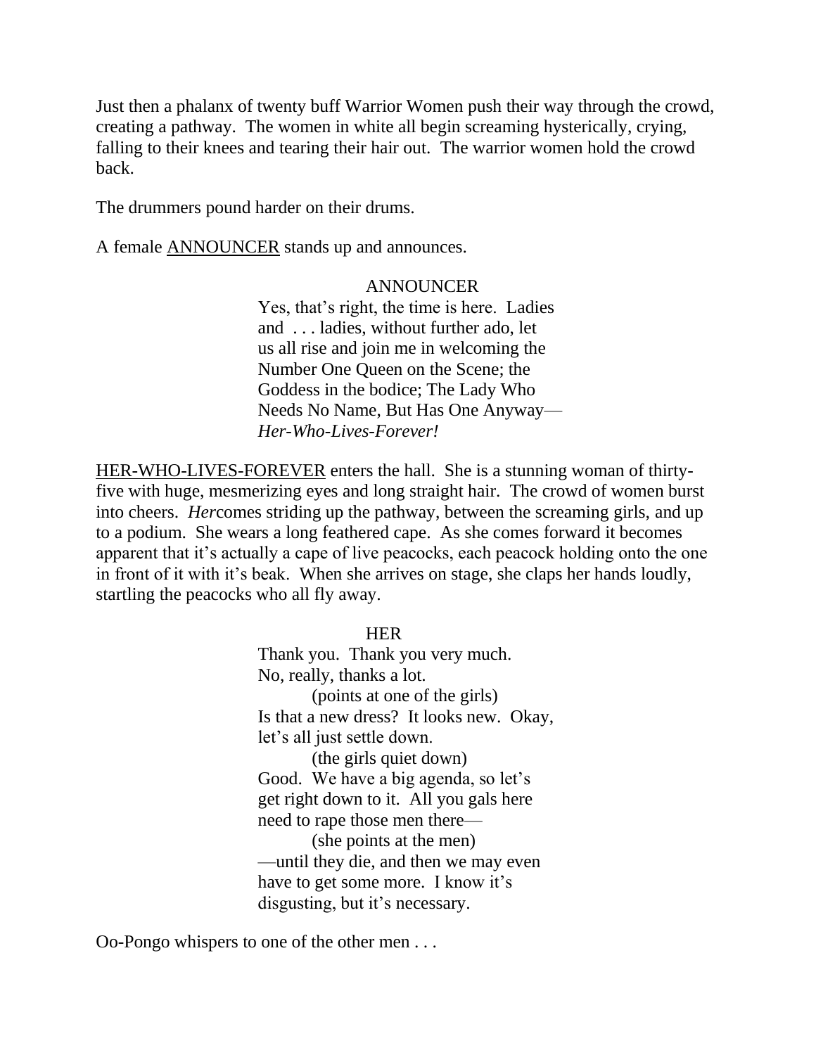Just then a phalanx of twenty buff Warrior Women push their way through the crowd, creating a pathway. The women in white all begin screaming hysterically, crying, falling to their knees and tearing their hair out. The warrior women hold the crowd back.

The drummers pound harder on their drums.

A female ANNOUNCER stands up and announces.

ANNOUNCER

Yes, that's right, the time is here. Ladies and . . . ladies, without further ado, let us all rise and join me in welcoming the Number One Queen on the Scene; the Goddess in the bodice; The Lady Who Needs No Name, But Has One Anyway—*Her-Who-Lives-Forever!*

HER-WHO-LIVES-FOREVER enters the hall. She is a stunning woman of thirty-five with huge, mesmerizing eyes and long straight hair. The crowd of women burst into cheers. *Her*comes striding up the pathway, between the screaming girls, and up to a podium. She wears a long feathered cape. As she comes forward it becomes apparent that it's actually a cape of live peacocks, each peacock holding onto the one in front of it with it's beak. When she arrives on stage, she claps her hands loudly, startling the peacocks who all fly away.

HER

Thank you. Thank you very much. No, really, thanks a lot.

(points at one of the girls)

Is that a new dress? It looks new. Okay, let's all just settle down.

(the girls quiet down)

Good. We have a big agenda, so let's get right down to it. All you gals here need to rape those men there—

(she points at the men)

—until they die, and then we may even have to get some more. I know it's disgusting, but it's necessary.

Oo-Pongo whispers to one of the other men . . .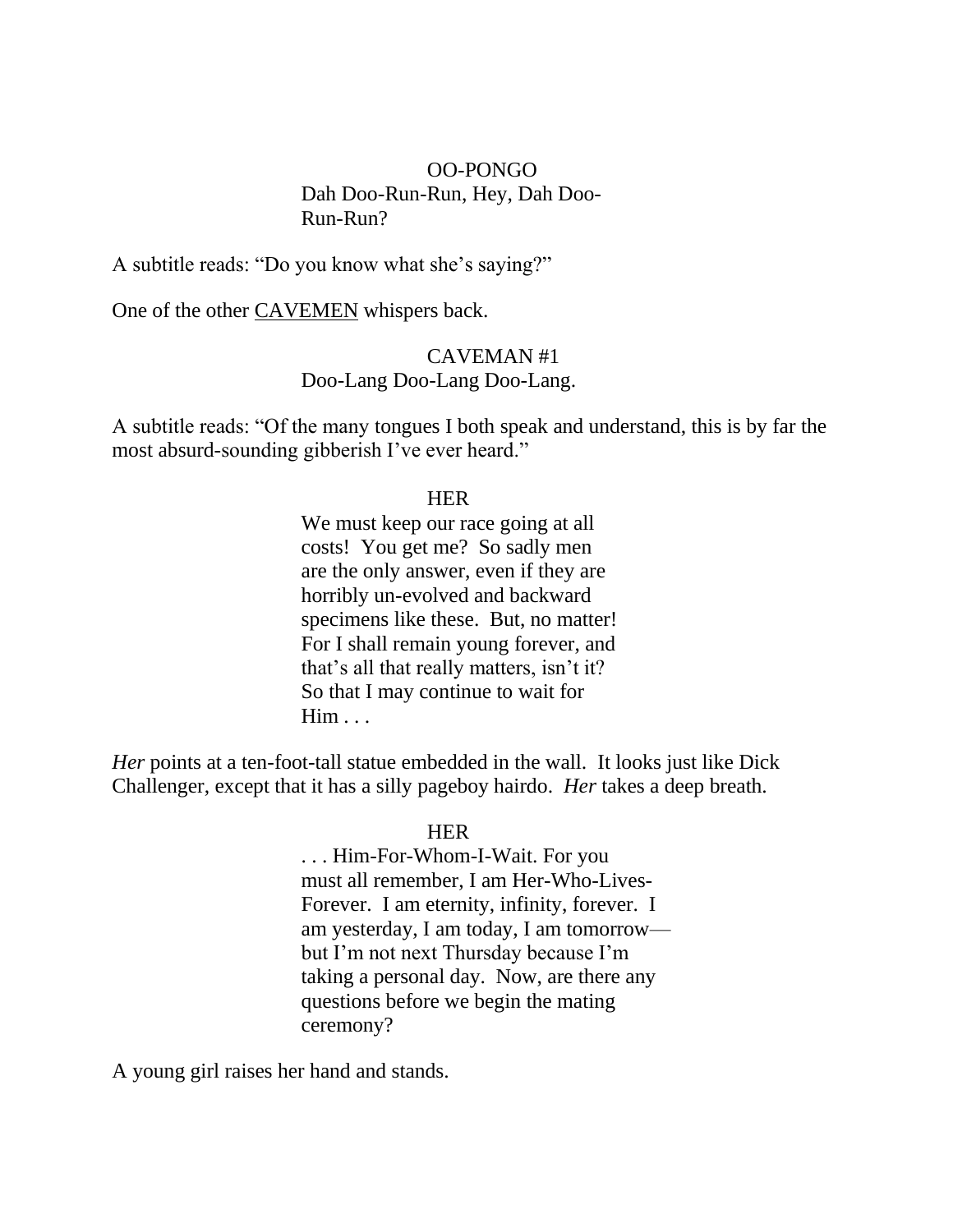OO-PONGO

Dah Doo-Run-Run, Hey, Dah Doo-Run-Run?

A subtitle reads: “Do you know what she’s saying?”

One of the other CAVEMEN whispers back.

CAVEMAN #1

Doo-Lang Doo-Lang Doo-Lang.

A subtitle reads: “Of the many tongues I both speak and understand, this is by far the most absurd-sounding gibberish I’ve ever heard.”

HER

We must keep our race going at all costs! You get me? So sadly men are the only answer, even if they are horribly un-evolved and backward specimens like these. But, no matter! For I shall remain young forever, and that’s all that really matters, isn’t it? So that I may continue to wait for Him . . .

*Her* points at a ten-foot-tall statue embedded in the wall. It looks just like Dick Challenger, except that it has a silly pageboy hairdo. *Her* takes a deep breath.

HER

. . . Him-For-Whom-I-Wait. For you must all remember, I am Her-Who-Lives-Forever. I am eternity, infinity, forever. I am yesterday, I am today, I am tomorrow—but I’m not next Thursday because I’m taking a personal day. Now, are there any questions before we begin the mating ceremony?

A young girl raises her hand and stands.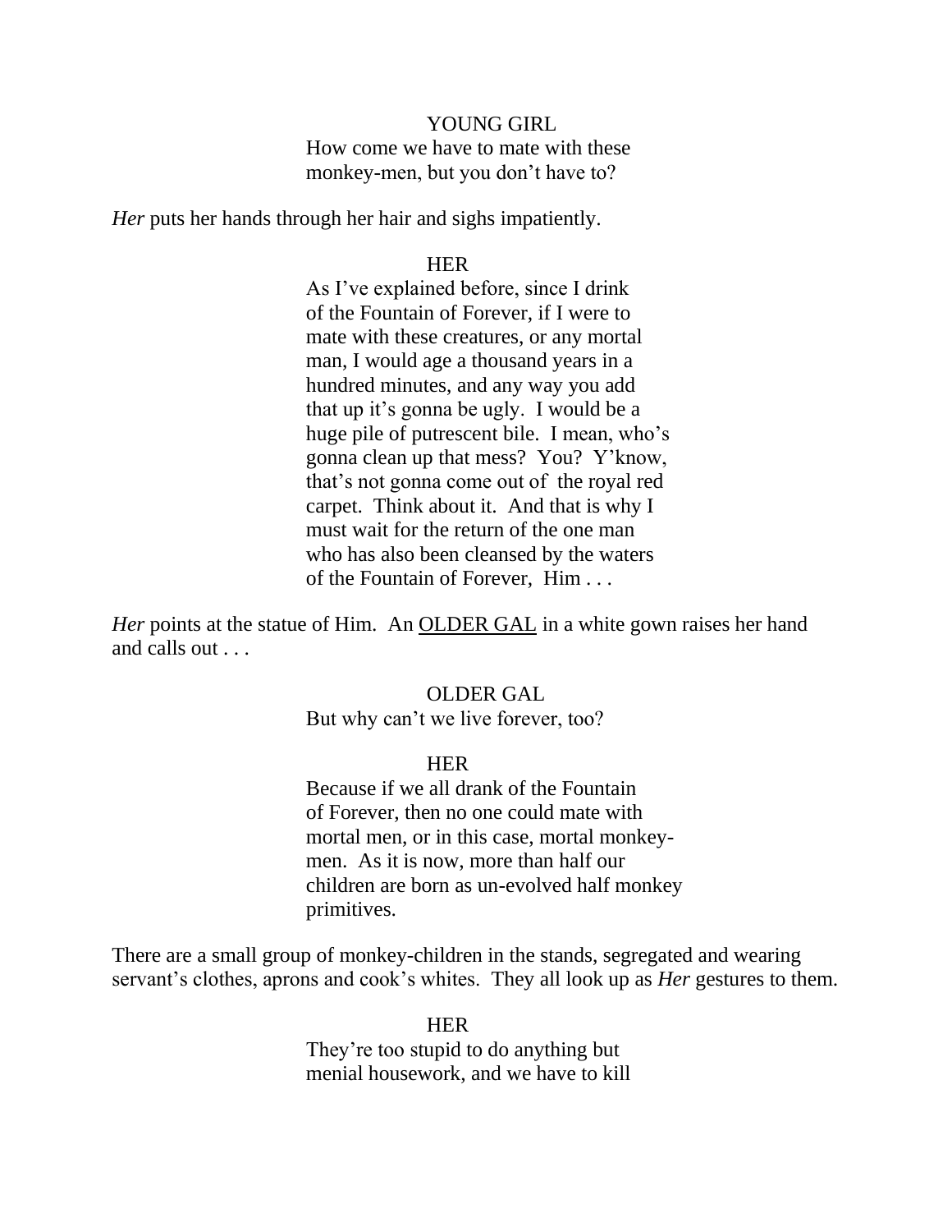YOUNG GIRL

How come we have to mate with these monkey-men, but you don't have to?

*Her* puts her hands through her hair and sighs impatiently.

HER

As I've explained before, since I drink of the Fountain of Forever, if I were to mate with these creatures, or any mortal man, I would age a thousand years in a hundred minutes, and any way you add that up it's gonna be ugly. I would be a huge pile of putrescent bile. I mean, who's gonna clean up that mess? You? Y'know, that's not gonna come out of the royal red carpet. Think about it. And that is why I must wait for the return of the one man who has also been cleansed by the waters of the Fountain of Forever, Him . . .

*Her* points at the statue of Him. An <u>OLDER GAL</u> in a white gown raises her hand and calls out . . .

OLDER GAL

But why can't we live forever, too?

HER

Because if we all drank of the Fountain of Forever, then no one could mate with mortal men, or in this case, mortal monkey-men. As it is now, more than half our children are born as un-evolved half monkey primitives.

There are a small group of monkey-children in the stands, segregated and wearing servant's clothes, aprons and cook's whites. They all look up as *Her* gestures to them.

HER

They're too stupid to do anything but menial housework, and we have to kill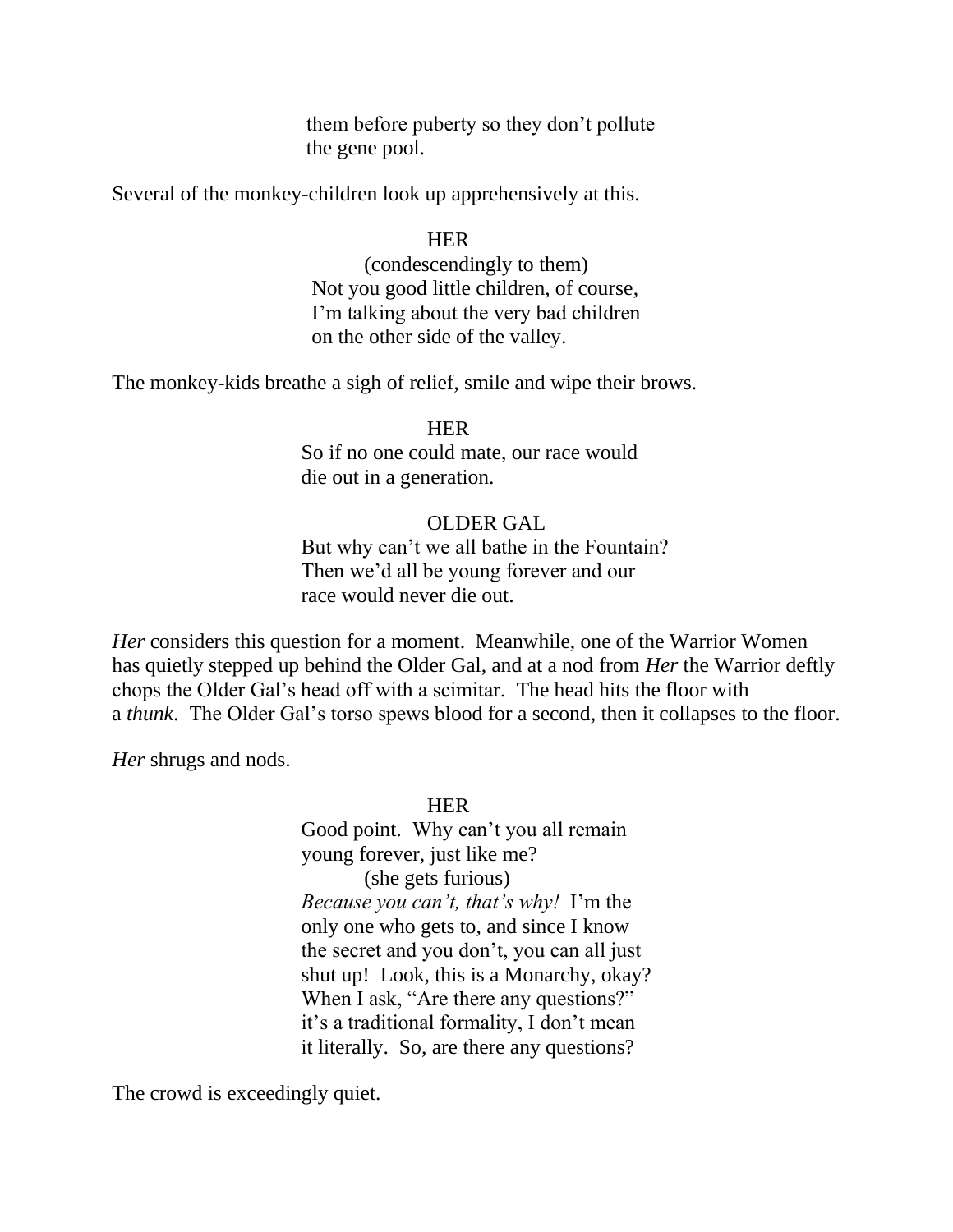them before puberty so they don't pollute the gene pool.

Several of the monkey-children look up apprehensively at this.

HER

(condescendingly to them)

Not you good little children, of course, I'm talking about the very bad children on the other side of the valley.

The monkey-kids breathe a sigh of relief, smile and wipe their brows.

HER

So if no one could mate, our race would die out in a generation.

OLDER GAL

But why can't we all bathe in the Fountain? Then we'd all be young forever and our race would never die out.

*Her* considers this question for a moment. Meanwhile, one of the Warrior Women has quietly stepped up behind the Older Gal, and at a nod from *Her* the Warrior deftly chops the Older Gal's head off with a scimitar. The head hits the floor with a *thunk*. The Older Gal's torso spews blood for a second, then it collapses to the floor.

*Her* shrugs and nods.

HER

Good point. Why can't you all remain young forever, just like me?

(she gets furious)

*Because you can't, that's why!* I'm the only one who gets to, and since I know the secret and you don't, you can all just shut up! Look, this is a Monarchy, okay? When I ask, "Are there any questions?" it's a traditional formality, I don't mean it literally. So, are there any questions?

The crowd is exceedingly quiet.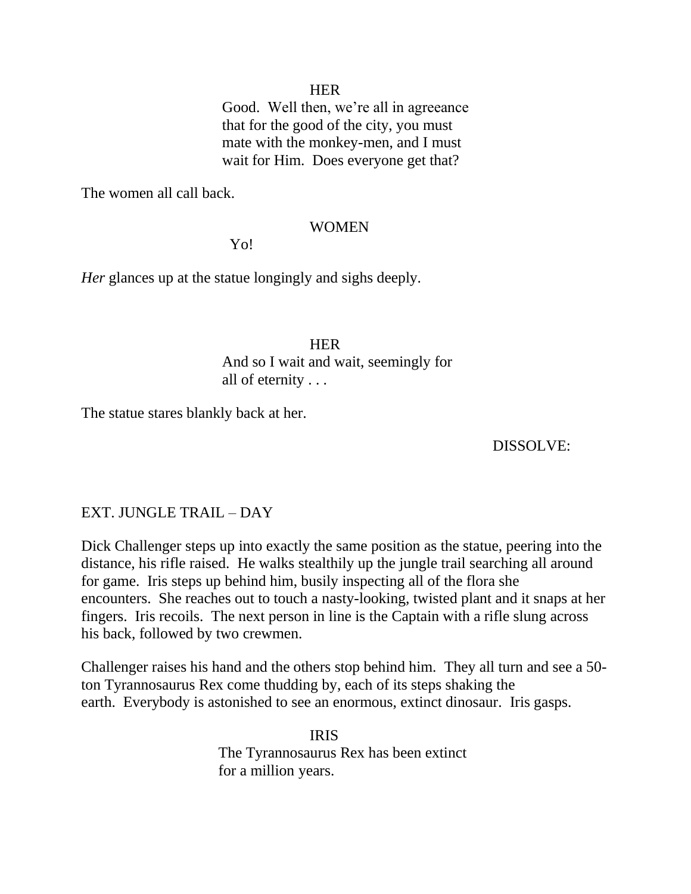HER

Good. Well then, we're all in agreeance that for the good of the city, you must mate with the monkey-men, and I must wait for Him. Does everyone get that?

The women all call back.

WOMEN

Yo!

*Her* glances up at the statue longingly and sighs deeply.

HER

And so I wait and wait, seemingly for all of eternity . . .

The statue stares blankly back at her.

DISSOLVE:

EXT. JUNGLE TRAIL – DAY

Dick Challenger steps up into exactly the same position as the statue, peering into the distance, his rifle raised. He walks stealthily up the jungle trail searching all around for game. Iris steps up behind him, busily inspecting all of the flora she encounters. She reaches out to touch a nasty-looking, twisted plant and it snaps at her fingers. Iris recoils. The next person in line is the Captain with a rifle slung across his back, followed by two crewmen.

Challenger raises his hand and the others stop behind him. They all turn and see a 50-ton Tyrannosaurus Rex come thudding by, each of its steps shaking the earth. Everybody is astonished to see an enormous, extinct dinosaur. Iris gasps.

IRIS

The Tyrannosaurus Rex has been extinct for a million years.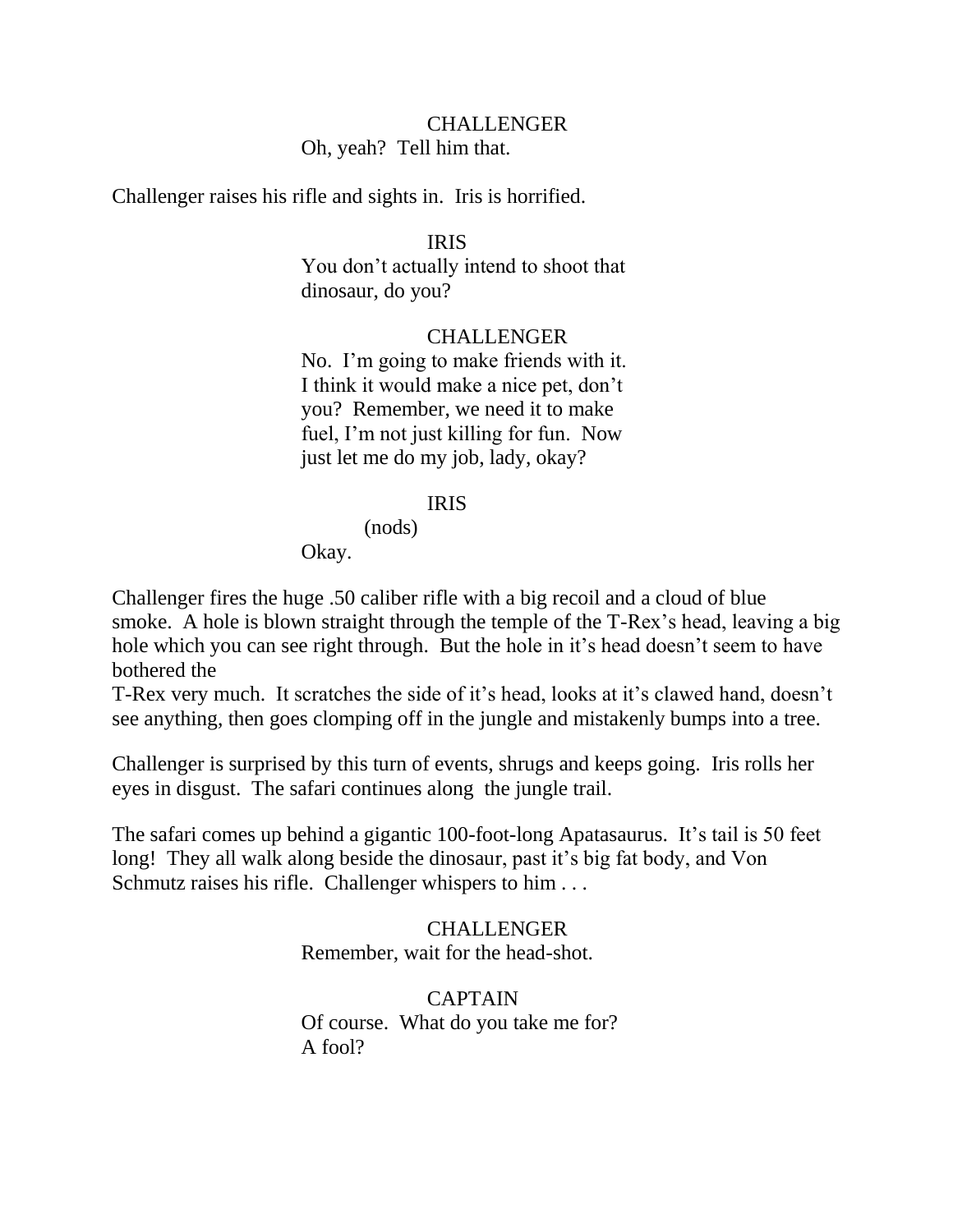CHALLENGER
Oh, yeah?  Tell him that.

Challenger raises his rifle and sights in.  Iris is horrified.

IRIS
You don't actually intend to shoot that dinosaur, do you?

CHALLENGER
No.  I'm going to make friends with it. I think it would make a nice pet, don't you?  Remember, we need it to make fuel, I'm not just killing for fun.  Now just let me do my job, lady, okay?

IRIS
(nods)
Okay.

Challenger fires the huge .50 caliber rifle with a big recoil and a cloud of blue smoke.  A hole is blown straight through the temple of the T-Rex's head, leaving a big hole which you can see right through.  But the hole in it's head doesn't seem to have bothered the
T-Rex very much.  It scratches the side of it's head, looks at it's clawed hand, doesn't see anything, then goes clomping off in the jungle and mistakenly bumps into a tree.

Challenger is surprised by this turn of events, shrugs and keeps going.  Iris rolls her eyes in disgust.  The safari continues along  the jungle trail.

The safari comes up behind a gigantic 100-foot-long Apatasaurus.  It's tail is 50 feet long!  They all walk along beside the dinosaur, past it's big fat body, and Von Schmutz raises his rifle.  Challenger whispers to him . . .

CHALLENGER
Remember, wait for the head-shot.

CAPTAIN
Of course.  What do you take me for? A fool?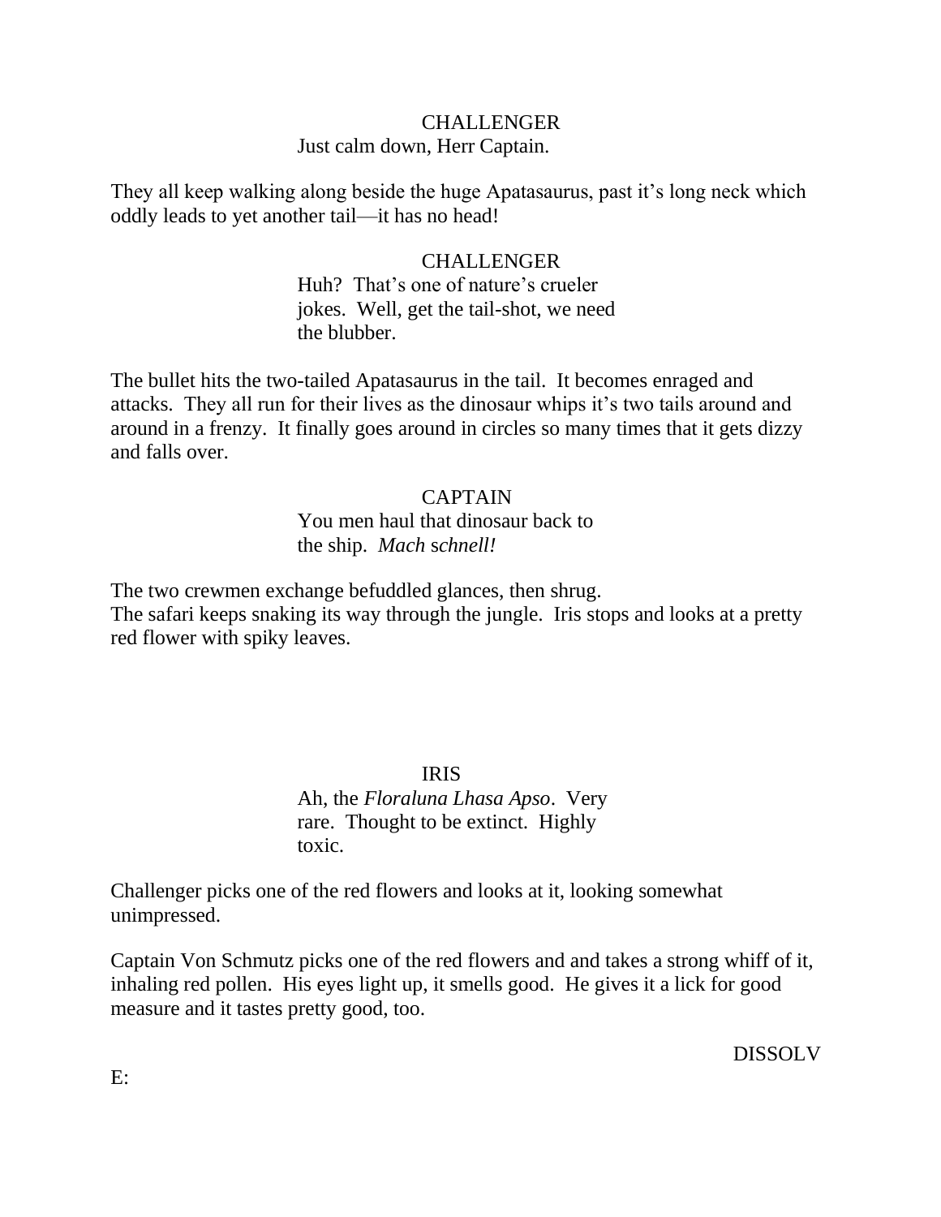CHALLENGER
Just calm down, Herr Captain.

They all keep walking along beside the huge Apatasaurus, past it's long neck which oddly leads to yet another tail—it has no head!

CHALLENGER
Huh? That's one of nature's crueler jokes. Well, get the tail-shot, we need the blubber.

The bullet hits the two-tailed Apatasaurus in the tail. It becomes enraged and attacks. They all run for their lives as the dinosaur whips it's two tails around and around in a frenzy. It finally goes around in circles so many times that it gets dizzy and falls over.

CAPTAIN
You men haul that dinosaur back to the ship. *Mach schnell!*

The two crewmen exchange befuddled glances, then shrug.
The safari keeps snaking its way through the jungle. Iris stops and looks at a pretty red flower with spiky leaves.

IRIS
Ah, the *Floraluna Lhasa Apso*. Very rare. Thought to be extinct. Highly toxic.

Challenger picks one of the red flowers and looks at it, looking somewhat unimpressed.

Captain Von Schmutz picks one of the red flowers and and takes a strong whiff of it, inhaling red pollen. His eyes light up, it smells good. He gives it a lick for good measure and it tastes pretty good, too.

DISSOLV

E: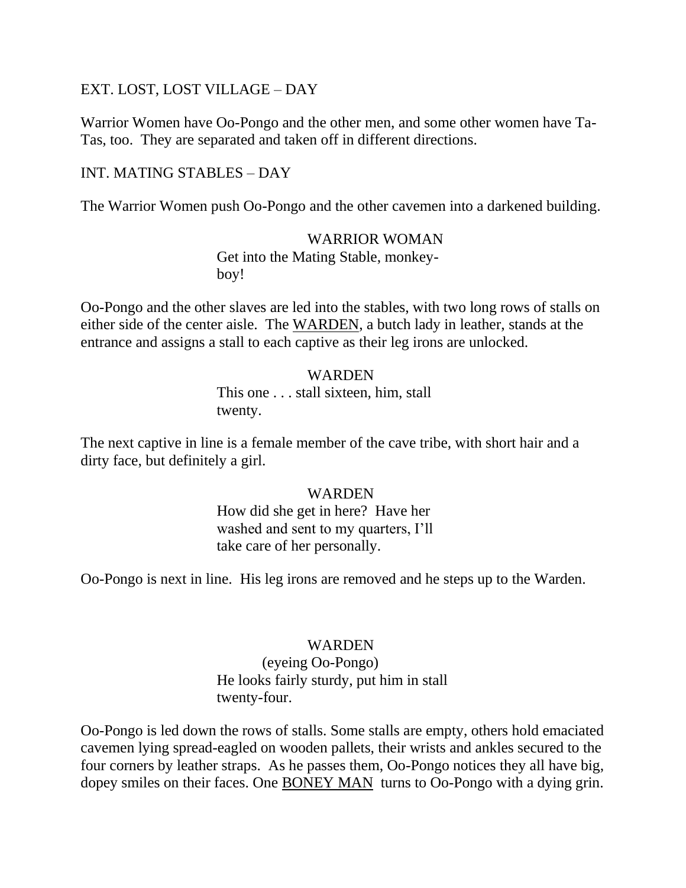EXT. LOST, LOST VILLAGE – DAY

Warrior Women have Oo-Pongo and the other men, and some other women have Ta-Tas, too. They are separated and taken off in different directions.

INT. MATING STABLES – DAY

The Warrior Women push Oo-Pongo and the other cavemen into a darkened building.

WARRIOR WOMAN
Get into the Mating Stable, monkey-boy!

Oo-Pongo and the other slaves are led into the stables, with two long rows of stalls on either side of the center aisle. The <u>WARDEN</u>, a butch lady in leather, stands at the entrance and assigns a stall to each captive as their leg irons are unlocked.

WARDEN
This one . . . stall sixteen, him, stall twenty.

The next captive in line is a female member of the cave tribe, with short hair and a dirty face, but definitely a girl.

WARDEN
How did she get in here? Have her washed and sent to my quarters, I'll take care of her personally.

Oo-Pongo is next in line. His leg irons are removed and he steps up to the Warden.

WARDEN
(eyeing Oo-Pongo)
He looks fairly sturdy, put him in stall twenty-four.

Oo-Pongo is led down the rows of stalls. Some stalls are empty, others hold emaciated cavemen lying spread-eagled on wooden pallets, their wrists and ankles secured to the four corners by leather straps. As he passes them, Oo-Pongo notices they all have big, dopey smiles on their faces. One <u>BONEY MAN</u> turns to Oo-Pongo with a dying grin.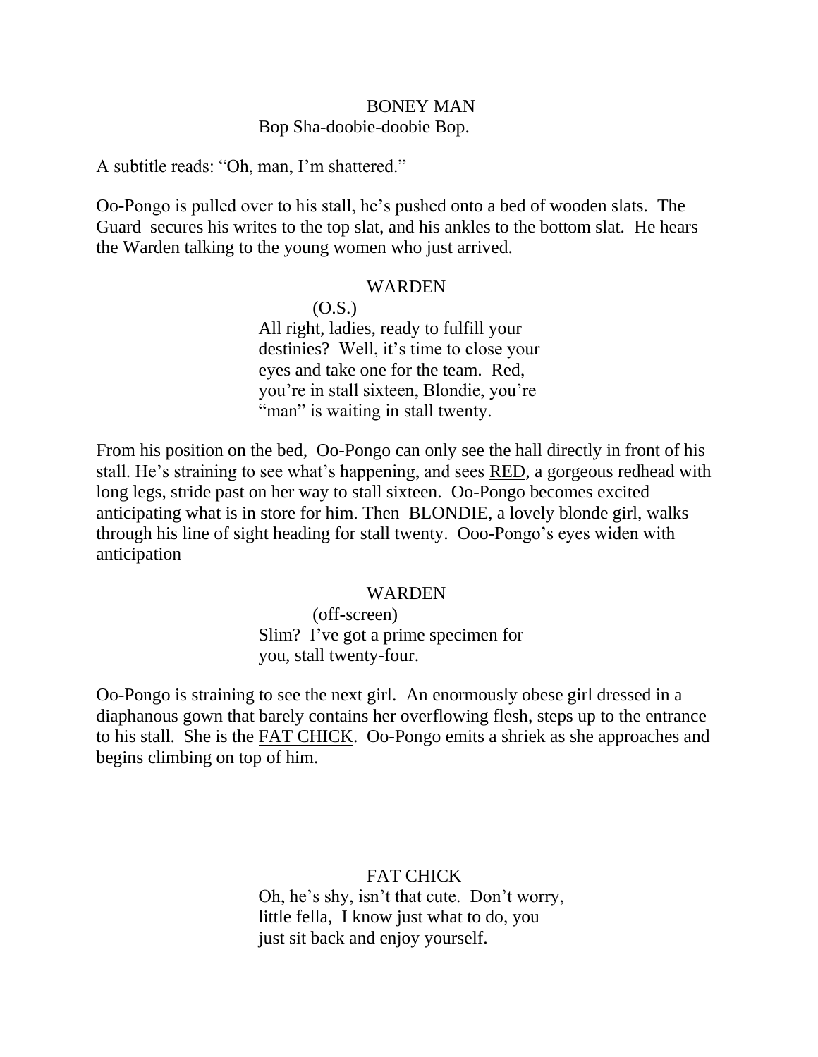BONEY MAN
Bop Sha-doobie-doobie Bop.

A subtitle reads: "Oh, man, I'm shattered."

Oo-Pongo is pulled over to his stall, he's pushed onto a bed of wooden slats. The Guard secures his writes to the top slat, and his ankles to the bottom slat. He hears the Warden talking to the young women who just arrived.

WARDEN
(O.S.)
All right, ladies, ready to fulfill your destinies? Well, it's time to close your eyes and take one for the team. Red, you're in stall sixteen, Blondie, you're "man" is waiting in stall twenty.

From his position on the bed, Oo-Pongo can only see the hall directly in front of his stall. He's straining to see what's happening, and sees <u>RED</u>, a gorgeous redhead with long legs, stride past on her way to stall sixteen. Oo-Pongo becomes excited anticipating what is in store for him. Then <u>BLONDIE</u>, a lovely blonde girl, walks through his line of sight heading for stall twenty. Ooo-Pongo's eyes widen with anticipation

WARDEN
(off-screen)
Slim? I've got a prime specimen for you, stall twenty-four.

Oo-Pongo is straining to see the next girl. An enormously obese girl dressed in a diaphanous gown that barely contains her overflowing flesh, steps up to the entrance to his stall. She is the <u>FAT CHICK</u>. Oo-Pongo emits a shriek as she approaches and begins climbing on top of him.

FAT CHICK
Oh, he's shy, isn't that cute. Don't worry, little fella, I know just what to do, you just sit back and enjoy yourself.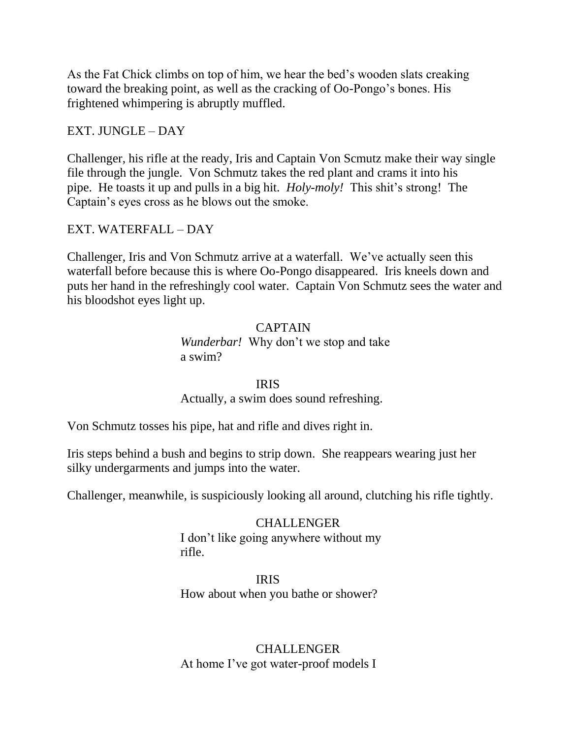As the Fat Chick climbs on top of him, we hear the bed's wooden slats creaking toward the breaking point, as well as the cracking of Oo-Pongo's bones. His frightened whimpering is abruptly muffled.

EXT. JUNGLE – DAY

Challenger, his rifle at the ready, Iris and Captain Von Scmutz make their way single file through the jungle. Von Schmutz takes the red plant and crams it into his pipe. He toasts it up and pulls in a big hit. *Holy-moly!* This shit's strong! The Captain's eyes cross as he blows out the smoke.

EXT. WATERFALL – DAY

Challenger, Iris and Von Schmutz arrive at a waterfall. We've actually seen this waterfall before because this is where Oo-Pongo disappeared. Iris kneels down and puts her hand in the refreshingly cool water. Captain Von Schmutz sees the water and his bloodshot eyes light up.

CAPTAIN
*Wunderbar!* Why don't we stop and take a swim?

IRIS
Actually, a swim does sound refreshing.

Von Schmutz tosses his pipe, hat and rifle and dives right in.

Iris steps behind a bush and begins to strip down. She reappears wearing just her silky undergarments and jumps into the water.

Challenger, meanwhile, is suspiciously looking all around, clutching his rifle tightly.

CHALLENGER
I don't like going anywhere without my rifle.

IRIS
How about when you bathe or shower?

CHALLENGER
At home I've got water-proof models I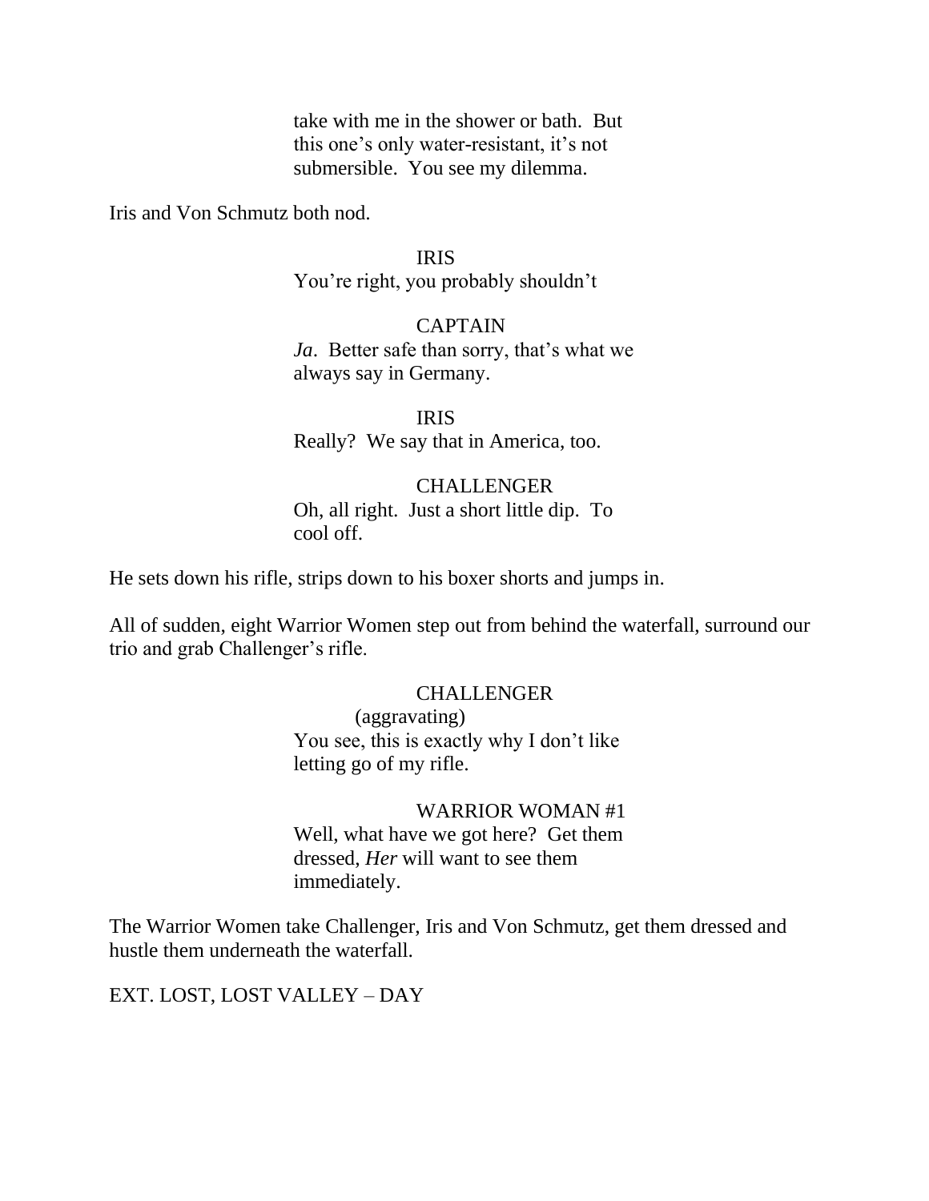take with me in the shower or bath. But this one's only water-resistant, it's not submersible. You see my dilemma.

Iris and Von Schmutz both nod.

IRIS

You're right, you probably shouldn't

CAPTAIN

*Ja*. Better safe than sorry, that's what we always say in Germany.

IRIS

Really? We say that in America, too.

CHALLENGER

Oh, all right. Just a short little dip. To cool off.

He sets down his rifle, strips down to his boxer shorts and jumps in.

All of sudden, eight Warrior Women step out from behind the waterfall, surround our trio and grab Challenger's rifle.

CHALLENGER

(aggravating)

You see, this is exactly why I don't like letting go of my rifle.

WARRIOR WOMAN #1

Well, what have we got here? Get them dressed, *Her* will want to see them immediately.

The Warrior Women take Challenger, Iris and Von Schmutz, get them dressed and hustle them underneath the waterfall.

EXT. LOST, LOST VALLEY – DAY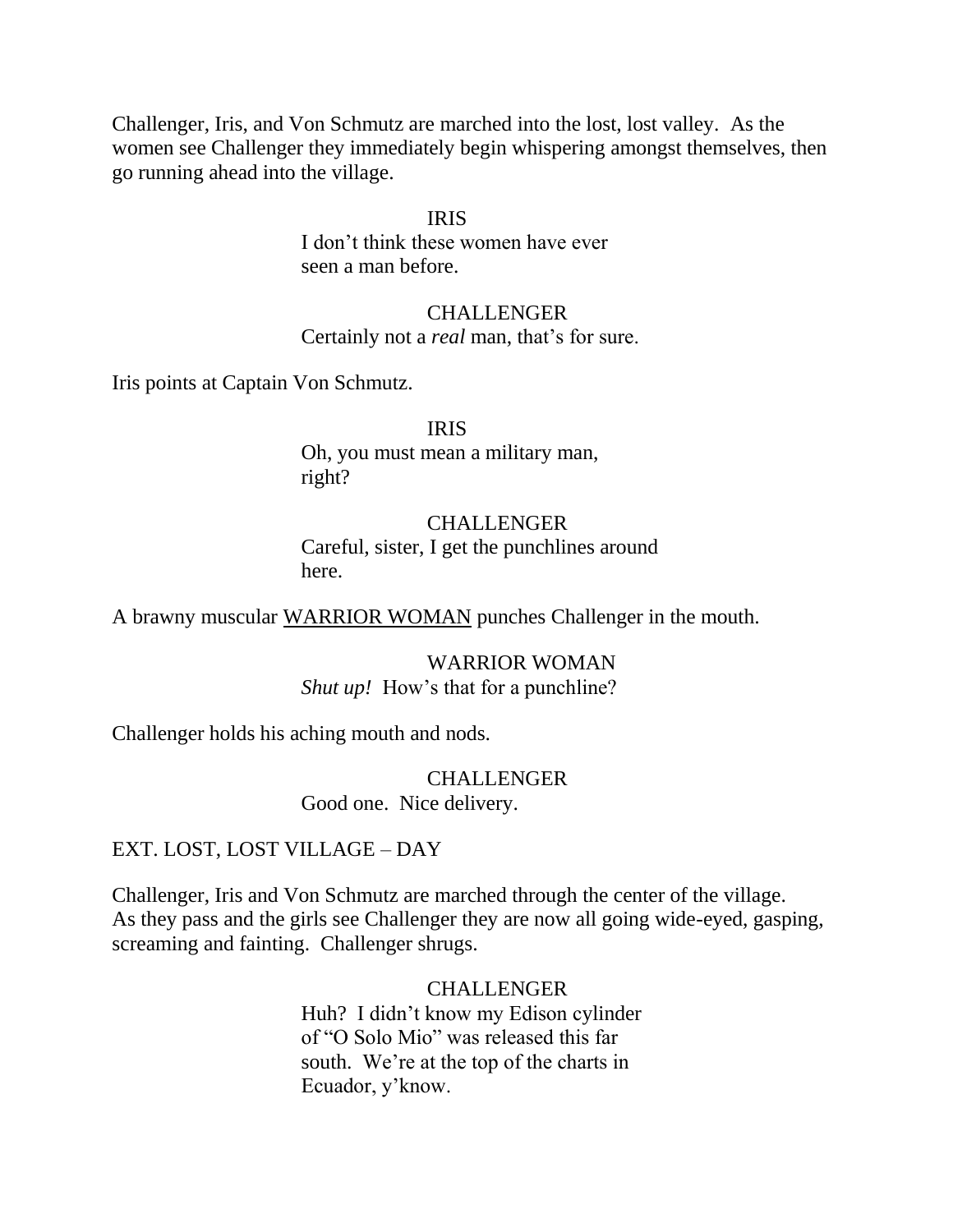Challenger, Iris, and Von Schmutz are marched into the lost, lost valley. As the women see Challenger they immediately begin whispering amongst themselves, then go running ahead into the village.

IRIS
I don't think these women have ever seen a man before.

CHALLENGER
Certainly not a *real* man, that's for sure.

Iris points at Captain Von Schmutz.

IRIS
Oh, you must mean a military man, right?

CHALLENGER
Careful, sister, I get the punchlines around here.

A brawny muscular <u>WARRIOR WOMAN</u> punches Challenger in the mouth.

WARRIOR WOMAN
*Shut up!* How's that for a punchline?

Challenger holds his aching mouth and nods.

CHALLENGER
Good one. Nice delivery.

EXT. LOST, LOST VILLAGE – DAY

Challenger, Iris and Von Schmutz are marched through the center of the village. As they pass and the girls see Challenger they are now all going wide-eyed, gasping, screaming and fainting. Challenger shrugs.

CHALLENGER
Huh? I didn't know my Edison cylinder of "O Solo Mio" was released this far south. We're at the top of the charts in Ecuador, y'know.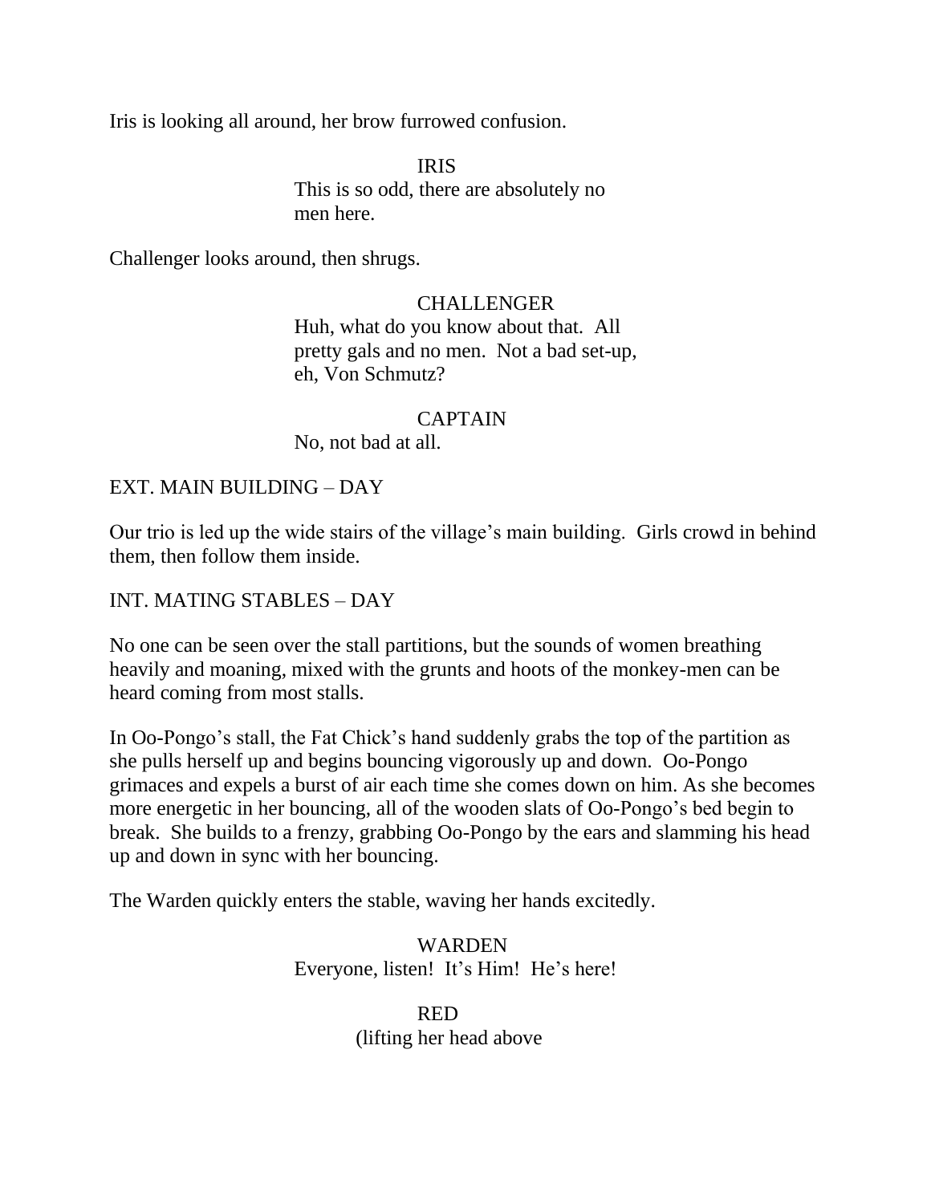Iris is looking all around, her brow furrowed confusion.

IRIS
This is so odd, there are absolutely no men here.

Challenger looks around, then shrugs.

CHALLENGER
Huh, what do you know about that. All pretty gals and no men. Not a bad set-up, eh, Von Schmutz?

CAPTAIN
No, not bad at all.

EXT. MAIN BUILDING – DAY

Our trio is led up the wide stairs of the village's main building. Girls crowd in behind them, then follow them inside.

INT. MATING STABLES – DAY

No one can be seen over the stall partitions, but the sounds of women breathing heavily and moaning, mixed with the grunts and hoots of the monkey-men can be heard coming from most stalls.

In Oo-Pongo's stall, the Fat Chick's hand suddenly grabs the top of the partition as she pulls herself up and begins bouncing vigorously up and down. Oo-Pongo grimaces and expels a burst of air each time she comes down on him. As she becomes more energetic in her bouncing, all of the wooden slats of Oo-Pongo's bed begin to break. She builds to a frenzy, grabbing Oo-Pongo by the ears and slamming his head up and down in sync with her bouncing.

The Warden quickly enters the stable, waving her hands excitedly.

WARDEN
Everyone, listen! It's Him! He's here!

RED
(lifting her head above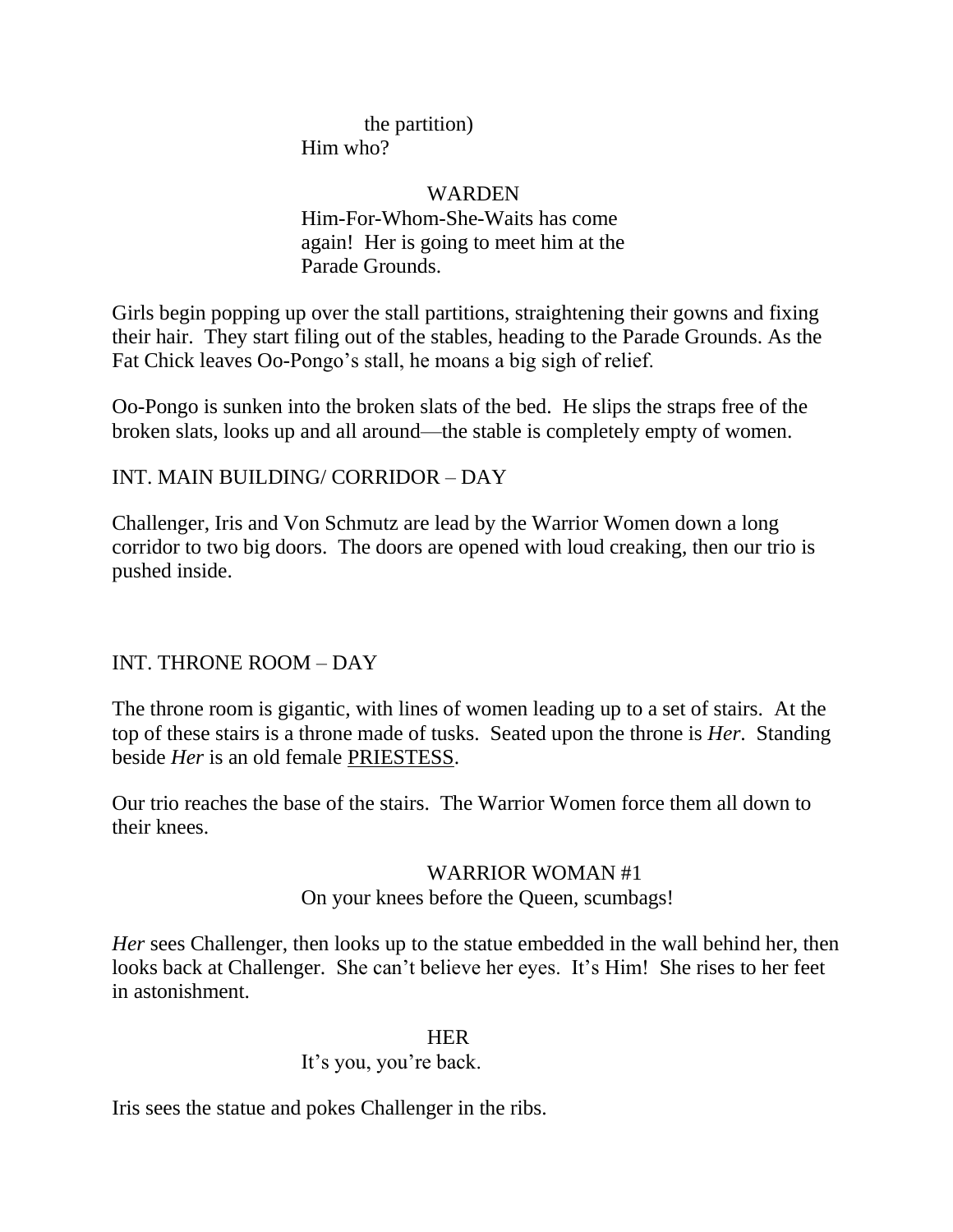the partition)
Him who?

WARDEN
Him-For-Whom-She-Waits has come again! Her is going to meet him at the Parade Grounds.

Girls begin popping up over the stall partitions, straightening their gowns and fixing their hair. They start filing out of the stables, heading to the Parade Grounds. As the Fat Chick leaves Oo-Pongo's stall, he moans a big sigh of relief.

Oo-Pongo is sunken into the broken slats of the bed. He slips the straps free of the broken slats, looks up and all around—the stable is completely empty of women.

INT. MAIN BUILDING/ CORRIDOR – DAY

Challenger, Iris and Von Schmutz are lead by the Warrior Women down a long corridor to two big doors. The doors are opened with loud creaking, then our trio is pushed inside.

INT. THRONE ROOM – DAY

The throne room is gigantic, with lines of women leading up to a set of stairs. At the top of these stairs is a throne made of tusks. Seated upon the throne is *Her*. Standing beside *Her* is an old female PRIESTESS.

Our trio reaches the base of the stairs. The Warrior Women force them all down to their knees.

WARRIOR WOMAN #1
On your knees before the Queen, scumbags!

*Her* sees Challenger, then looks up to the statue embedded in the wall behind her, then looks back at Challenger. She can't believe her eyes. It's Him! She rises to her feet in astonishment.

HER
It's you, you're back.

Iris sees the statue and pokes Challenger in the ribs.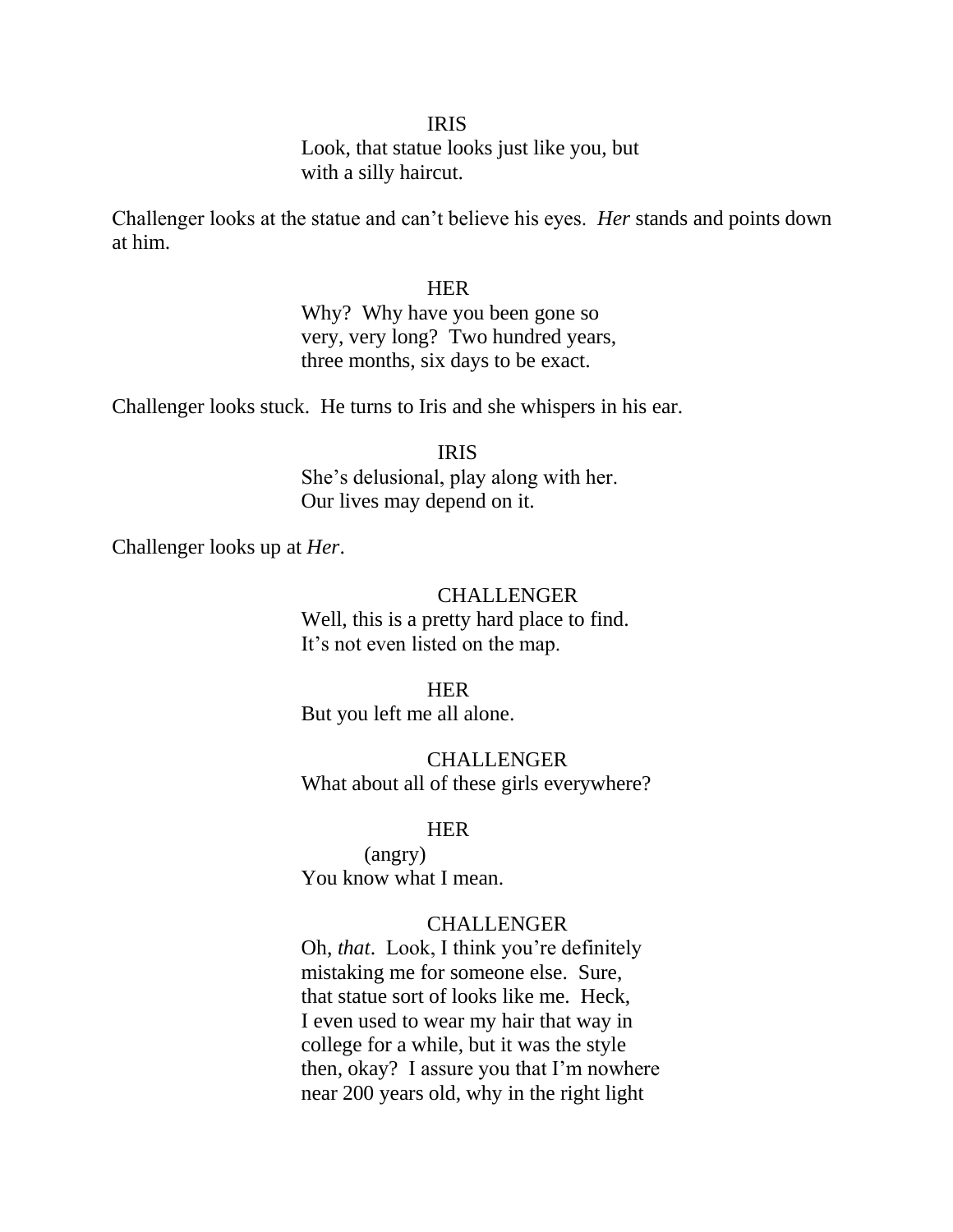IRIS

Look, that statue looks just like you, but with a silly haircut.

Challenger looks at the statue and can't believe his eyes. *Her* stands and points down at him.

HER

Why? Why have you been gone so very, very long? Two hundred years, three months, six days to be exact.

Challenger looks stuck. He turns to Iris and she whispers in his ear.

IRIS

She's delusional, play along with her. Our lives may depend on it.

Challenger looks up at *Her*.

CHALLENGER

Well, this is a pretty hard place to find. It's not even listed on the map.

HER

But you left me all alone.

CHALLENGER

What about all of these girls everywhere?

HER

(angry)

You know what I mean.

CHALLENGER

Oh, *that*. Look, I think you're definitely mistaking me for someone else. Sure, that statue sort of looks like me. Heck, I even used to wear my hair that way in college for a while, but it was the style then, okay? I assure you that I'm nowhere near 200 years old, why in the right light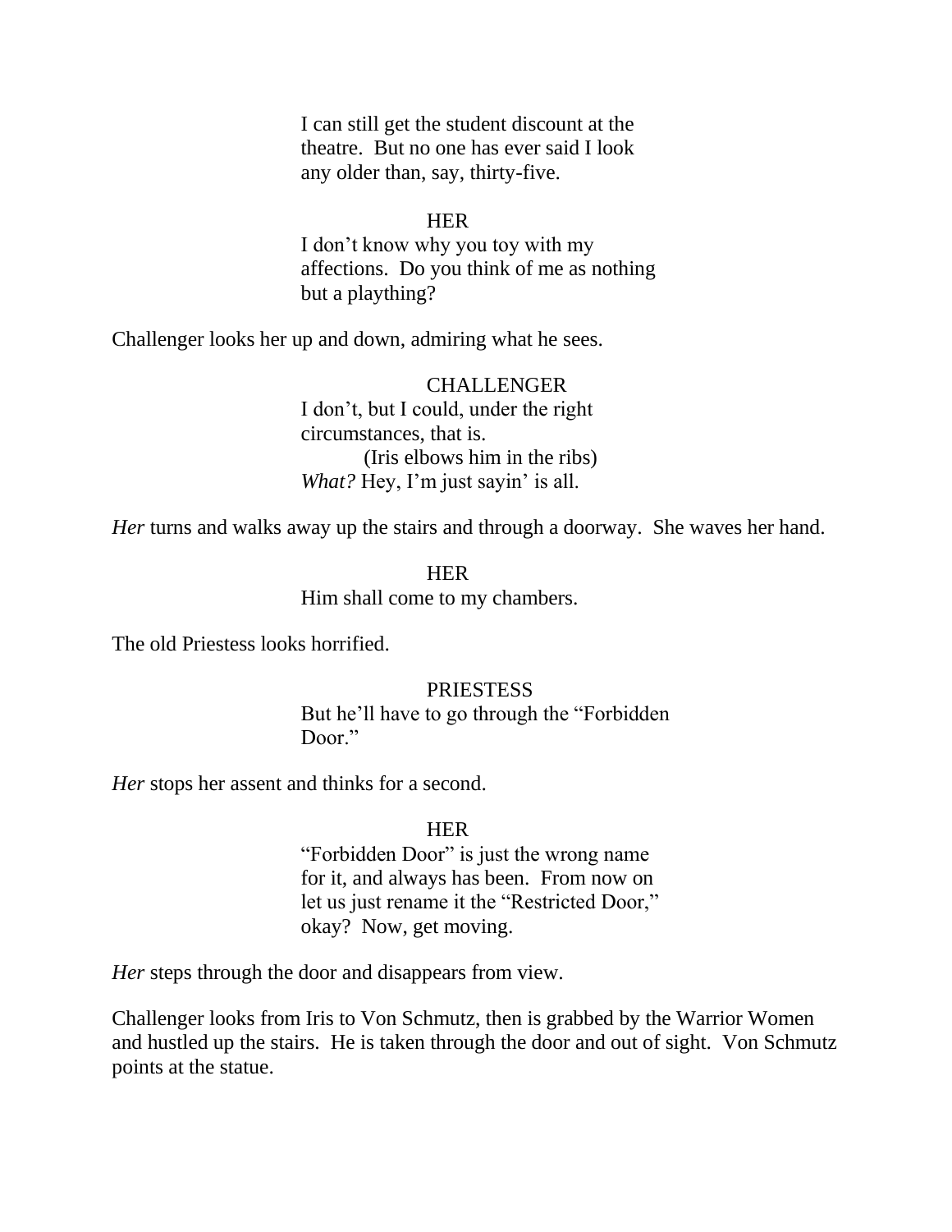I can still get the student discount at the theatre. But no one has ever said I look any older than, say, thirty-five.

HER

I don't know why you toy with my affections. Do you think of me as nothing but a plaything?

Challenger looks her up and down, admiring what he sees.

CHALLENGER

I don't, but I could, under the right circumstances, that is.

(Iris elbows him in the ribs)

*What?* Hey, I'm just sayin' is all.

*Her* turns and walks away up the stairs and through a doorway. She waves her hand.

HER

Him shall come to my chambers.

The old Priestess looks horrified.

PRIESTESS

But he'll have to go through the "Forbidden Door."

*Her* stops her assent and thinks for a second.

HER

"Forbidden Door" is just the wrong name for it, and always has been. From now on let us just rename it the "Restricted Door," okay? Now, get moving.

*Her* steps through the door and disappears from view.

Challenger looks from Iris to Von Schmutz, then is grabbed by the Warrior Women and hustled up the stairs. He is taken through the door and out of sight. Von Schmutz points at the statue.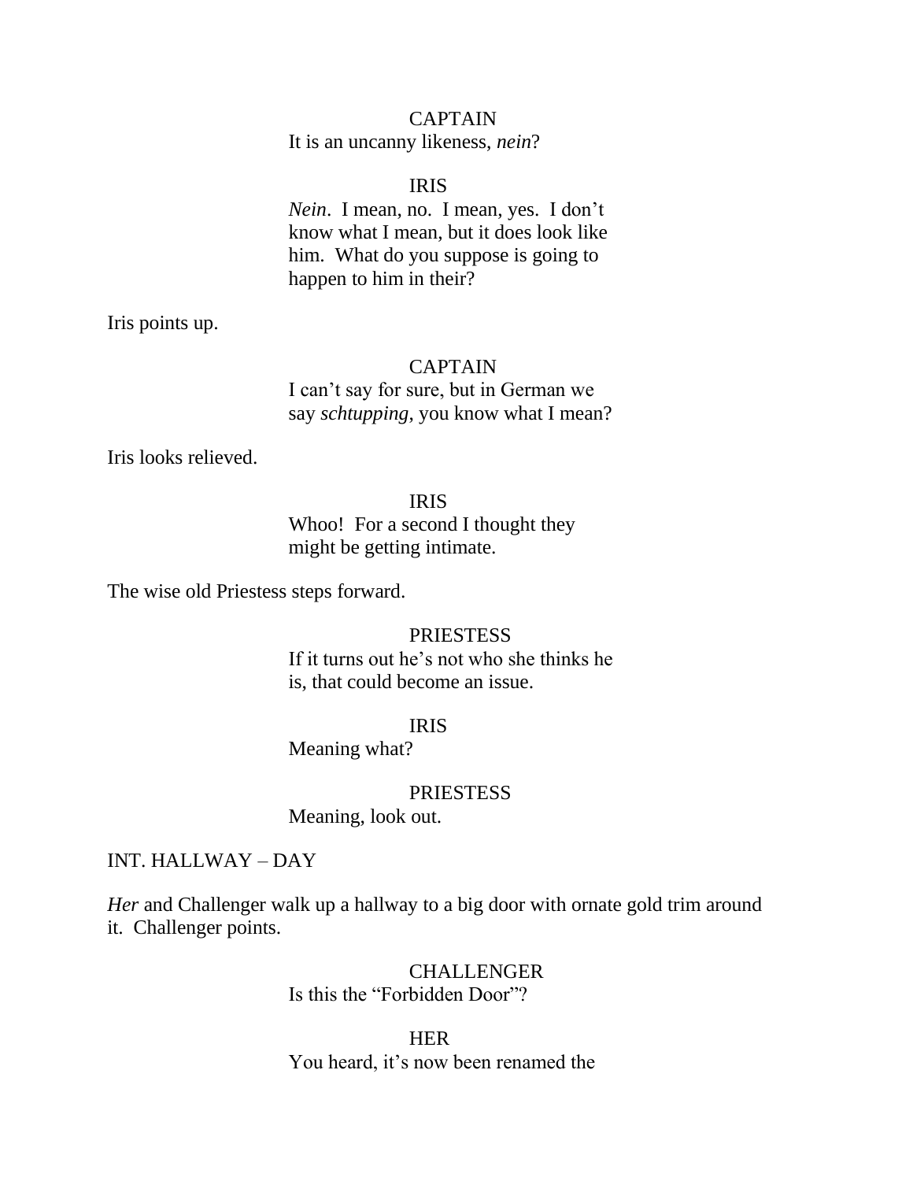CAPTAIN

It is an uncanny likeness, *nein*?

IRIS

*Nein*. I mean, no. I mean, yes. I don't know what I mean, but it does look like him. What do you suppose is going to happen to him in their?

Iris points up.

CAPTAIN

I can't say for sure, but in German we say *schtupping*, you know what I mean?

Iris looks relieved.

IRIS

Whoo! For a second I thought they might be getting intimate.

The wise old Priestess steps forward.

PRIESTESS

If it turns out he's not who she thinks he is, that could become an issue.

IRIS

Meaning what?

PRIESTESS

Meaning, look out.

INT. HALLWAY – DAY

*Her* and Challenger walk up a hallway to a big door with ornate gold trim around it. Challenger points.

CHALLENGER

Is this the "Forbidden Door"?

HER

You heard, it's now been renamed the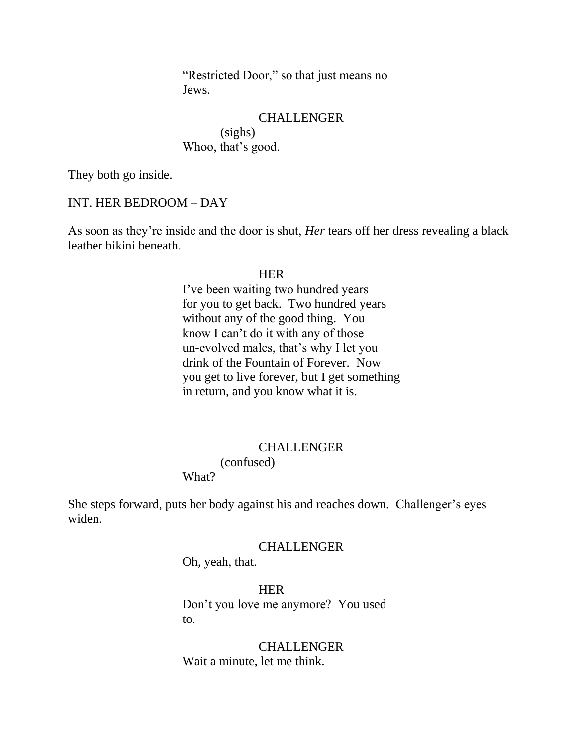"Restricted Door," so that just means no Jews.

CHALLENGER
(sighs)
Whoo, that's good.

They both go inside.

INT. HER BEDROOM – DAY

As soon as they're inside and the door is shut, *Her* tears off her dress revealing a black leather bikini beneath.

HER
I've been waiting two hundred years for you to get back. Two hundred years without any of the good thing. You know I can't do it with any of those un-evolved males, that's why I let you drink of the Fountain of Forever. Now you get to live forever, but I get something in return, and you know what it is.

CHALLENGER
(confused)
What?

She steps forward, puts her body against his and reaches down. Challenger's eyes widen.

CHALLENGER
Oh, yeah, that.

HER
Don't you love me anymore? You used to.

CHALLENGER
Wait a minute, let me think.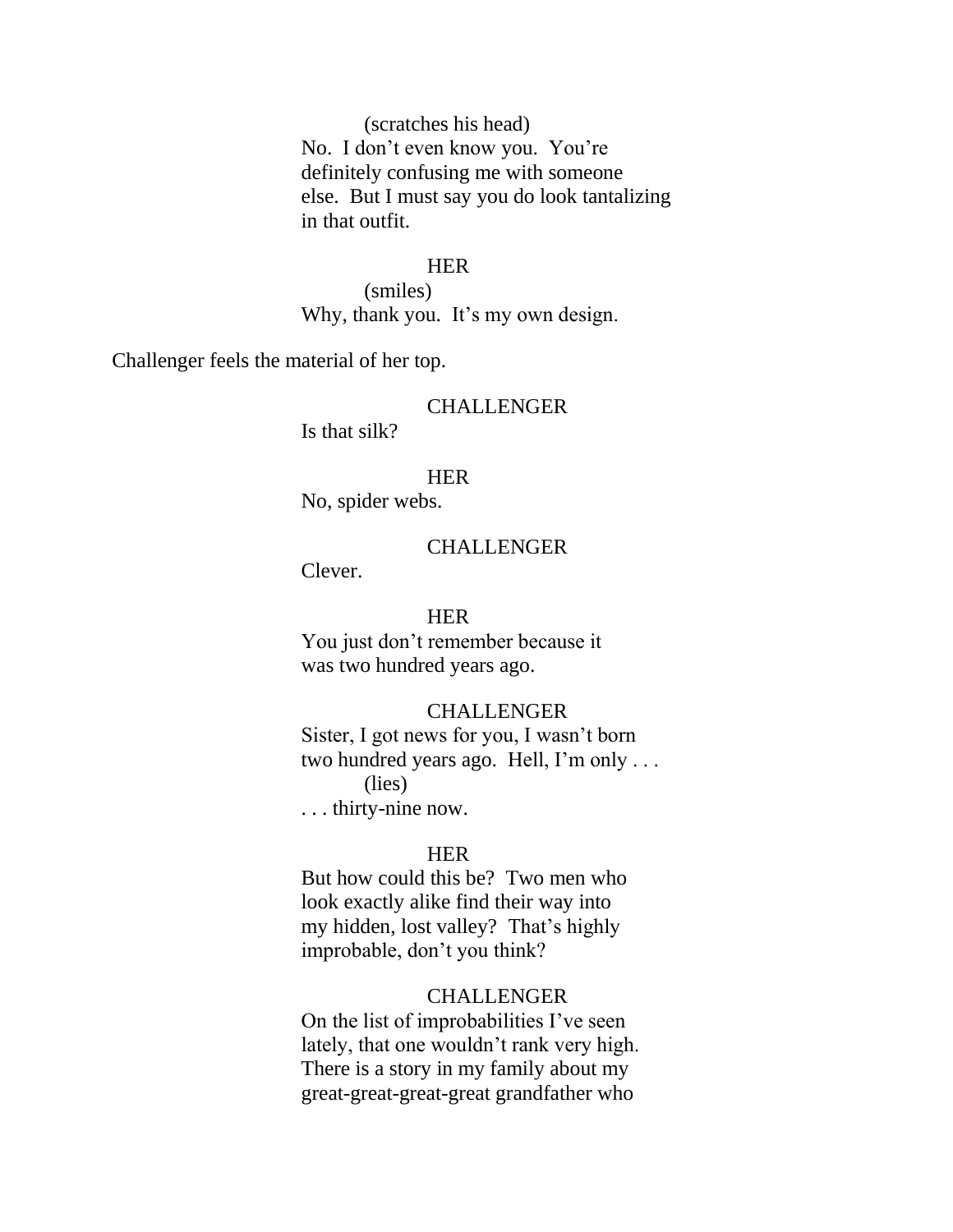(scratches his head)
No. I don't even know you. You're definitely confusing me with someone else. But I must say you do look tantalizing in that outfit.

HER
(smiles)
Why, thank you. It's my own design.

Challenger feels the material of her top.

CHALLENGER
Is that silk?

HER
No, spider webs.

CHALLENGER
Clever.

HER
You just don't remember because it was two hundred years ago.

CHALLENGER
Sister, I got news for you, I wasn't born two hundred years ago. Hell, I'm only . . .
(lies)
. . . thirty-nine now.

HER
But how could this be? Two men who look exactly alike find their way into my hidden, lost valley? That's highly improbable, don't you think?

CHALLENGER
On the list of improbabilities I've seen lately, that one wouldn't rank very high. There is a story in my family about my great-great-great-great grandfather who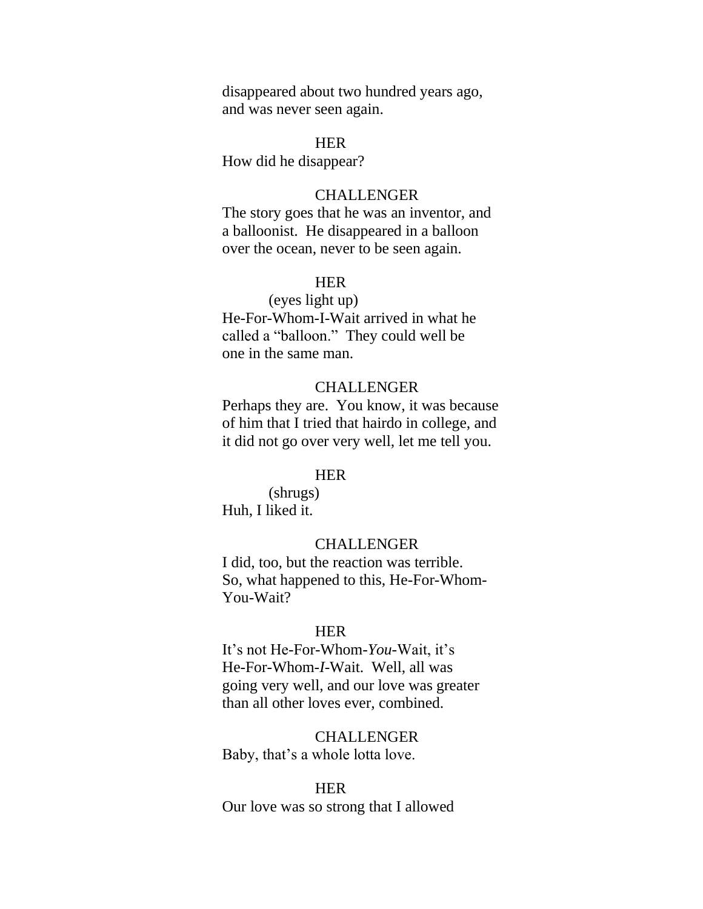disappeared about two hundred years ago, and was never seen again.

HER

How did he disappear?

CHALLENGER

The story goes that he was an inventor, and a balloonist.  He disappeared in a balloon over the ocean, never to be seen again.

HER

(eyes light up)

He-For-Whom-I-Wait arrived in what he called a "balloon."  They could well be one in the same man.

CHALLENGER

Perhaps they are.  You know, it was because of him that I tried that hairdo in college, and it did not go over very well, let me tell you.

HER

(shrugs)

Huh, I liked it.

CHALLENGER

I did, too, but the reaction was terrible. So, what happened to this, He-For-Whom-You-Wait?

HER

It's not He-For-Whom-*You*-Wait, it's He-For-Whom-*I*-Wait.  Well, all was going very well, and our love was greater than all other loves ever, combined.

CHALLENGER

Baby, that's a whole lotta love.

HER

Our love was so strong that I allowed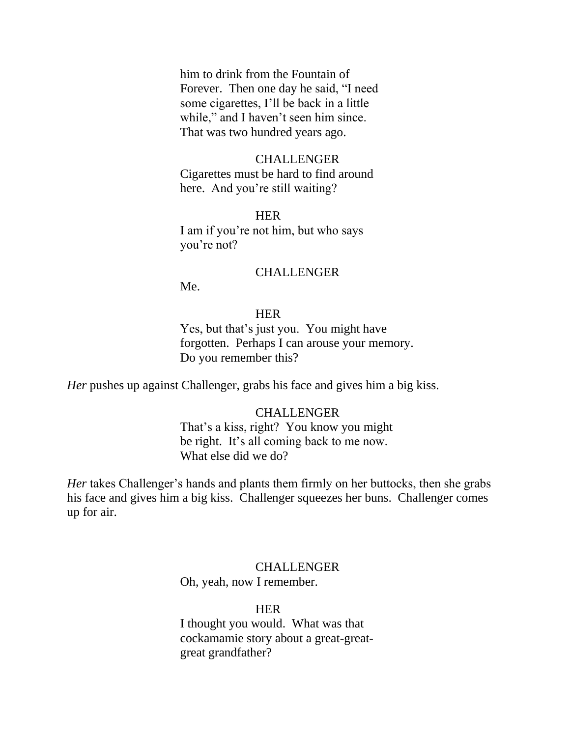him to drink from the Fountain of Forever. Then one day he said, "I need some cigarettes, I'll be back in a little while," and I haven't seen him since. That was two hundred years ago.

CHALLENGER

Cigarettes must be hard to find around here. And you're still waiting?

HER

I am if you're not him, but who says you're not?

CHALLENGER

Me.

HER

Yes, but that's just you. You might have forgotten. Perhaps I can arouse your memory. Do you remember this?

*Her* pushes up against Challenger, grabs his face and gives him a big kiss.

CHALLENGER

That's a kiss, right? You know you might be right. It's all coming back to me now. What else did we do?

*Her* takes Challenger's hands and plants them firmly on her buttocks, then she grabs his face and gives him a big kiss. Challenger squeezes her buns. Challenger comes up for air.

CHALLENGER

Oh, yeah, now I remember.

HER

I thought you would. What was that cockamamie story about a great-great-great grandfather?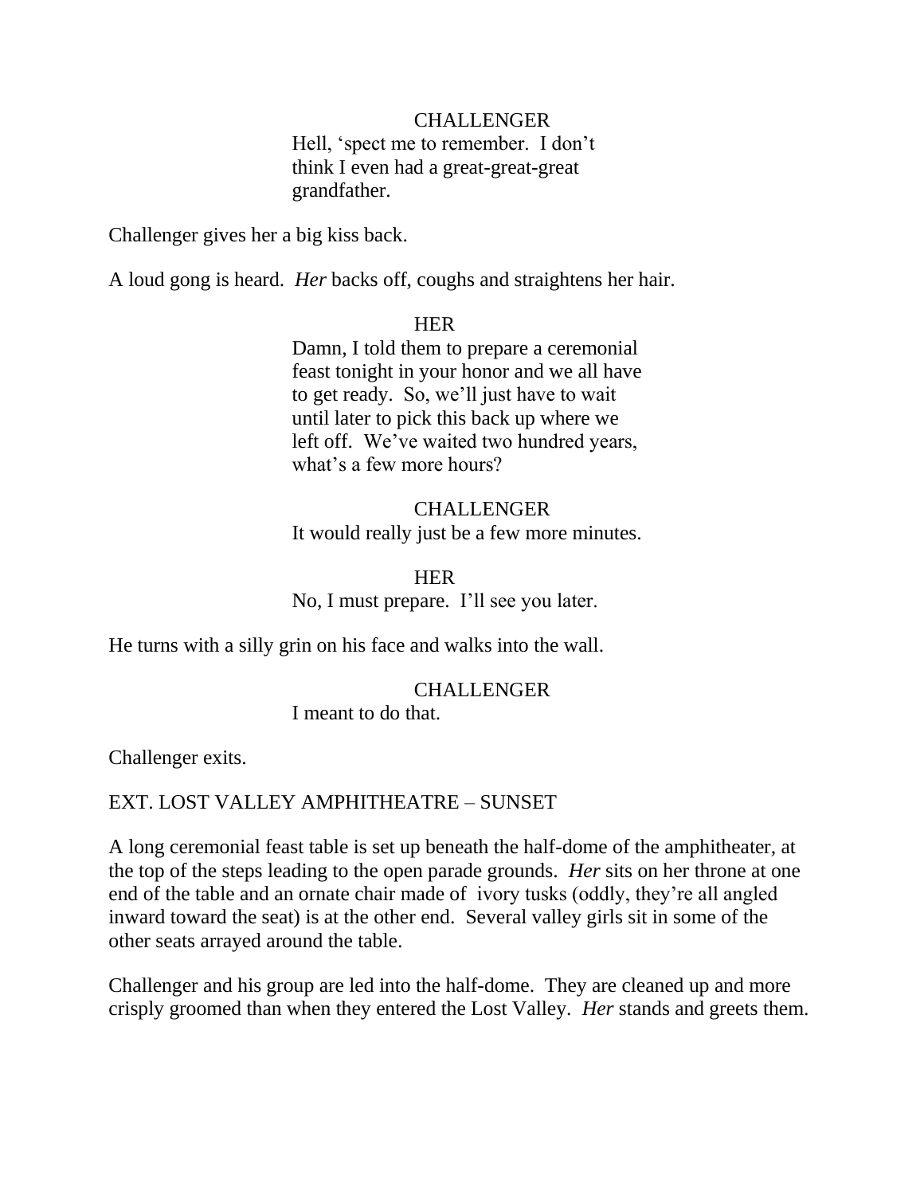CHALLENGER
Hell, 'spect me to remember. I don't think I even had a great-great-great grandfather.

Challenger gives her a big kiss back.

A loud gong is heard. *Her* backs off, coughs and straightens her hair.

HER
Damn, I told them to prepare a ceremonial feast tonight in your honor and we all have to get ready. So, we'll just have to wait until later to pick this back up where we left off. We've waited two hundred years, what's a few more hours?

CHALLENGER
It would really just be a few more minutes.

HER
No, I must prepare. I'll see you later.

He turns with a silly grin on his face and walks into the wall.

CHALLENGER
I meant to do that.

Challenger exits.

EXT. LOST VALLEY AMPHITHEATRE – SUNSET

A long ceremonial feast table is set up beneath the half-dome of the amphitheater, at the top of the steps leading to the open parade grounds. *Her* sits on her throne at one end of the table and an ornate chair made of ivory tusks (oddly, they're all angled inward toward the seat) is at the other end. Several valley girls sit in some of the other seats arrayed around the table.

Challenger and his group are led into the half-dome. They are cleaned up and more crisply groomed than when they entered the Lost Valley. *Her* stands and greets them.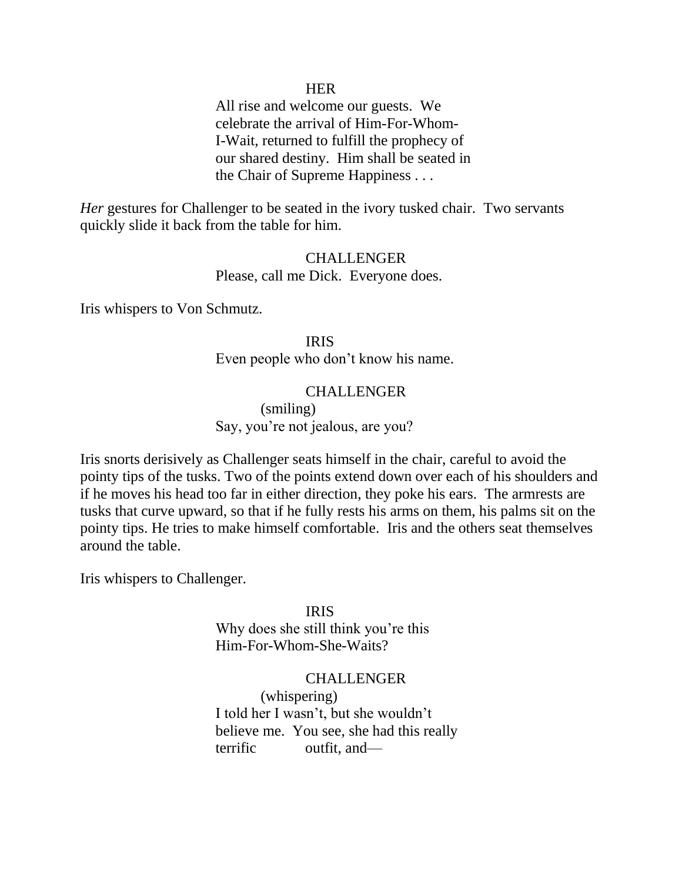HER

All rise and welcome our guests. We celebrate the arrival of Him-For-Whom-I-Wait, returned to fulfill the prophecy of our shared destiny. Him shall be seated in the Chair of Supreme Happiness . . .

*Her* gestures for Challenger to be seated in the ivory tusked chair. Two servants quickly slide it back from the table for him.

CHALLENGER

Please, call me Dick. Everyone does.

Iris whispers to Von Schmutz.

IRIS

Even people who don't know his name.

CHALLENGER

(smiling)

Say, you're not jealous, are you?

Iris snorts derisively as Challenger seats himself in the chair, careful to avoid the pointy tips of the tusks. Two of the points extend down over each of his shoulders and if he moves his head too far in either direction, they poke his ears. The armrests are tusks that curve upward, so that if he fully rests his arms on them, his palms sit on the pointy tips. He tries to make himself comfortable. Iris and the others seat themselves around the table.

Iris whispers to Challenger.

IRIS

Why does she still think you're this Him-For-Whom-She-Waits?

CHALLENGER

(whispering)

I told her I wasn't, but she wouldn't believe me. You see, she had this really terrific outfit, and—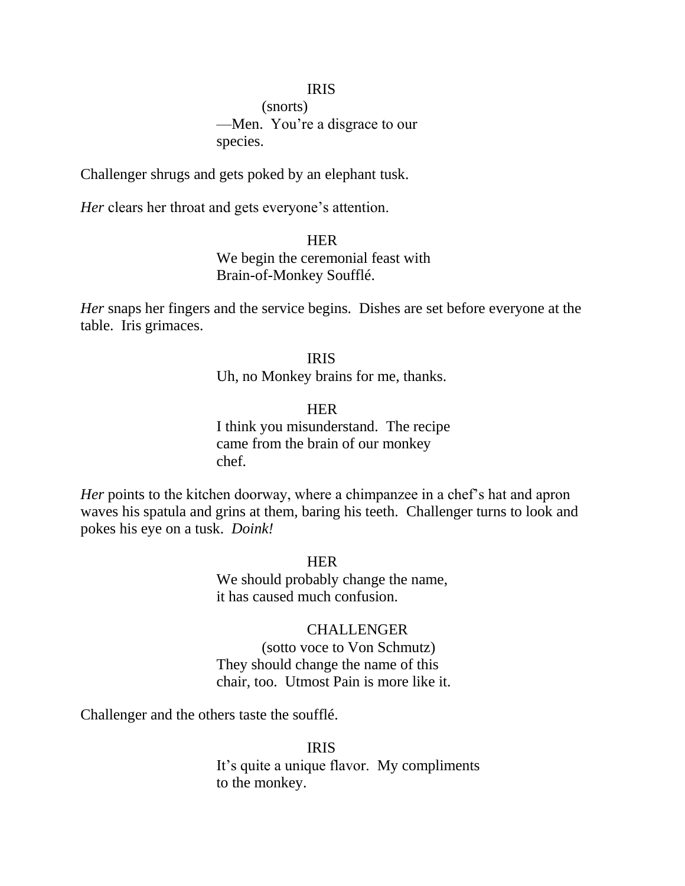IRIS
(snorts)
—Men. You're a disgrace to our species.

Challenger shrugs and gets poked by an elephant tusk.

*Her* clears her throat and gets everyone's attention.

HER
We begin the ceremonial feast with Brain-of-Monkey Soufflé.

*Her* snaps her fingers and the service begins. Dishes are set before everyone at the table. Iris grimaces.

IRIS
Uh, no Monkey brains for me, thanks.

HER
I think you misunderstand. The recipe came from the brain of our monkey chef.

*Her* points to the kitchen doorway, where a chimpanzee in a chef's hat and apron waves his spatula and grins at them, baring his teeth. Challenger turns to look and pokes his eye on a tusk. *Doink!*

HER
We should probably change the name, it has caused much confusion.

CHALLENGER
(sotto voce to Von Schmutz)
They should change the name of this chair, too. Utmost Pain is more like it.

Challenger and the others taste the soufflé.

IRIS
It's quite a unique flavor. My compliments to the monkey.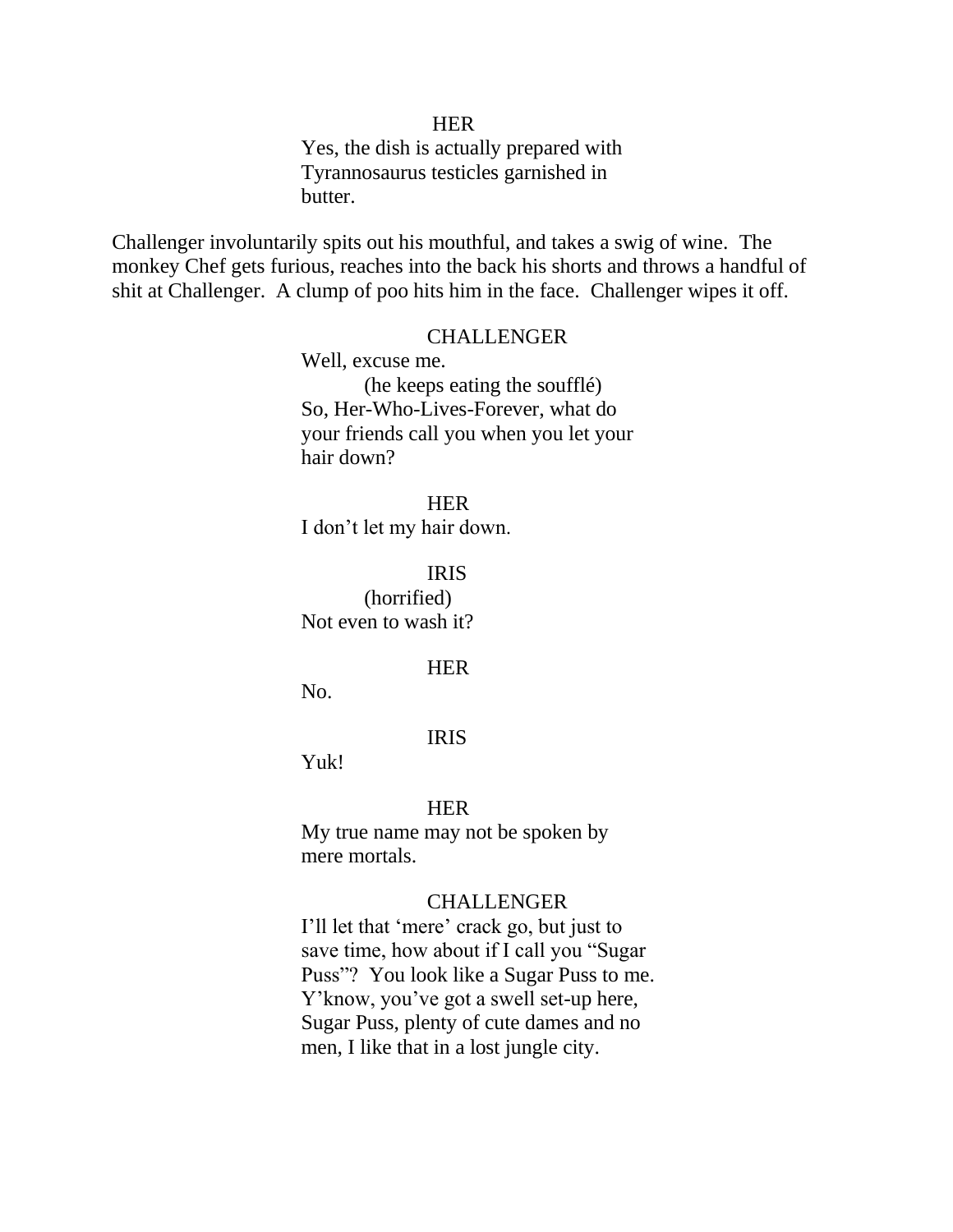HER

Yes, the dish is actually prepared with Tyrannosaurus testicles garnished in butter.

Challenger involuntarily spits out his mouthful, and takes a swig of wine. The monkey Chef gets furious, reaches into the back his shorts and throws a handful of shit at Challenger. A clump of poo hits him in the face. Challenger wipes it off.

CHALLENGER

Well, excuse me.

(he keeps eating the soufflé)

So, Her-Who-Lives-Forever, what do your friends call you when you let your hair down?

HER

I don't let my hair down.

IRIS

(horrified)

Not even to wash it?

HER

No.

IRIS

Yuk!

HER

My true name may not be spoken by mere mortals.

CHALLENGER

I'll let that 'mere' crack go, but just to save time, how about if I call you "Sugar Puss"? You look like a Sugar Puss to me. Y'know, you've got a swell set-up here, Sugar Puss, plenty of cute dames and no men, I like that in a lost jungle city.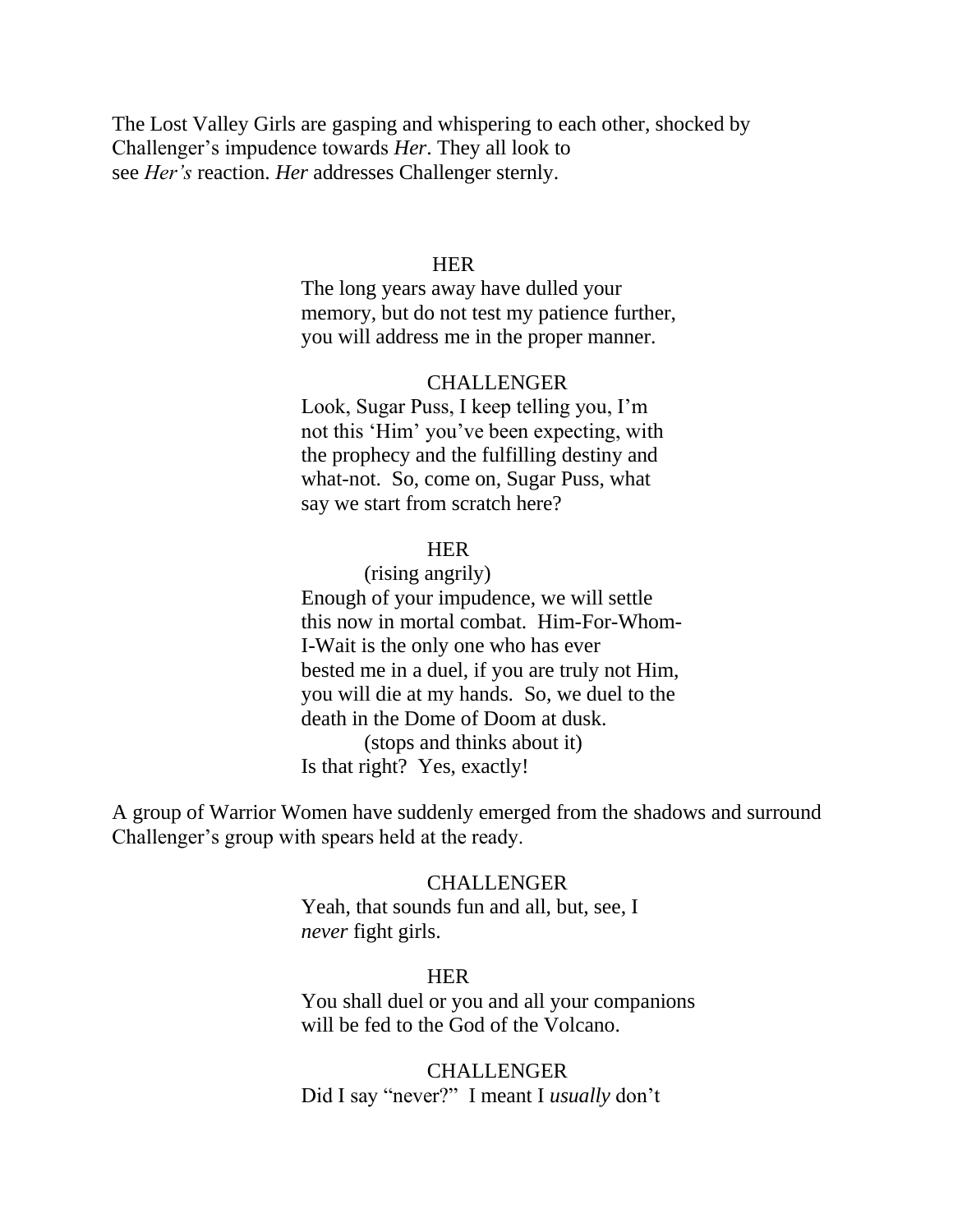The Lost Valley Girls are gasping and whispering to each other, shocked by Challenger's impudence towards *Her*. They all look to see *Her's* reaction. *Her* addresses Challenger sternly.

HER
The long years away have dulled your memory, but do not test my patience further, you will address me in the proper manner.

CHALLENGER
Look, Sugar Puss, I keep telling you, I'm not this 'Him' you've been expecting, with the prophecy and the fulfilling destiny and what-not. So, come on, Sugar Puss, what say we start from scratch here?

HER
(rising angrily)
Enough of your impudence, we will settle this now in mortal combat. Him-For-Whom-I-Wait is the only one who has ever bested me in a duel, if you are truly not Him, you will die at my hands. So, we duel to the death in the Dome of Doom at dusk.
(stops and thinks about it)
Is that right? Yes, exactly!

A group of Warrior Women have suddenly emerged from the shadows and surround Challenger's group with spears held at the ready.

CHALLENGER
Yeah, that sounds fun and all, but, see, I *never* fight girls.

HER
You shall duel or you and all your companions will be fed to the God of the Volcano.

CHALLENGER
Did I say "never?" I meant I *usually* don't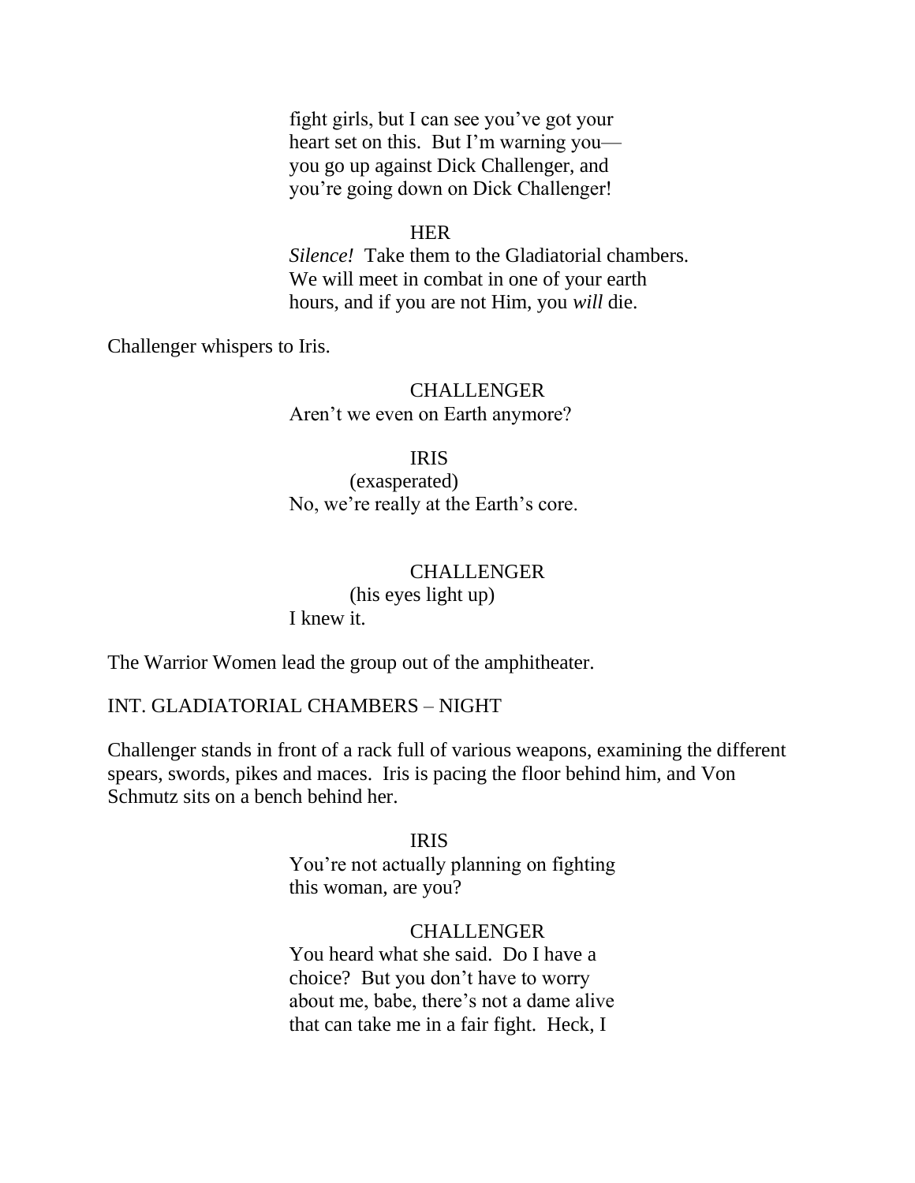fight girls, but I can see you've got your
heart set on this. But I'm warning you—
you go up against Dick Challenger, and
you're going down on Dick Challenger!

HER

*Silence!* Take them to the Gladiatorial chambers.
We will meet in combat in one of your earth
hours, and if you are not Him, you *will* die.

Challenger whispers to Iris.

CHALLENGER

Aren't we even on Earth anymore?

IRIS

(exasperated)

No, we're really at the Earth's core.

CHALLENGER

(his eyes light up)

I knew it.

The Warrior Women lead the group out of the amphitheater.

INT. GLADIATORIAL CHAMBERS – NIGHT

Challenger stands in front of a rack full of various weapons, examining the different spears, swords, pikes and maces. Iris is pacing the floor behind him, and Von Schmutz sits on a bench behind her.

IRIS

You're not actually planning on fighting
this woman, are you?

CHALLENGER

You heard what she said. Do I have a
choice? But you don't have to worry
about me, babe, there's not a dame alive
that can take me in a fair fight. Heck, I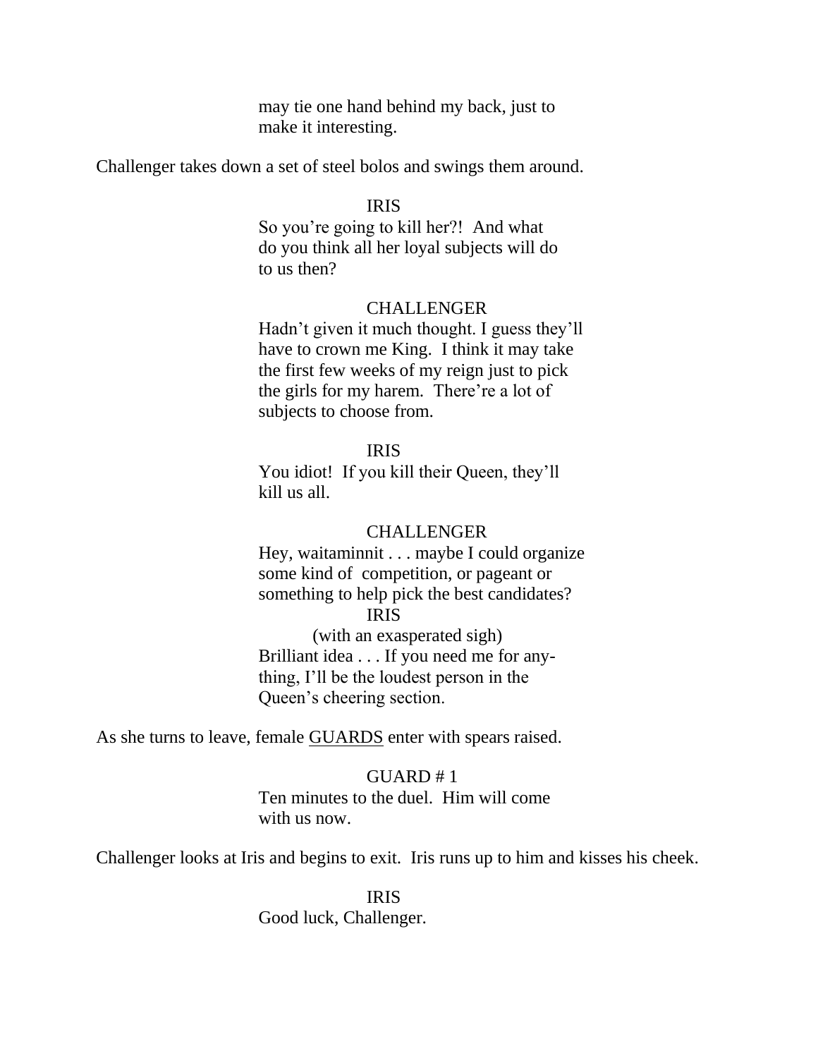may tie one hand behind my back, just to
make it interesting.

Challenger takes down a set of steel bolos and swings them around.

IRIS

So you're going to kill her?! And what
do you think all her loyal subjects will do
to us then?

CHALLENGER

Hadn't given it much thought. I guess they'll
have to crown me King. I think it may take
the first few weeks of my reign just to pick
the girls for my harem. There're a lot of
subjects to choose from.

IRIS

You idiot! If you kill their Queen, they'll
kill us all.

CHALLENGER

Hey, waitaminnit . . . maybe I could organize
some kind of competition, or pageant or
something to help pick the best candidates?

IRIS

(with an exasperated sigh)

Brilliant idea . . . If you need me for any-
thing, I'll be the loudest person in the
Queen's cheering section.

As she turns to leave, female <u>GUARDS</u> enter with spears raised.

GUARD # 1

Ten minutes to the duel. Him will come
with us now.

Challenger looks at Iris and begins to exit. Iris runs up to him and kisses his cheek.

IRIS

Good luck, Challenger.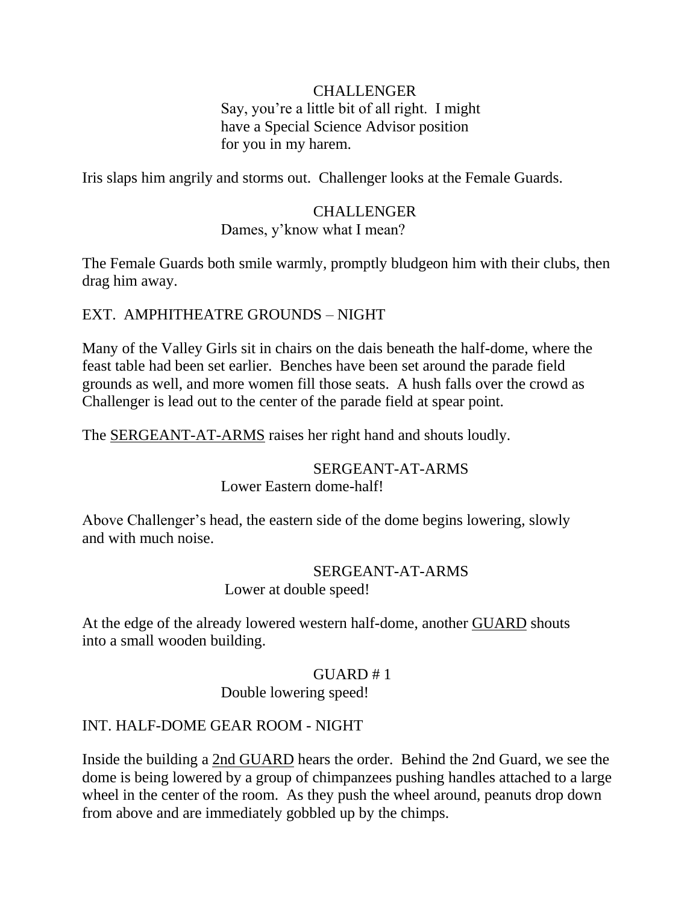CHALLENGER
Say, you're a little bit of all right. I might have a Special Science Advisor position for you in my harem.

Iris slaps him angrily and storms out. Challenger looks at the Female Guards.

CHALLENGER
Dames, y'know what I mean?

The Female Guards both smile warmly, promptly bludgeon him with their clubs, then drag him away.

EXT. AMPHITHEATRE GROUNDS – NIGHT

Many of the Valley Girls sit in chairs on the dais beneath the half-dome, where the feast table had been set earlier. Benches have been set around the parade field grounds as well, and more women fill those seats. A hush falls over the crowd as Challenger is lead out to the center of the parade field at spear point.

The <u>SERGEANT-AT-ARMS</u> raises her right hand and shouts loudly.

SERGEANT-AT-ARMS
Lower Eastern dome-half!

Above Challenger's head, the eastern side of the dome begins lowering, slowly and with much noise.

SERGEANT-AT-ARMS
Lower at double speed!

At the edge of the already lowered western half-dome, another <u>GUARD</u> shouts into a small wooden building.

GUARD # 1
Double lowering speed!

INT. HALF-DOME GEAR ROOM - NIGHT

Inside the building a <u>2nd GUARD</u> hears the order. Behind the 2nd Guard, we see the dome is being lowered by a group of chimpanzees pushing handles attached to a large wheel in the center of the room. As they push the wheel around, peanuts drop down from above and are immediately gobbled up by the chimps.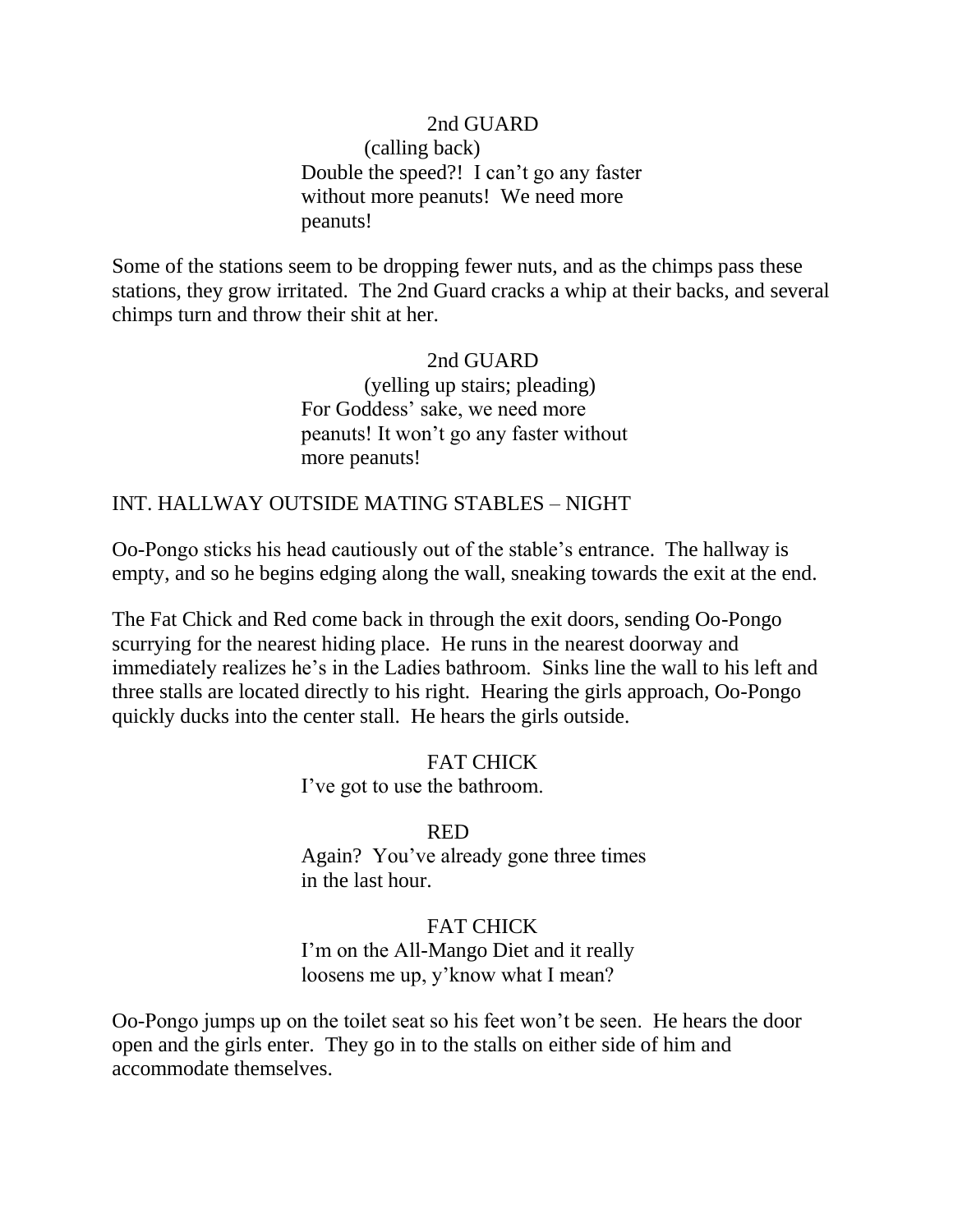2nd GUARD
(calling back)
Double the speed?! I can't go any faster without more peanuts! We need more peanuts!

Some of the stations seem to be dropping fewer nuts, and as the chimps pass these stations, they grow irritated. The 2nd Guard cracks a whip at their backs, and several chimps turn and throw their shit at her.

2nd GUARD
(yelling up stairs; pleading)
For Goddess' sake, we need more peanuts! It won't go any faster without more peanuts!

INT. HALLWAY OUTSIDE MATING STABLES – NIGHT

Oo-Pongo sticks his head cautiously out of the stable's entrance. The hallway is empty, and so he begins edging along the wall, sneaking towards the exit at the end.

The Fat Chick and Red come back in through the exit doors, sending Oo-Pongo scurrying for the nearest hiding place. He runs in the nearest doorway and immediately realizes he's in the Ladies bathroom. Sinks line the wall to his left and three stalls are located directly to his right. Hearing the girls approach, Oo-Pongo quickly ducks into the center stall. He hears the girls outside.

FAT CHICK
I've got to use the bathroom.

RED
Again? You've already gone three times in the last hour.

FAT CHICK
I'm on the All-Mango Diet and it really loosens me up, y'know what I mean?

Oo-Pongo jumps up on the toilet seat so his feet won't be seen. He hears the door open and the girls enter. They go in to the stalls on either side of him and accommodate themselves.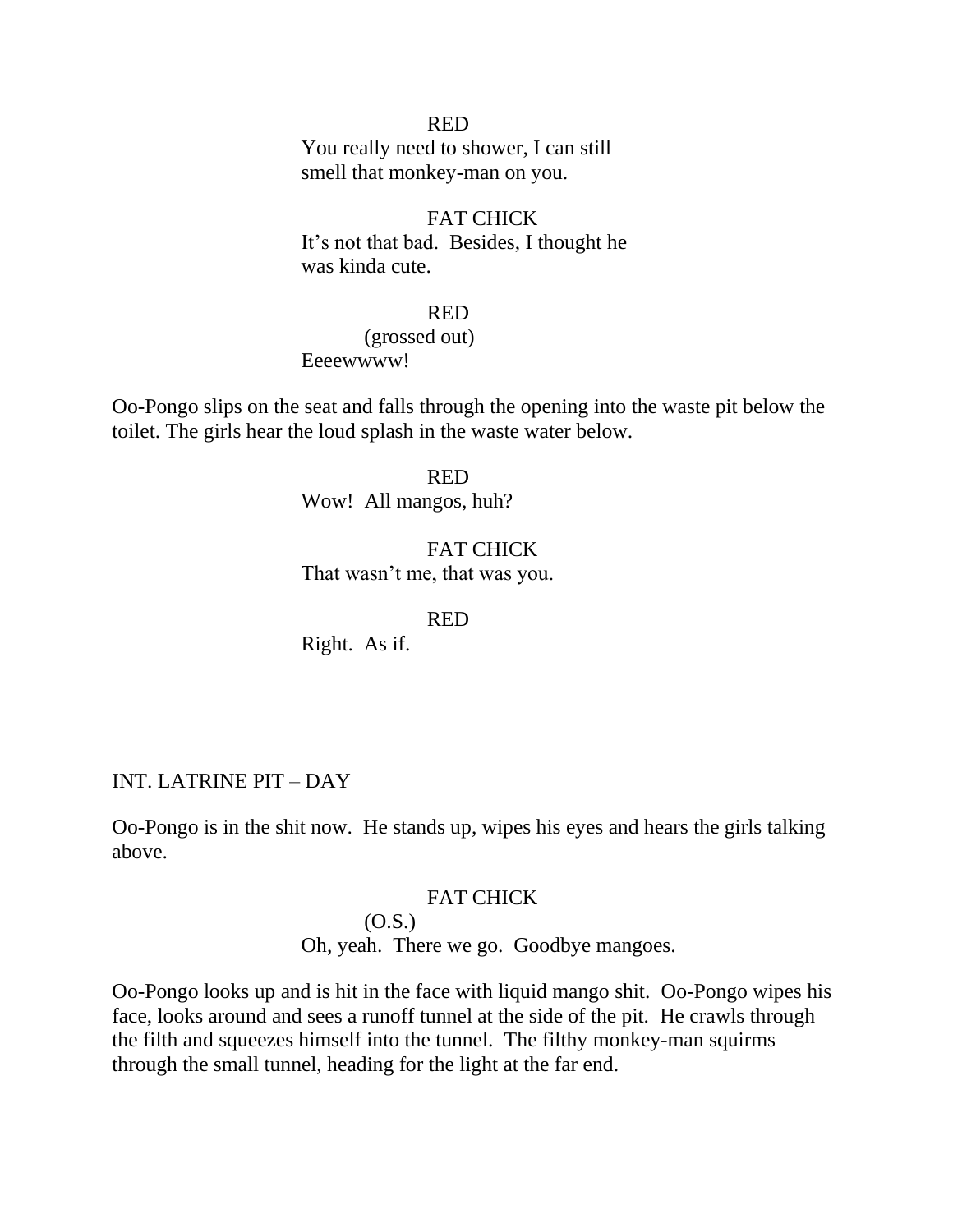RED
You really need to shower, I can still smell that monkey-man on you.

FAT CHICK
It's not that bad. Besides, I thought he was kinda cute.

RED
(grossed out)
Eeeewwww!

Oo-Pongo slips on the seat and falls through the opening into the waste pit below the toilet. The girls hear the loud splash in the waste water below.

RED
Wow! All mangos, huh?

FAT CHICK
That wasn't me, that was you.

RED
Right. As if.

INT. LATRINE PIT – DAY

Oo-Pongo is in the shit now. He stands up, wipes his eyes and hears the girls talking above.

FAT CHICK
(O.S.)
Oh, yeah. There we go. Goodbye mangoes.

Oo-Pongo looks up and is hit in the face with liquid mango shit. Oo-Pongo wipes his face, looks around and sees a runoff tunnel at the side of the pit. He crawls through the filth and squeezes himself into the tunnel. The filthy monkey-man squirms through the small tunnel, heading for the light at the far end.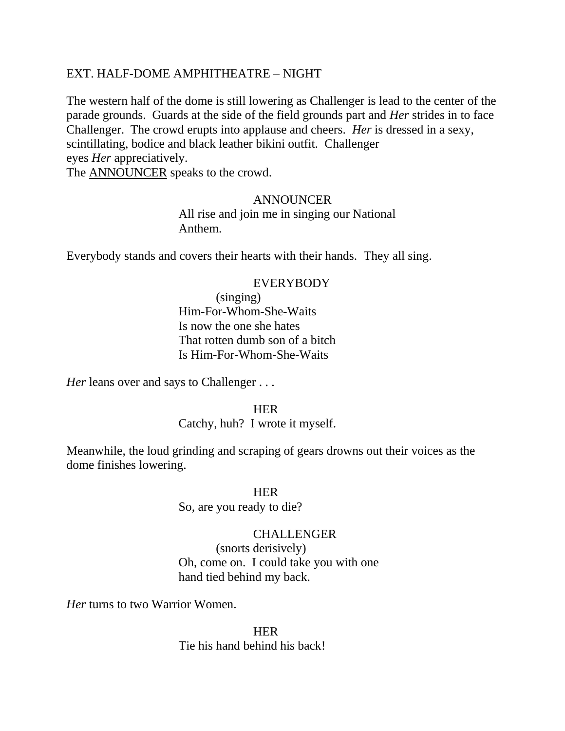EXT. HALF-DOME AMPHITHEATRE – NIGHT

The western half of the dome is still lowering as Challenger is lead to the center of the parade grounds. Guards at the side of the field grounds part and *Her* strides in to face Challenger. The crowd erupts into applause and cheers. *Her* is dressed in a sexy, scintillating, bodice and black leather bikini outfit. Challenger eyes *Her* appreciatively.
The ANNOUNCER speaks to the crowd.

ANNOUNCER
All rise and join me in singing our National Anthem.

Everybody stands and covers their hearts with their hands. They all sing.

EVERYBODY
(singing)
Him-For-Whom-She-Waits
Is now the one she hates
That rotten dumb son of a bitch
Is Him-For-Whom-She-Waits

*Her* leans over and says to Challenger . . .

HER
Catchy, huh? I wrote it myself.

Meanwhile, the loud grinding and scraping of gears drowns out their voices as the dome finishes lowering.

HER
So, are you ready to die?

CHALLENGER
(snorts derisively)
Oh, come on. I could take you with one hand tied behind my back.

*Her* turns to two Warrior Women.

HER
Tie his hand behind his back!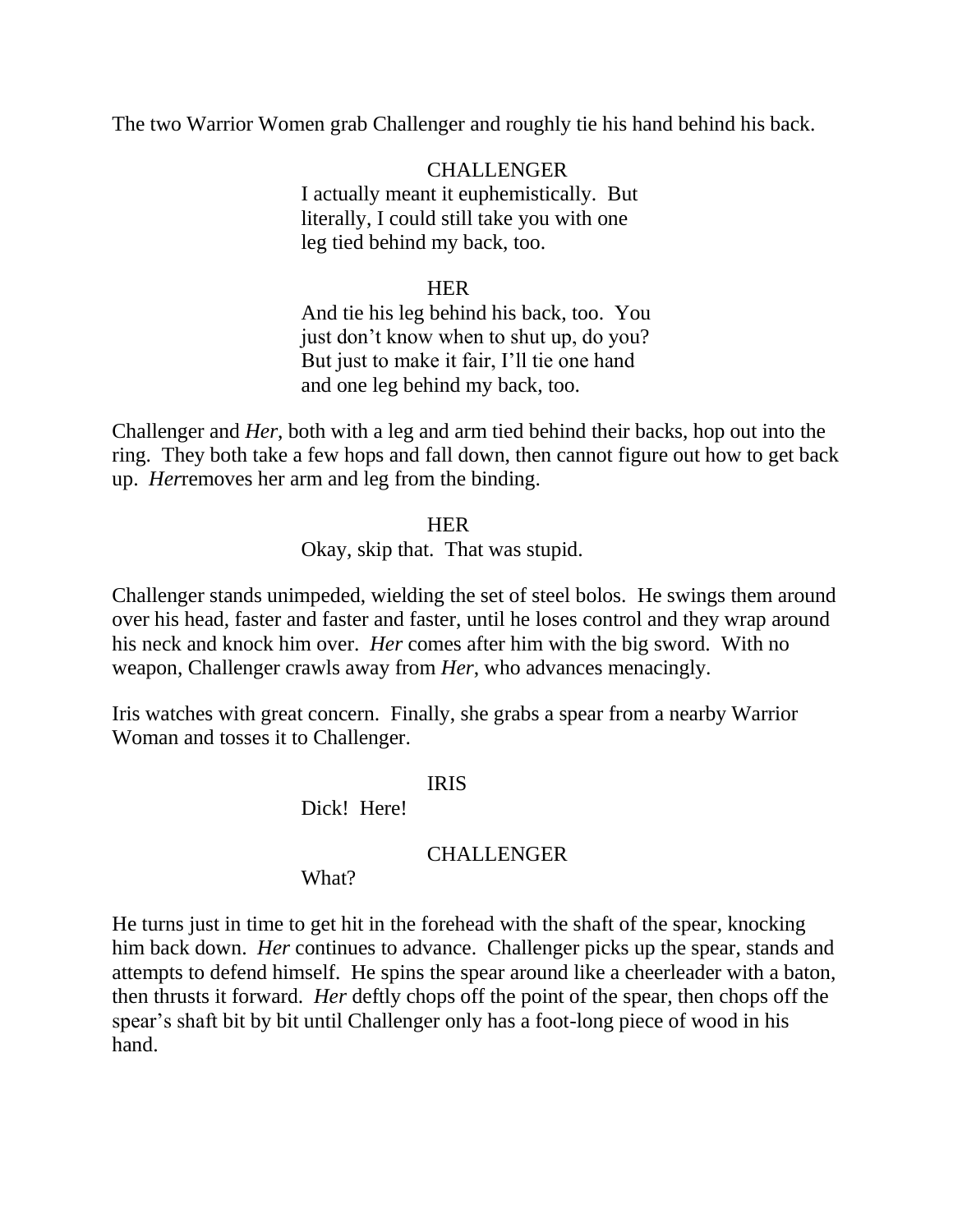The two Warrior Women grab Challenger and roughly tie his hand behind his back.

CHALLENGER

I actually meant it euphemistically. But literally, I could still take you with one leg tied behind my back, too.

HER

And tie his leg behind his back, too. You just don't know when to shut up, do you? But just to make it fair, I'll tie one hand and one leg behind my back, too.

Challenger and *Her*, both with a leg and arm tied behind their backs, hop out into the ring. They both take a few hops and fall down, then cannot figure out how to get back up. *Her*removes her arm and leg from the binding.

HER

Okay, skip that. That was stupid.

Challenger stands unimpeded, wielding the set of steel bolos. He swings them around over his head, faster and faster and faster, until he loses control and they wrap around his neck and knock him over. *Her* comes after him with the big sword. With no weapon, Challenger crawls away from *Her*, who advances menacingly.

Iris watches with great concern. Finally, she grabs a spear from a nearby Warrior Woman and tosses it to Challenger.

IRIS

Dick! Here!

CHALLENGER

What?

He turns just in time to get hit in the forehead with the shaft of the spear, knocking him back down. *Her* continues to advance. Challenger picks up the spear, stands and attempts to defend himself. He spins the spear around like a cheerleader with a baton, then thrusts it forward. *Her* deftly chops off the point of the spear, then chops off the spear's shaft bit by bit until Challenger only has a foot-long piece of wood in his hand.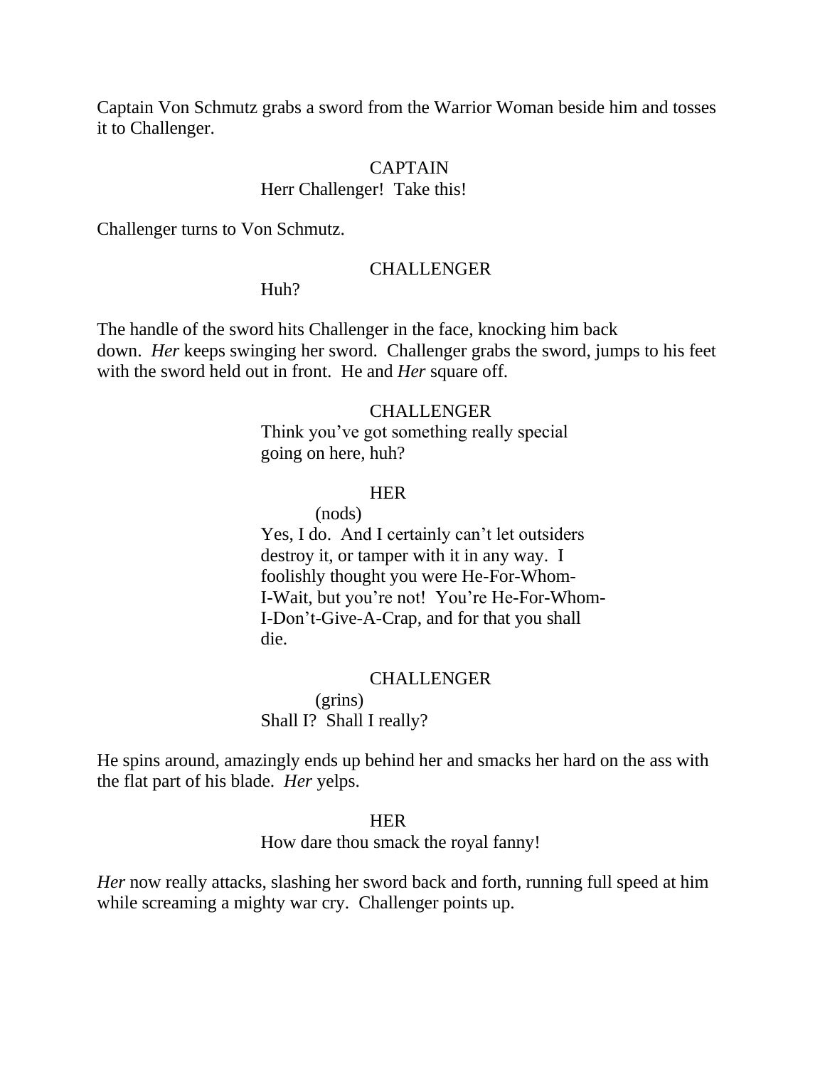Captain Von Schmutz grabs a sword from the Warrior Woman beside him and tosses it to Challenger.

CAPTAIN
Herr Challenger!  Take this!

Challenger turns to Von Schmutz.

CHALLENGER
Huh?

The handle of the sword hits Challenger in the face, knocking him back down.  *Her* keeps swinging her sword.  Challenger grabs the sword, jumps to his feet with the sword held out in front.  He and *Her* square off.

CHALLENGER
Think you've got something really special going on here, huh?

HER
(nods)
Yes, I do.  And I certainly can't let outsiders destroy it, or tamper with it in any way.  I foolishly thought you were He-For-Whom-I-Wait, but you're not!  You're He-For-Whom-I-Don't-Give-A-Crap, and for that you shall die.

CHALLENGER
(grins)
Shall I?  Shall I really?

He spins around, amazingly ends up behind her and smacks her hard on the ass with the flat part of his blade.  *Her* yelps.

HER
How dare thou smack the royal fanny!

*Her* now really attacks, slashing her sword back and forth, running full speed at him while screaming a mighty war cry.  Challenger points up.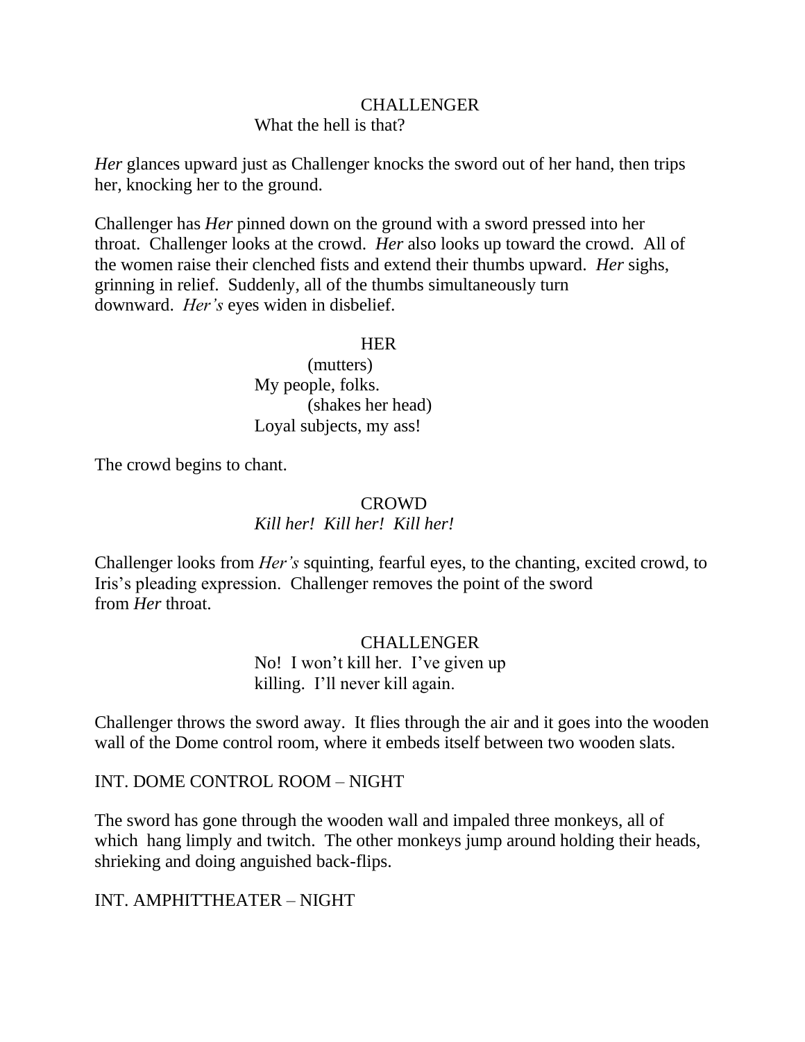CHALLENGER

What the hell is that?

*Her* glances upward just as Challenger knocks the sword out of her hand, then trips her, knocking her to the ground.

Challenger has *Her* pinned down on the ground with a sword pressed into her throat. Challenger looks at the crowd. *Her* also looks up toward the crowd. All of the women raise their clenched fists and extend their thumbs upward. *Her* sighs, grinning in relief. Suddenly, all of the thumbs simultaneously turn downward. *Her's* eyes widen in disbelief.

HER

(mutters)

My people, folks.

(shakes her head)

Loyal subjects, my ass!

The crowd begins to chant.

CROWD

*Kill her! Kill her! Kill her!*

Challenger looks from *Her's* squinting, fearful eyes, to the chanting, excited crowd, to Iris's pleading expression. Challenger removes the point of the sword from *Her* throat.

CHALLENGER

No! I won't kill her. I've given up killing. I'll never kill again.

Challenger throws the sword away. It flies through the air and it goes into the wooden wall of the Dome control room, where it embeds itself between two wooden slats.

INT. DOME CONTROL ROOM – NIGHT

The sword has gone through the wooden wall and impaled three monkeys, all of which hang limply and twitch. The other monkeys jump around holding their heads, shrieking and doing anguished back-flips.

INT. AMPHITTHEATER – NIGHT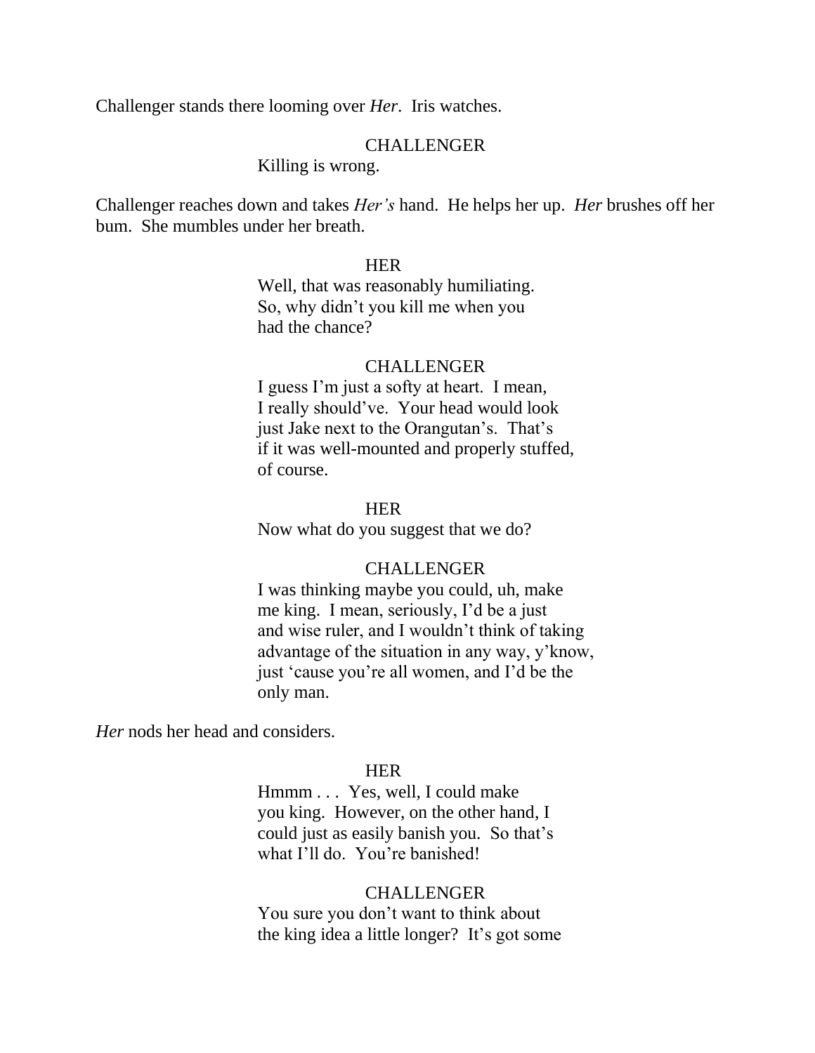Challenger stands there looming over *Her*. Iris watches.

CHALLENGER
Killing is wrong.

Challenger reaches down and takes *Her's* hand. He helps her up. *Her* brushes off her bum. She mumbles under her breath.

HER
Well, that was reasonably humiliating. So, why didn't you kill me when you had the chance?

CHALLENGER
I guess I'm just a softy at heart. I mean, I really should've. Your head would look just Jake next to the Orangutan's. That's if it was well-mounted and properly stuffed, of course.

HER
Now what do you suggest that we do?

CHALLENGER
I was thinking maybe you could, uh, make me king. I mean, seriously, I'd be a just and wise ruler, and I wouldn't think of taking advantage of the situation in any way, y'know, just 'cause you're all women, and I'd be the only man.

*Her* nods her head and considers.

HER
Hmmm . . . Yes, well, I could make you king. However, on the other hand, I could just as easily banish you. So that's what I'll do. You're banished!

CHALLENGER
You sure you don't want to think about the king idea a little longer? It's got some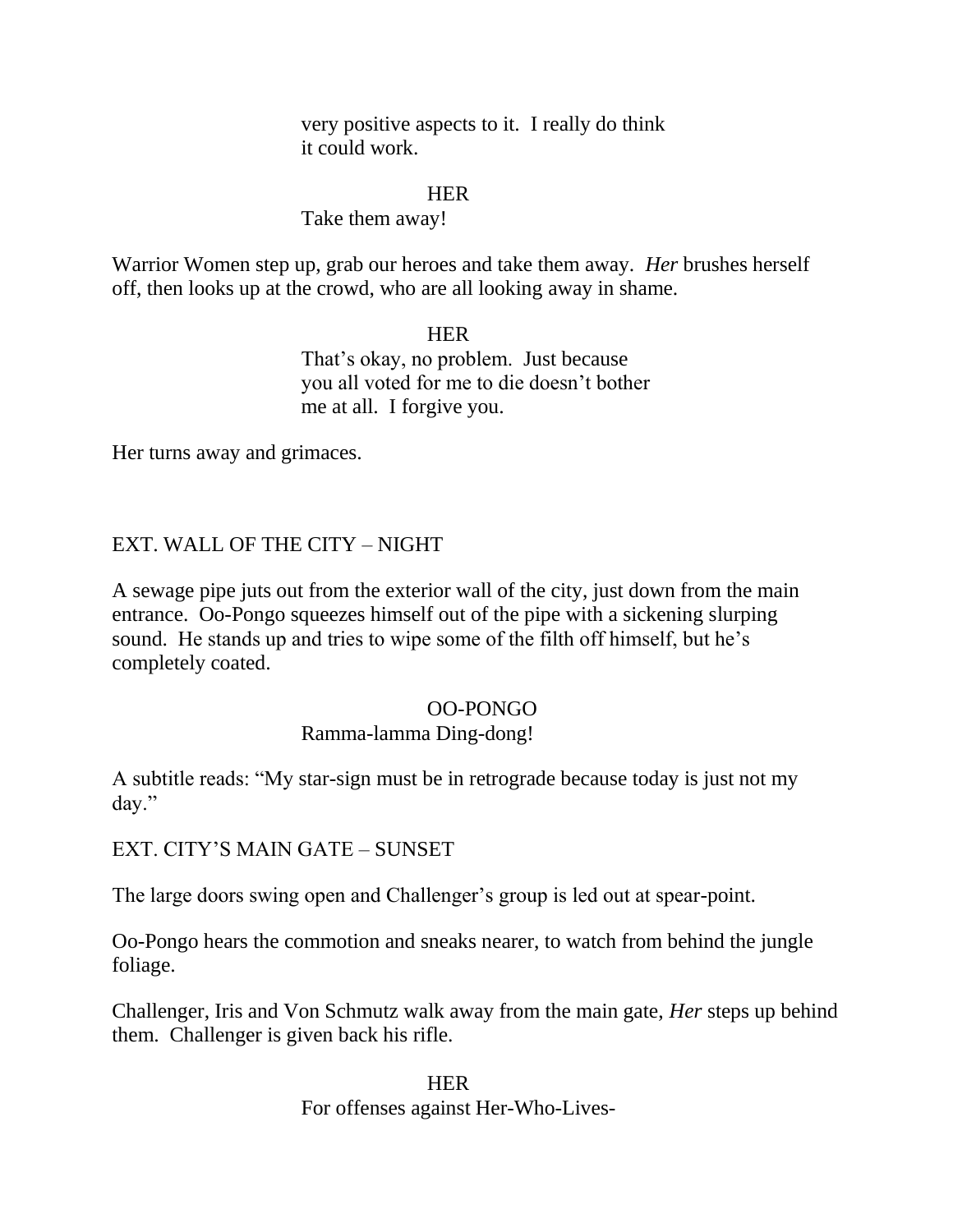very positive aspects to it. I really do think
it could work.

HER

Take them away!

Warrior Women step up, grab our heroes and take them away. *Her* brushes herself off, then looks up at the crowd, who are all looking away in shame.

HER

That's okay, no problem. Just because
you all voted for me to die doesn't bother
me at all. I forgive you.

Her turns away and grimaces.

EXT. WALL OF THE CITY – NIGHT

A sewage pipe juts out from the exterior wall of the city, just down from the main entrance. Oo-Pongo squeezes himself out of the pipe with a sickening slurping sound. He stands up and tries to wipe some of the filth off himself, but he's completely coated.

OO-PONGO

Ramma-lamma Ding-dong!

A subtitle reads: "My star-sign must be in retrograde because today is just not my day."

EXT. CITY'S MAIN GATE – SUNSET

The large doors swing open and Challenger's group is led out at spear-point.

Oo-Pongo hears the commotion and sneaks nearer, to watch from behind the jungle foliage.

Challenger, Iris and Von Schmutz walk away from the main gate, *Her* steps up behind them. Challenger is given back his rifle.

HER

For offenses against Her-Who-Lives-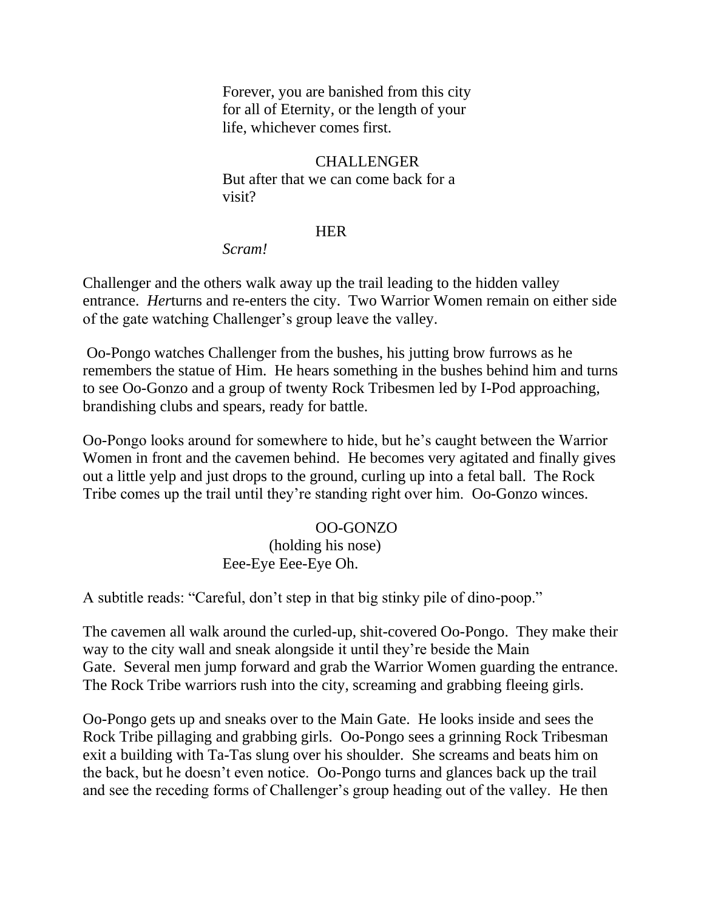Forever, you are banished from this city for all of Eternity, or the length of your life, whichever comes first.

CHALLENGER

But after that we can come back for a visit?

HER

*Scram!*

Challenger and the others walk away up the trail leading to the hidden valley entrance. *Her*turns and re-enters the city. Two Warrior Women remain on either side of the gate watching Challenger's group leave the valley.

Oo-Pongo watches Challenger from the bushes, his jutting brow furrows as he remembers the statue of Him. He hears something in the bushes behind him and turns to see Oo-Gonzo and a group of twenty Rock Tribesmen led by I-Pod approaching, brandishing clubs and spears, ready for battle.

Oo-Pongo looks around for somewhere to hide, but he's caught between the Warrior Women in front and the cavemen behind. He becomes very agitated and finally gives out a little yelp and just drops to the ground, curling up into a fetal ball. The Rock Tribe comes up the trail until they're standing right over him. Oo-Gonzo winces.

OO-GONZO

(holding his nose)

Eee-Eye Eee-Eye Oh.

A subtitle reads: "Careful, don't step in that big stinky pile of dino-poop."

The cavemen all walk around the curled-up, shit-covered Oo-Pongo. They make their way to the city wall and sneak alongside it until they're beside the Main Gate. Several men jump forward and grab the Warrior Women guarding the entrance. The Rock Tribe warriors rush into the city, screaming and grabbing fleeing girls.

Oo-Pongo gets up and sneaks over to the Main Gate. He looks inside and sees the Rock Tribe pillaging and grabbing girls. Oo-Pongo sees a grinning Rock Tribesman exit a building with Ta-Tas slung over his shoulder. She screams and beats him on the back, but he doesn't even notice. Oo-Pongo turns and glances back up the trail and see the receding forms of Challenger's group heading out of the valley. He then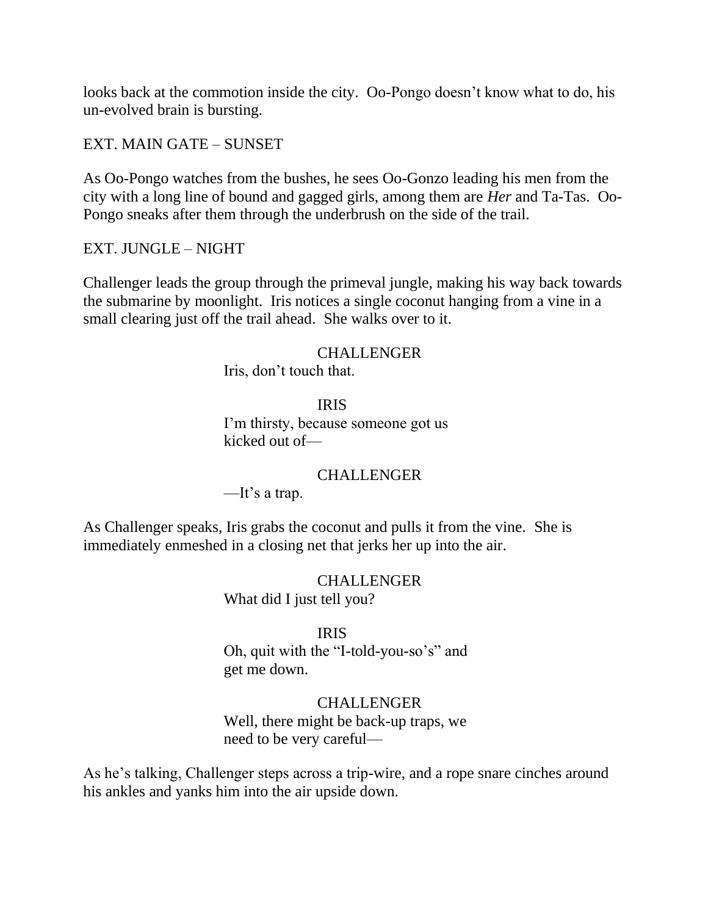looks back at the commotion inside the city. Oo-Pongo doesn't know what to do, his un-evolved brain is bursting.

EXT. MAIN GATE – SUNSET

As Oo-Pongo watches from the bushes, he sees Oo-Gonzo leading his men from the city with a long line of bound and gagged girls, among them are *Her* and Ta-Tas. Oo-Pongo sneaks after them through the underbrush on the side of the trail.

EXT. JUNGLE – NIGHT

Challenger leads the group through the primeval jungle, making his way back towards the submarine by moonlight. Iris notices a single coconut hanging from a vine in a small clearing just off the trail ahead. She walks over to it.

CHALLENGER
Iris, don't touch that.

IRIS
I'm thirsty, because someone got us kicked out of—

CHALLENGER
—It's a trap.

As Challenger speaks, Iris grabs the coconut and pulls it from the vine. She is immediately enmeshed in a closing net that jerks her up into the air.

CHALLENGER
What did I just tell you?

IRIS
Oh, quit with the "I-told-you-so's" and get me down.

CHALLENGER
Well, there might be back-up traps, we need to be very careful—

As he's talking, Challenger steps across a trip-wire, and a rope snare cinches around his ankles and yanks him into the air upside down.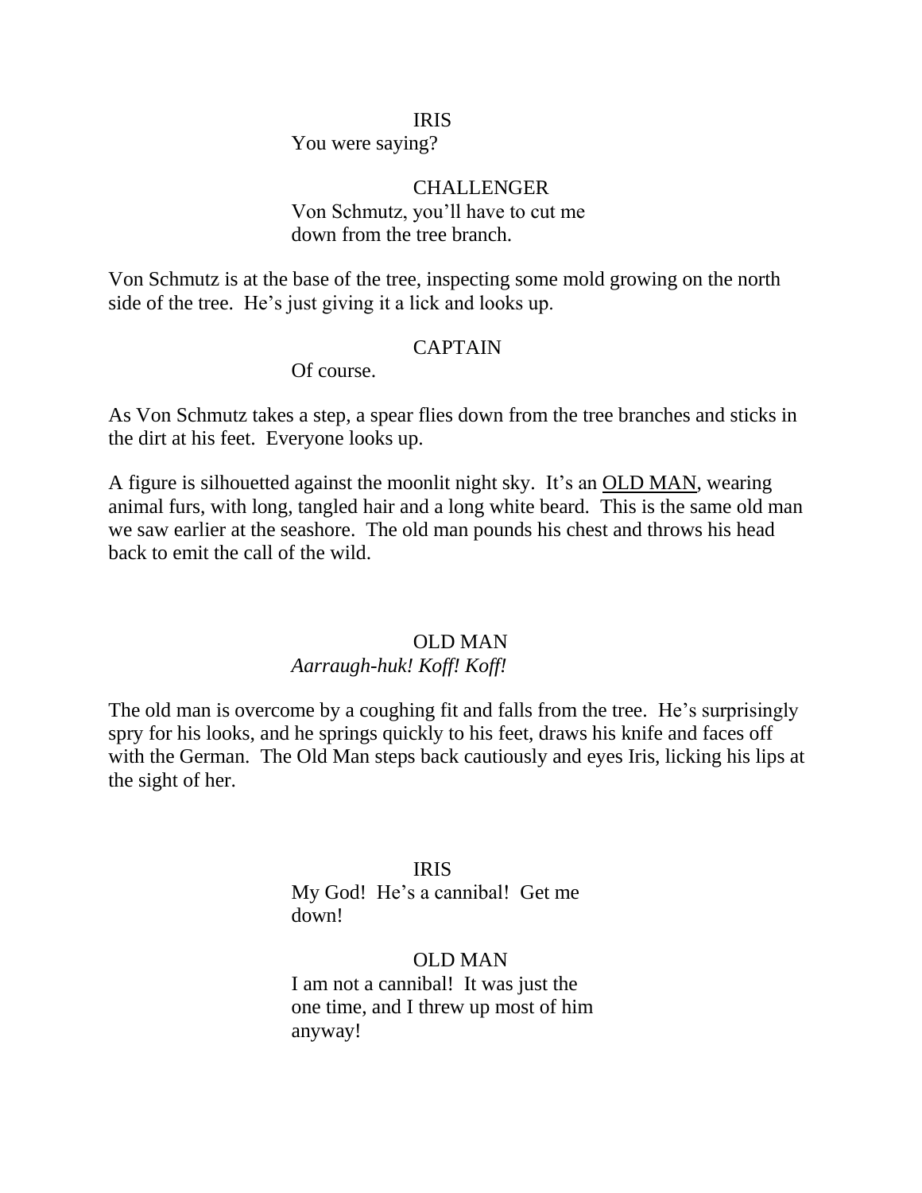IRIS

You were saying?

CHALLENGER

Von Schmutz, you'll have to cut me down from the tree branch.

Von Schmutz is at the base of the tree, inspecting some mold growing on the north side of the tree. He's just giving it a lick and looks up.

CAPTAIN

Of course.

As Von Schmutz takes a step, a spear flies down from the tree branches and sticks in the dirt at his feet. Everyone looks up.

A figure is silhouetted against the moonlit night sky. It's an <u>OLD MAN</u>, wearing animal furs, with long, tangled hair and a long white beard. This is the same old man we saw earlier at the seashore. The old man pounds his chest and throws his head back to emit the call of the wild.

OLD MAN

*Aarraugh-huk! Koff! Koff!*

The old man is overcome by a coughing fit and falls from the tree. He's surprisingly spry for his looks, and he springs quickly to his feet, draws his knife and faces off with the German. The Old Man steps back cautiously and eyes Iris, licking his lips at the sight of her.

IRIS

My God! He's a cannibal! Get me down!

OLD MAN

I am not a cannibal! It was just the one time, and I threw up most of him anyway!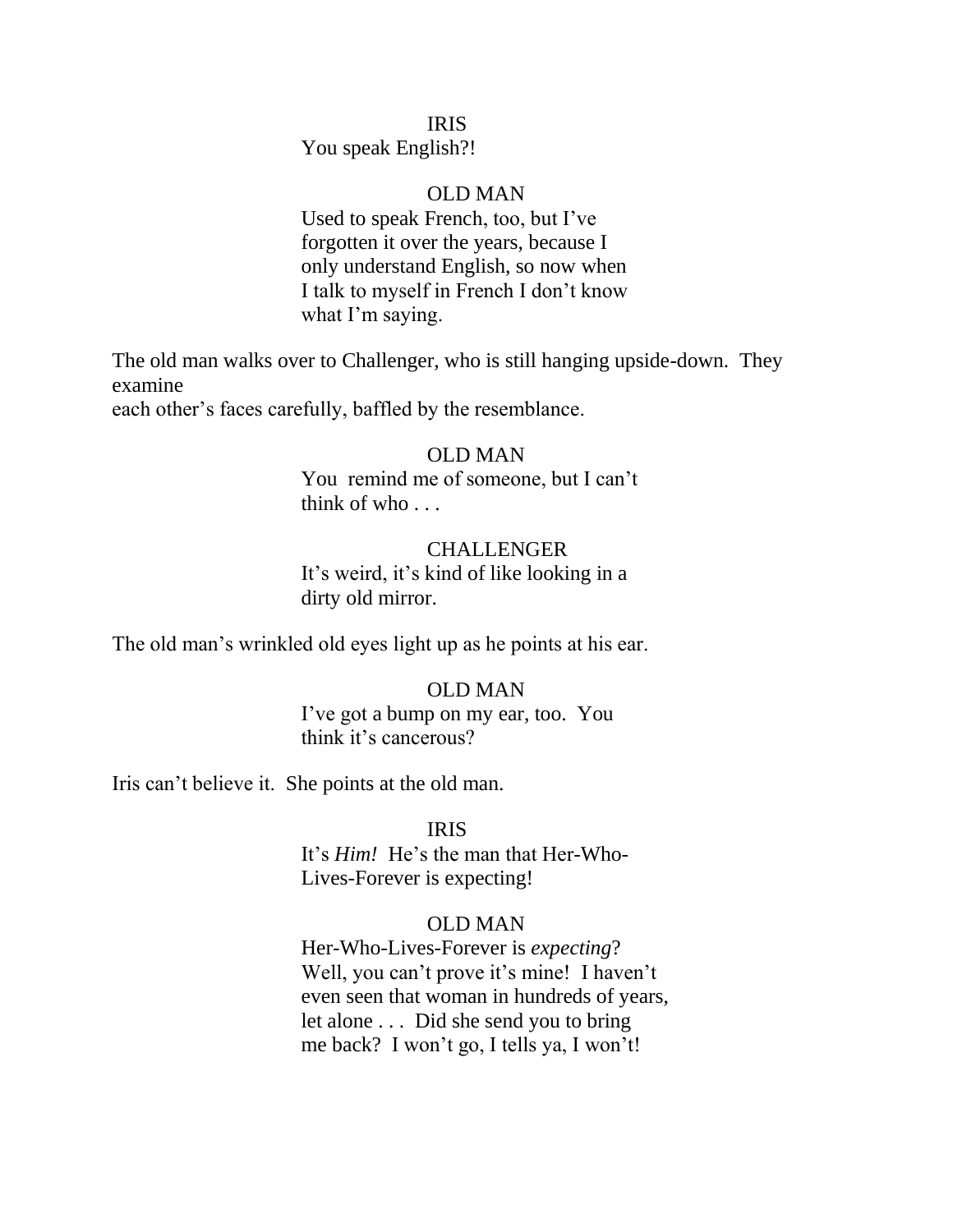IRIS

You speak English?!

OLD MAN

Used to speak French, too, but I've forgotten it over the years, because I only understand English, so now when I talk to myself in French I don't know what I'm saying.

The old man walks over to Challenger, who is still hanging upside-down. They examine each other's faces carefully, baffled by the resemblance.

OLD MAN

You remind me of someone, but I can't think of who . . .

CHALLENGER

It's weird, it's kind of like looking in a dirty old mirror.

The old man's wrinkled old eyes light up as he points at his ear.

OLD MAN

I've got a bump on my ear, too. You think it's cancerous?

Iris can't believe it. She points at the old man.

IRIS

It's *Him!* He's the man that Her-Who-Lives-Forever is expecting!

OLD MAN

Her-Who-Lives-Forever is *expecting*? Well, you can't prove it's mine! I haven't even seen that woman in hundreds of years, let alone . . . Did she send you to bring me back? I won't go, I tells ya, I won't!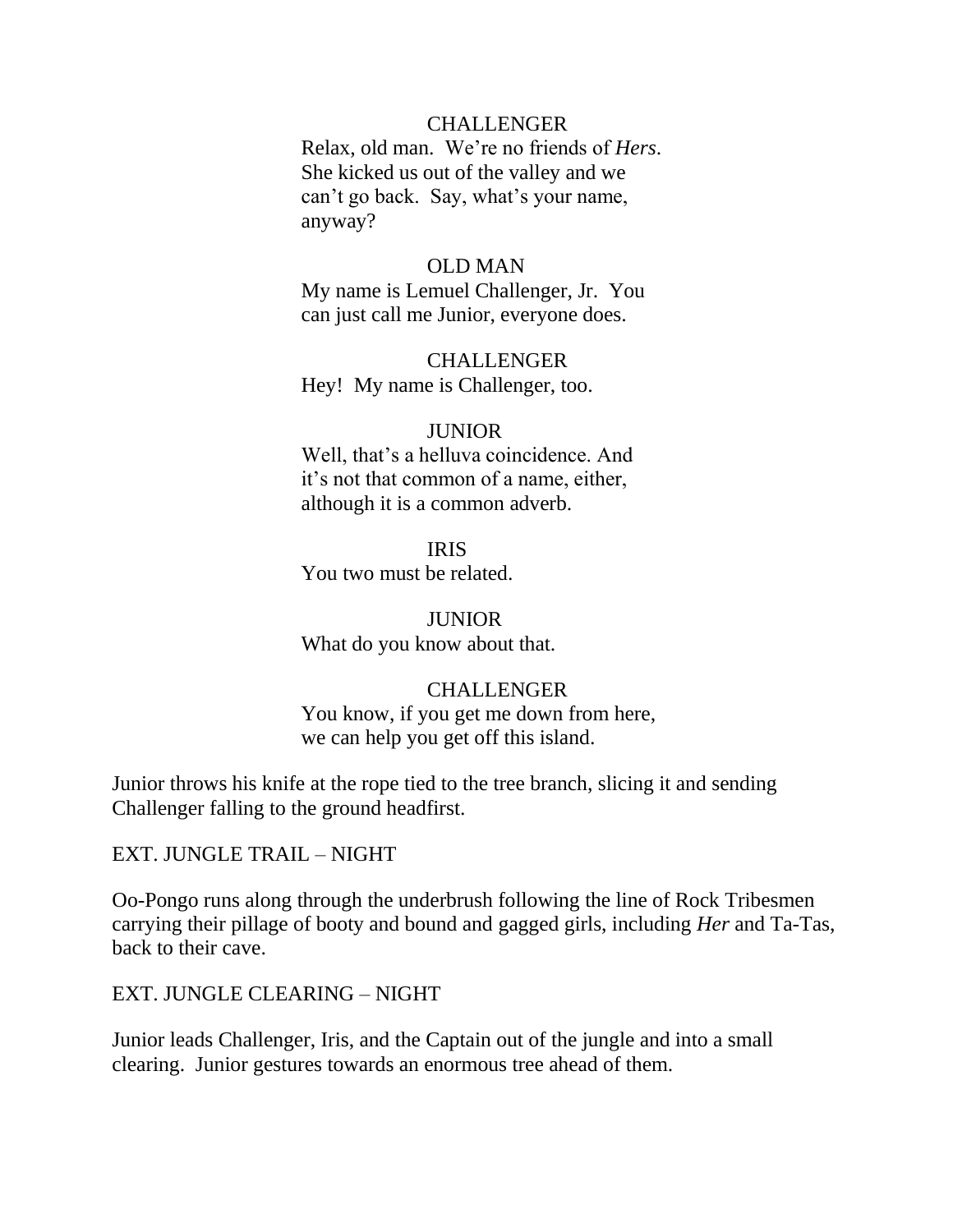CHALLENGER

Relax, old man. We're no friends of *Hers*. She kicked us out of the valley and we can't go back. Say, what's your name, anyway?

OLD MAN

My name is Lemuel Challenger, Jr. You can just call me Junior, everyone does.

CHALLENGER

Hey! My name is Challenger, too.

JUNIOR

Well, that's a helluva coincidence. And it's not that common of a name, either, although it is a common adverb.

IRIS

You two must be related.

JUNIOR

What do you know about that.

CHALLENGER

You know, if you get me down from here, we can help you get off this island.

Junior throws his knife at the rope tied to the tree branch, slicing it and sending Challenger falling to the ground headfirst.

EXT. JUNGLE TRAIL – NIGHT

Oo-Pongo runs along through the underbrush following the line of Rock Tribesmen carrying their pillage of booty and bound and gagged girls, including *Her* and Ta-Tas, back to their cave.

EXT. JUNGLE CLEARING – NIGHT

Junior leads Challenger, Iris, and the Captain out of the jungle and into a small clearing. Junior gestures towards an enormous tree ahead of them.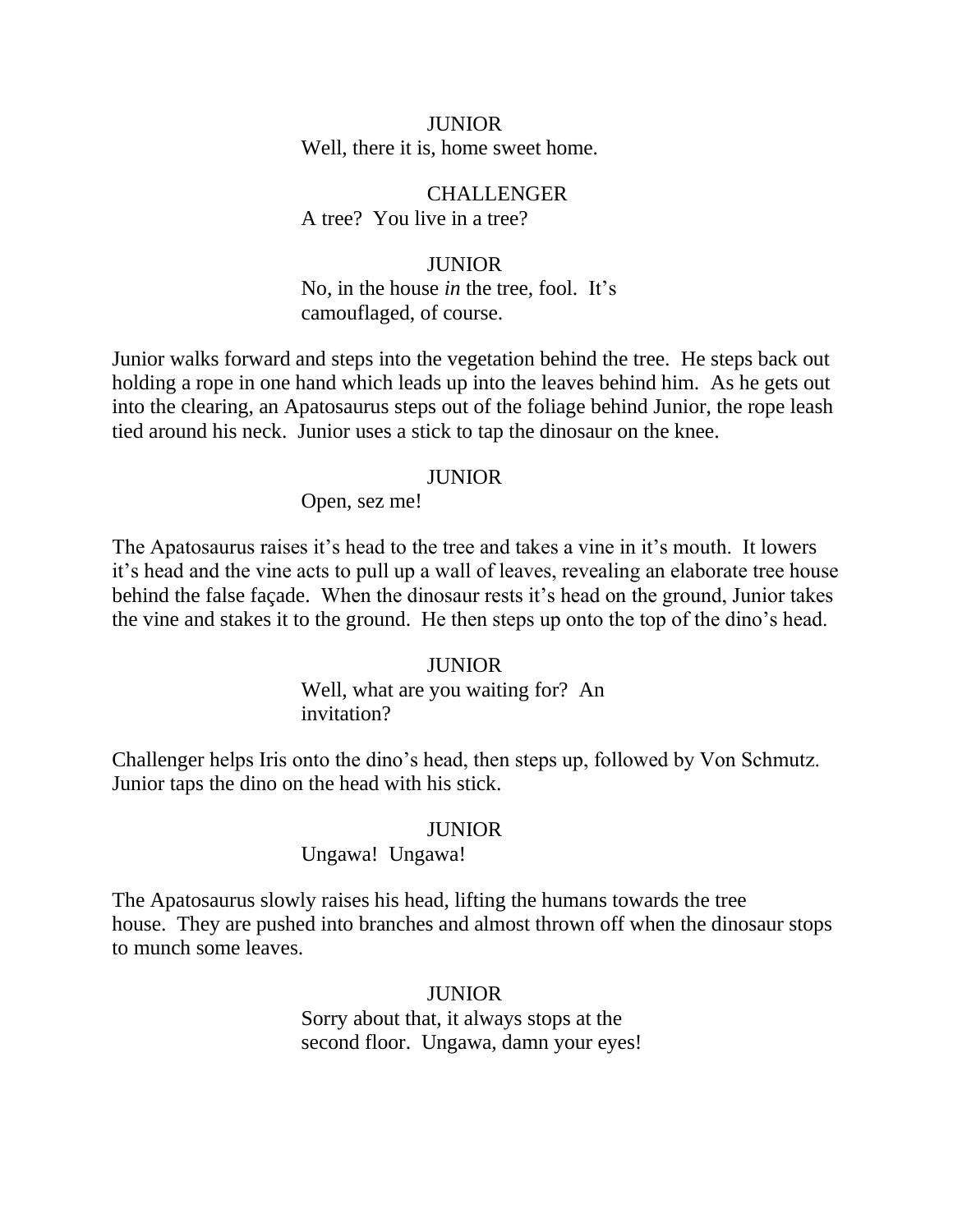JUNIOR

Well, there it is, home sweet home.

CHALLENGER

A tree? You live in a tree?

JUNIOR

No, in the house *in* the tree, fool. It's camouflaged, of course.

Junior walks forward and steps into the vegetation behind the tree. He steps back out holding a rope in one hand which leads up into the leaves behind him. As he gets out into the clearing, an Apatosaurus steps out of the foliage behind Junior, the rope leash tied around his neck. Junior uses a stick to tap the dinosaur on the knee.

JUNIOR

Open, sez me!

The Apatosaurus raises it's head to the tree and takes a vine in it's mouth. It lowers it's head and the vine acts to pull up a wall of leaves, revealing an elaborate tree house behind the false façade. When the dinosaur rests it's head on the ground, Junior takes the vine and stakes it to the ground. He then steps up onto the top of the dino's head.

JUNIOR

Well, what are you waiting for? An invitation?

Challenger helps Iris onto the dino's head, then steps up, followed by Von Schmutz. Junior taps the dino on the head with his stick.

JUNIOR

Ungawa! Ungawa!

The Apatosaurus slowly raises his head, lifting the humans towards the tree house. They are pushed into branches and almost thrown off when the dinosaur stops to munch some leaves.

JUNIOR

Sorry about that, it always stops at the second floor. Ungawa, damn your eyes!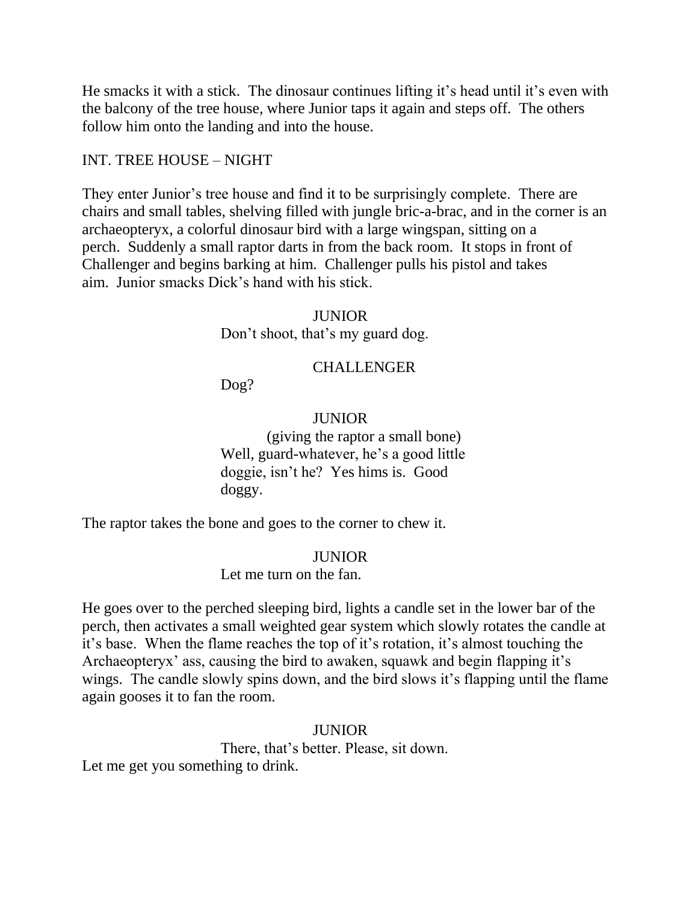He smacks it with a stick. The dinosaur continues lifting it's head until it's even with the balcony of the tree house, where Junior taps it again and steps off. The others follow him onto the landing and into the house.

INT. TREE HOUSE – NIGHT

They enter Junior's tree house and find it to be surprisingly complete. There are chairs and small tables, shelving filled with jungle bric-a-brac, and in the corner is an archaeopteryx, a colorful dinosaur bird with a large wingspan, sitting on a perch. Suddenly a small raptor darts in from the back room. It stops in front of Challenger and begins barking at him. Challenger pulls his pistol and takes aim. Junior smacks Dick's hand with his stick.

JUNIOR
Don't shoot, that's my guard dog.

CHALLENGER
Dog?

JUNIOR
(giving the raptor a small bone)
Well, guard-whatever, he's a good little doggie, isn't he? Yes hims is. Good doggy.

The raptor takes the bone and goes to the corner to chew it.

JUNIOR
Let me turn on the fan.

He goes over to the perched sleeping bird, lights a candle set in the lower bar of the perch, then activates a small weighted gear system which slowly rotates the candle at it's base. When the flame reaches the top of it's rotation, it's almost touching the Archaeopteryx' ass, causing the bird to awaken, squawk and begin flapping it's wings. The candle slowly spins down, and the bird slows it's flapping until the flame again gooses it to fan the room.

JUNIOR
There, that's better. Please, sit down. Let me get you something to drink.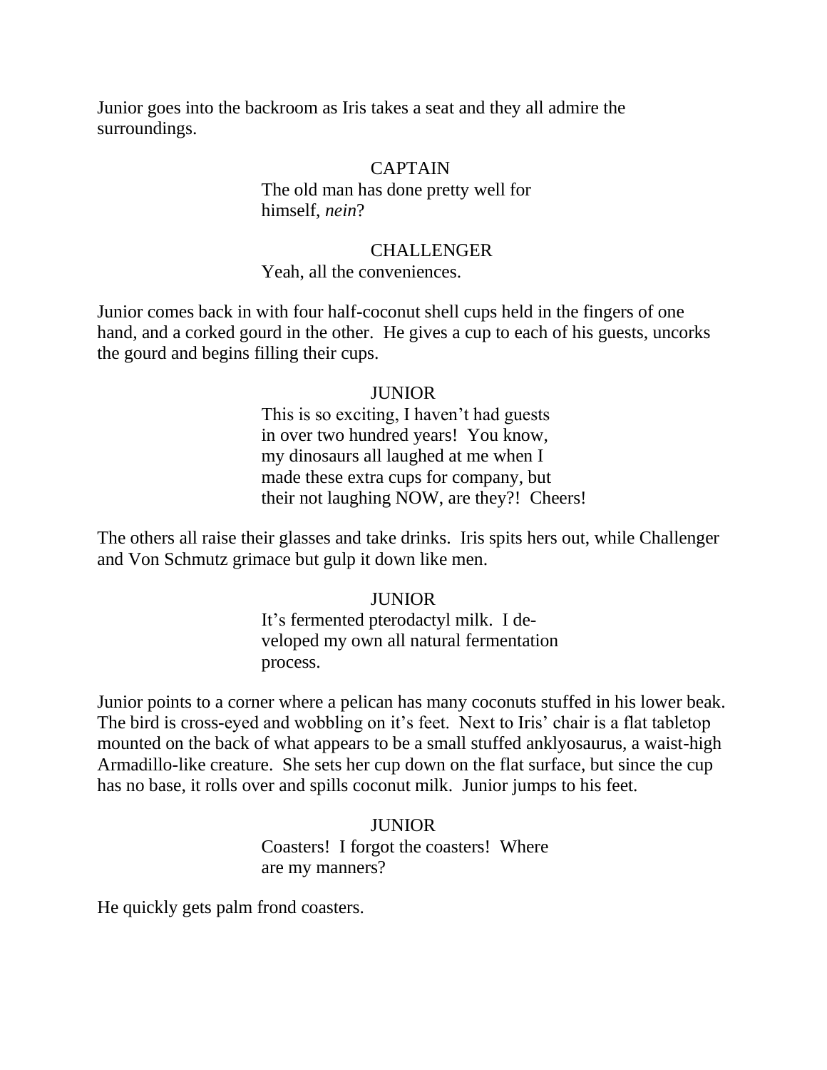Junior goes into the backroom as Iris takes a seat and they all admire the surroundings.

CAPTAIN

The old man has done pretty well for himself, *nein*?

CHALLENGER

Yeah, all the conveniences.

Junior comes back in with four half-coconut shell cups held in the fingers of one hand, and a corked gourd in the other. He gives a cup to each of his guests, uncorks the gourd and begins filling their cups.

JUNIOR

This is so exciting, I haven't had guests in over two hundred years! You know, my dinosaurs all laughed at me when I made these extra cups for company, but their not laughing NOW, are they?! Cheers!

The others all raise their glasses and take drinks. Iris spits hers out, while Challenger and Von Schmutz grimace but gulp it down like men.

JUNIOR

It's fermented pterodactyl milk. I developed my own all natural fermentation process.

Junior points to a corner where a pelican has many coconuts stuffed in his lower beak. The bird is cross-eyed and wobbling on it's feet. Next to Iris' chair is a flat tabletop mounted on the back of what appears to be a small stuffed anklyosaurus, a waist-high Armadillo-like creature. She sets her cup down on the flat surface, but since the cup has no base, it rolls over and spills coconut milk. Junior jumps to his feet.

JUNIOR

Coasters! I forgot the coasters! Where are my manners?

He quickly gets palm frond coasters.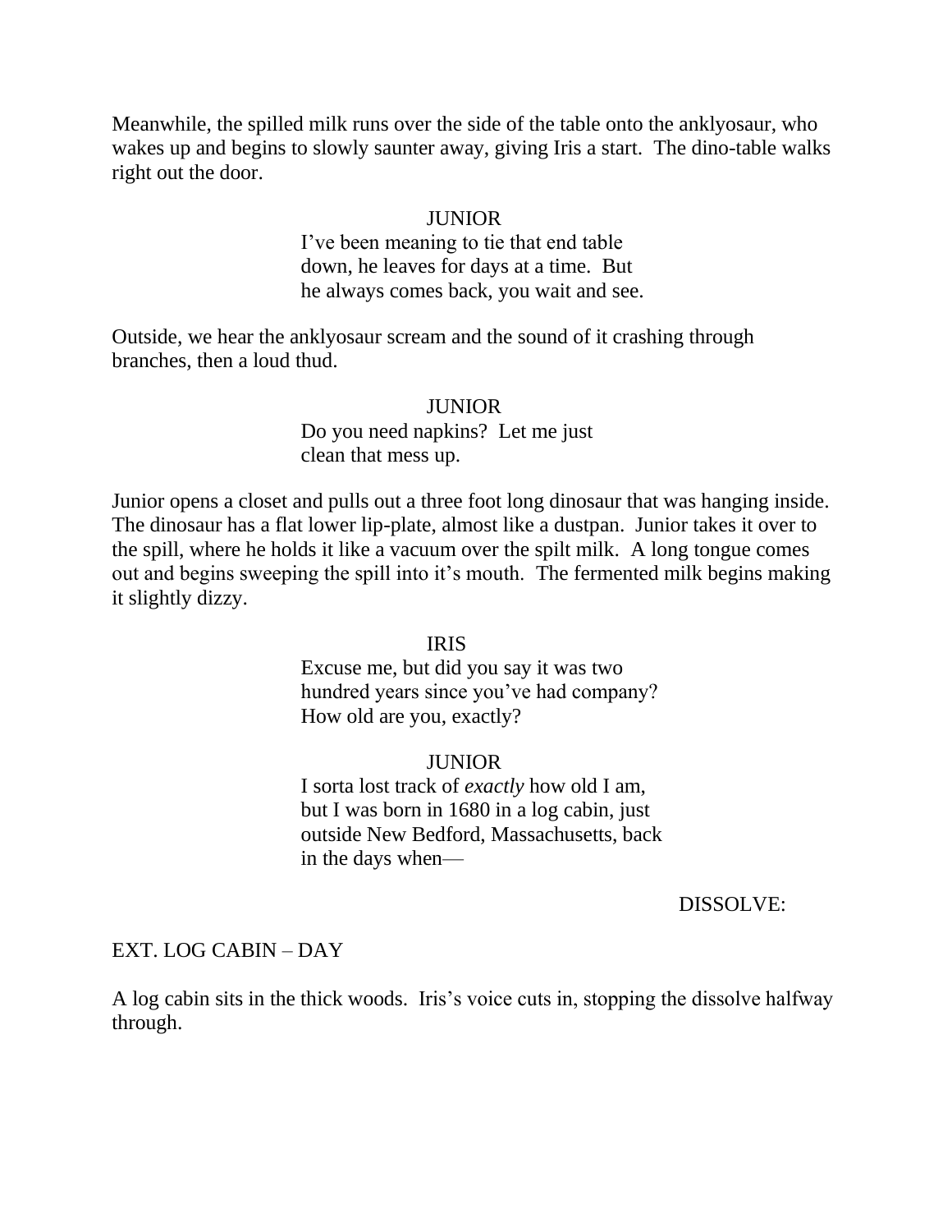Meanwhile, the spilled milk runs over the side of the table onto the anklyosaur, who wakes up and begins to slowly saunter away, giving Iris a start. The dino-table walks right out the door.

JUNIOR
I've been meaning to tie that end table down, he leaves for days at a time. But he always comes back, you wait and see.

Outside, we hear the anklyosaur scream and the sound of it crashing through branches, then a loud thud.

JUNIOR
Do you need napkins? Let me just clean that mess up.

Junior opens a closet and pulls out a three foot long dinosaur that was hanging inside. The dinosaur has a flat lower lip-plate, almost like a dustpan. Junior takes it over to the spill, where he holds it like a vacuum over the spilt milk. A long tongue comes out and begins sweeping the spill into it's mouth. The fermented milk begins making it slightly dizzy.

IRIS
Excuse me, but did you say it was two hundred years since you've had company? How old are you, exactly?

JUNIOR
I sorta lost track of *exactly* how old I am, but I was born in 1680 in a log cabin, just outside New Bedford, Massachusetts, back in the days when—

DISSOLVE:

EXT. LOG CABIN – DAY

A log cabin sits in the thick woods. Iris's voice cuts in, stopping the dissolve halfway through.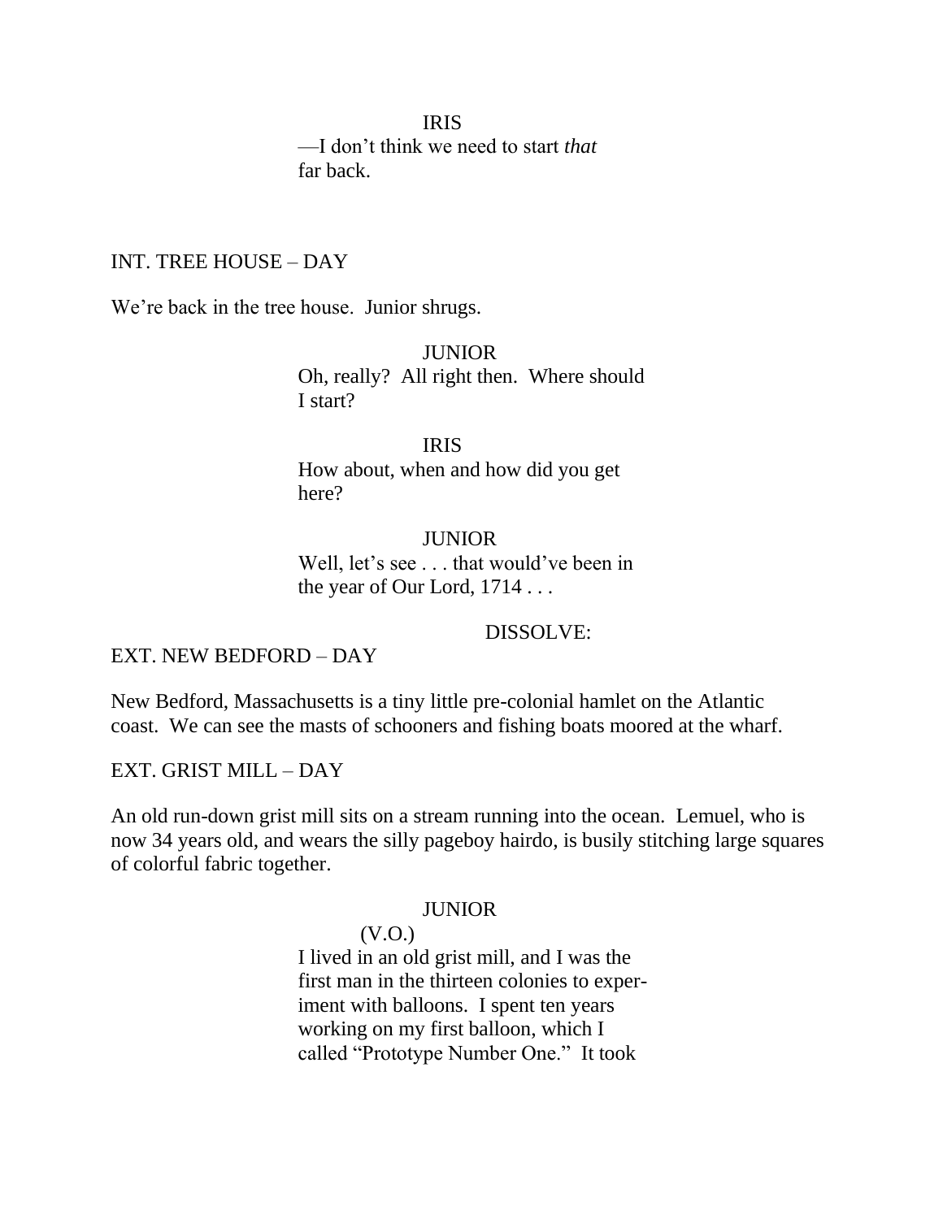IRIS

—I don't think we need to start *that* far back.

INT. TREE HOUSE – DAY

We're back in the tree house. Junior shrugs.

JUNIOR

Oh, really? All right then. Where should I start?

IRIS

How about, when and how did you get here?

JUNIOR

Well, let's see . . . that would've been in the year of Our Lord, 1714 . . .

DISSOLVE:

EXT. NEW BEDFORD – DAY

New Bedford, Massachusetts is a tiny little pre-colonial hamlet on the Atlantic coast. We can see the masts of schooners and fishing boats moored at the wharf.

EXT. GRIST MILL – DAY

An old run-down grist mill sits on a stream running into the ocean. Lemuel, who is now 34 years old, and wears the silly pageboy hairdo, is busily stitching large squares of colorful fabric together.

JUNIOR

(V.O.)

I lived in an old grist mill, and I was the first man in the thirteen colonies to exper-iment with balloons. I spent ten years working on my first balloon, which I called "Prototype Number One." It took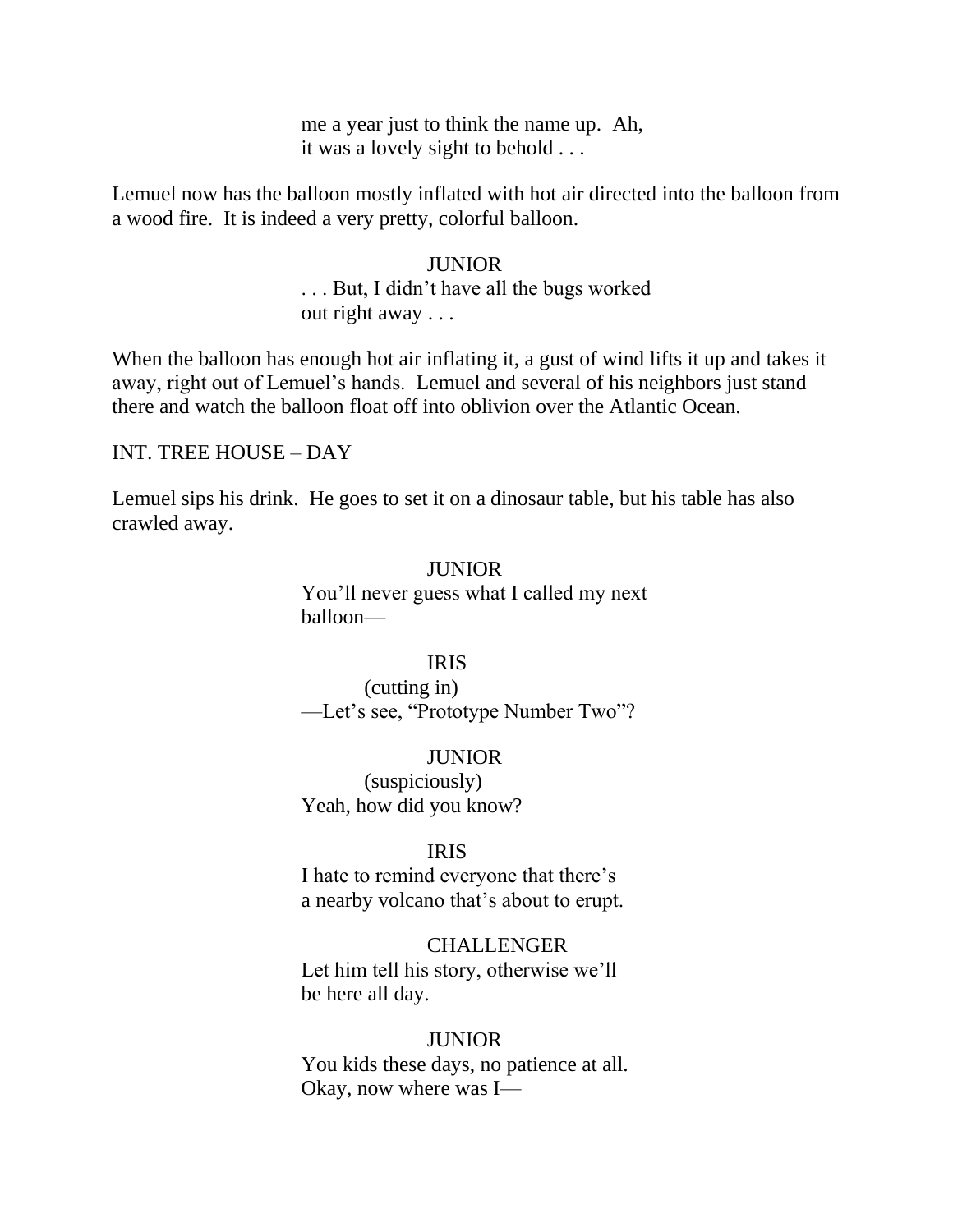me a year just to think the name up.  Ah, it was a lovely sight to behold . . .

Lemuel now has the balloon mostly inflated with hot air directed into the balloon from a wood fire.  It is indeed a very pretty, colorful balloon.

JUNIOR
. . . But, I didn't have all the bugs worked out right away . . .

When the balloon has enough hot air inflating it, a gust of wind lifts it up and takes it away, right out of Lemuel's hands.  Lemuel and several of his neighbors just stand there and watch the balloon float off into oblivion over the Atlantic Ocean.

INT. TREE HOUSE – DAY

Lemuel sips his drink.  He goes to set it on a dinosaur table, but his table has also crawled away.

JUNIOR
You'll never guess what I called my next balloon—

IRIS
(cutting in)
—Let's see, "Prototype Number Two"?

JUNIOR
(suspiciously)
Yeah, how did you know?

IRIS
I hate to remind everyone that there's a nearby volcano that's about to erupt.

CHALLENGER
Let him tell his story, otherwise we'll be here all day.

JUNIOR
You kids these days, no patience at all. Okay, now where was I—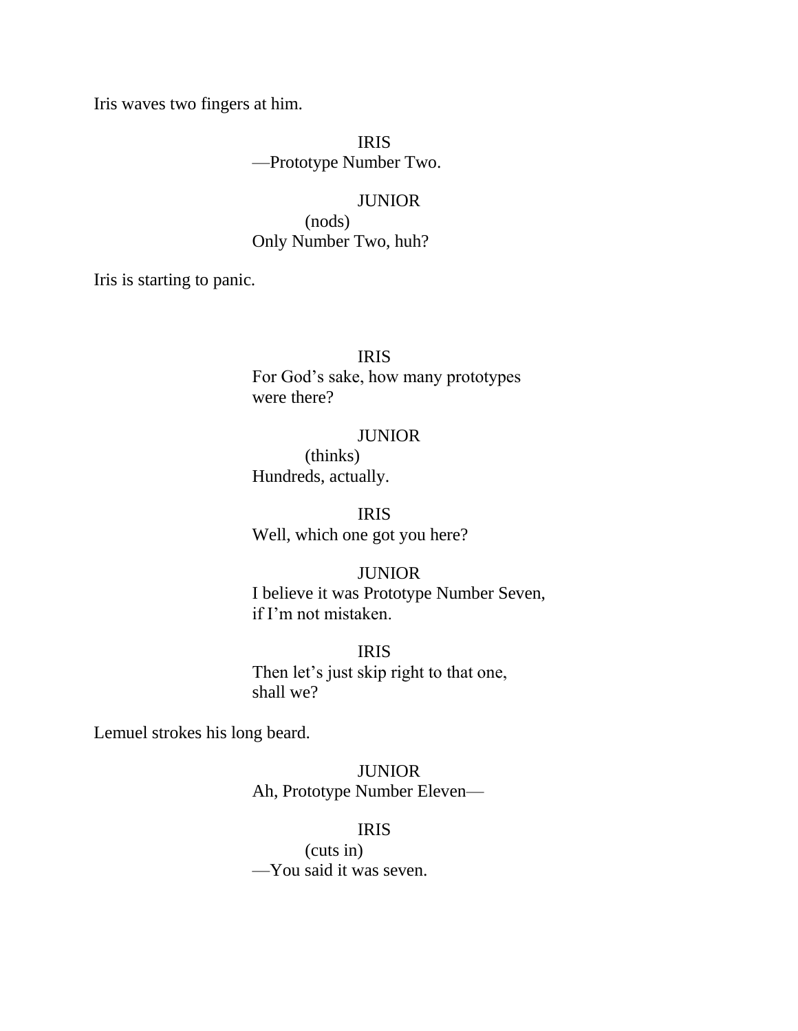Iris waves two fingers at him.

IRIS
—Prototype Number Two.

JUNIOR
(nods)
Only Number Two, huh?

Iris is starting to panic.

IRIS
For God's sake, how many prototypes were there?

JUNIOR
(thinks)
Hundreds, actually.

IRIS
Well, which one got you here?

JUNIOR
I believe it was Prototype Number Seven, if I'm not mistaken.

IRIS
Then let's just skip right to that one, shall we?

Lemuel strokes his long beard.

JUNIOR
Ah, Prototype Number Eleven—

IRIS
(cuts in)
—You said it was seven.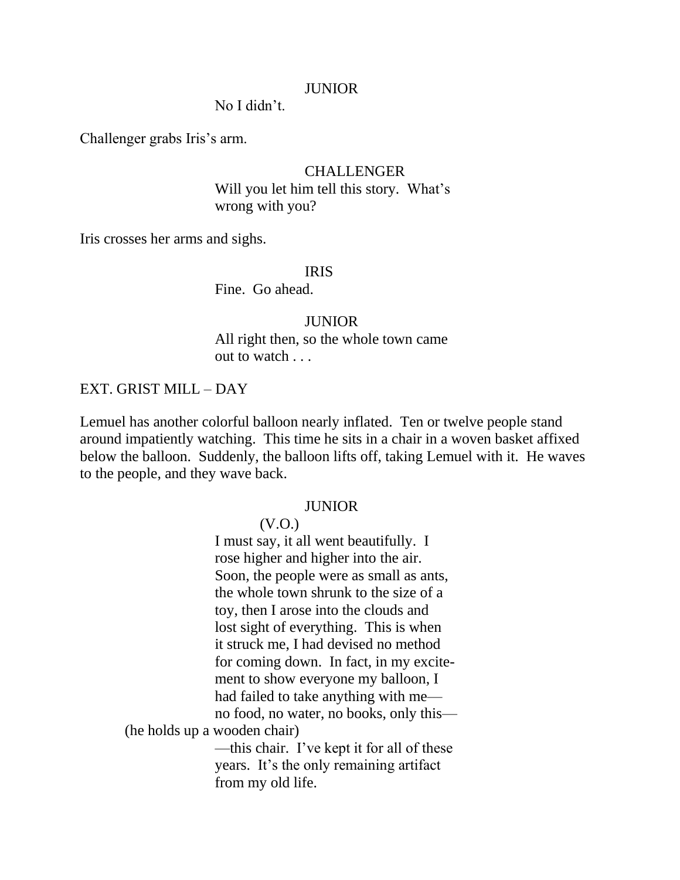JUNIOR

No I didn't.

Challenger grabs Iris's arm.

CHALLENGER

Will you let him tell this story. What's wrong with you?

Iris crosses her arms and sighs.

IRIS

Fine. Go ahead.

JUNIOR

All right then, so the whole town came out to watch . . .

EXT. GRIST MILL – DAY

Lemuel has another colorful balloon nearly inflated. Ten or twelve people stand around impatiently watching. This time he sits in a chair in a woven basket affixed below the balloon. Suddenly, the balloon lifts off, taking Lemuel with it. He waves to the people, and they wave back.

JUNIOR

(V.O.)

I must say, it all went beautifully. I rose higher and higher into the air. Soon, the people were as small as ants, the whole town shrunk to the size of a toy, then I arose into the clouds and lost sight of everything. This is when it struck me, I had devised no method for coming down. In fact, in my excitement to show everyone my balloon, I had failed to take anything with me—no food, no water, no books, only this—

(he holds up a wooden chair)

—this chair. I've kept it for all of these years. It's the only remaining artifact from my old life.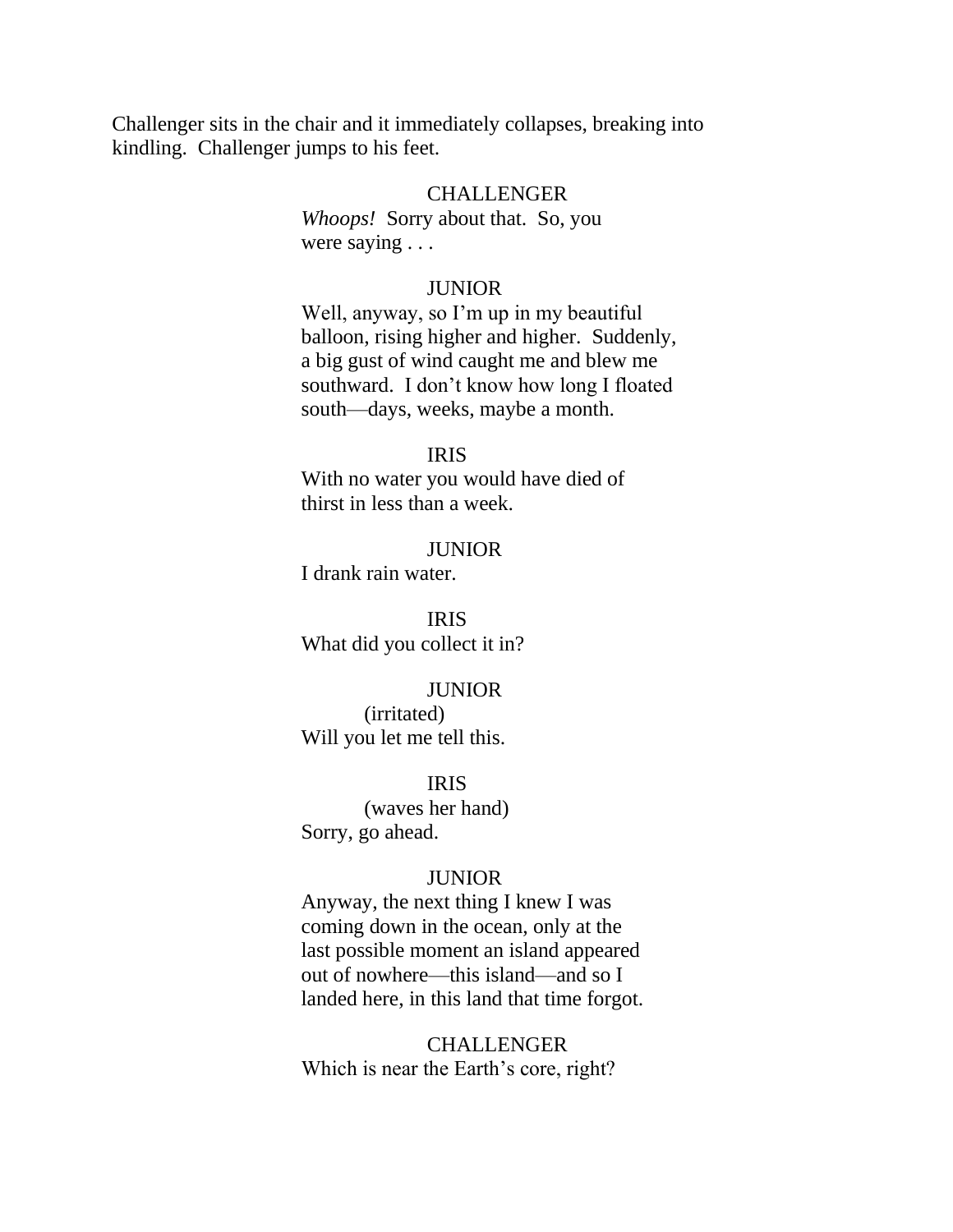Challenger sits in the chair and it immediately collapses, breaking into kindling. Challenger jumps to his feet.

CHALLENGER
*Whoops!* Sorry about that. So, you were saying . . .

JUNIOR
Well, anyway, so I'm up in my beautiful balloon, rising higher and higher. Suddenly, a big gust of wind caught me and blew me southward. I don't know how long I floated south—days, weeks, maybe a month.

IRIS
With no water you would have died of thirst in less than a week.

JUNIOR
I drank rain water.

IRIS
What did you collect it in?

JUNIOR
(irritated)
Will you let me tell this.

IRIS
(waves her hand)
Sorry, go ahead.

JUNIOR
Anyway, the next thing I knew I was coming down in the ocean, only at the last possible moment an island appeared out of nowhere—this island—and so I landed here, in this land that time forgot.

CHALLENGER
Which is near the Earth's core, right?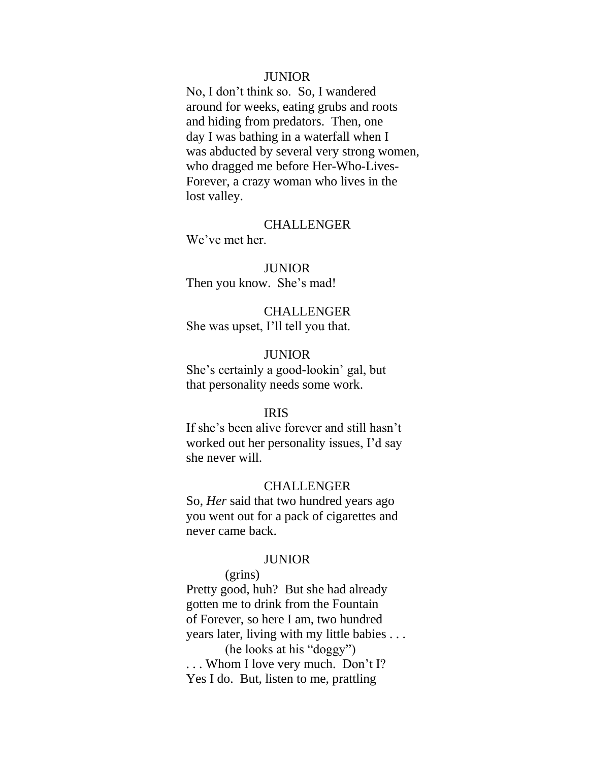JUNIOR

No, I don't think so. So, I wandered around for weeks, eating grubs and roots and hiding from predators. Then, one day I was bathing in a waterfall when I was abducted by several very strong women, who dragged me before Her-Who-Lives-Forever, a crazy woman who lives in the lost valley.

CHALLENGER

We've met her.

JUNIOR

Then you know. She's mad!

CHALLENGER

She was upset, I'll tell you that.

JUNIOR

She's certainly a good-lookin' gal, but that personality needs some work.

IRIS

If she's been alive forever and still hasn't worked out her personality issues, I'd say she never will.

CHALLENGER

So, *Her* said that two hundred years ago you went out for a pack of cigarettes and never came back.

JUNIOR

(grins)

Pretty good, huh? But she had already gotten me to drink from the Fountain of Forever, so here I am, two hundred years later, living with my little babies . . .

(he looks at his "doggy")

. . . Whom I love very much. Don't I? Yes I do. But, listen to me, prattling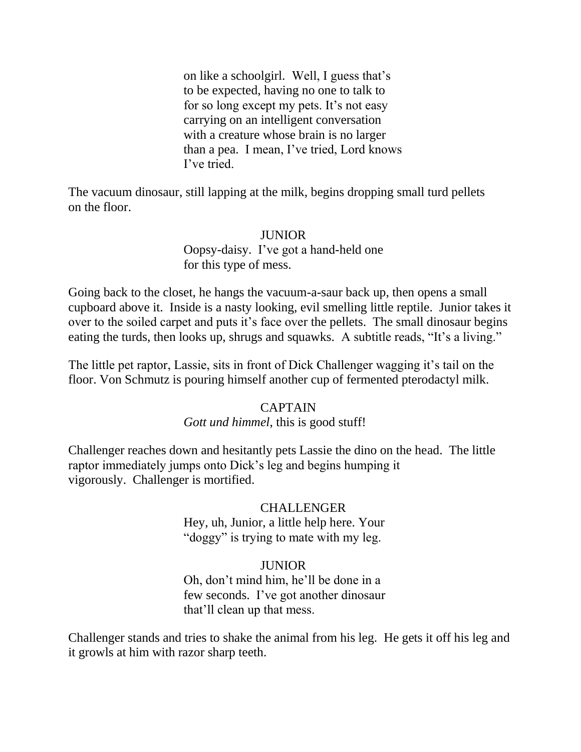on like a schoolgirl. Well, I guess that's
to be expected, having no one to talk to
for so long except my pets. It's not easy
carrying on an intelligent conversation
with a creature whose brain is no larger
than a pea. I mean, I've tried, Lord knows
I've tried.

The vacuum dinosaur, still lapping at the milk, begins dropping small turd pellets on the floor.

JUNIOR

Oopsy-daisy. I've got a hand-held one
for this type of mess.

Going back to the closet, he hangs the vacuum-a-saur back up, then opens a small cupboard above it. Inside is a nasty looking, evil smelling little reptile. Junior takes it over to the soiled carpet and puts it's face over the pellets. The small dinosaur begins eating the turds, then looks up, shrugs and squawks. A subtitle reads, "It's a living."

The little pet raptor, Lassie, sits in front of Dick Challenger wagging it's tail on the floor. Von Schmutz is pouring himself another cup of fermented pterodactyl milk.

CAPTAIN

*Gott und himmel*, this is good stuff!

Challenger reaches down and hesitantly pets Lassie the dino on the head. The little raptor immediately jumps onto Dick's leg and begins humping it vigorously. Challenger is mortified.

CHALLENGER

Hey, uh, Junior, a little help here. Your
"doggy" is trying to mate with my leg.

JUNIOR

Oh, don't mind him, he'll be done in a
few seconds. I've got another dinosaur
that'll clean up that mess.

Challenger stands and tries to shake the animal from his leg. He gets it off his leg and it growls at him with razor sharp teeth.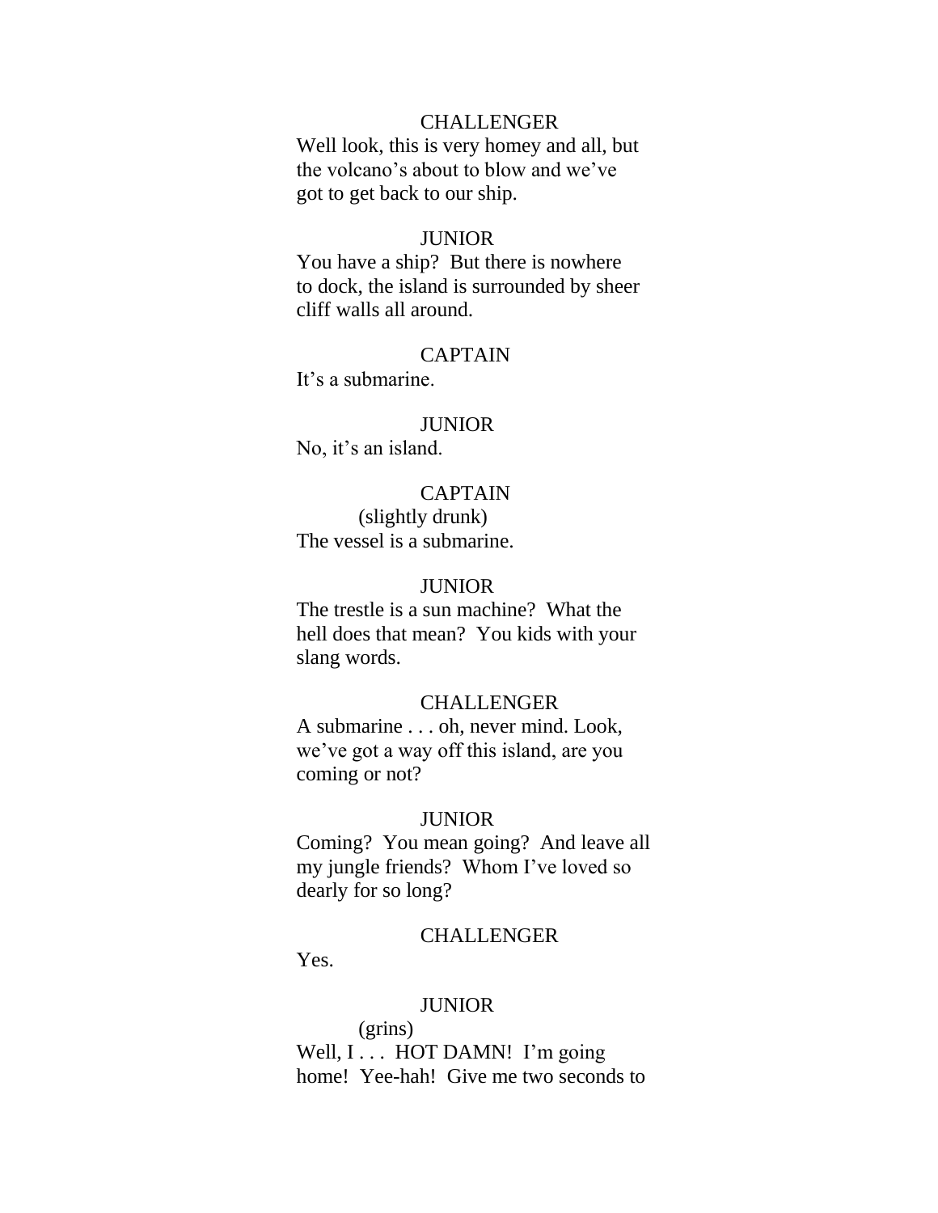CHALLENGER

Well look, this is very homey and all, but the volcano's about to blow and we've got to get back to our ship.

JUNIOR

You have a ship? But there is nowhere to dock, the island is surrounded by sheer cliff walls all around.

CAPTAIN

It's a submarine.

JUNIOR

No, it's an island.

CAPTAIN

(slightly drunk)

The vessel is a submarine.

JUNIOR

The trestle is a sun machine? What the hell does that mean? You kids with your slang words.

CHALLENGER

A submarine . . . oh, never mind. Look, we've got a way off this island, are you coming or not?

JUNIOR

Coming? You mean going? And leave all my jungle friends? Whom I've loved so dearly for so long?

CHALLENGER

Yes.

JUNIOR

(grins)

Well, I . . . HOT DAMN! I'm going home! Yee-hah! Give me two seconds to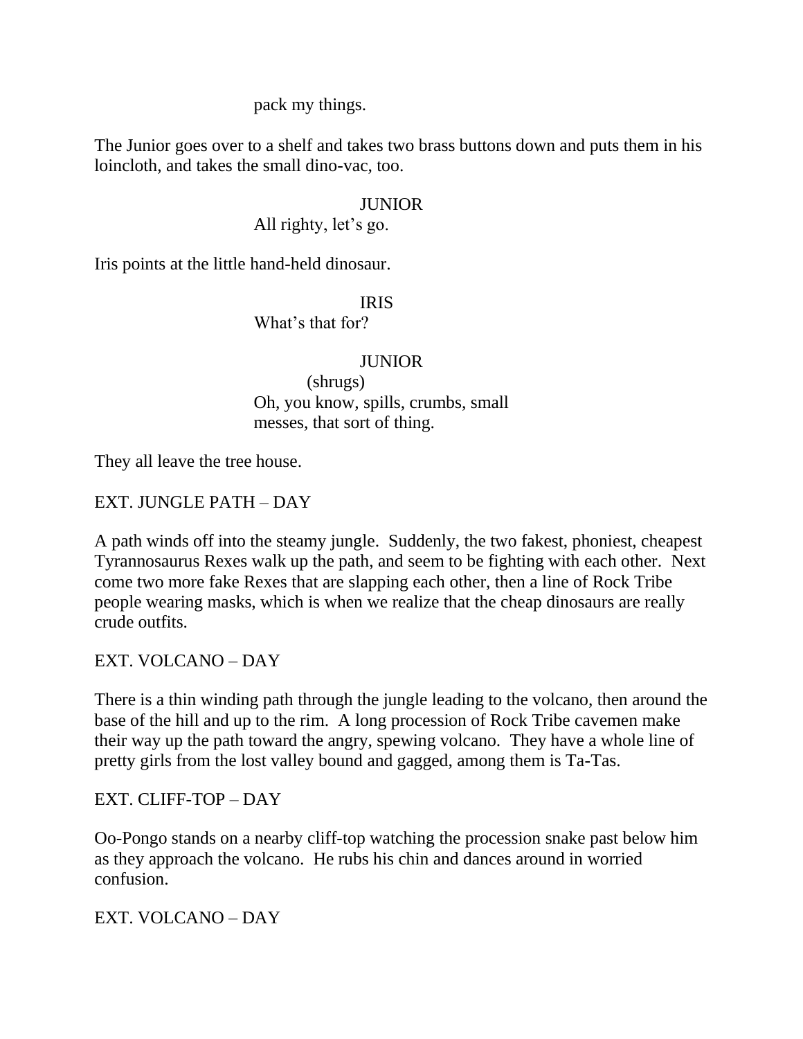pack my things.

The Junior goes over to a shelf and takes two brass buttons down and puts them in his loincloth, and takes the small dino-vac, too.

JUNIOR
All righty, let's go.

Iris points at the little hand-held dinosaur.

IRIS
What's that for?

JUNIOR
(shrugs)
Oh, you know, spills, crumbs, small messes, that sort of thing.

They all leave the tree house.

EXT. JUNGLE PATH – DAY

A path winds off into the steamy jungle. Suddenly, the two fakest, phoniest, cheapest Tyrannosaurus Rexes walk up the path, and seem to be fighting with each other. Next come two more fake Rexes that are slapping each other, then a line of Rock Tribe people wearing masks, which is when we realize that the cheap dinosaurs are really crude outfits.

EXT. VOLCANO – DAY

There is a thin winding path through the jungle leading to the volcano, then around the base of the hill and up to the rim. A long procession of Rock Tribe cavemen make their way up the path toward the angry, spewing volcano. They have a whole line of pretty girls from the lost valley bound and gagged, among them is Ta-Tas.

EXT. CLIFF-TOP – DAY

Oo-Pongo stands on a nearby cliff-top watching the procession snake past below him as they approach the volcano. He rubs his chin and dances around in worried confusion.

EXT. VOLCANO – DAY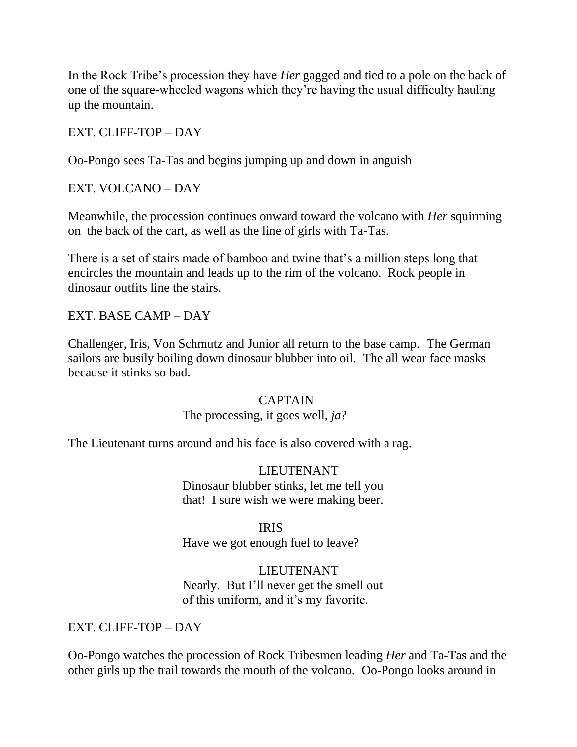In the Rock Tribe's procession they have *Her* gagged and tied to a pole on the back of one of the square-wheeled wagons which they're having the usual difficulty hauling up the mountain.

EXT. CLIFF-TOP – DAY

Oo-Pongo sees Ta-Tas and begins jumping up and down in anguish

EXT. VOLCANO – DAY

Meanwhile, the procession continues onward toward the volcano with *Her* squirming on  the back of the cart, as well as the line of girls with Ta-Tas.

There is a set of stairs made of bamboo and twine that's a million steps long that encircles the mountain and leads up to the rim of the volcano.  Rock people in dinosaur outfits line the stairs.

EXT. BASE CAMP – DAY

Challenger, Iris, Von Schmutz and Junior all return to the base camp.  The German sailors are busily boiling down dinosaur blubber into oil.  The all wear face masks because it stinks so bad.

CAPTAIN
The processing, it goes well, *ja*?

The Lieutenant turns around and his face is also covered with a rag.

LIEUTENANT
Dinosaur blubber stinks, let me tell you that!  I sure wish we were making beer.

IRIS
Have we got enough fuel to leave?

LIEUTENANT
Nearly.  But I'll never get the smell out of this uniform, and it's my favorite.

EXT. CLIFF-TOP – DAY

Oo-Pongo watches the procession of Rock Tribesmen leading *Her* and Ta-Tas and the other girls up the trail towards the mouth of the volcano.  Oo-Pongo looks around in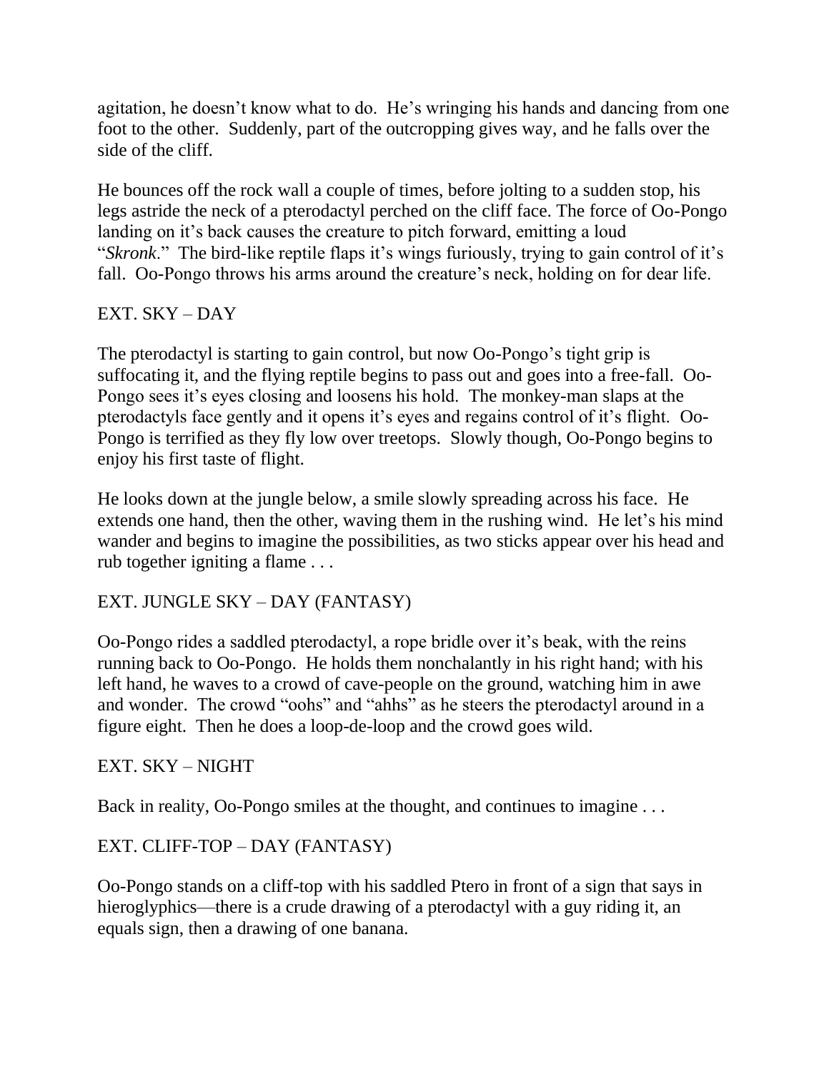agitation, he doesn't know what to do. He's wringing his hands and dancing from one foot to the other. Suddenly, part of the outcropping gives way, and he falls over the side of the cliff.

He bounces off the rock wall a couple of times, before jolting to a sudden stop, his legs astride the neck of a pterodactyl perched on the cliff face. The force of Oo-Pongo landing on it's back causes the creature to pitch forward, emitting a loud "*Skronk*." The bird-like reptile flaps it's wings furiously, trying to gain control of it's fall. Oo-Pongo throws his arms around the creature's neck, holding on for dear life.

EXT. SKY – DAY

The pterodactyl is starting to gain control, but now Oo-Pongo's tight grip is suffocating it, and the flying reptile begins to pass out and goes into a free-fall. Oo-Pongo sees it's eyes closing and loosens his hold. The monkey-man slaps at the pterodactyls face gently and it opens it's eyes and regains control of it's flight. Oo-Pongo is terrified as they fly low over treetops. Slowly though, Oo-Pongo begins to enjoy his first taste of flight.

He looks down at the jungle below, a smile slowly spreading across his face. He extends one hand, then the other, waving them in the rushing wind. He let's his mind wander and begins to imagine the possibilities, as two sticks appear over his head and rub together igniting a flame . . .

EXT. JUNGLE SKY – DAY (FANTASY)

Oo-Pongo rides a saddled pterodactyl, a rope bridle over it's beak, with the reins running back to Oo-Pongo. He holds them nonchalantly in his right hand; with his left hand, he waves to a crowd of cave-people on the ground, watching him in awe and wonder. The crowd "oohs" and "ahhs" as he steers the pterodactyl around in a figure eight. Then he does a loop-de-loop and the crowd goes wild.

EXT. SKY – NIGHT

Back in reality, Oo-Pongo smiles at the thought, and continues to imagine . . .

EXT. CLIFF-TOP – DAY (FANTASY)

Oo-Pongo stands on a cliff-top with his saddled Ptero in front of a sign that says in hieroglyphics—there is a crude drawing of a pterodactyl with a guy riding it, an equals sign, then a drawing of one banana.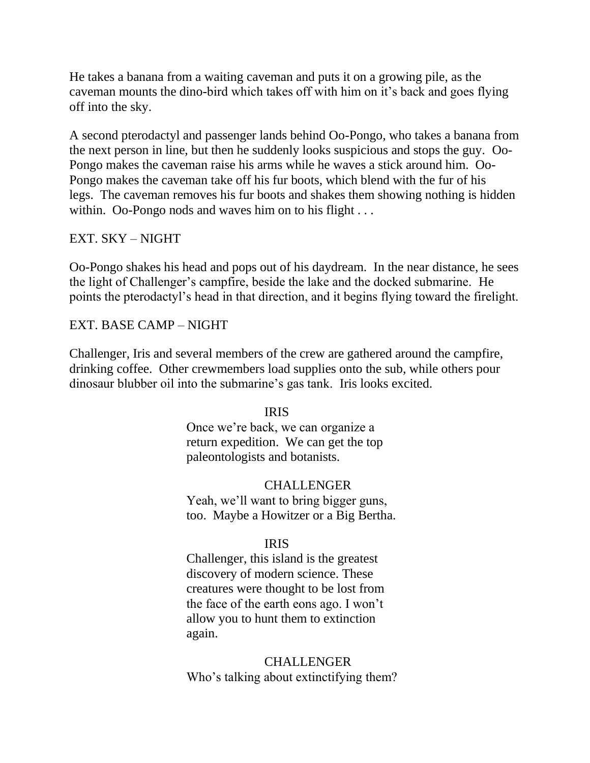He takes a banana from a waiting caveman and puts it on a growing pile, as the caveman mounts the dino-bird which takes off with him on it's back and goes flying off into the sky.

A second pterodactyl and passenger lands behind Oo-Pongo, who takes a banana from the next person in line, but then he suddenly looks suspicious and stops the guy. Oo-Pongo makes the caveman raise his arms while he waves a stick around him. Oo-Pongo makes the caveman take off his fur boots, which blend with the fur of his legs. The caveman removes his fur boots and shakes them showing nothing is hidden within. Oo-Pongo nods and waves him on to his flight . . .

EXT. SKY – NIGHT

Oo-Pongo shakes his head and pops out of his daydream. In the near distance, he sees the light of Challenger's campfire, beside the lake and the docked submarine. He points the pterodactyl's head in that direction, and it begins flying toward the firelight.

EXT. BASE CAMP – NIGHT

Challenger, Iris and several members of the crew are gathered around the campfire, drinking coffee. Other crewmembers load supplies onto the sub, while others pour dinosaur blubber oil into the submarine's gas tank. Iris looks excited.

IRIS

Once we're back, we can organize a return expedition. We can get the top paleontologists and botanists.

CHALLENGER

Yeah, we'll want to bring bigger guns, too. Maybe a Howitzer or a Big Bertha.

IRIS

Challenger, this island is the greatest discovery of modern science. These creatures were thought to be lost from the face of the earth eons ago. I won't allow you to hunt them to extinction again.

CHALLENGER

Who's talking about extinctifying them?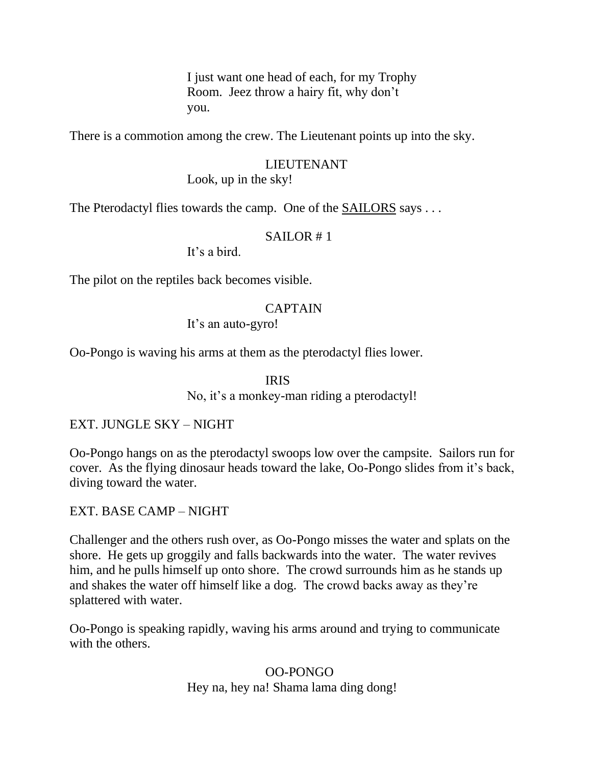I just want one head of each, for my Trophy Room. Jeez throw a hairy fit, why don't you.

There is a commotion among the crew. The Lieutenant points up into the sky.

LIEUTENANT

Look, up in the sky!

The Pterodactyl flies towards the camp. One of the <u>SAILORS</u> says . . .

SAILOR # 1

It's a bird.

The pilot on the reptiles back becomes visible.

CAPTAIN

It's an auto-gyro!

Oo-Pongo is waving his arms at them as the pterodactyl flies lower.

IRIS

No, it's a monkey-man riding a pterodactyl!

EXT. JUNGLE SKY – NIGHT

Oo-Pongo hangs on as the pterodactyl swoops low over the campsite. Sailors run for cover. As the flying dinosaur heads toward the lake, Oo-Pongo slides from it's back, diving toward the water.

EXT. BASE CAMP – NIGHT

Challenger and the others rush over, as Oo-Pongo misses the water and splats on the shore. He gets up groggily and falls backwards into the water. The water revives him, and he pulls himself up onto shore. The crowd surrounds him as he stands up and shakes the water off himself like a dog. The crowd backs away as they're splattered with water.

Oo-Pongo is speaking rapidly, waving his arms around and trying to communicate with the others.

OO-PONGO

Hey na, hey na! Shama lama ding dong!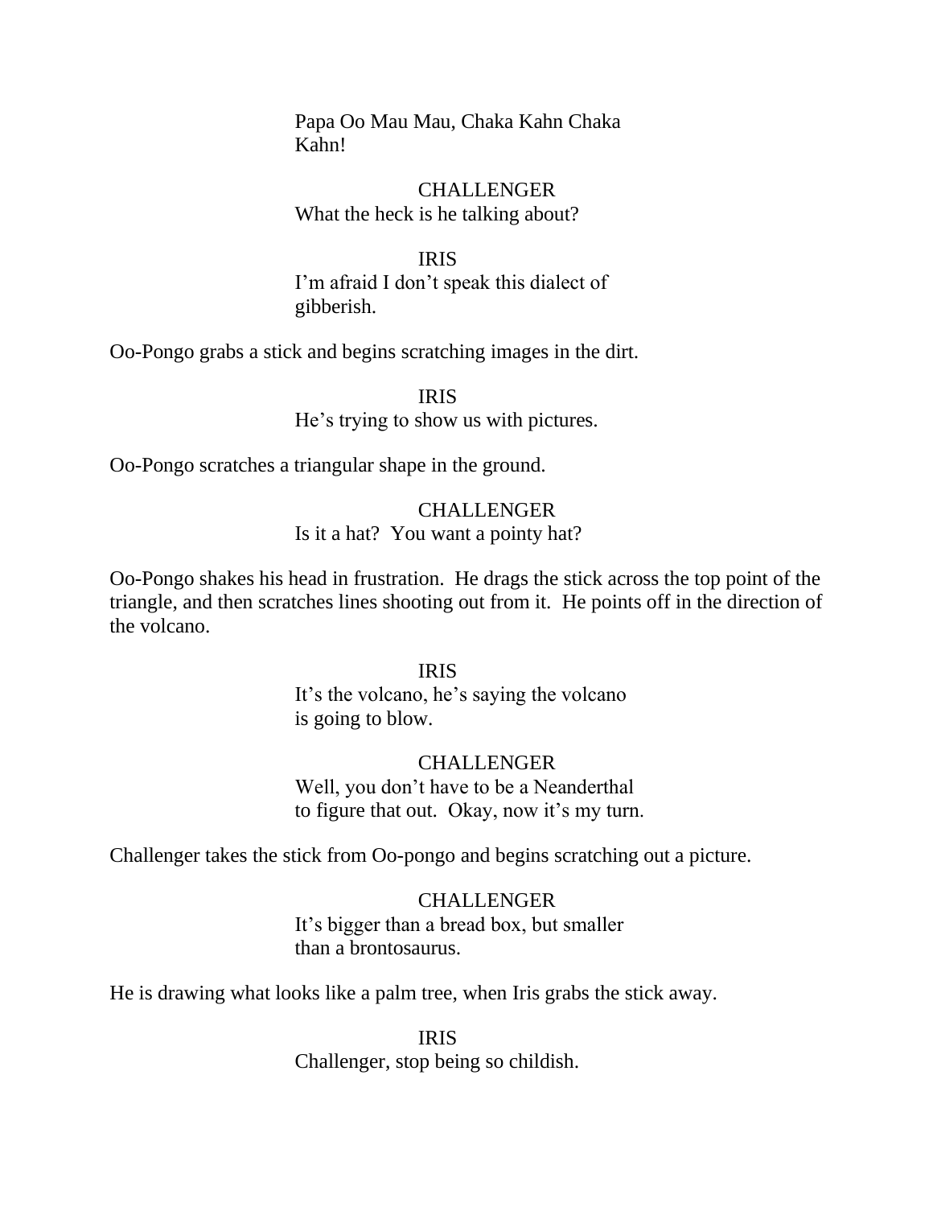Papa Oo Mau Mau, Chaka Kahn Chaka Kahn!

CHALLENGER
What the heck is he talking about?

IRIS
I'm afraid I don't speak this dialect of gibberish.

Oo-Pongo grabs a stick and begins scratching images in the dirt.

IRIS
He's trying to show us with pictures.

Oo-Pongo scratches a triangular shape in the ground.

CHALLENGER
Is it a hat? You want a pointy hat?

Oo-Pongo shakes his head in frustration. He drags the stick across the top point of the triangle, and then scratches lines shooting out from it. He points off in the direction of the volcano.

IRIS
It's the volcano, he's saying the volcano is going to blow.

CHALLENGER
Well, you don't have to be a Neanderthal to figure that out. Okay, now it's my turn.

Challenger takes the stick from Oo-pongo and begins scratching out a picture.

CHALLENGER
It's bigger than a bread box, but smaller than a brontosaurus.

He is drawing what looks like a palm tree, when Iris grabs the stick away.

IRIS
Challenger, stop being so childish.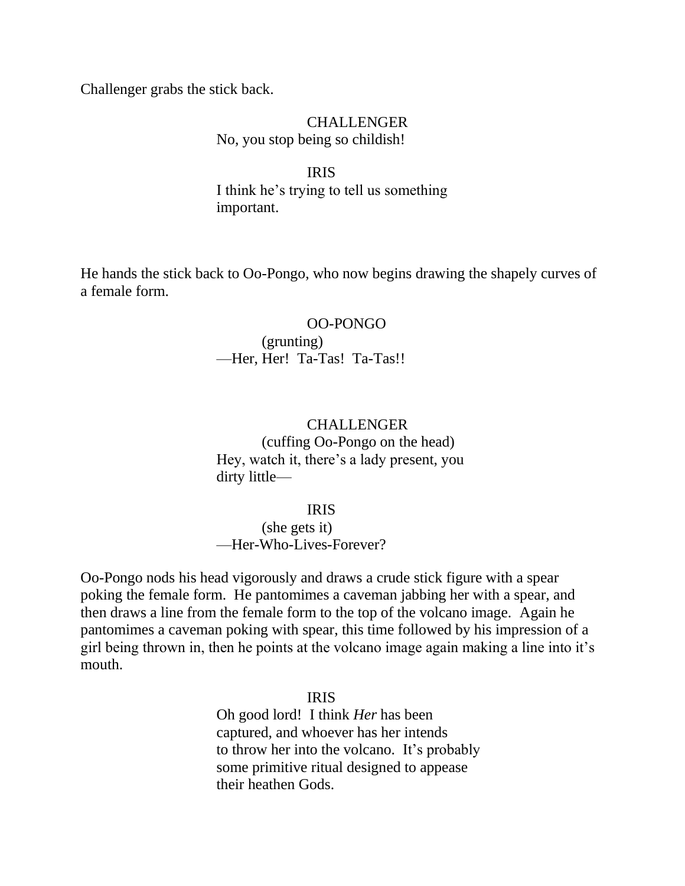Challenger grabs the stick back.

CHALLENGER
No, you stop being so childish!

IRIS
I think he's trying to tell us something important.

He hands the stick back to Oo-Pongo, who now begins drawing the shapely curves of a female form.

OO-PONGO
(grunting)
—Her, Her!  Ta-Tas!  Ta-Tas!!

CHALLENGER
(cuffing Oo-Pongo on the head)
Hey, watch it, there's a lady present, you dirty little—

IRIS
(she gets it)
—Her-Who-Lives-Forever?

Oo-Pongo nods his head vigorously and draws a crude stick figure with a spear poking the female form.  He pantomimes a caveman jabbing her with a spear, and then draws a line from the female form to the top of the volcano image.  Again he pantomimes a caveman poking with spear, this time followed by his impression of a girl being thrown in, then he points at the volcano image again making a line into it's mouth.

IRIS
Oh good lord!  I think *Her* has been captured, and whoever has her intends to throw her into the volcano.  It's probably some primitive ritual designed to appease their heathen Gods.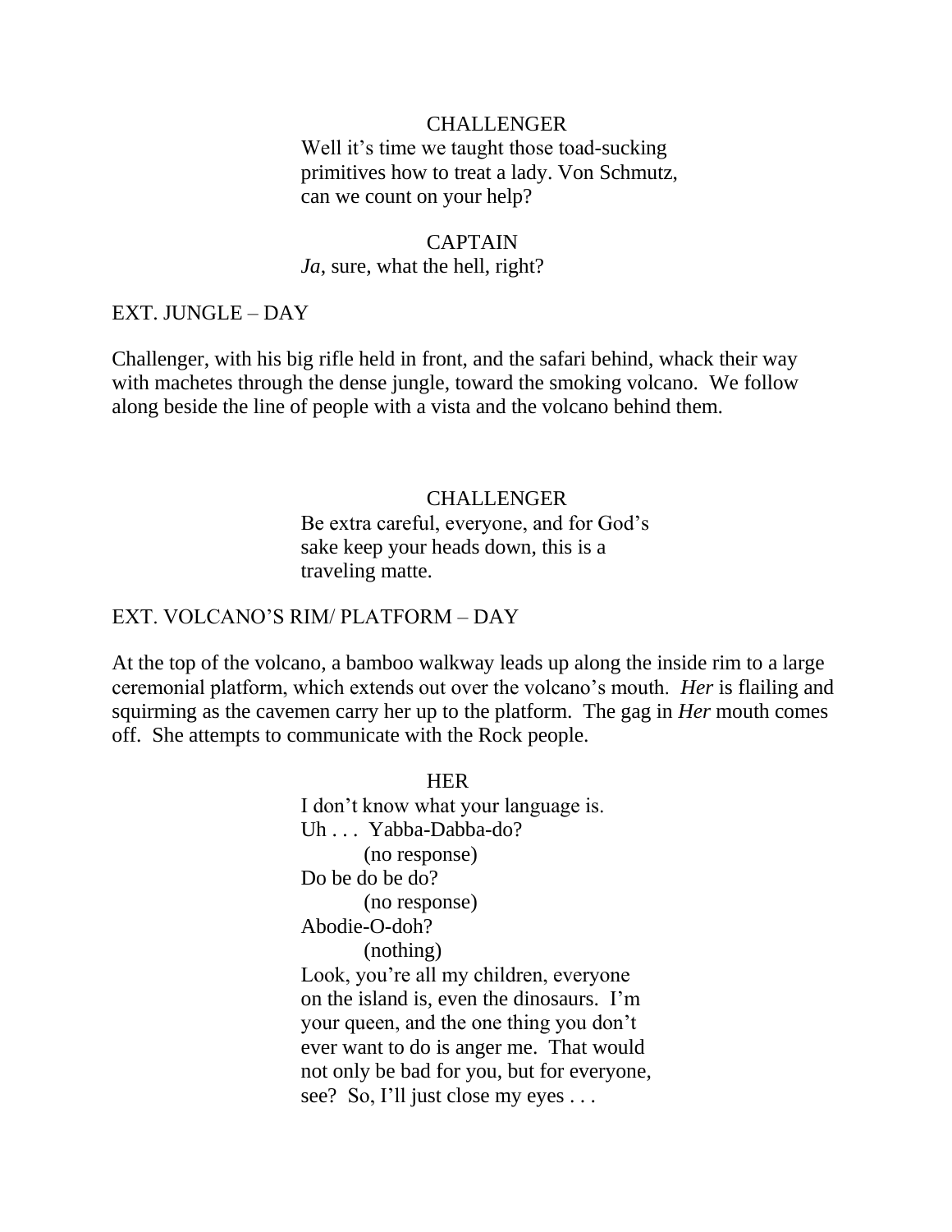CHALLENGER

Well it's time we taught those toad-sucking primitives how to treat a lady. Von Schmutz, can we count on your help?

CAPTAIN

*Ja*, sure, what the hell, right?

EXT. JUNGLE – DAY

Challenger, with his big rifle held in front, and the safari behind, whack their way with machetes through the dense jungle, toward the smoking volcano. We follow along beside the line of people with a vista and the volcano behind them.

CHALLENGER

Be extra careful, everyone, and for God's sake keep your heads down, this is a traveling matte.

EXT. VOLCANO'S RIM/ PLATFORM – DAY

At the top of the volcano, a bamboo walkway leads up along the inside rim to a large ceremonial platform, which extends out over the volcano's mouth. *Her* is flailing and squirming as the cavemen carry her up to the platform. The gag in *Her* mouth comes off. She attempts to communicate with the Rock people.

HER

I don't know what your language is.
Uh . . . Yabba-Dabba-do?
(no response)
Do be do be do?
(no response)
Abodie-O-doh?
(nothing)
Look, you're all my children, everyone on the island is, even the dinosaurs. I'm your queen, and the one thing you don't ever want to do is anger me. That would not only be bad for you, but for everyone, see? So, I'll just close my eyes . . .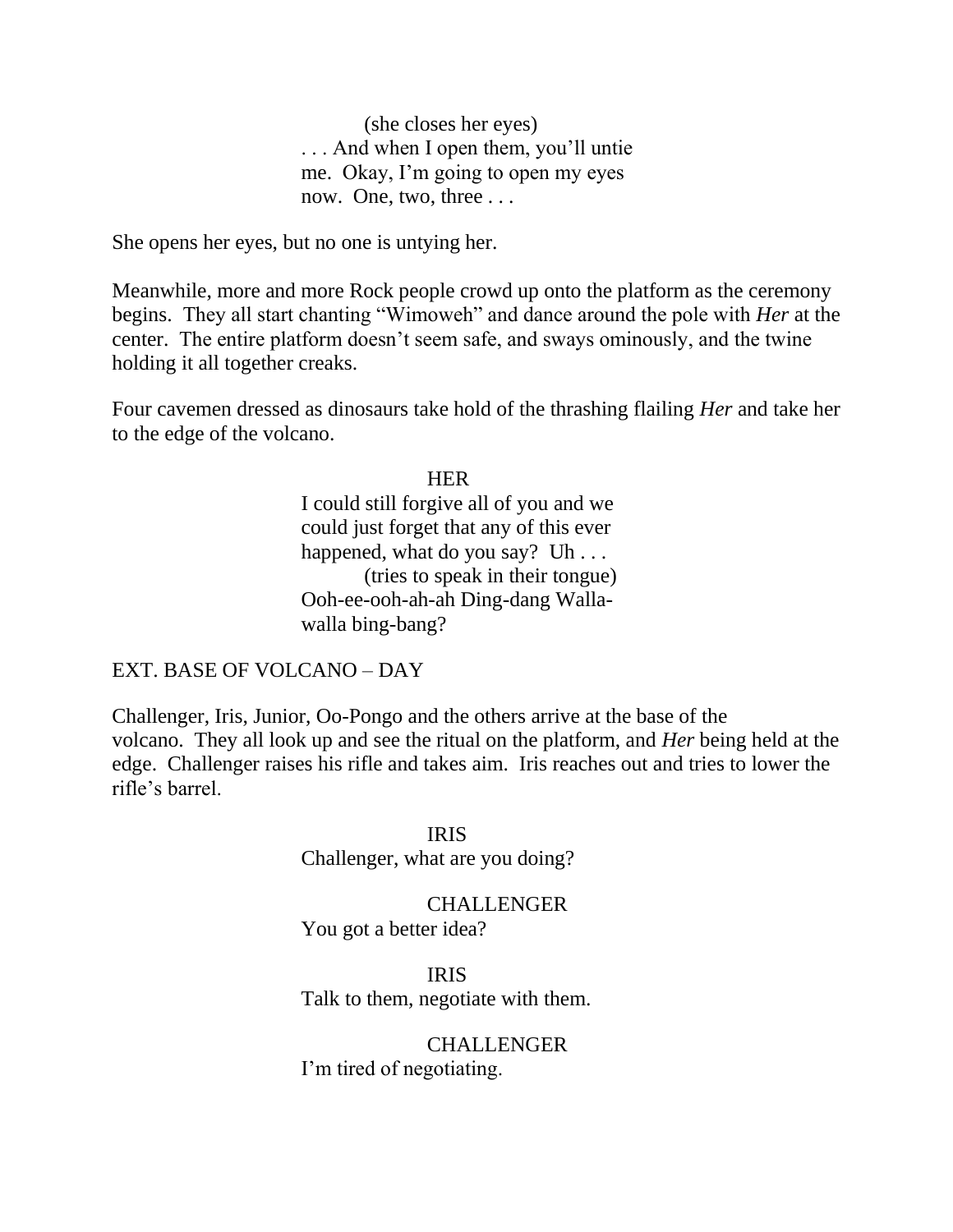(she closes her eyes)
. . . And when I open them, you'll untie me.  Okay, I'm going to open my eyes now.  One, two, three . . .

She opens her eyes, but no one is untying her.

Meanwhile, more and more Rock people crowd up onto the platform as the ceremony begins.  They all start chanting "Wimoweh" and dance around the pole with *Her* at the center.  The entire platform doesn't seem safe, and sways ominously, and the twine holding it all together creaks.

Four cavemen dressed as dinosaurs take hold of the thrashing flailing *Her* and take her to the edge of the volcano.

HER
I could still forgive all of you and we could just forget that any of this ever happened, what do you say?  Uh . . .
(tries to speak in their tongue)
Ooh-ee-ooh-ah-ah Ding-dang Walla-walla bing-bang?

EXT. BASE OF VOLCANO – DAY

Challenger, Iris, Junior, Oo-Pongo and the others arrive at the base of the volcano.  They all look up and see the ritual on the platform, and *Her* being held at the edge.  Challenger raises his rifle and takes aim.  Iris reaches out and tries to lower the rifle's barrel.

IRIS
Challenger, what are you doing?

CHALLENGER
You got a better idea?

IRIS
Talk to them, negotiate with them.

CHALLENGER
I'm tired of negotiating.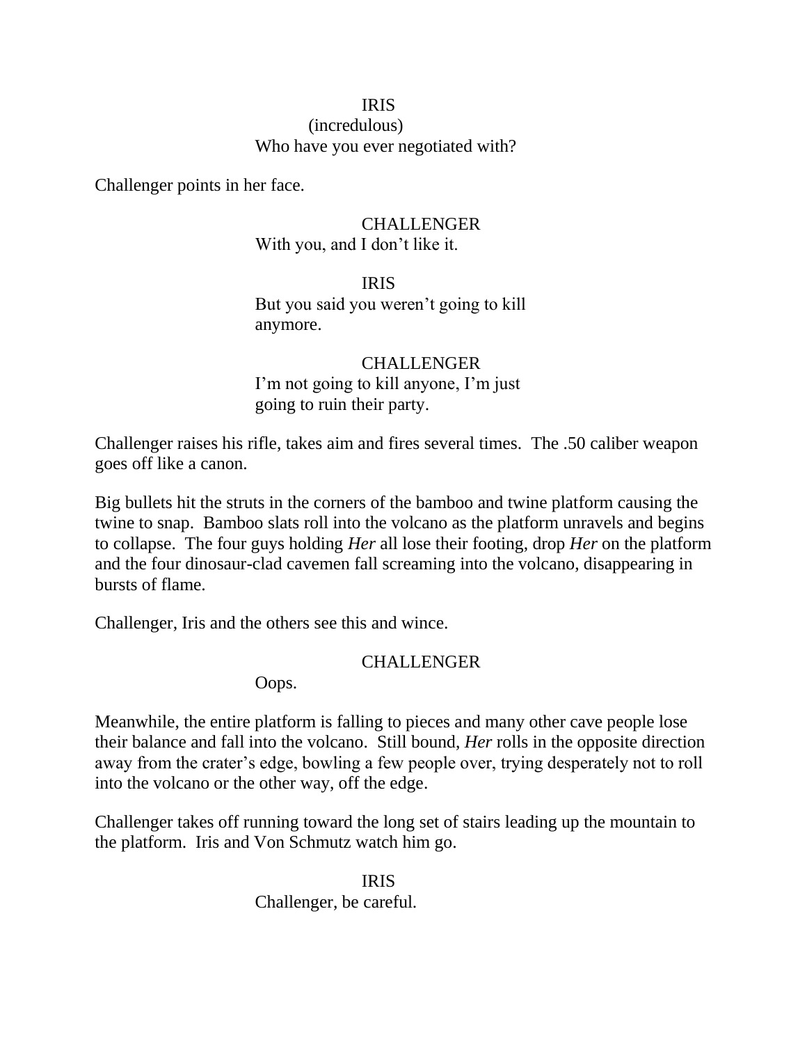IRIS
(incredulous)
Who have you ever negotiated with?

Challenger points in her face.

CHALLENGER
With you, and I don't like it.

IRIS
But you said you weren't going to kill anymore.

CHALLENGER
I'm not going to kill anyone, I'm just going to ruin their party.

Challenger raises his rifle, takes aim and fires several times. The .50 caliber weapon goes off like a canon.

Big bullets hit the struts in the corners of the bamboo and twine platform causing the twine to snap. Bamboo slats roll into the volcano as the platform unravels and begins to collapse. The four guys holding *Her* all lose their footing, drop *Her* on the platform and the four dinosaur-clad cavemen fall screaming into the volcano, disappearing in bursts of flame.

Challenger, Iris and the others see this and wince.

CHALLENGER
Oops.

Meanwhile, the entire platform is falling to pieces and many other cave people lose their balance and fall into the volcano. Still bound, *Her* rolls in the opposite direction away from the crater's edge, bowling a few people over, trying desperately not to roll into the volcano or the other way, off the edge.

Challenger takes off running toward the long set of stairs leading up the mountain to the platform. Iris and Von Schmutz watch him go.

IRIS
Challenger, be careful.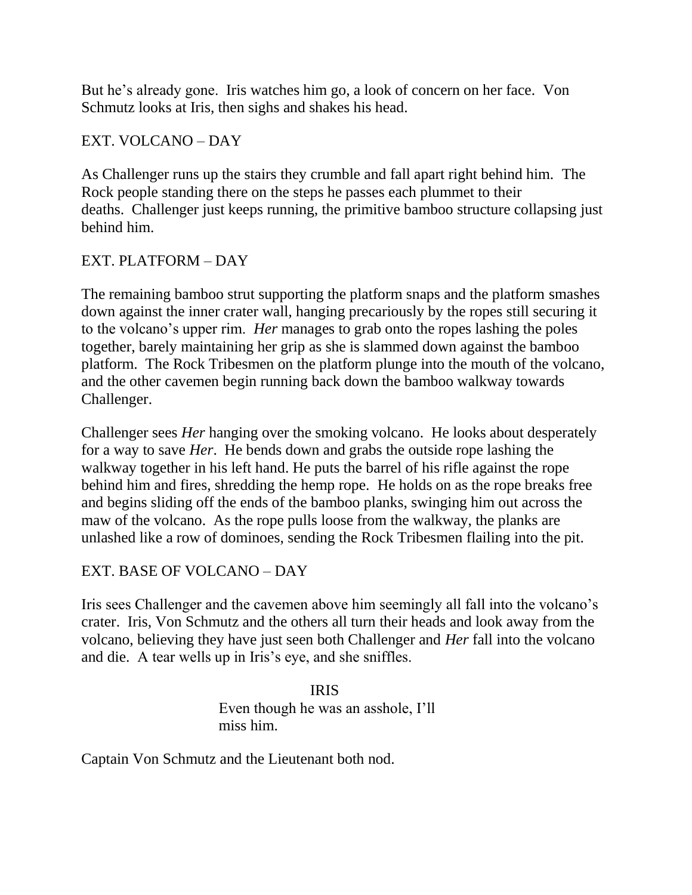But he's already gone. Iris watches him go, a look of concern on her face. Von Schmutz looks at Iris, then sighs and shakes his head.

EXT. VOLCANO – DAY

As Challenger runs up the stairs they crumble and fall apart right behind him. The Rock people standing there on the steps he passes each plummet to their deaths. Challenger just keeps running, the primitive bamboo structure collapsing just behind him.

EXT. PLATFORM – DAY

The remaining bamboo strut supporting the platform snaps and the platform smashes down against the inner crater wall, hanging precariously by the ropes still securing it to the volcano's upper rim. *Her* manages to grab onto the ropes lashing the poles together, barely maintaining her grip as she is slammed down against the bamboo platform. The Rock Tribesmen on the platform plunge into the mouth of the volcano, and the other cavemen begin running back down the bamboo walkway towards Challenger.

Challenger sees *Her* hanging over the smoking volcano. He looks about desperately for a way to save *Her*. He bends down and grabs the outside rope lashing the walkway together in his left hand. He puts the barrel of his rifle against the rope behind him and fires, shredding the hemp rope. He holds on as the rope breaks free and begins sliding off the ends of the bamboo planks, swinging him out across the maw of the volcano. As the rope pulls loose from the walkway, the planks are unlashed like a row of dominoes, sending the Rock Tribesmen flailing into the pit.

EXT. BASE OF VOLCANO – DAY

Iris sees Challenger and the cavemen above him seemingly all fall into the volcano's crater. Iris, Von Schmutz and the others all turn their heads and look away from the volcano, believing they have just seen both Challenger and *Her* fall into the volcano and die. A tear wells up in Iris's eye, and she sniffles.

IRIS
Even though he was an asshole, I'll miss him.

Captain Von Schmutz and the Lieutenant both nod.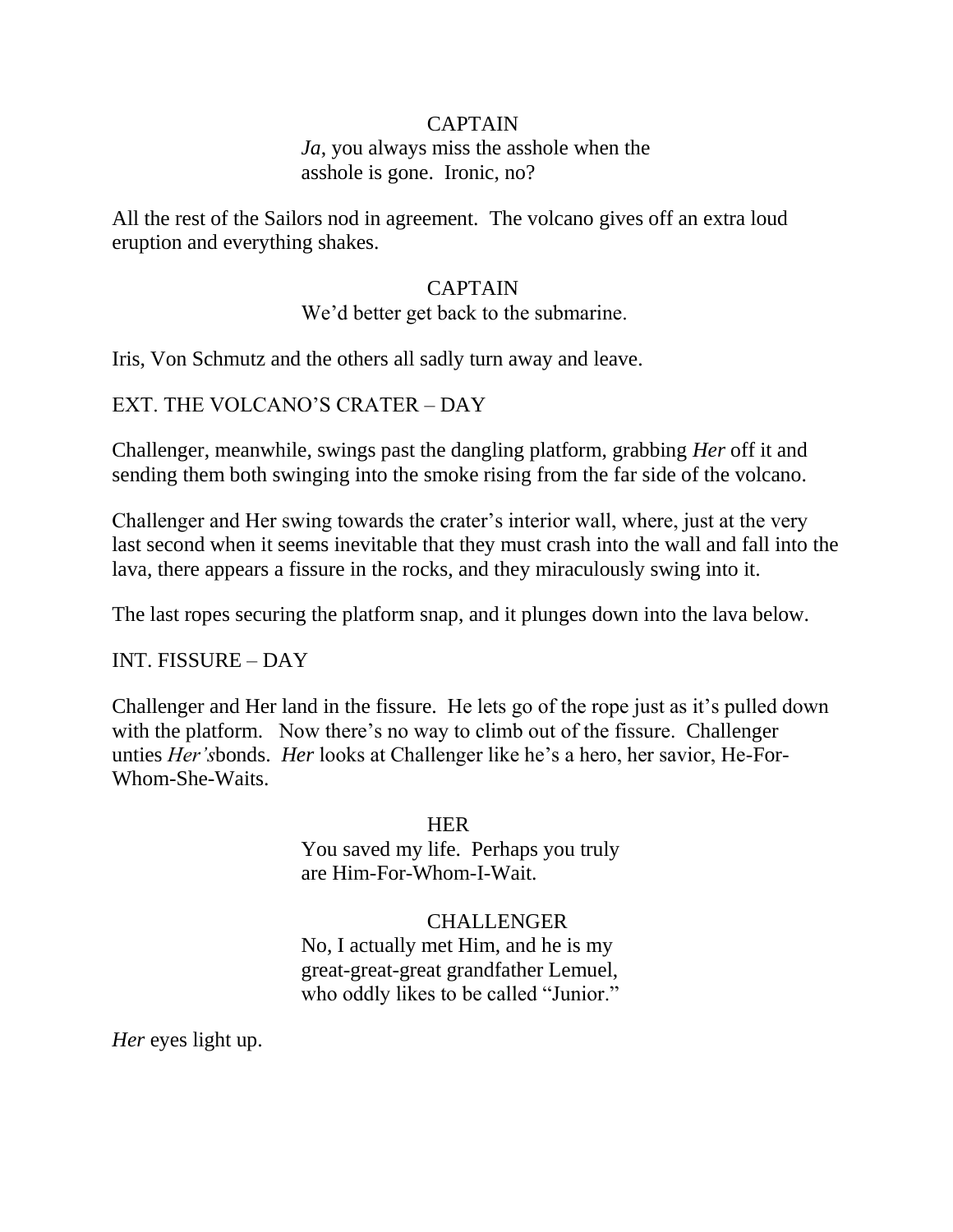CAPTAIN

*Ja*, you always miss the asshole when the asshole is gone. Ironic, no?

All the rest of the Sailors nod in agreement. The volcano gives off an extra loud eruption and everything shakes.

CAPTAIN

We'd better get back to the submarine.

Iris, Von Schmutz and the others all sadly turn away and leave.

EXT. THE VOLCANO'S CRATER – DAY

Challenger, meanwhile, swings past the dangling platform, grabbing *Her* off it and sending them both swinging into the smoke rising from the far side of the volcano.

Challenger and Her swing towards the crater's interior wall, where, just at the very last second when it seems inevitable that they must crash into the wall and fall into the lava, there appears a fissure in the rocks, and they miraculously swing into it.

The last ropes securing the platform snap, and it plunges down into the lava below.

INT. FISSURE – DAY

Challenger and Her land in the fissure. He lets go of the rope just as it's pulled down with the platform. Now there's no way to climb out of the fissure. Challenger unties *Her's*bonds. *Her* looks at Challenger like he's a hero, her savior, He-For-Whom-She-Waits.

HER

You saved my life. Perhaps you truly are Him-For-Whom-I-Wait.

CHALLENGER

No, I actually met Him, and he is my great-great-great grandfather Lemuel, who oddly likes to be called "Junior."

*Her* eyes light up.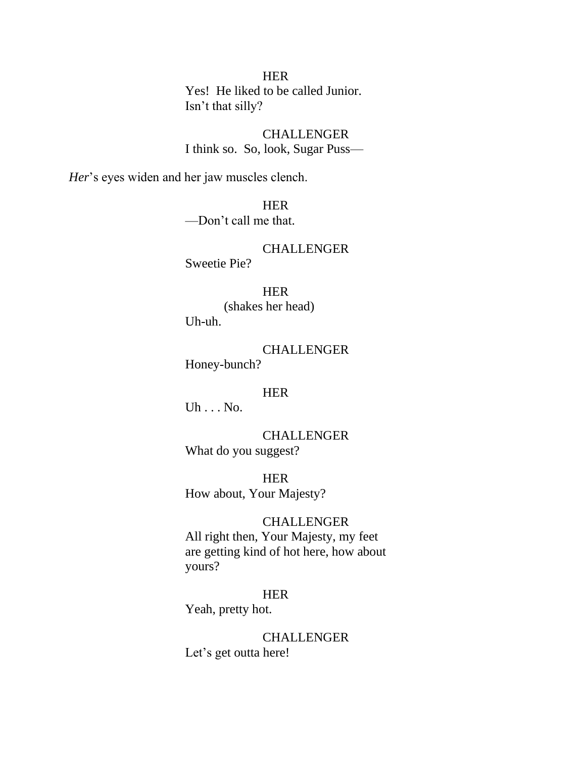HER
Yes!  He liked to be called Junior.
Isn't that silly?

CHALLENGER
I think so.  So, look, Sugar Puss—

*Her*'s eyes widen and her jaw muscles clench.

HER
—Don't call me that.

CHALLENGER
Sweetie Pie?

HER
(shakes her head)
Uh-uh.

CHALLENGER
Honey-bunch?

HER
Uh . . . No.

CHALLENGER
What do you suggest?

HER
How about, Your Majesty?

CHALLENGER
All right then, Your Majesty, my feet
are getting kind of hot here, how about
yours?

HER
Yeah, pretty hot.

CHALLENGER
Let's get outta here!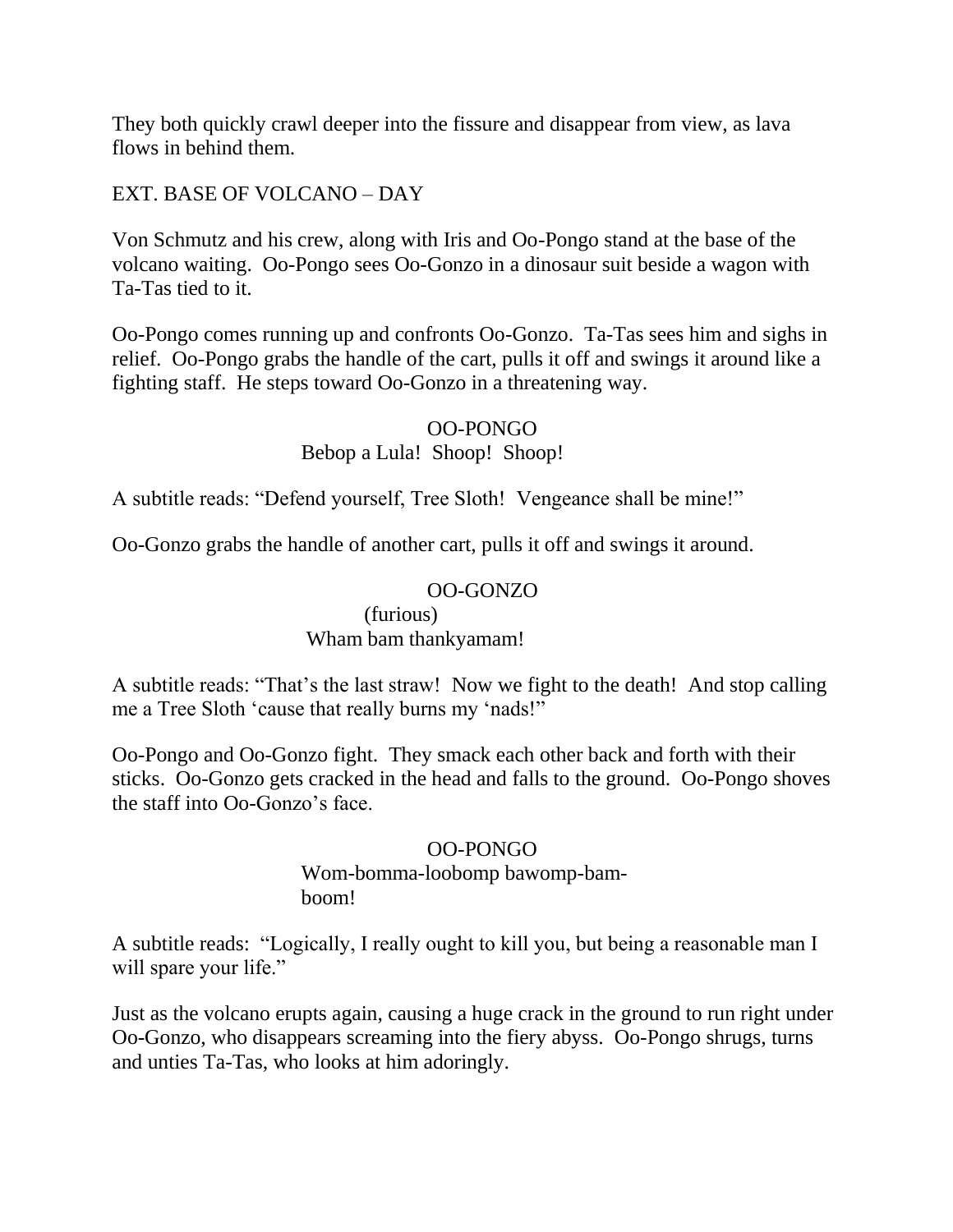They both quickly crawl deeper into the fissure and disappear from view, as lava flows in behind them.

EXT. BASE OF VOLCANO – DAY

Von Schmutz and his crew, along with Iris and Oo-Pongo stand at the base of the volcano waiting.  Oo-Pongo sees Oo-Gonzo in a dinosaur suit beside a wagon with Ta-Tas tied to it.

Oo-Pongo comes running up and confronts Oo-Gonzo.  Ta-Tas sees him and sighs in relief.  Oo-Pongo grabs the handle of the cart, pulls it off and swings it around like a fighting staff.  He steps toward Oo-Gonzo in a threatening way.

OO-PONGO
Bebop a Lula!  Shoop!  Shoop!

A subtitle reads: "Defend yourself, Tree Sloth!  Vengeance shall be mine!"

Oo-Gonzo grabs the handle of another cart, pulls it off and swings it around.

OO-GONZO
(furious)
Wham bam thankyamam!

A subtitle reads: "That's the last straw!  Now we fight to the death!  And stop calling me a Tree Sloth 'cause that really burns my 'nads!"

Oo-Pongo and Oo-Gonzo fight.  They smack each other back and forth with their sticks.  Oo-Gonzo gets cracked in the head and falls to the ground.  Oo-Pongo shoves the staff into Oo-Gonzo's face.

OO-PONGO
Wom-bomma-loobomp bawomp-bam-boom!

A subtitle reads:  "Logically, I really ought to kill you, but being a reasonable man I will spare your life."

Just as the volcano erupts again, causing a huge crack in the ground to run right under Oo-Gonzo, who disappears screaming into the fiery abyss.  Oo-Pongo shrugs, turns and unties Ta-Tas, who looks at him adoringly.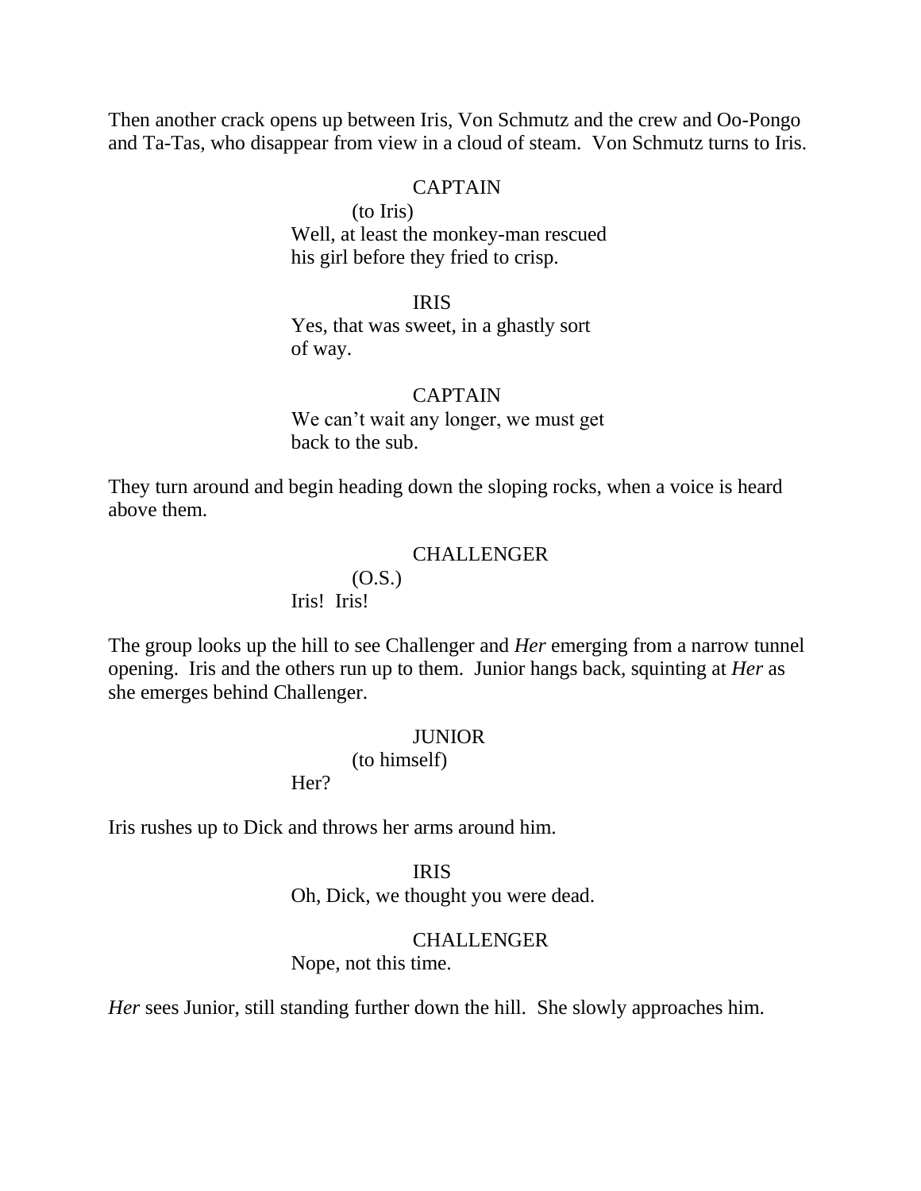Then another crack opens up between Iris, Von Schmutz and the crew and Oo-Pongo and Ta-Tas, who disappear from view in a cloud of steam. Von Schmutz turns to Iris.

CAPTAIN
(to Iris)
Well, at least the monkey-man rescued his girl before they fried to crisp.

IRIS
Yes, that was sweet, in a ghastly sort of way.

CAPTAIN
We can't wait any longer, we must get back to the sub.

They turn around and begin heading down the sloping rocks, when a voice is heard above them.

CHALLENGER
(O.S.)
Iris! Iris!

The group looks up the hill to see Challenger and *Her* emerging from a narrow tunnel opening. Iris and the others run up to them. Junior hangs back, squinting at *Her* as she emerges behind Challenger.

JUNIOR
(to himself)
Her?

Iris rushes up to Dick and throws her arms around him.

IRIS
Oh, Dick, we thought you were dead.

CHALLENGER
Nope, not this time.

*Her* sees Junior, still standing further down the hill. She slowly approaches him.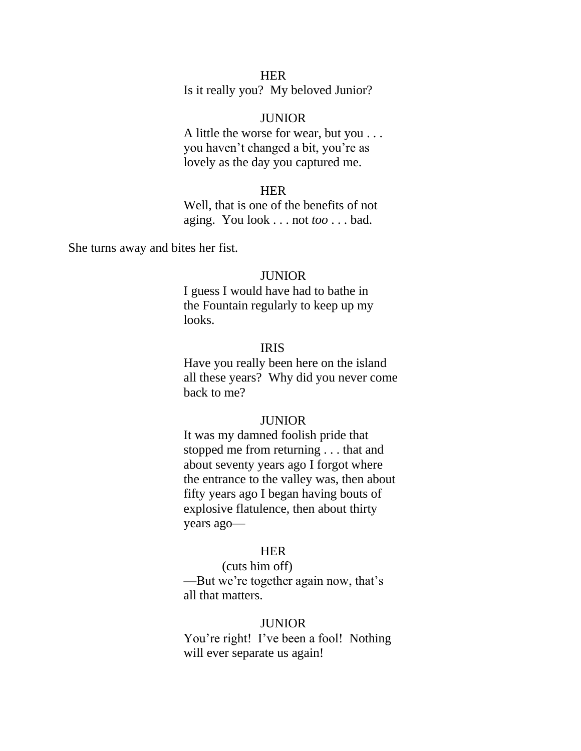HER
Is it really you?  My beloved Junior?

JUNIOR
A little the worse for wear, but you . . . you haven't changed a bit, you're as lovely as the day you captured me.

HER
Well, that is one of the benefits of not aging.  You look . . . not *too* . . . bad.

She turns away and bites her fist.

JUNIOR
I guess I would have had to bathe in the Fountain regularly to keep up my looks.

IRIS
Have you really been here on the island all these years?  Why did you never come back to me?

JUNIOR
It was my damned foolish pride that stopped me from returning . . . that and about seventy years ago I forgot where the entrance to the valley was, then about fifty years ago I began having bouts of explosive flatulence, then about thirty years ago—

HER
(cuts him off)
—But we're together again now, that's all that matters.

JUNIOR
You're right!  I've been a fool!  Nothing will ever separate us again!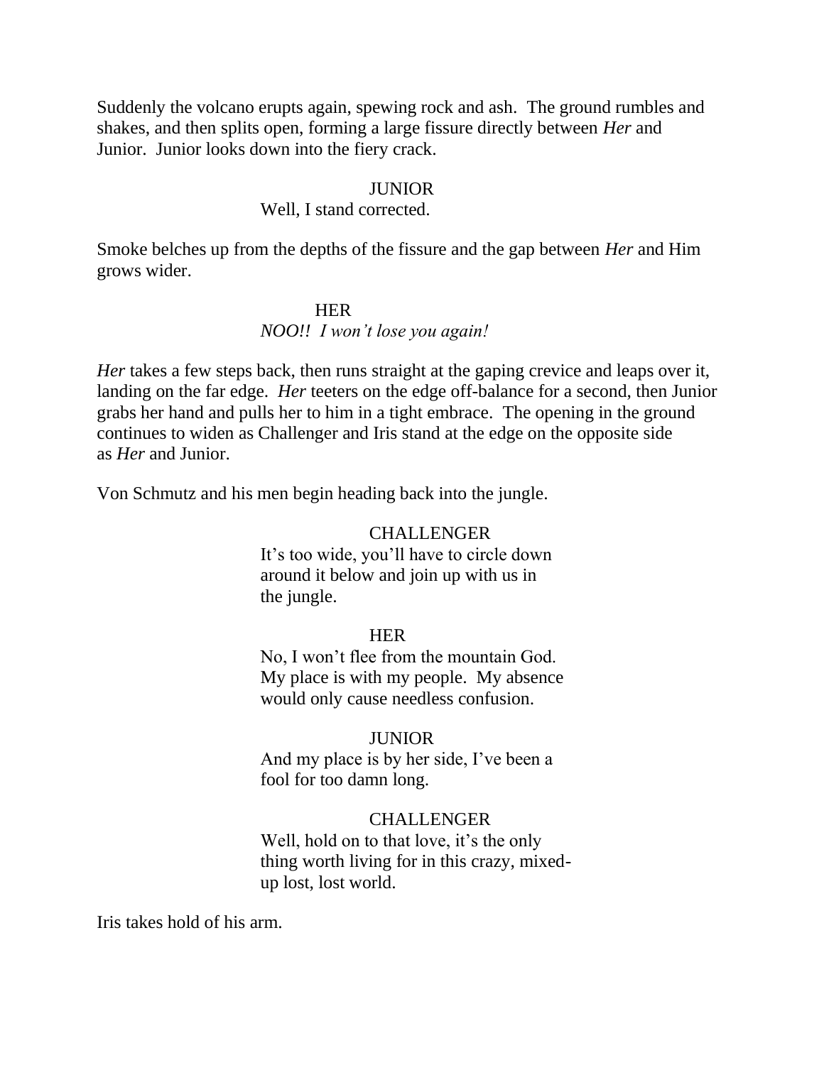Suddenly the volcano erupts again, spewing rock and ash. The ground rumbles and shakes, and then splits open, forming a large fissure directly between *Her* and Junior. Junior looks down into the fiery crack.

JUNIOR

Well, I stand corrected.

Smoke belches up from the depths of the fissure and the gap between *Her* and Him grows wider.

HER

*NOO!! I won't lose you again!*

*Her* takes a few steps back, then runs straight at the gaping crevice and leaps over it, landing on the far edge. *Her* teeters on the edge off-balance for a second, then Junior grabs her hand and pulls her to him in a tight embrace. The opening in the ground continues to widen as Challenger and Iris stand at the edge on the opposite side as *Her* and Junior.

Von Schmutz and his men begin heading back into the jungle.

CHALLENGER

It's too wide, you'll have to circle down around it below and join up with us in the jungle.

HER

No, I won't flee from the mountain God. My place is with my people. My absence would only cause needless confusion.

JUNIOR

And my place is by her side, I've been a fool for too damn long.

CHALLENGER

Well, hold on to that love, it's the only thing worth living for in this crazy, mixed-up lost, lost world.

Iris takes hold of his arm.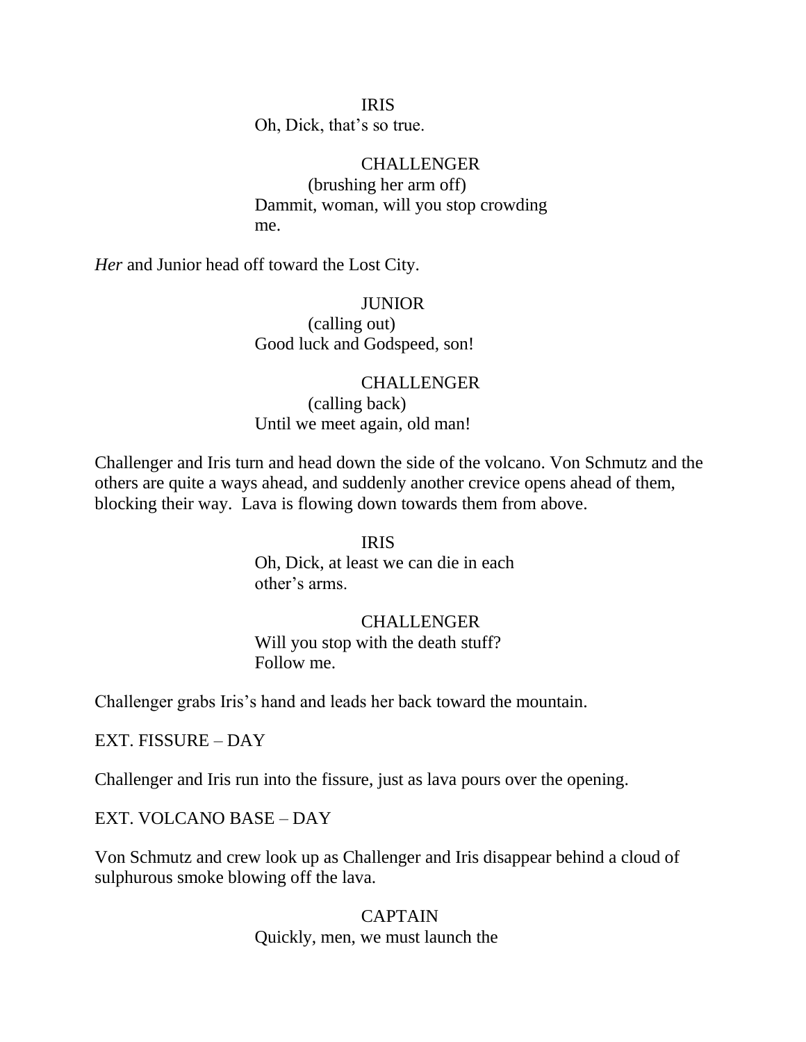IRIS
Oh, Dick, that's so true.

CHALLENGER
(brushing her arm off)
Dammit, woman, will you stop crowding me.

*Her* and Junior head off toward the Lost City.

JUNIOR
(calling out)
Good luck and Godspeed, son!

CHALLENGER
(calling back)
Until we meet again, old man!

Challenger and Iris turn and head down the side of the volcano. Von Schmutz and the others are quite a ways ahead, and suddenly another crevice opens ahead of them, blocking their way. Lava is flowing down towards them from above.

IRIS
Oh, Dick, at least we can die in each other's arms.

CHALLENGER
Will you stop with the death stuff? Follow me.

Challenger grabs Iris's hand and leads her back toward the mountain.

EXT. FISSURE – DAY

Challenger and Iris run into the fissure, just as lava pours over the opening.

EXT. VOLCANO BASE – DAY

Von Schmutz and crew look up as Challenger and Iris disappear behind a cloud of sulphurous smoke blowing off the lava.

CAPTAIN
Quickly, men, we must launch the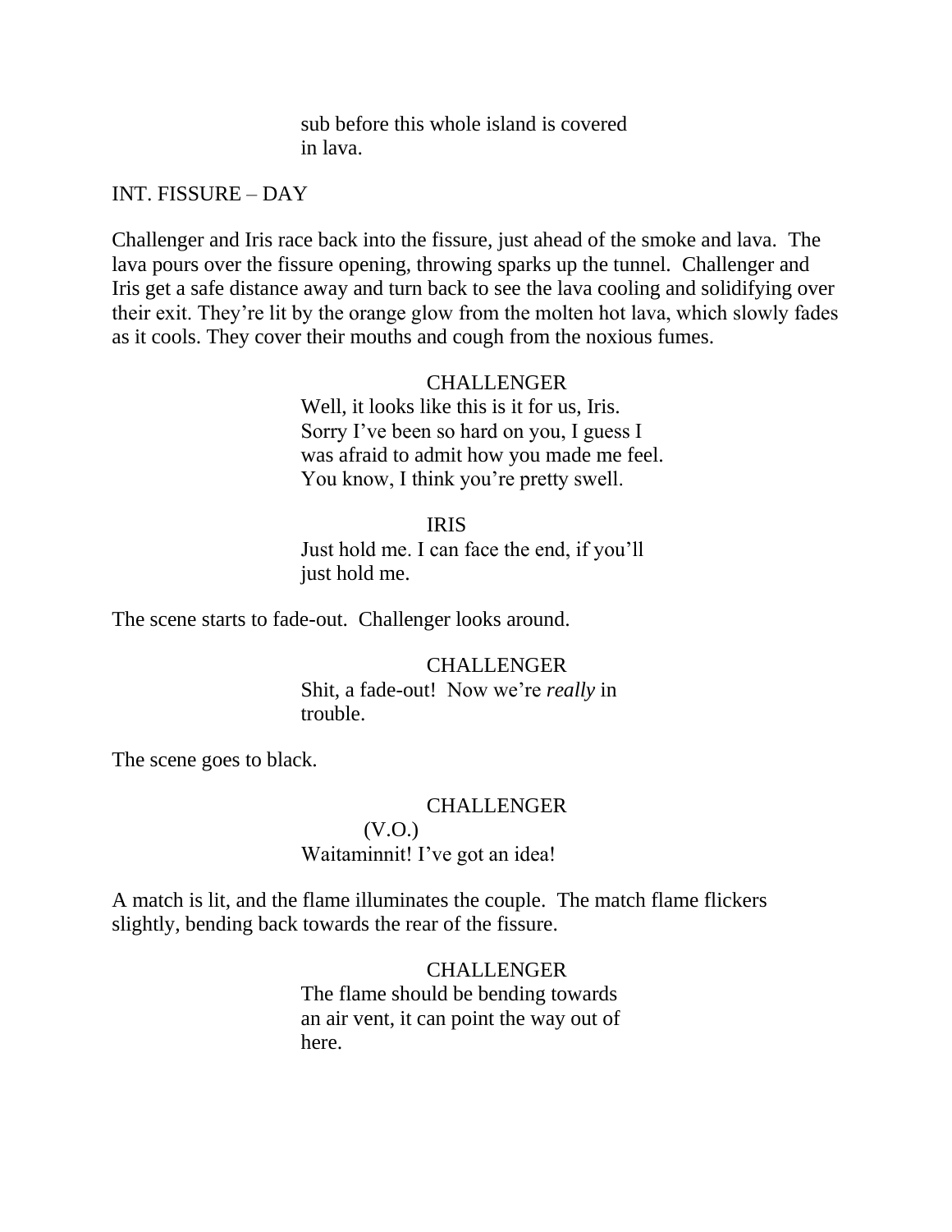sub before this whole island is covered
in lava.

INT. FISSURE – DAY

Challenger and Iris race back into the fissure, just ahead of the smoke and lava. The lava pours over the fissure opening, throwing sparks up the tunnel. Challenger and Iris get a safe distance away and turn back to see the lava cooling and solidifying over their exit. They're lit by the orange glow from the molten hot lava, which slowly fades as it cools. They cover their mouths and cough from the noxious fumes.

CHALLENGER
Well, it looks like this is it for us, Iris.
Sorry I've been so hard on you, I guess I
was afraid to admit how you made me feel.
You know, I think you're pretty swell.

IRIS
Just hold me. I can face the end, if you'll
just hold me.

The scene starts to fade-out. Challenger looks around.

CHALLENGER
Shit, a fade-out! Now we're *really* in
trouble.

The scene goes to black.

CHALLENGER
(V.O.)
Waitaminnit! I've got an idea!

A match is lit, and the flame illuminates the couple. The match flame flickers slightly, bending back towards the rear of the fissure.

CHALLENGER
The flame should be bending towards
an air vent, it can point the way out of
here.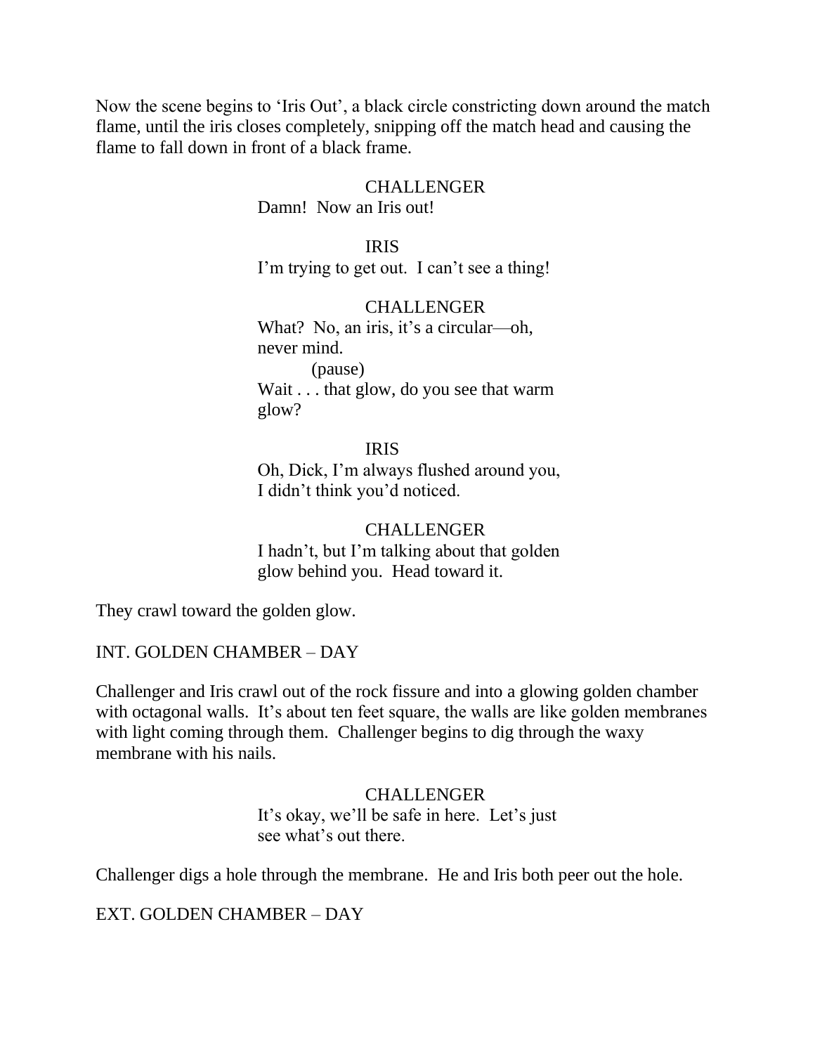Now the scene begins to 'Iris Out', a black circle constricting down around the match flame, until the iris closes completely, snipping off the match head and causing the flame to fall down in front of a black frame.

CHALLENGER
Damn! Now an Iris out!

IRIS
I'm trying to get out. I can't see a thing!

CHALLENGER
What? No, an iris, it's a circular—oh, never mind.
(pause)
Wait . . . that glow, do you see that warm glow?

IRIS
Oh, Dick, I'm always flushed around you, I didn't think you'd noticed.

CHALLENGER
I hadn't, but I'm talking about that golden glow behind you. Head toward it.

They crawl toward the golden glow.

INT. GOLDEN CHAMBER – DAY

Challenger and Iris crawl out of the rock fissure and into a glowing golden chamber with octagonal walls. It's about ten feet square, the walls are like golden membranes with light coming through them. Challenger begins to dig through the waxy membrane with his nails.

CHALLENGER
It's okay, we'll be safe in here. Let's just see what's out there.

Challenger digs a hole through the membrane. He and Iris both peer out the hole.

EXT. GOLDEN CHAMBER – DAY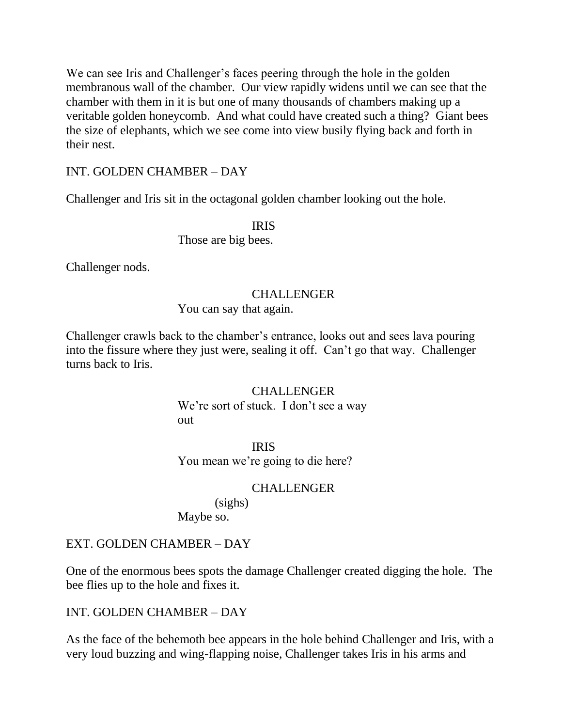We can see Iris and Challenger's faces peering through the hole in the golden membranous wall of the chamber. Our view rapidly widens until we can see that the chamber with them in it is but one of many thousands of chambers making up a veritable golden honeycomb. And what could have created such a thing? Giant bees the size of elephants, which we see come into view busily flying back and forth in their nest.

INT. GOLDEN CHAMBER – DAY

Challenger and Iris sit in the octagonal golden chamber looking out the hole.

IRIS
Those are big bees.

Challenger nods.

CHALLENGER
You can say that again.

Challenger crawls back to the chamber's entrance, looks out and sees lava pouring into the fissure where they just were, sealing it off. Can't go that way. Challenger turns back to Iris.

CHALLENGER
We're sort of stuck. I don't see a way out

IRIS
You mean we're going to die here?

CHALLENGER
(sighs)
Maybe so.

EXT. GOLDEN CHAMBER – DAY

One of the enormous bees spots the damage Challenger created digging the hole. The bee flies up to the hole and fixes it.

INT. GOLDEN CHAMBER – DAY

As the face of the behemoth bee appears in the hole behind Challenger and Iris, with a very loud buzzing and wing-flapping noise, Challenger takes Iris in his arms and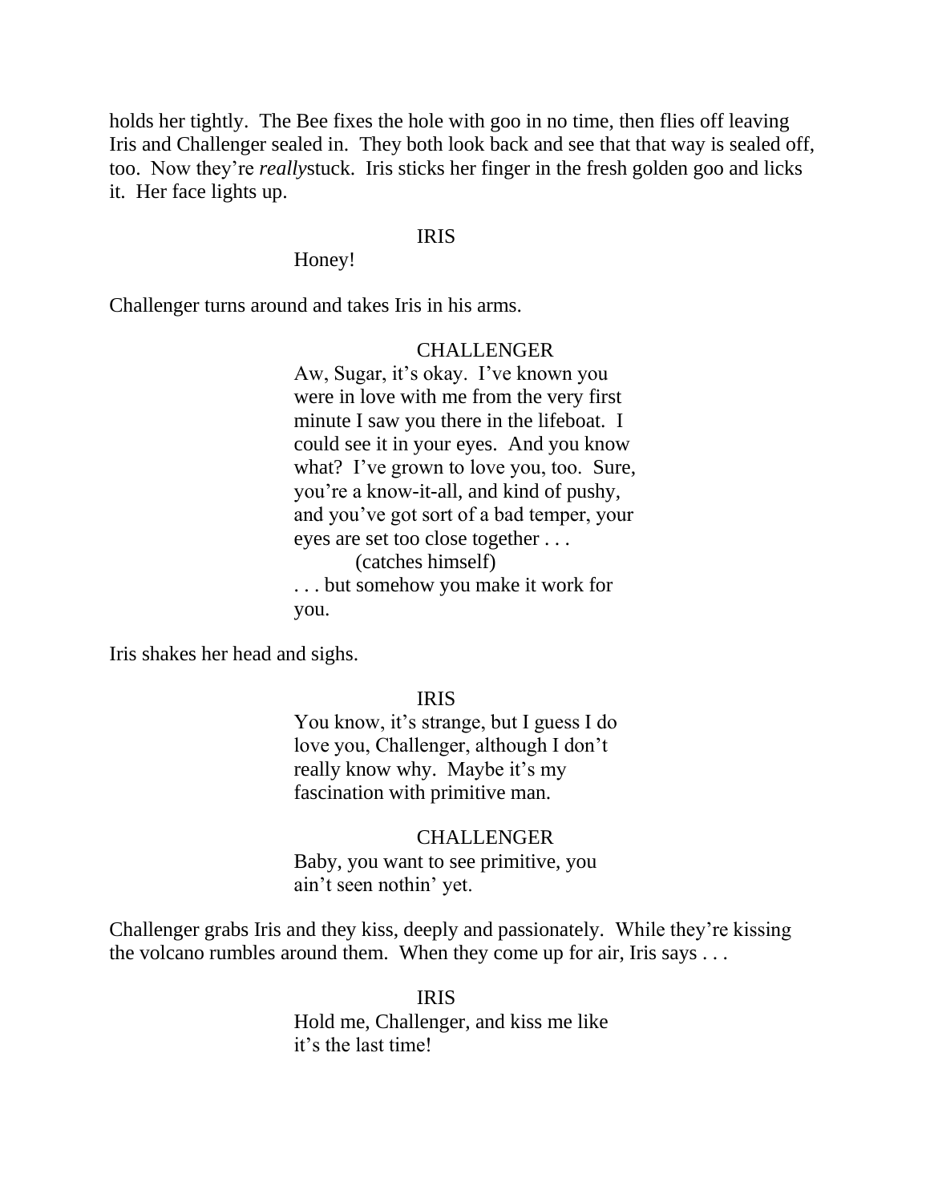holds her tightly. The Bee fixes the hole with goo in no time, then flies off leaving Iris and Challenger sealed in. They both look back and see that that way is sealed off, too. Now they're *really*stuck. Iris sticks her finger in the fresh golden goo and licks it. Her face lights up.

IRIS

Honey!

Challenger turns around and takes Iris in his arms.

CHALLENGER

Aw, Sugar, it's okay. I've known you were in love with me from the very first minute I saw you there in the lifeboat. I could see it in your eyes. And you know what? I've grown to love you, too. Sure, you're a know-it-all, and kind of pushy, and you've got sort of a bad temper, your eyes are set too close together . . .

(catches himself)

. . . but somehow you make it work for you.

Iris shakes her head and sighs.

IRIS

You know, it's strange, but I guess I do love you, Challenger, although I don't really know why. Maybe it's my fascination with primitive man.

CHALLENGER

Baby, you want to see primitive, you ain't seen nothin' yet.

Challenger grabs Iris and they kiss, deeply and passionately. While they're kissing the volcano rumbles around them. When they come up for air, Iris says . . .

IRIS

Hold me, Challenger, and kiss me like it's the last time!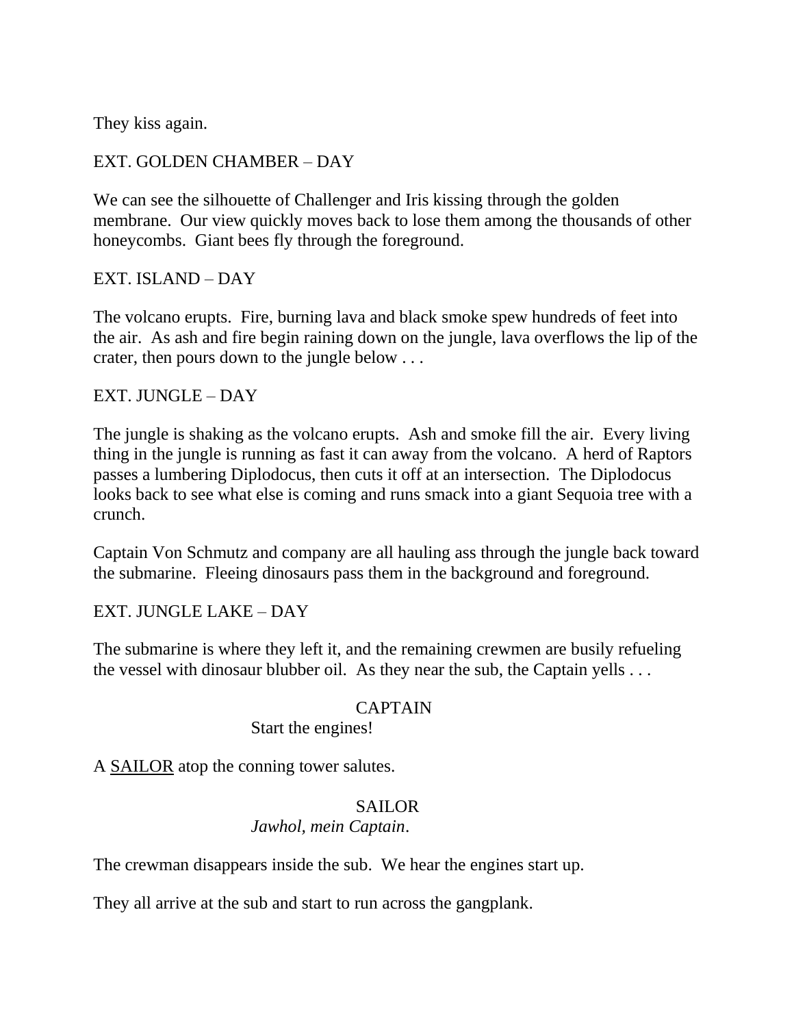They kiss again.

EXT. GOLDEN CHAMBER – DAY

We can see the silhouette of Challenger and Iris kissing through the golden membrane. Our view quickly moves back to lose them among the thousands of other honeycombs. Giant bees fly through the foreground.

EXT. ISLAND – DAY

The volcano erupts. Fire, burning lava and black smoke spew hundreds of feet into the air. As ash and fire begin raining down on the jungle, lava overflows the lip of the crater, then pours down to the jungle below . . .

EXT. JUNGLE – DAY

The jungle is shaking as the volcano erupts. Ash and smoke fill the air. Every living thing in the jungle is running as fast it can away from the volcano. A herd of Raptors passes a lumbering Diplodocus, then cuts it off at an intersection. The Diplodocus looks back to see what else is coming and runs smack into a giant Sequoia tree with a crunch.

Captain Von Schmutz and company are all hauling ass through the jungle back toward the submarine. Fleeing dinosaurs pass them in the background and foreground.

EXT. JUNGLE LAKE – DAY

The submarine is where they left it, and the remaining crewmen are busily refueling the vessel with dinosaur blubber oil. As they near the sub, the Captain yells . . .

CAPTAIN

Start the engines!

A <u>SAILOR</u> atop the conning tower salutes.

SAILOR

*Jawhol, mein Captain*.

The crewman disappears inside the sub. We hear the engines start up.

They all arrive at the sub and start to run across the gangplank.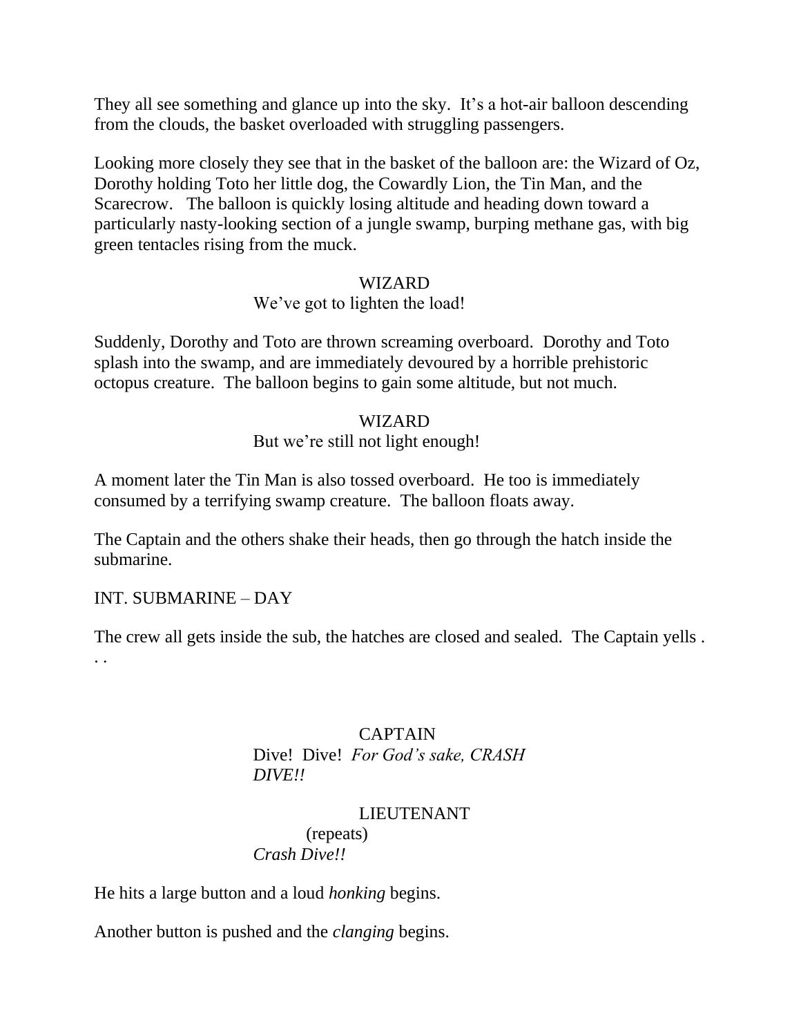They all see something and glance up into the sky. It's a hot-air balloon descending from the clouds, the basket overloaded with struggling passengers.

Looking more closely they see that in the basket of the balloon are: the Wizard of Oz, Dorothy holding Toto her little dog, the Cowardly Lion, the Tin Man, and the Scarecrow. The balloon is quickly losing altitude and heading down toward a particularly nasty-looking section of a jungle swamp, burping methane gas, with big green tentacles rising from the muck.

WIZARD

We've got to lighten the load!

Suddenly, Dorothy and Toto are thrown screaming overboard. Dorothy and Toto splash into the swamp, and are immediately devoured by a horrible prehistoric octopus creature. The balloon begins to gain some altitude, but not much.

WIZARD

But we're still not light enough!

A moment later the Tin Man is also tossed overboard. He too is immediately consumed by a terrifying swamp creature. The balloon floats away.

The Captain and the others shake their heads, then go through the hatch inside the submarine.

INT. SUBMARINE – DAY

The crew all gets inside the sub, the hatches are closed and sealed. The Captain yells . . .

CAPTAIN

Dive! Dive! *For God's sake, CRASH DIVE!!*

LIEUTENANT

(repeats)

*Crash Dive!!*

He hits a large button and a loud *honking* begins.

Another button is pushed and the *clanging* begins.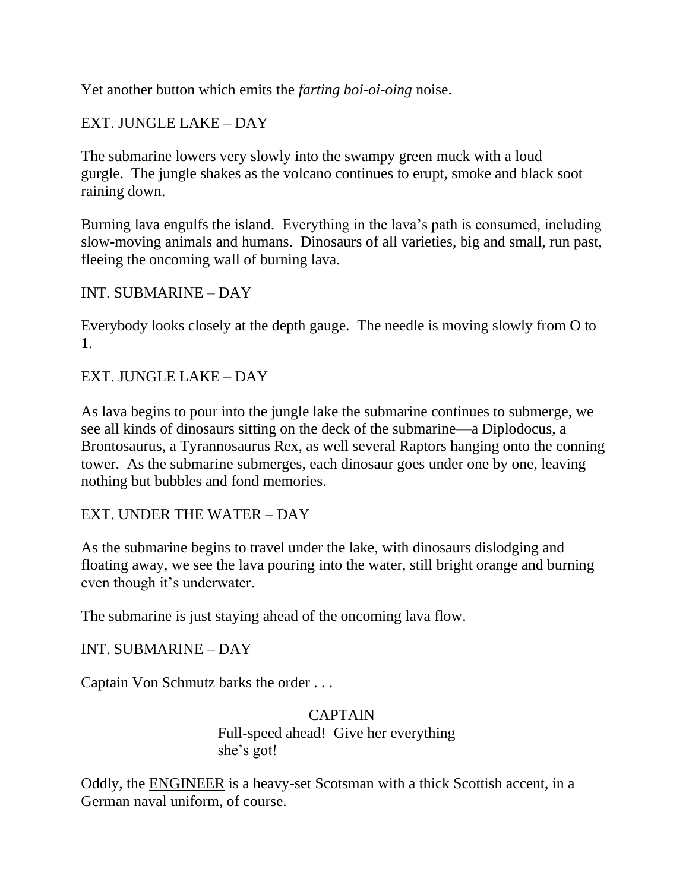Yet another button which emits the *farting boi-oi-oing* noise.

EXT. JUNGLE LAKE – DAY

The submarine lowers very slowly into the swampy green muck with a loud gurgle. The jungle shakes as the volcano continues to erupt, smoke and black soot raining down.

Burning lava engulfs the island. Everything in the lava's path is consumed, including slow-moving animals and humans. Dinosaurs of all varieties, big and small, run past, fleeing the oncoming wall of burning lava.

INT. SUBMARINE – DAY

Everybody looks closely at the depth gauge. The needle is moving slowly from O to 1.

EXT. JUNGLE LAKE – DAY

As lava begins to pour into the jungle lake the submarine continues to submerge, we see all kinds of dinosaurs sitting on the deck of the submarine—a Diplodocus, a Brontosaurus, a Tyrannosaurus Rex, as well several Raptors hanging onto the conning tower. As the submarine submerges, each dinosaur goes under one by one, leaving nothing but bubbles and fond memories.

EXT. UNDER THE WATER – DAY

As the submarine begins to travel under the lake, with dinosaurs dislodging and floating away, we see the lava pouring into the water, still bright orange and burning even though it's underwater.

The submarine is just staying ahead of the oncoming lava flow.

INT. SUBMARINE – DAY

Captain Von Schmutz barks the order . . .

CAPTAIN
Full-speed ahead! Give her everything she's got!

Oddly, the <u>ENGINEER</u> is a heavy-set Scotsman with a thick Scottish accent, in a German naval uniform, of course.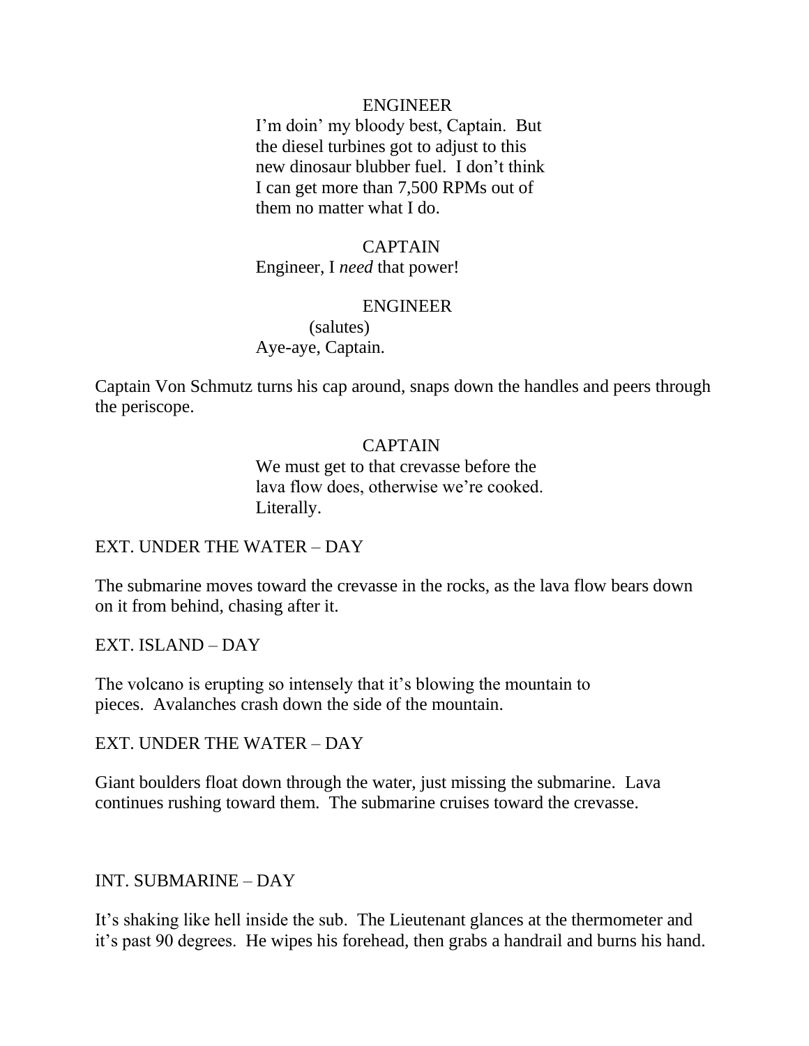ENGINEER

I'm doin' my bloody best, Captain. But the diesel turbines got to adjust to this new dinosaur blubber fuel. I don't think I can get more than 7,500 RPMs out of them no matter what I do.

CAPTAIN

Engineer, I *need* that power!

ENGINEER

(salutes)

Aye-aye, Captain.

Captain Von Schmutz turns his cap around, snaps down the handles and peers through the periscope.

CAPTAIN

We must get to that crevasse before the lava flow does, otherwise we're cooked. Literally.

EXT. UNDER THE WATER – DAY

The submarine moves toward the crevasse in the rocks, as the lava flow bears down on it from behind, chasing after it.

EXT. ISLAND – DAY

The volcano is erupting so intensely that it's blowing the mountain to pieces. Avalanches crash down the side of the mountain.

EXT. UNDER THE WATER – DAY

Giant boulders float down through the water, just missing the submarine. Lava continues rushing toward them. The submarine cruises toward the crevasse.

INT. SUBMARINE – DAY

It's shaking like hell inside the sub. The Lieutenant glances at the thermometer and it's past 90 degrees. He wipes his forehead, then grabs a handrail and burns his hand.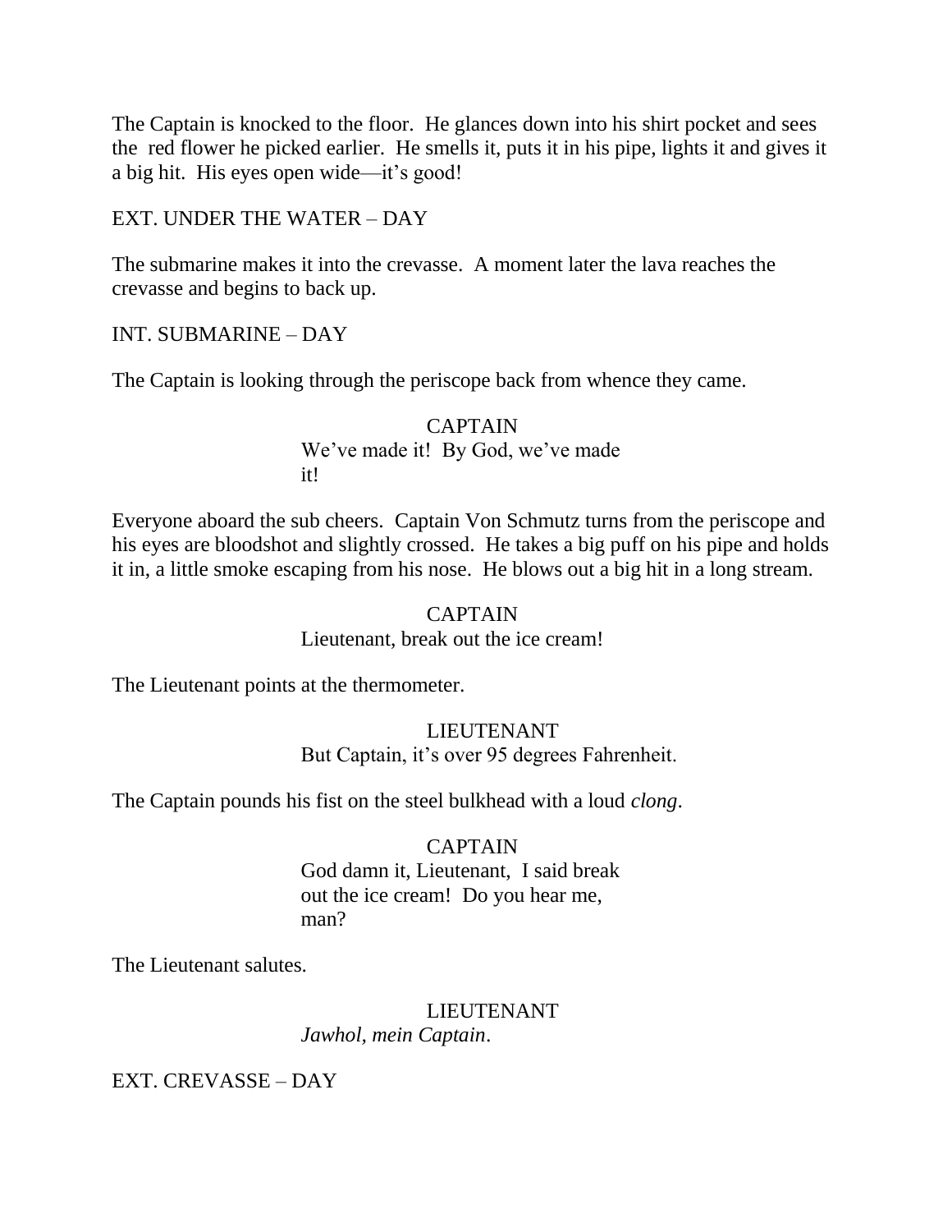The Captain is knocked to the floor. He glances down into his shirt pocket and sees the red flower he picked earlier. He smells it, puts it in his pipe, lights it and gives it a big hit. His eyes open wide—it's good!

EXT. UNDER THE WATER – DAY

The submarine makes it into the crevasse. A moment later the lava reaches the crevasse and begins to back up.

INT. SUBMARINE – DAY

The Captain is looking through the periscope back from whence they came.

CAPTAIN
We've made it! By God, we've made it!

Everyone aboard the sub cheers. Captain Von Schmutz turns from the periscope and his eyes are bloodshot and slightly crossed. He takes a big puff on his pipe and holds it in, a little smoke escaping from his nose. He blows out a big hit in a long stream.

CAPTAIN
Lieutenant, break out the ice cream!

The Lieutenant points at the thermometer.

LIEUTENANT
But Captain, it's over 95 degrees Fahrenheit.

The Captain pounds his fist on the steel bulkhead with a loud *clong*.

CAPTAIN
God damn it, Lieutenant, I said break out the ice cream! Do you hear me, man?

The Lieutenant salutes.

LIEUTENANT
*Jawhol, mein Captain*.

EXT. CREVASSE – DAY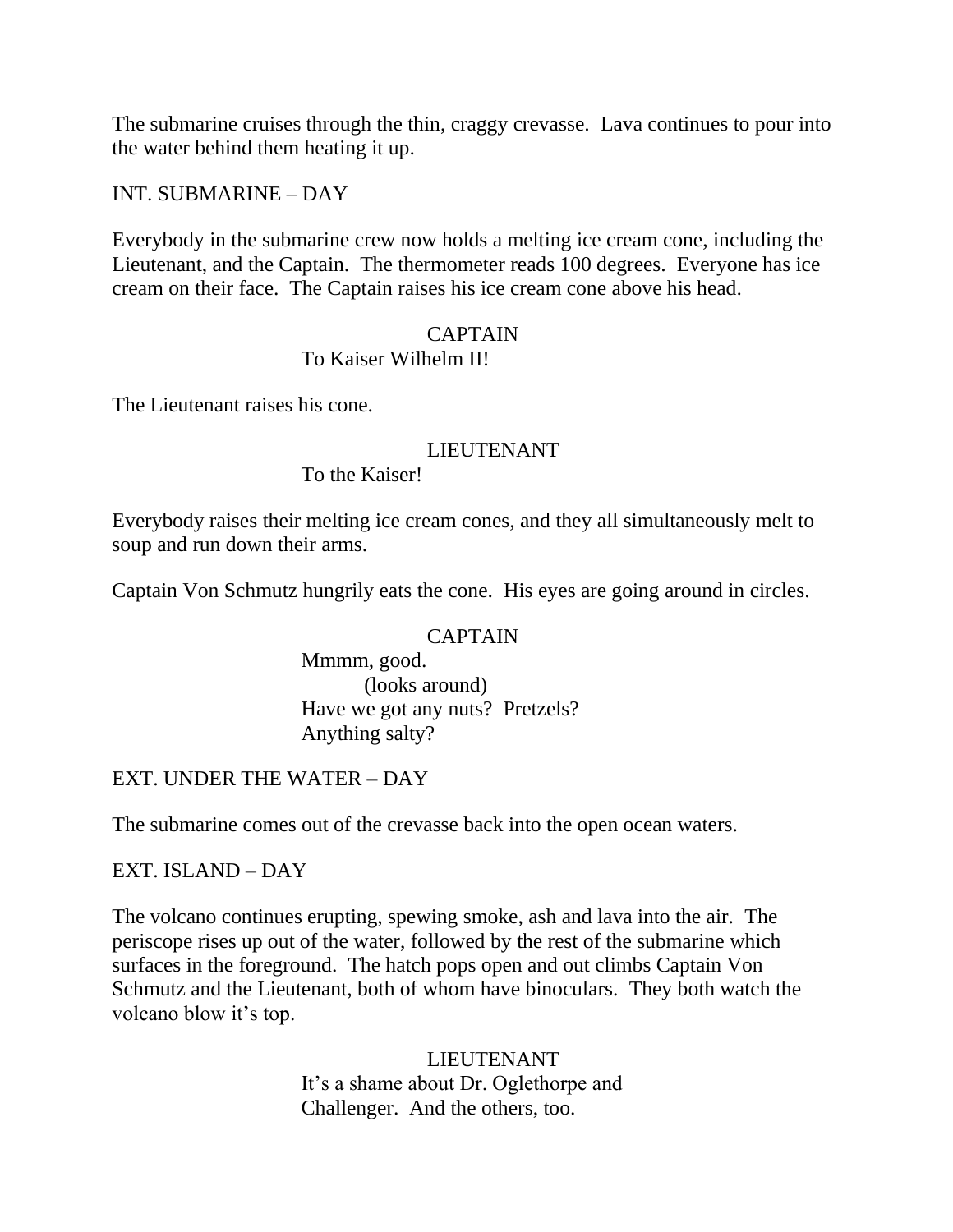The submarine cruises through the thin, craggy crevasse. Lava continues to pour into the water behind them heating it up.

INT. SUBMARINE – DAY

Everybody in the submarine crew now holds a melting ice cream cone, including the Lieutenant, and the Captain. The thermometer reads 100 degrees. Everyone has ice cream on their face. The Captain raises his ice cream cone above his head.

CAPTAIN
To Kaiser Wilhelm II!

The Lieutenant raises his cone.

LIEUTENANT
To the Kaiser!

Everybody raises their melting ice cream cones, and they all simultaneously melt to soup and run down their arms.

Captain Von Schmutz hungrily eats the cone. His eyes are going around in circles.

CAPTAIN
Mmmm, good.
(looks around)
Have we got any nuts? Pretzels?
Anything salty?

EXT. UNDER THE WATER – DAY

The submarine comes out of the crevasse back into the open ocean waters.

EXT. ISLAND – DAY

The volcano continues erupting, spewing smoke, ash and lava into the air. The periscope rises up out of the water, followed by the rest of the submarine which surfaces in the foreground. The hatch pops open and out climbs Captain Von Schmutz and the Lieutenant, both of whom have binoculars. They both watch the volcano blow it's top.

LIEUTENANT
It's a shame about Dr. Oglethorpe and
Challenger. And the others, too.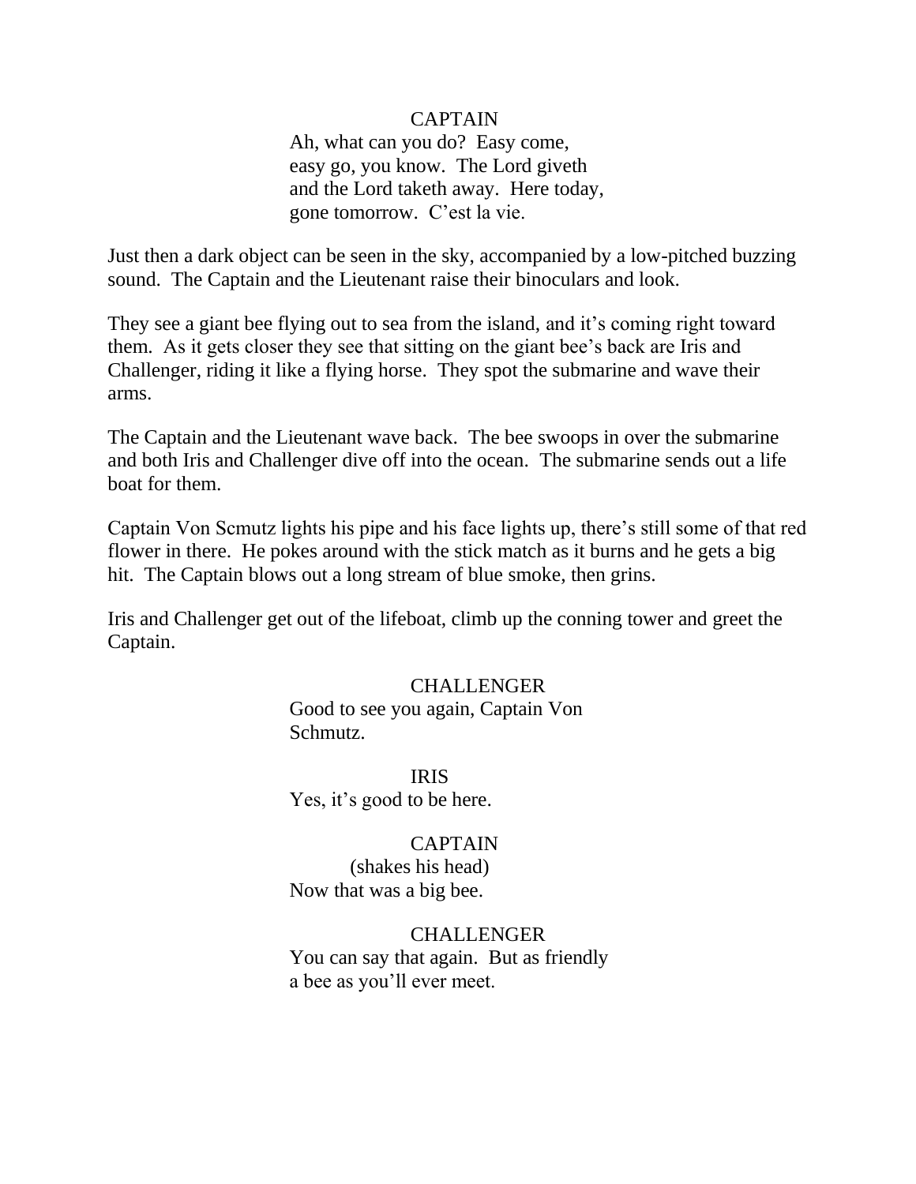CAPTAIN

Ah, what can you do? Easy come, easy go, you know. The Lord giveth and the Lord taketh away. Here today, gone tomorrow. C'est la vie.

Just then a dark object can be seen in the sky, accompanied by a low-pitched buzzing sound. The Captain and the Lieutenant raise their binoculars and look.

They see a giant bee flying out to sea from the island, and it's coming right toward them. As it gets closer they see that sitting on the giant bee's back are Iris and Challenger, riding it like a flying horse. They spot the submarine and wave their arms.

The Captain and the Lieutenant wave back. The bee swoops in over the submarine and both Iris and Challenger dive off into the ocean. The submarine sends out a life boat for them.

Captain Von Scmutz lights his pipe and his face lights up, there's still some of that red flower in there. He pokes around with the stick match as it burns and he gets a big hit. The Captain blows out a long stream of blue smoke, then grins.

Iris and Challenger get out of the lifeboat, climb up the conning tower and greet the Captain.

CHALLENGER

Good to see you again, Captain Von Schmutz.

IRIS

Yes, it's good to be here.

CAPTAIN

(shakes his head)

Now that was a big bee.

CHALLENGER

You can say that again. But as friendly a bee as you'll ever meet.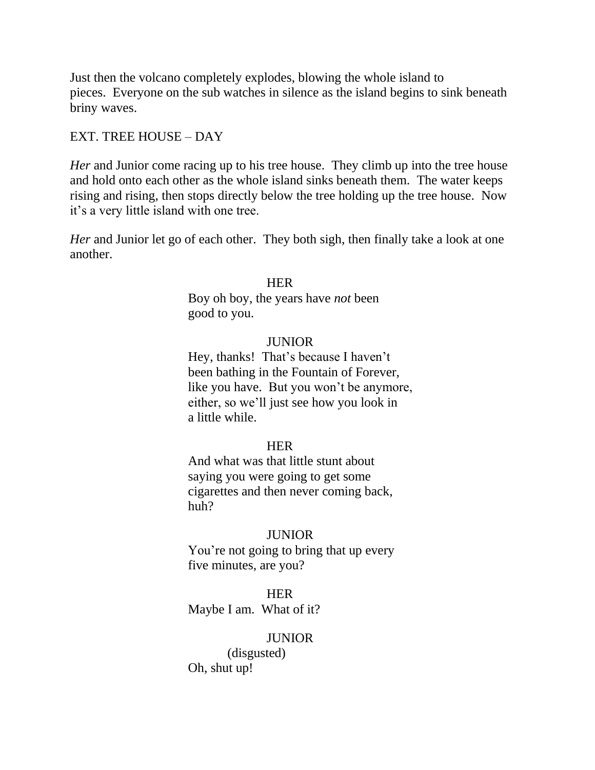Just then the volcano completely explodes, blowing the whole island to pieces. Everyone on the sub watches in silence as the island begins to sink beneath briny waves.

EXT. TREE HOUSE – DAY

*Her* and Junior come racing up to his tree house. They climb up into the tree house and hold onto each other as the whole island sinks beneath them. The water keeps rising and rising, then stops directly below the tree holding up the tree house. Now it's a very little island with one tree.

*Her* and Junior let go of each other. They both sigh, then finally take a look at one another.

HER
Boy oh boy, the years have *not* been good to you.

JUNIOR
Hey, thanks! That's because I haven't been bathing in the Fountain of Forever, like you have. But you won't be anymore, either, so we'll just see how you look in a little while.

HER
And what was that little stunt about saying you were going to get some cigarettes and then never coming back, huh?

JUNIOR
You're not going to bring that up every five minutes, are you?

HER
Maybe I am. What of it?

JUNIOR
(disgusted)
Oh, shut up!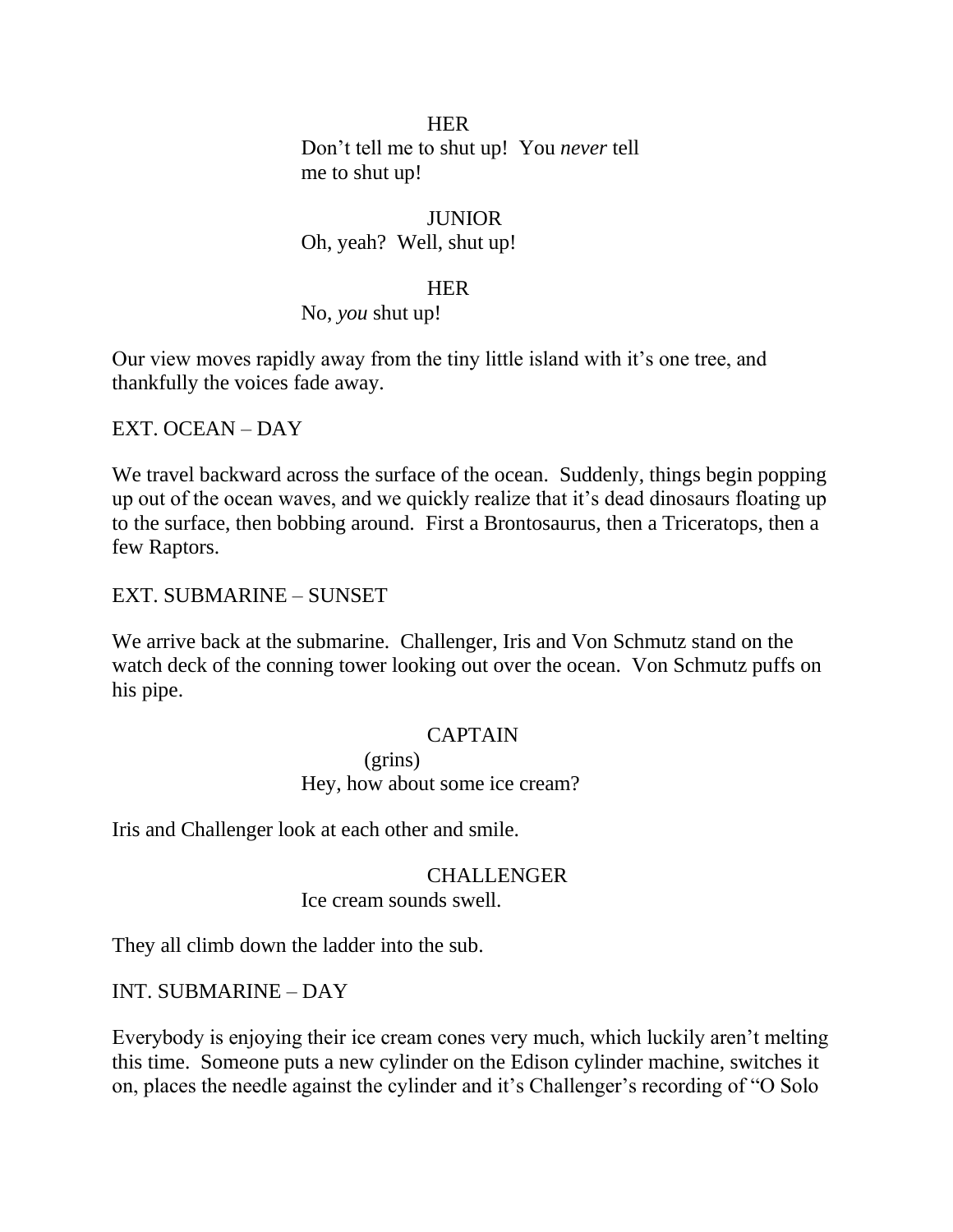HER

Don't tell me to shut up! You *never* tell me to shut up!

JUNIOR

Oh, yeah? Well, shut up!

HER

No, *you* shut up!

Our view moves rapidly away from the tiny little island with it's one tree, and thankfully the voices fade away.

EXT. OCEAN – DAY

We travel backward across the surface of the ocean. Suddenly, things begin popping up out of the ocean waves, and we quickly realize that it's dead dinosaurs floating up to the surface, then bobbing around. First a Brontosaurus, then a Triceratops, then a few Raptors.

EXT. SUBMARINE – SUNSET

We arrive back at the submarine. Challenger, Iris and Von Schmutz stand on the watch deck of the conning tower looking out over the ocean. Von Schmutz puffs on his pipe.

CAPTAIN

(grins)

Hey, how about some ice cream?

Iris and Challenger look at each other and smile.

CHALLENGER

Ice cream sounds swell.

They all climb down the ladder into the sub.

INT. SUBMARINE – DAY

Everybody is enjoying their ice cream cones very much, which luckily aren't melting this time. Someone puts a new cylinder on the Edison cylinder machine, switches it on, places the needle against the cylinder and it's Challenger's recording of "O Solo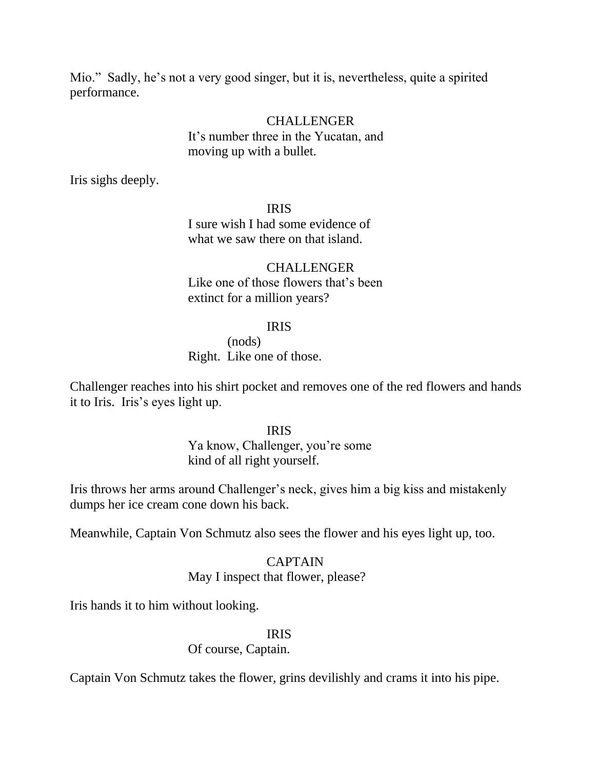Mio." Sadly, he's not a very good singer, but it is, nevertheless, quite a spirited performance.

CHALLENGER
It's number three in the Yucatan, and moving up with a bullet.

Iris sighs deeply.

IRIS
I sure wish I had some evidence of what we saw there on that island.

CHALLENGER
Like one of those flowers that's been extinct for a million years?

IRIS
(nods)
Right. Like one of those.

Challenger reaches into his shirt pocket and removes one of the red flowers and hands it to Iris. Iris's eyes light up.

IRIS
Ya know, Challenger, you're some kind of all right yourself.

Iris throws her arms around Challenger's neck, gives him a big kiss and mistakenly dumps her ice cream cone down his back.

Meanwhile, Captain Von Schmutz also sees the flower and his eyes light up, too.

CAPTAIN
May I inspect that flower, please?

Iris hands it to him without looking.

IRIS
Of course, Captain.

Captain Von Schmutz takes the flower, grins devilishly and crams it into his pipe.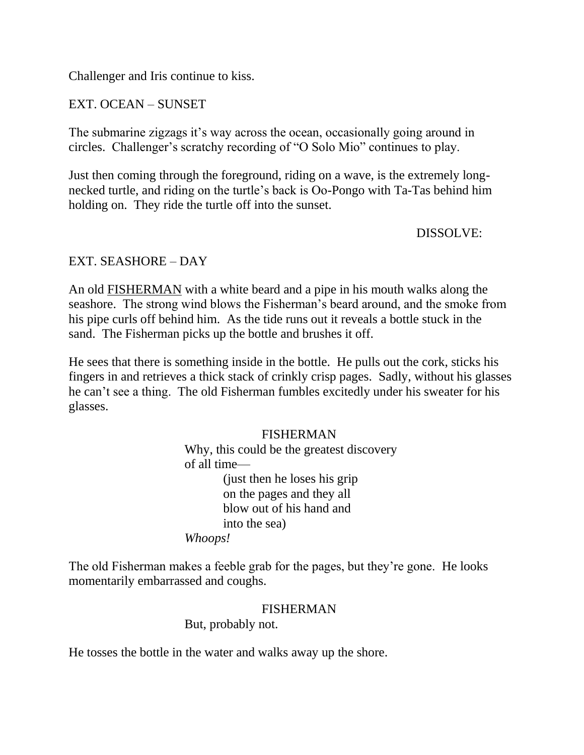Challenger and Iris continue to kiss.

EXT. OCEAN – SUNSET

The submarine zigzags it's way across the ocean, occasionally going around in circles. Challenger's scratchy recording of "O Solo Mio" continues to play.

Just then coming through the foreground, riding on a wave, is the extremely long-necked turtle, and riding on the turtle's back is Oo-Pongo with Ta-Tas behind him holding on. They ride the turtle off into the sunset.

DISSOLVE:

EXT. SEASHORE – DAY

An old FISHERMAN with a white beard and a pipe in his mouth walks along the seashore. The strong wind blows the Fisherman's beard around, and the smoke from his pipe curls off behind him. As the tide runs out it reveals a bottle stuck in the sand. The Fisherman picks up the bottle and brushes it off.

He sees that there is something inside in the bottle. He pulls out the cork, sticks his fingers in and retrieves a thick stack of crinkly crisp pages. Sadly, without his glasses he can't see a thing. The old Fisherman fumbles excitedly under his sweater for his glasses.

FISHERMAN
Why, this could be the greatest discovery of all time—
(just then he loses his grip on the pages and they all blow out of his hand and into the sea)
*Whoops!*

The old Fisherman makes a feeble grab for the pages, but they're gone. He looks momentarily embarrassed and coughs.

FISHERMAN
But, probably not.

He tosses the bottle in the water and walks away up the shore.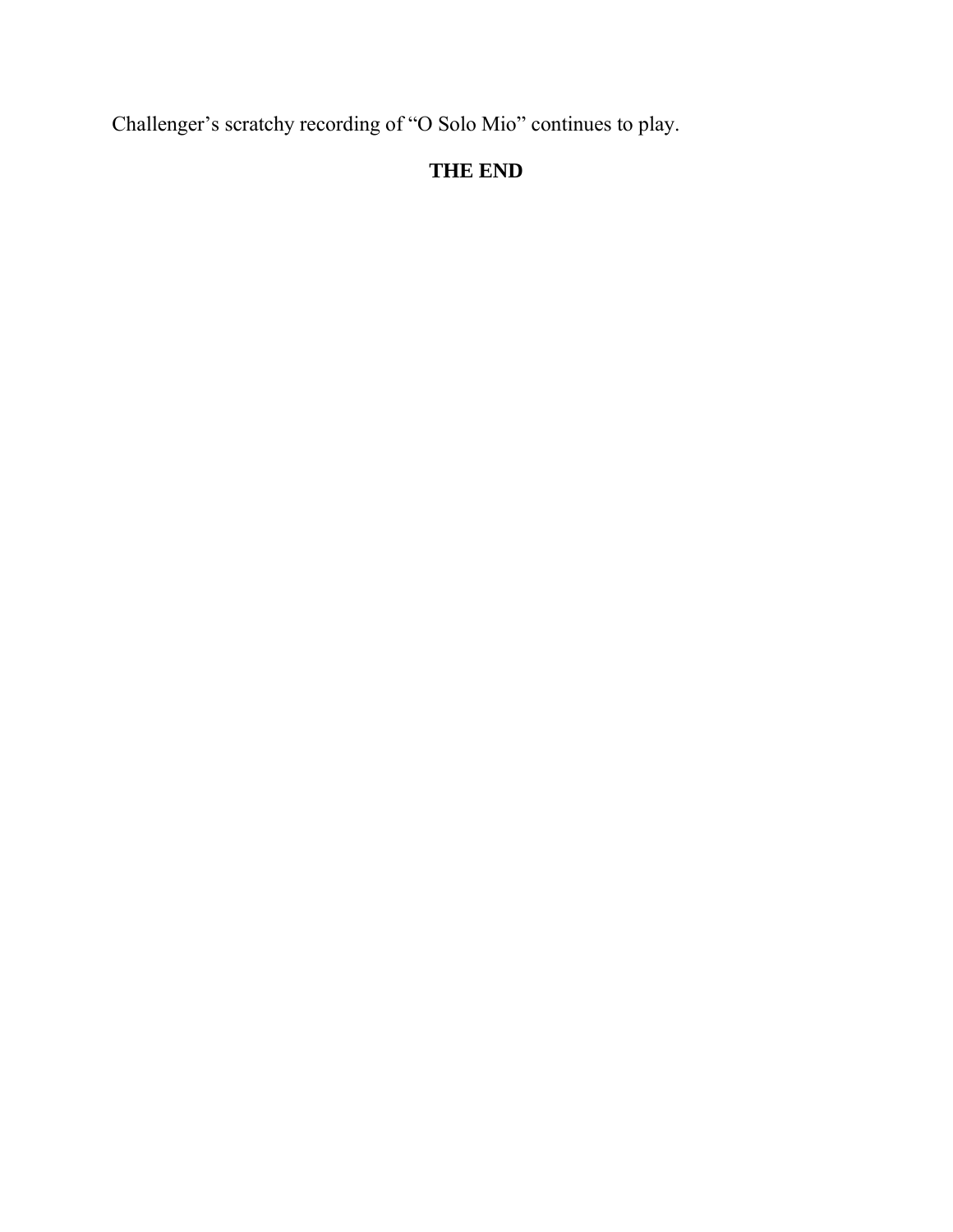Challenger’s scratchy recording of “O Solo Mio” continues to play.

**THE END**